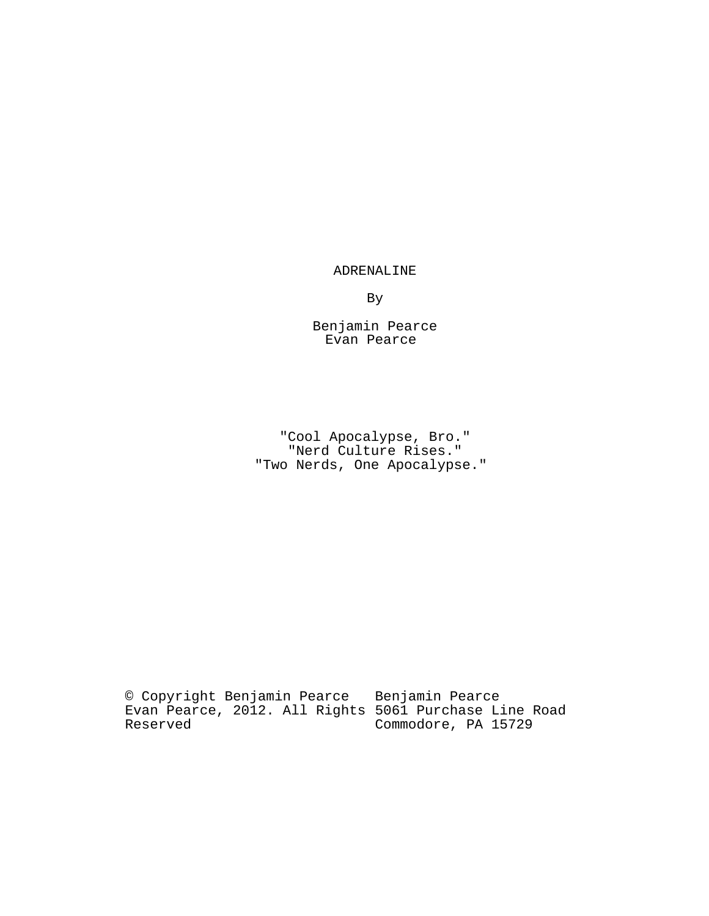# ADRENALINE

By

Benjamin Pearce
Evan Pearce

"Cool Apocalypse, Bro."
"Nerd Culture Rises."
"Two Nerds, One Apocalypse."

© Copyright Benjamin Pearce Evan Pearce, 2012. All Rights Reserved

Benjamin Pearce
5061 Purchase Line Road
Commodore, PA 15729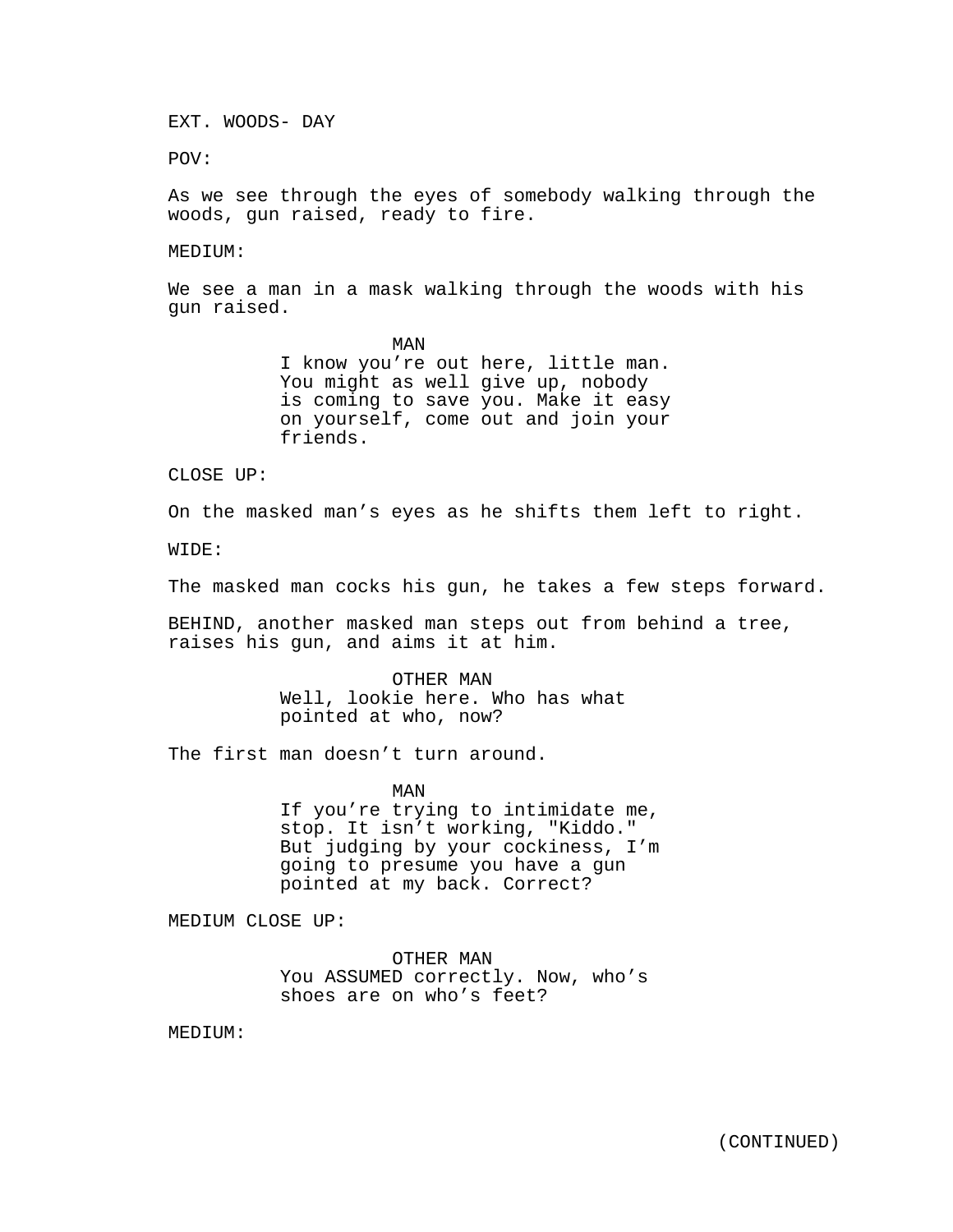EXT. WOODS- DAY

POV:

As we see through the eyes of somebody walking through the woods, gun raised, ready to fire.

MEDIUM:

We see a man in a mask walking through the woods with his gun raised.

MAN
I know you're out here, little man. You might as well give up, nobody is coming to save you. Make it easy on yourself, come out and join your friends.

CLOSE UP:

On the masked man's eyes as he shifts them left to right.

WIDE:

The masked man cocks his gun, he takes a few steps forward.

BEHIND, another masked man steps out from behind a tree, raises his gun, and aims it at him.

OTHER MAN
Well, lookie here. Who has what pointed at who, now?

The first man doesn't turn around.

MAN
If you're trying to intimidate me, stop. It isn't working, "Kiddo." But judging by your cockiness, I'm going to presume you have a gun pointed at my back. Correct?

MEDIUM CLOSE UP:

OTHER MAN
You ASSUMED correctly. Now, who's shoes are on who's feet?

MEDIUM:

(CONTINUED)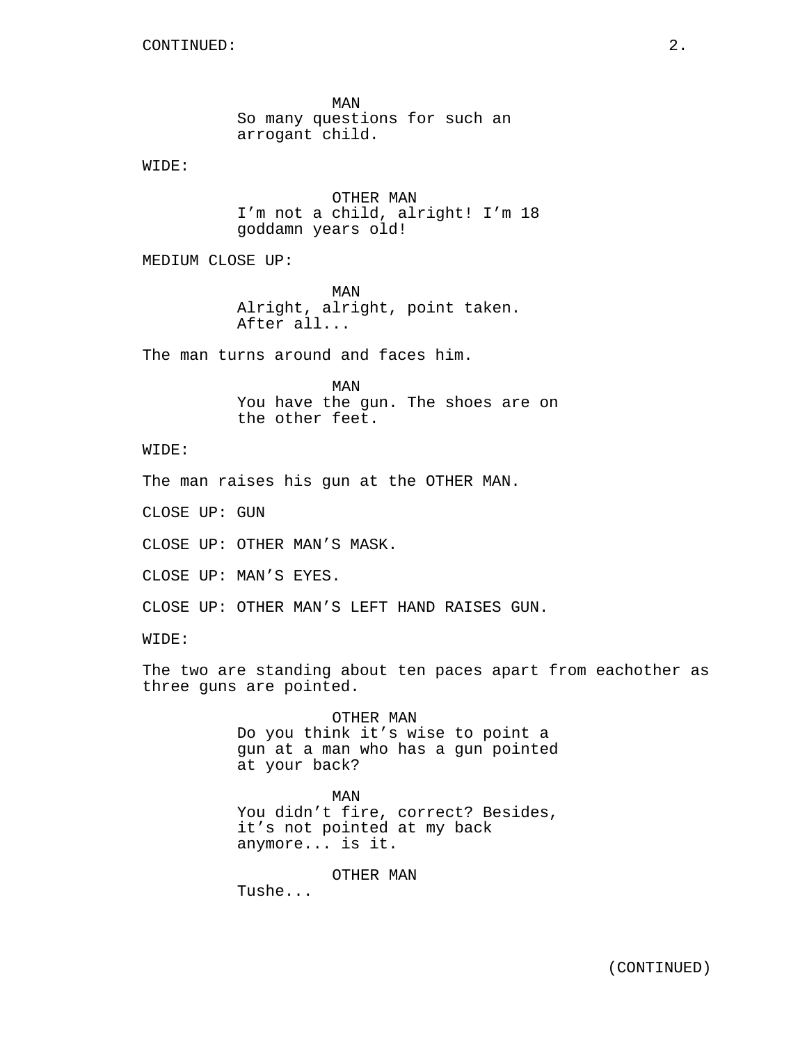CONTINUED:

MAN
So many questions for such an arrogant child.

WIDE:

OTHER MAN
I'm not a child, alright! I'm 18 goddamn years old!

MEDIUM CLOSE UP:

MAN
Alright, alright, point taken. After all...

The man turns around and faces him.

MAN
You have the gun. The shoes are on the other feet.

WIDE:

The man raises his gun at the OTHER MAN.

CLOSE UP: GUN

CLOSE UP: OTHER MAN'S MASK.

CLOSE UP: MAN'S EYES.

CLOSE UP: OTHER MAN'S LEFT HAND RAISES GUN.

WIDE:

The two are standing about ten paces apart from eachother as three guns are pointed.

OTHER MAN
Do you think it's wise to point a gun at a man who has a gun pointed at your back?

MAN
You didn't fire, correct? Besides, it's not pointed at my back anymore... is it.

OTHER MAN
Tushe...

(CONTINUED)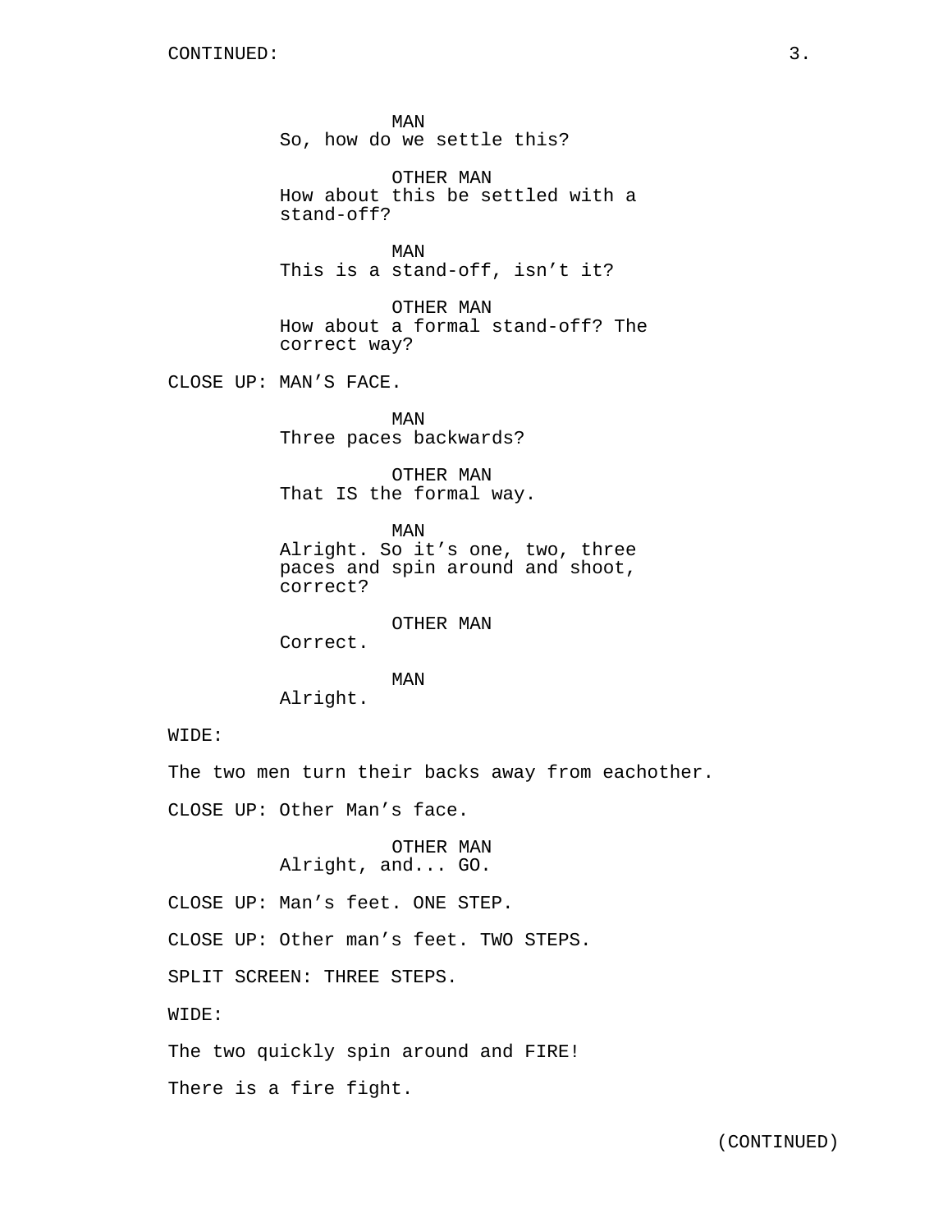CONTINUED:

MAN
So, how do we settle this?

OTHER MAN
How about this be settled with a stand-off?

MAN
This is a stand-off, isn't it?

OTHER MAN
How about a formal stand-off? The correct way?

CLOSE UP: MAN'S FACE.

MAN
Three paces backwards?

OTHER MAN
That IS the formal way.

MAN
Alright. So it's one, two, three paces and spin around and shoot, correct?

OTHER MAN
Correct.

MAN
Alright.

WIDE:

The two men turn their backs away from eachother.

CLOSE UP: Other Man's face.

OTHER MAN
Alright, and... GO.

CLOSE UP: Man's feet. ONE STEP.

CLOSE UP: Other man's feet. TWO STEPS.

SPLIT SCREEN: THREE STEPS.

WIDE:

The two quickly spin around and FIRE!

There is a fire fight.

(CONTINUED)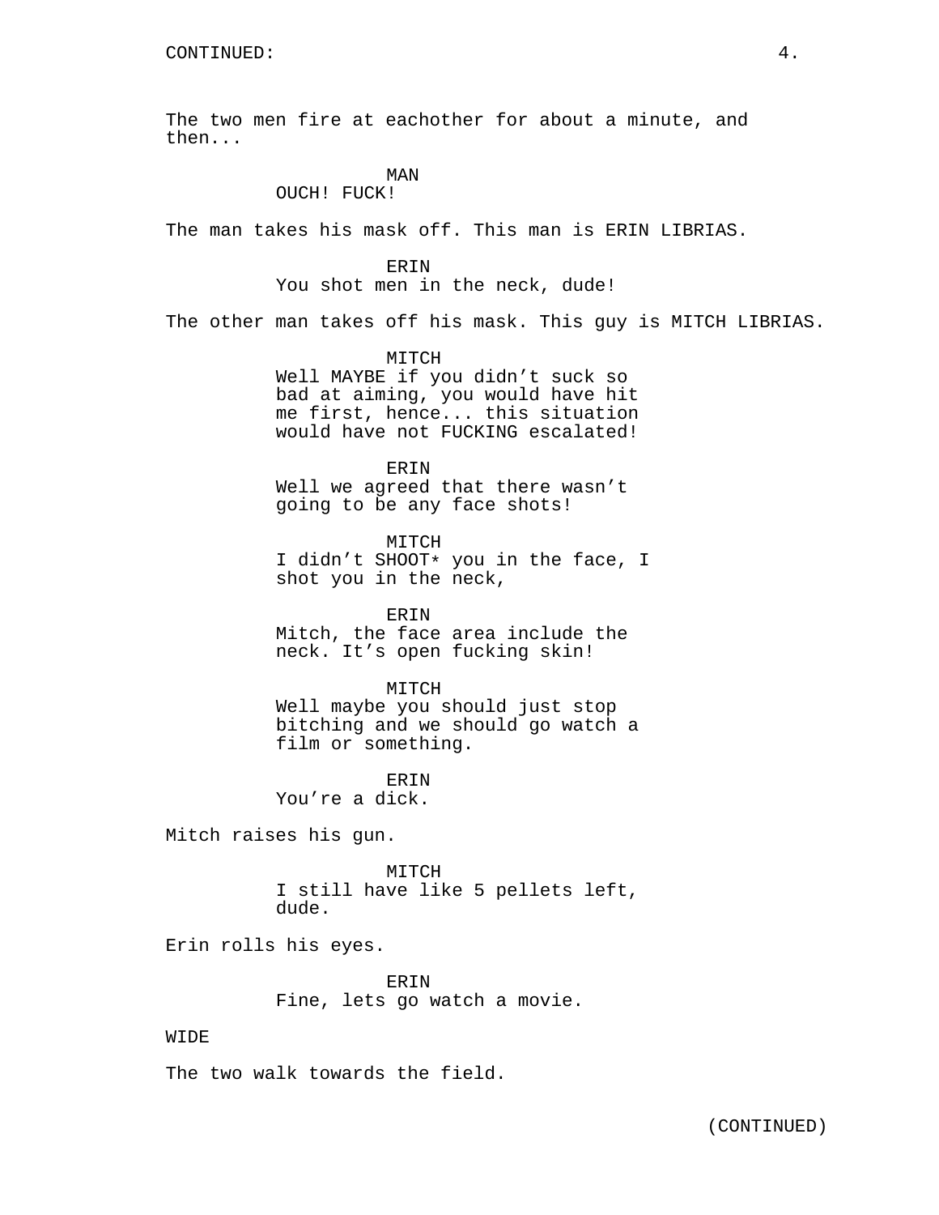CONTINUED:

The two men fire at eachother for about a minute, and then...

MAN
OUCH! FUCK!

The man takes his mask off. This man is ERIN LIBRIAS.

ERIN
You shot men in the neck, dude!

The other man takes off his mask. This guy is MITCH LIBRIAS.

MITCH
Well MAYBE if you didn't suck so bad at aiming, you would have hit me first, hence... this situation would have not FUCKING escalated!

ERIN
Well we agreed that there wasn't going to be any face shots!

MITCH
I didn't SHOOT* you in the face, I shot you in the neck,

ERIN
Mitch, the face area include the neck. It's open fucking skin!

MITCH
Well maybe you should just stop bitching and we should go watch a film or something.

ERIN
You're a dick.

Mitch raises his gun.

MITCH
I still have like 5 pellets left, dude.

Erin rolls his eyes.

ERIN
Fine, lets go watch a movie.

WIDE

The two walk towards the field.

(CONTINUED)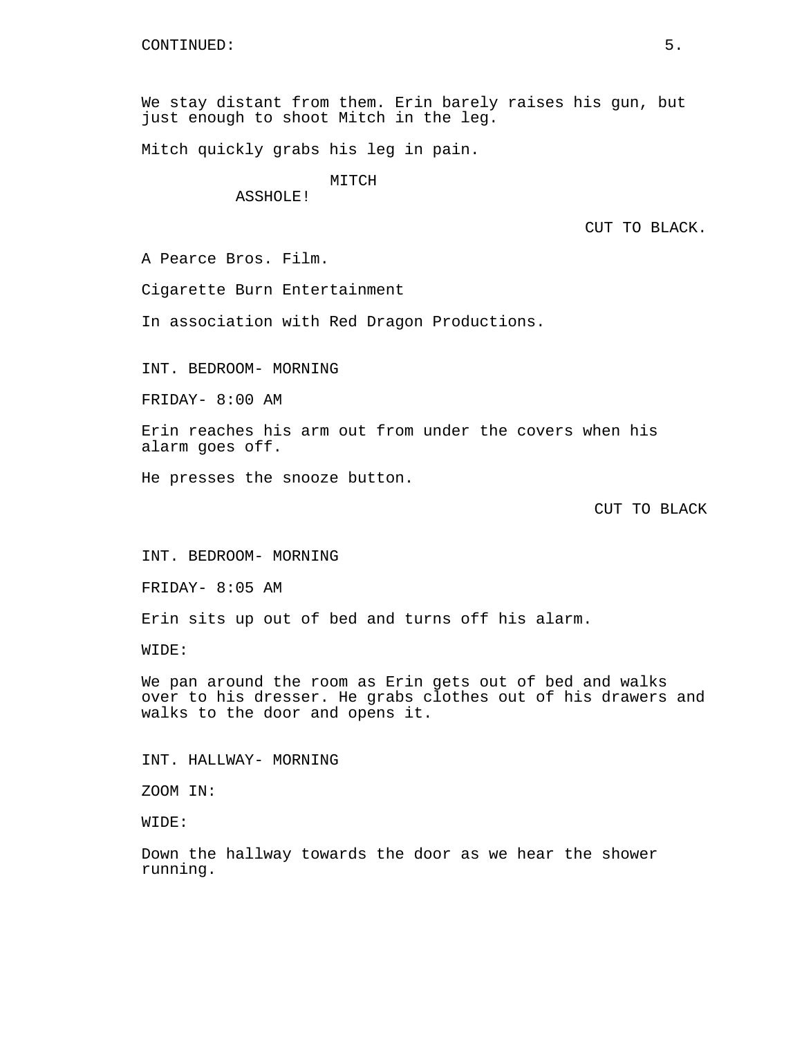CONTINUED:

We stay distant from them. Erin barely raises his gun, but just enough to shoot Mitch in the leg.

Mitch quickly grabs his leg in pain.

MITCH
ASSHOLE!

CUT TO BLACK.

A Pearce Bros. Film.

Cigarette Burn Entertainment

In association with Red Dragon Productions.

INT. BEDROOM- MORNING

FRIDAY- 8:00 AM

Erin reaches his arm out from under the covers when his alarm goes off.

He presses the snooze button.

CUT TO BLACK

INT. BEDROOM- MORNING

FRIDAY- 8:05 AM

Erin sits up out of bed and turns off his alarm.

WIDE:

We pan around the room as Erin gets out of bed and walks over to his dresser. He grabs clothes out of his drawers and walks to the door and opens it.

INT. HALLWAY- MORNING

ZOOM IN:

WIDE:

Down the hallway towards the door as we hear the shower running.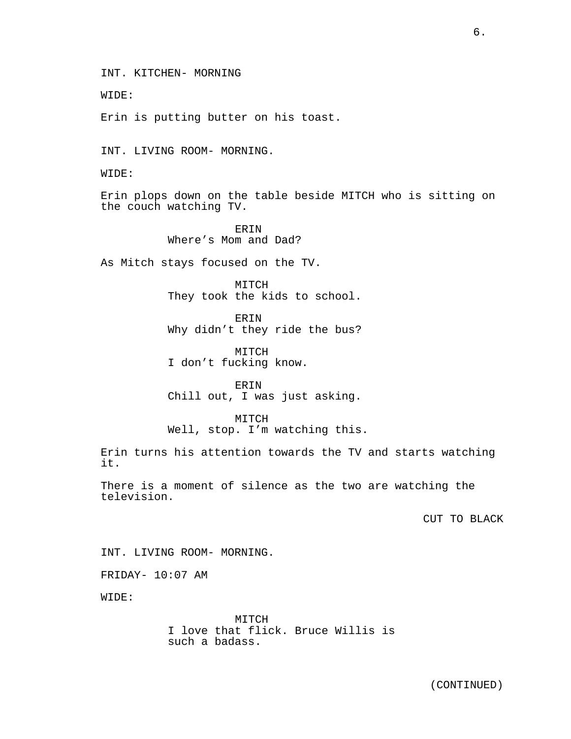INT. KITCHEN- MORNING

WIDE:

Erin is putting butter on his toast.

INT. LIVING ROOM- MORNING.

WIDE:

Erin plops down on the table beside MITCH who is sitting on the couch watching TV.

ERIN
Where's Mom and Dad?

As Mitch stays focused on the TV.

MITCH
They took the kids to school.

ERIN
Why didn't they ride the bus?

MITCH
I don't fucking know.

ERIN
Chill out, I was just asking.

MITCH
Well, stop. I'm watching this.

Erin turns his attention towards the TV and starts watching it.

There is a moment of silence as the two are watching the television.

CUT TO BLACK

INT. LIVING ROOM- MORNING.

FRIDAY- 10:07 AM

WIDE:

MITCH
I love that flick. Bruce Willis is such a badass.

(CONTINUED)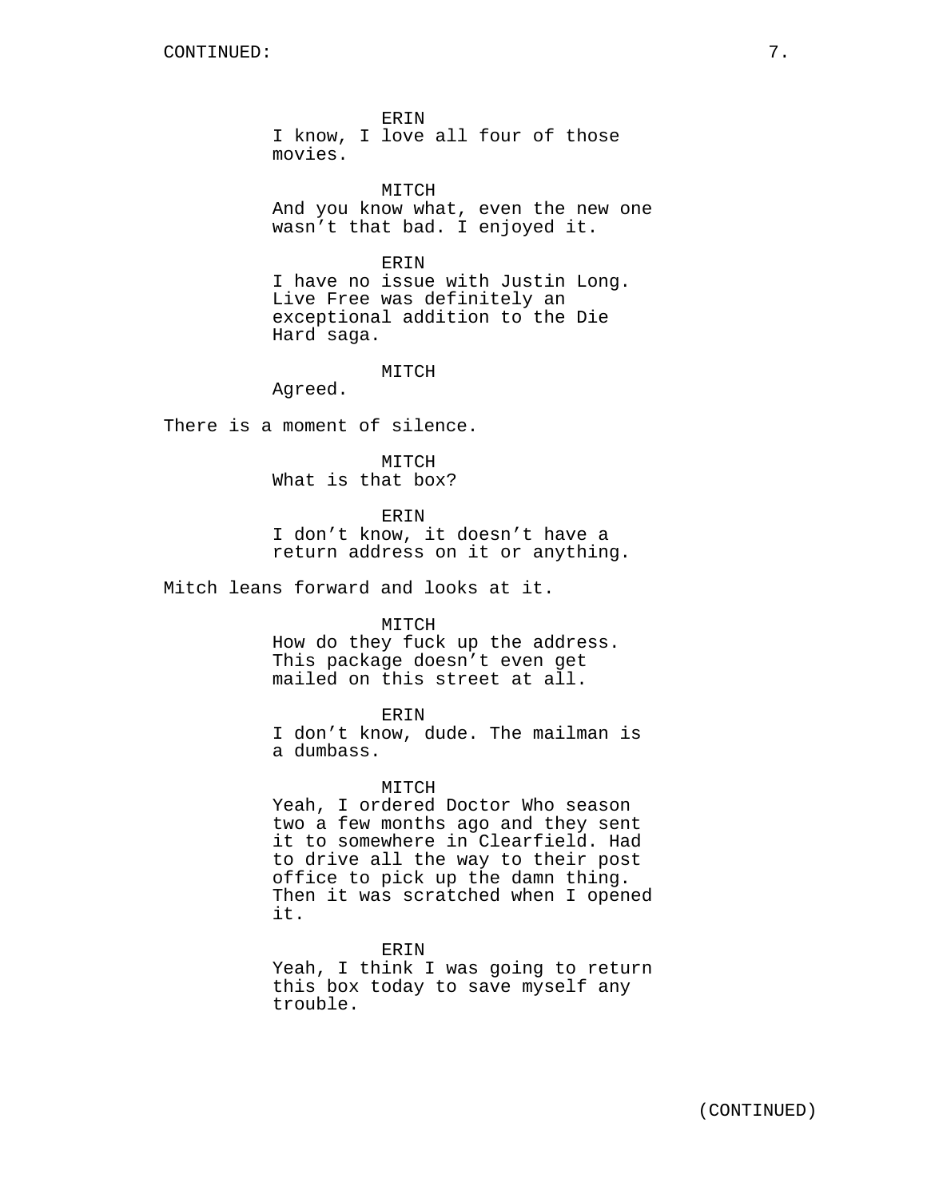ERIN
I know, I love all four of those movies.

MITCH
And you know what, even the new one wasn’t that bad. I enjoyed it.

ERIN
I have no issue with Justin Long. Live Free was definitely an exceptional addition to the Die Hard saga.

MITCH
Agreed.

There is a moment of silence.

MITCH
What is that box?

ERIN
I don’t know, it doesn’t have a return address on it or anything.

Mitch leans forward and looks at it.

MITCH
How do they fuck up the address. This package doesn’t even get mailed on this street at all.

ERIN
I don’t know, dude. The mailman is a dumbass.

MITCH
Yeah, I ordered Doctor Who season two a few months ago and they sent it to somewhere in Clearfield. Had to drive all the way to their post office to pick up the damn thing. Then it was scratched when I opened it.

ERIN
Yeah, I think I was going to return this box today to save myself any trouble.

(CONTINUED)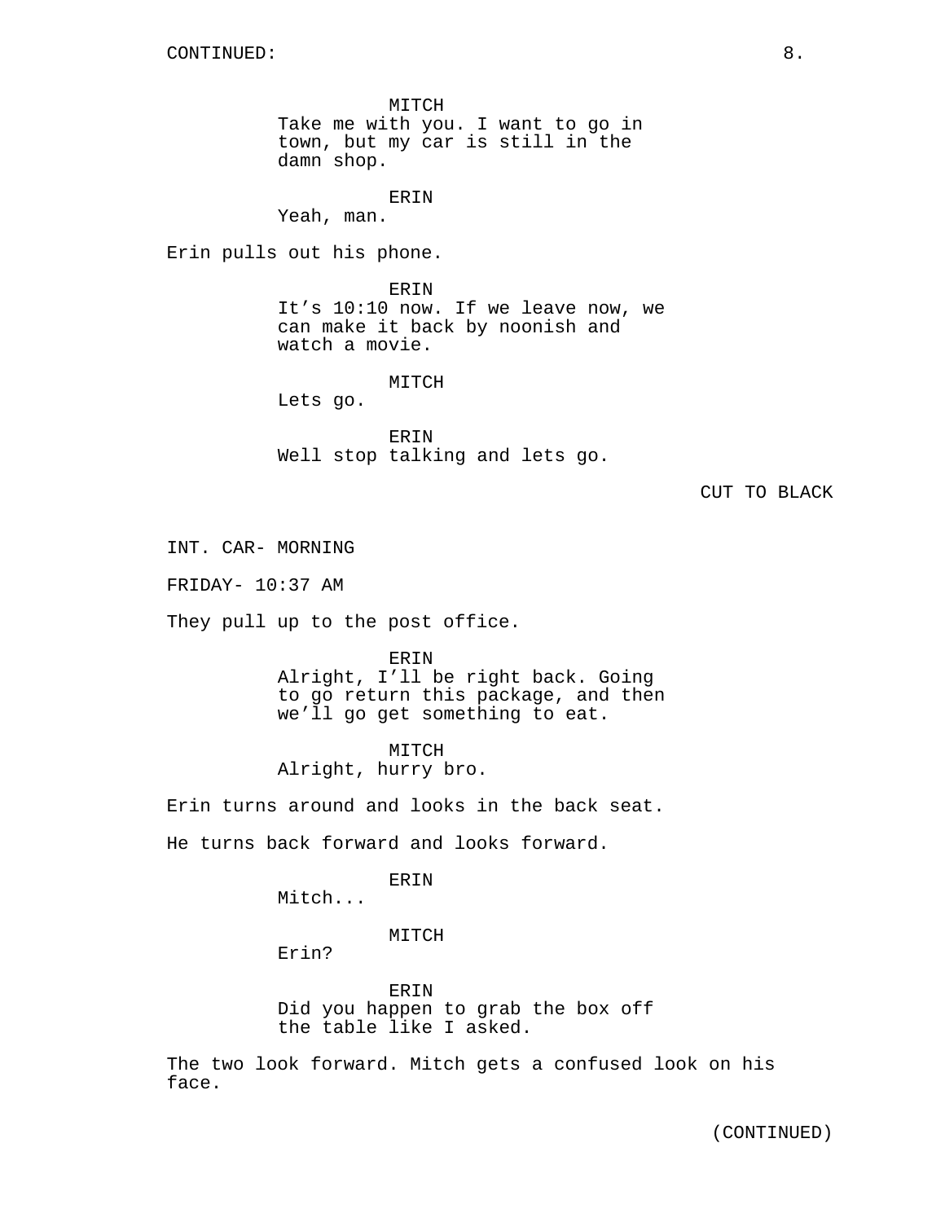MITCH
Take me with you. I want to go in town, but my car is still in the damn shop.

ERIN
Yeah, man.

Erin pulls out his phone.

ERIN
It’s 10:10 now. If we leave now, we can make it back by noonish and watch a movie.

MITCH
Lets go.

ERIN
Well stop talking and lets go.

CUT TO BLACK

INT. CAR- MORNING

FRIDAY- 10:37 AM

They pull up to the post office.

ERIN
Alright, I’ll be right back. Going to go return this package, and then we’ll go get something to eat.

MITCH
Alright, hurry bro.

Erin turns around and looks in the back seat.

He turns back forward and looks forward.

ERIN
Mitch...

MITCH
Erin?

ERIN
Did you happen to grab the box off the table like I asked.

The two look forward. Mitch gets a confused look on his face.

(CONTINUED)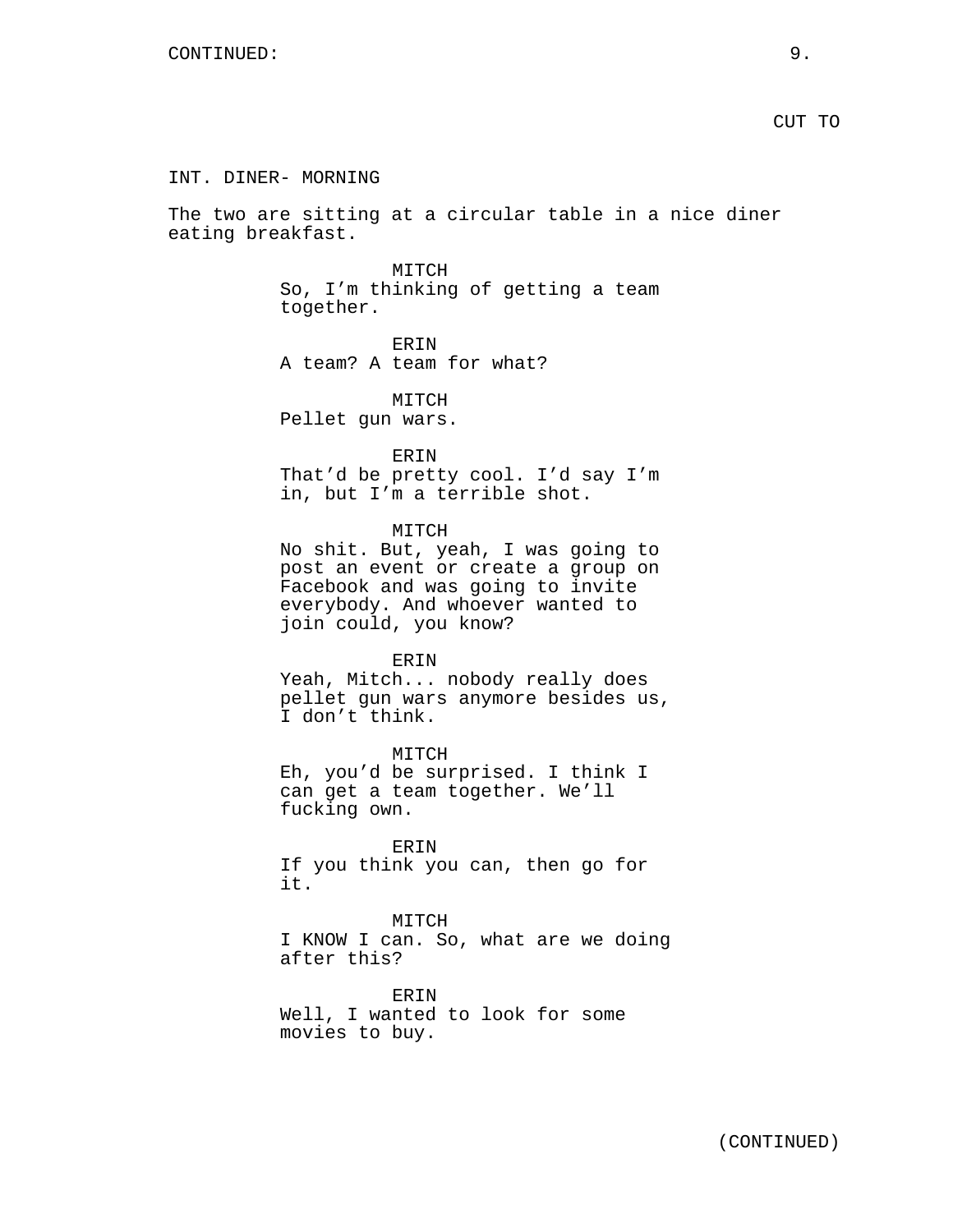CUT TO

INT. DINER- MORNING

The two are sitting at a circular table in a nice diner eating breakfast.

MITCH
So, I’m thinking of getting a team together.

ERIN
A team? A team for what?

MITCH
Pellet gun wars.

ERIN
That’d be pretty cool. I’d say I’m in, but I’m a terrible shot.

MITCH
No shit. But, yeah, I was going to post an event or create a group on Facebook and was going to invite everybody. And whoever wanted to join could, you know?

ERIN
Yeah, Mitch... nobody really does pellet gun wars anymore besides us, I don’t think.

MITCH
Eh, you’d be surprised. I think I can get a team together. We’ll fucking own.

ERIN
If you think you can, then go for it.

MITCH
I KNOW I can. So, what are we doing after this?

ERIN
Well, I wanted to look for some movies to buy.

(CONTINUED)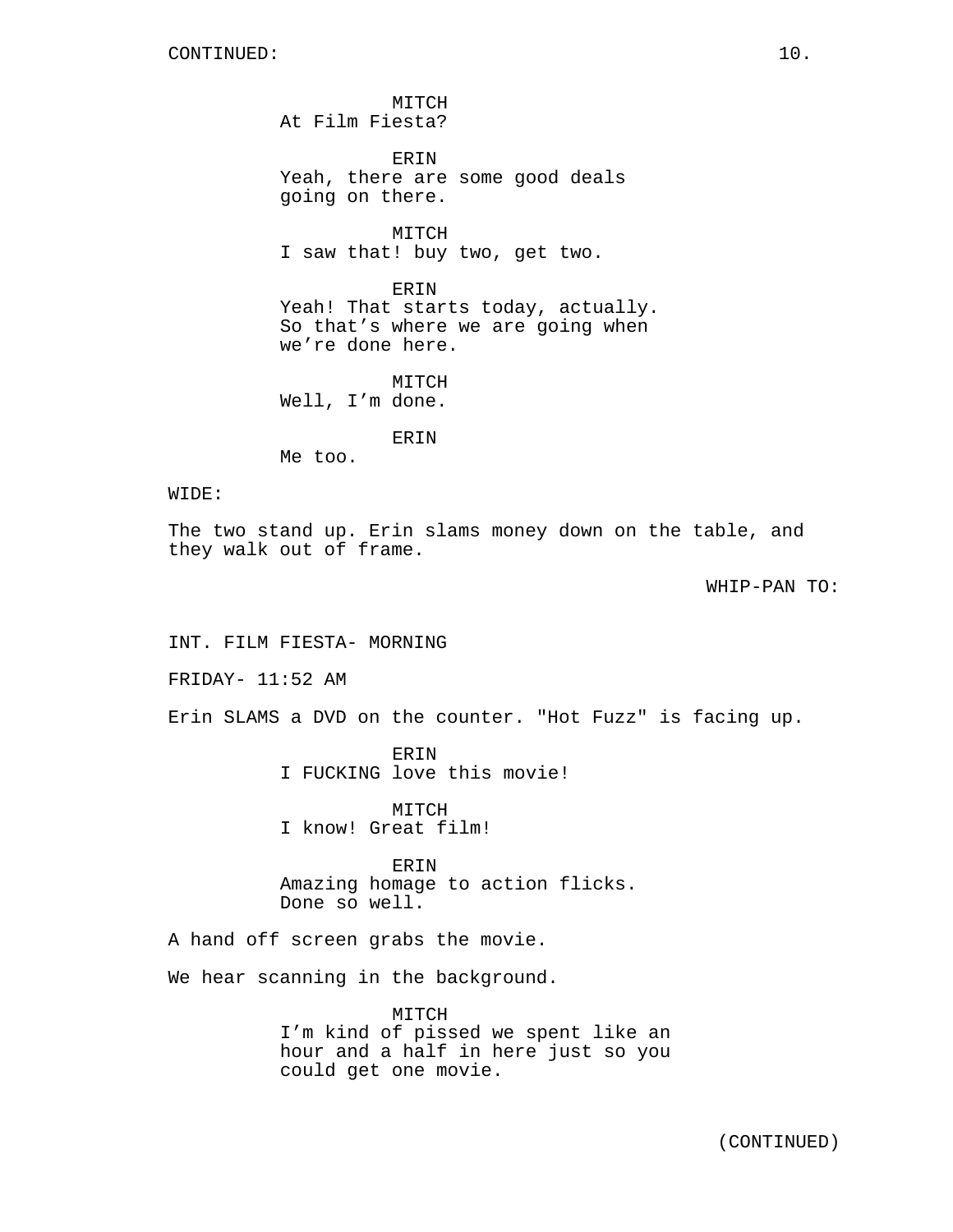MITCH
At Film Fiesta?

ERIN
Yeah, there are some good deals going on there.

MITCH
I saw that! buy two, get two.

ERIN
Yeah! That starts today, actually. So that’s where we are going when we’re done here.

MITCH
Well, I’m done.

ERIN
Me too.

WIDE:

The two stand up. Erin slams money down on the table, and they walk out of frame.

WHIP-PAN TO:

INT. FILM FIESTA- MORNING

FRIDAY- 11:52 AM

Erin SLAMS a DVD on the counter. "Hot Fuzz" is facing up.

ERIN
I FUCKING love this movie!

MITCH
I know! Great film!

ERIN
Amazing homage to action flicks. Done so well.

A hand off screen grabs the movie.

We hear scanning in the background.

MITCH
I’m kind of pissed we spent like an hour and a half in here just so you could get one movie.

(CONTINUED)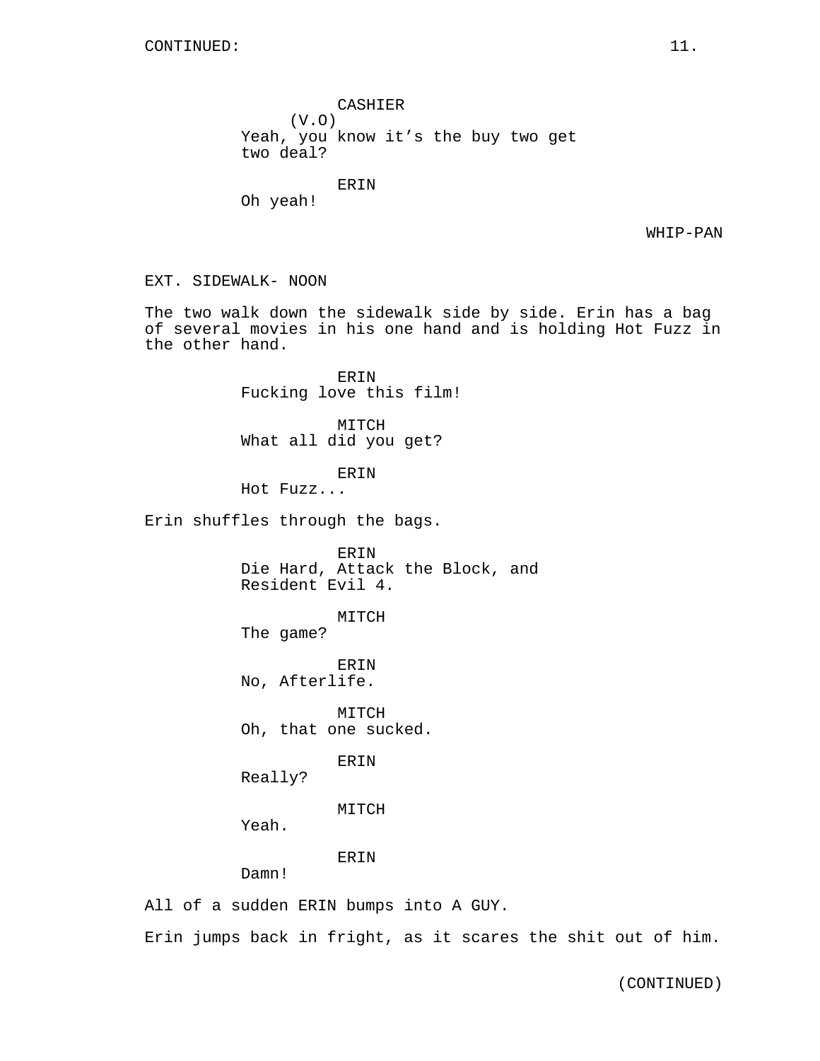CONTINUED:

CASHIER
(V.O)
Yeah, you know it’s the buy two get two deal?

ERIN
Oh yeah!

WHIP-PAN

EXT. SIDEWALK- NOON

The two walk down the sidewalk side by side. Erin has a bag of several movies in his one hand and is holding Hot Fuzz in the other hand.

ERIN
Fucking love this film!

MITCH
What all did you get?

ERIN
Hot Fuzz...

Erin shuffles through the bags.

ERIN
Die Hard, Attack the Block, and Resident Evil 4.

MITCH
The game?

ERIN
No, Afterlife.

MITCH
Oh, that one sucked.

ERIN
Really?

MITCH
Yeah.

ERIN
Damn!

All of a sudden ERIN bumps into A GUY.

Erin jumps back in fright, as it scares the shit out of him.

(CONTINUED)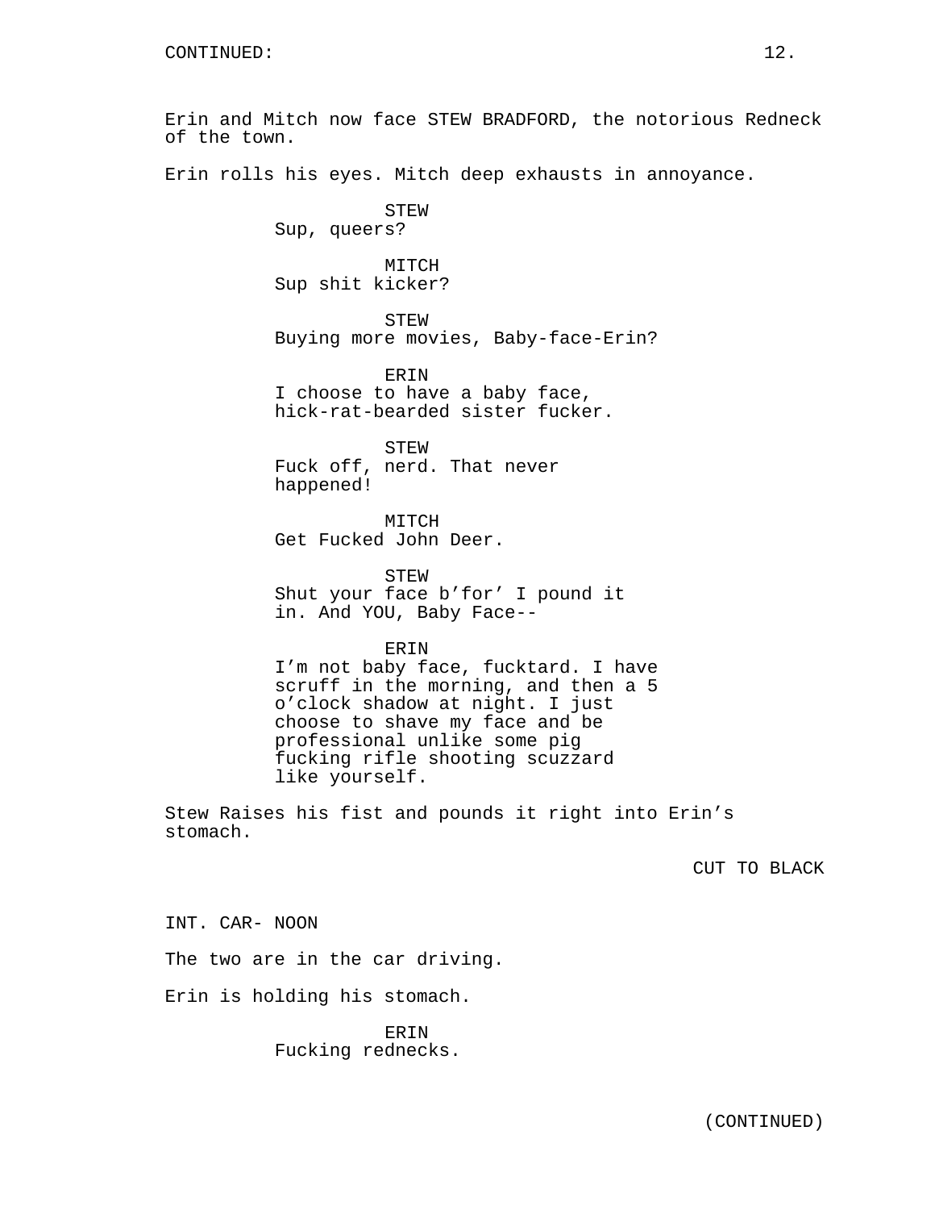CONTINUED:

Erin and Mitch now face STEW BRADFORD, the notorious Redneck of the town.

Erin rolls his eyes. Mitch deep exhausts in annoyance.

STEW
Sup, queers?

MITCH
Sup shit kicker?

STEW
Buying more movies, Baby-face-Erin?

ERIN
I choose to have a baby face, hick-rat-bearded sister fucker.

STEW
Fuck off, nerd. That never happened!

MITCH
Get Fucked John Deer.

STEW
Shut your face b'for' I pound it in. And YOU, Baby Face--

ERIN
I'm not baby face, fucktard. I have scruff in the morning, and then a 5 o'clock shadow at night. I just choose to shave my face and be professional unlike some pig fucking rifle shooting scuzzard like yourself.

Stew Raises his fist and pounds it right into Erin's stomach.

CUT TO BLACK

INT. CAR- NOON

The two are in the car driving.

Erin is holding his stomach.

ERIN
Fucking rednecks.

(CONTINUED)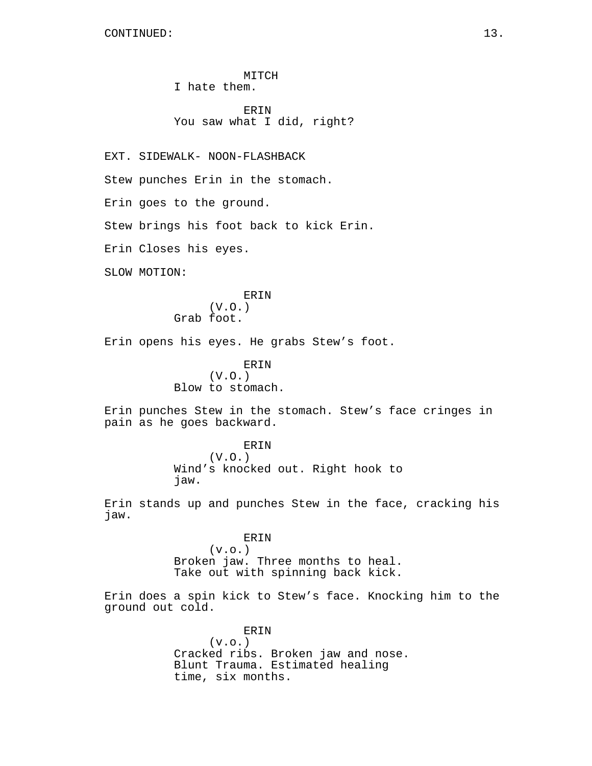CONTINUED:

MITCH
I hate them.

ERIN
You saw what I did, right?

EXT. SIDEWALK- NOON-FLASHBACK

Stew punches Erin in the stomach.

Erin goes to the ground.

Stew brings his foot back to kick Erin.

Erin Closes his eyes.

SLOW MOTION:

ERIN
(V.O.)
Grab foot.

Erin opens his eyes. He grabs Stew's foot.

ERIN
(V.O.)
Blow to stomach.

Erin punches Stew in the stomach. Stew's face cringes in pain as he goes backward.

ERIN
(V.O.)
Wind's knocked out. Right hook to jaw.

Erin stands up and punches Stew in the face, cracking his jaw.

ERIN
(v.o.)
Broken jaw. Three months to heal. Take out with spinning back kick.

Erin does a spin kick to Stew's face. Knocking him to the ground out cold.

ERIN
(v.o.)
Cracked ribs. Broken jaw and nose. Blunt Trauma. Estimated healing time, six months.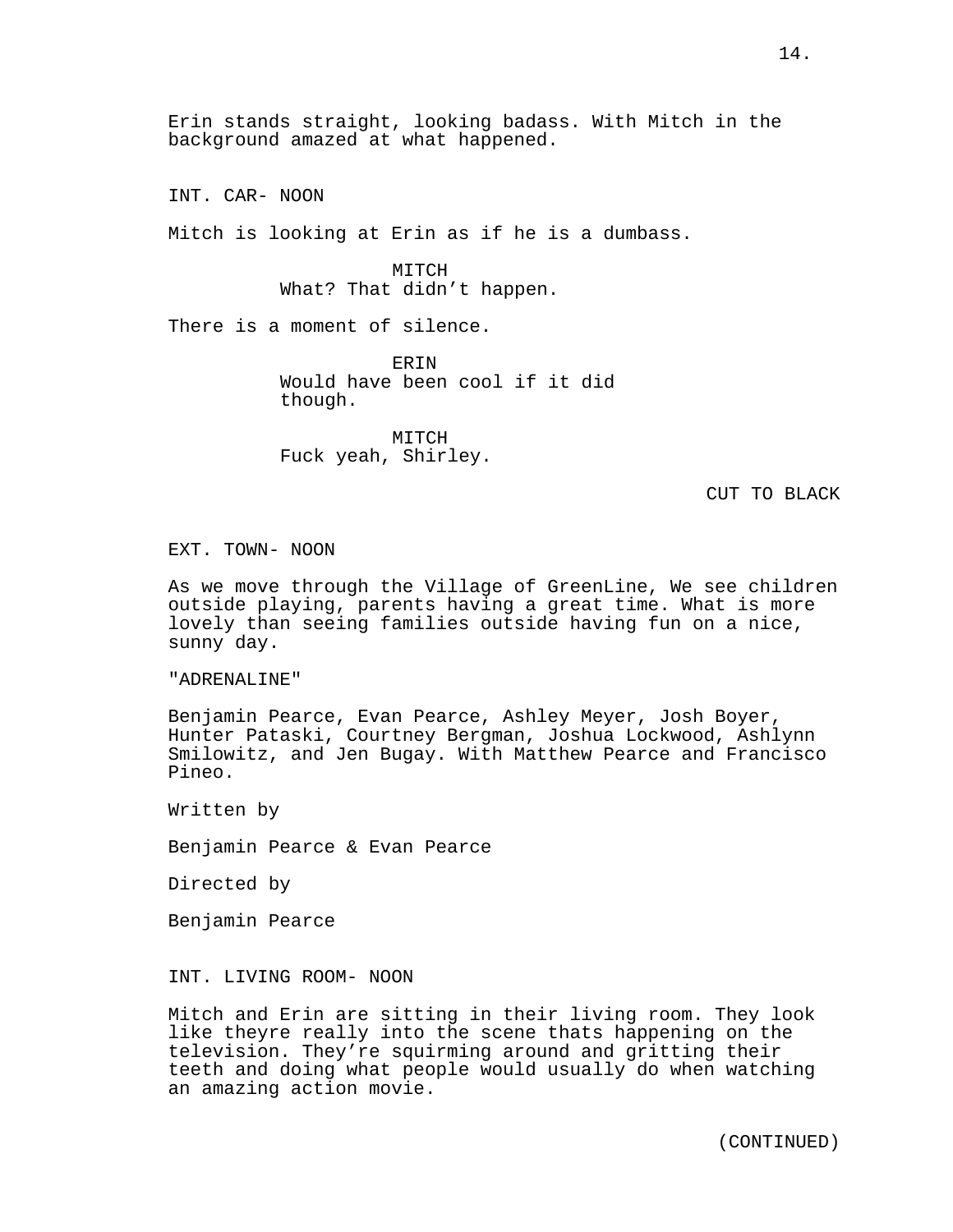Erin stands straight, looking badass. With Mitch in the background amazed at what happened.

INT. CAR- NOON

Mitch is looking at Erin as if he is a dumbass.

MITCH
What? That didn't happen.

There is a moment of silence.

ERIN
Would have been cool if it did though.

MITCH
Fuck yeah, Shirley.

CUT TO BLACK

EXT. TOWN- NOON

As we move through the Village of GreenLine, We see children outside playing, parents having a great time. What is more lovely than seeing families outside having fun on a nice, sunny day.

"ADRENALINE"

Benjamin Pearce, Evan Pearce, Ashley Meyer, Josh Boyer, Hunter Pataski, Courtney Bergman, Joshua Lockwood, Ashlynn Smilowitz, and Jen Bugay. With Matthew Pearce and Francisco Pineo.

Written by

Benjamin Pearce & Evan Pearce

Directed by

Benjamin Pearce

INT. LIVING ROOM- NOON

Mitch and Erin are sitting in their living room. They look like theyre really into the scene thats happening on the television. They're squirming around and gritting their teeth and doing what people would usually do when watching an amazing action movie.

(CONTINUED)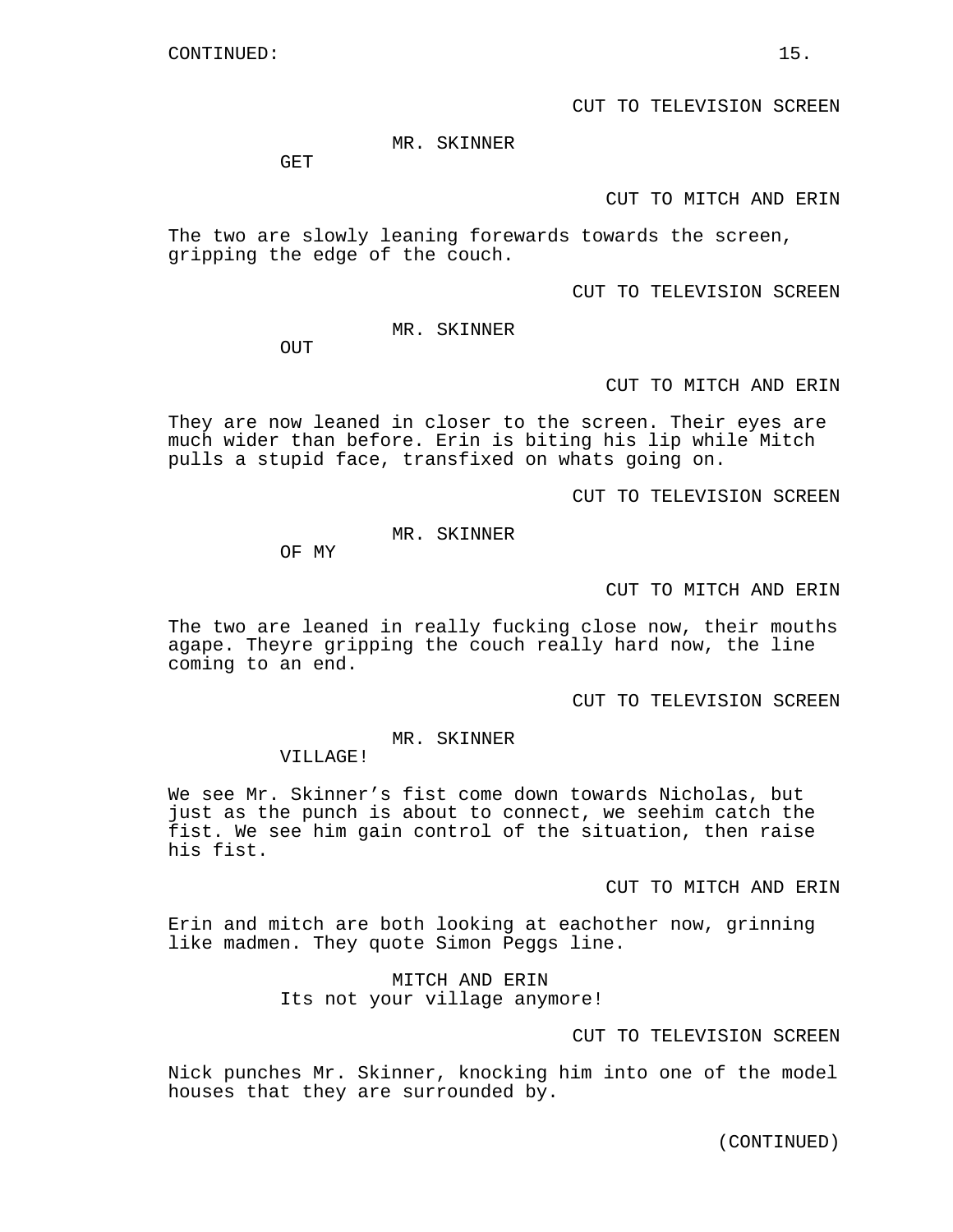CONTINUED:

CUT TO TELEVISION SCREEN

MR. SKINNER
GET

CUT TO MITCH AND ERIN

The two are slowly leaning forewards towards the screen, gripping the edge of the couch.

CUT TO TELEVISION SCREEN

MR. SKINNER
OUT

CUT TO MITCH AND ERIN

They are now leaned in closer to the screen. Their eyes are much wider than before. Erin is biting his lip while Mitch pulls a stupid face, transfixed on whats going on.

CUT TO TELEVISION SCREEN

MR. SKINNER
OF MY

CUT TO MITCH AND ERIN

The two are leaned in really fucking close now, their mouths agape. Theyre gripping the couch really hard now, the line coming to an end.

CUT TO TELEVISION SCREEN

MR. SKINNER
VILLAGE!

We see Mr. Skinner's fist come down towards Nicholas, but just as the punch is about to connect, we seehim catch the fist. We see him gain control of the situation, then raise his fist.

CUT TO MITCH AND ERIN

Erin and mitch are both looking at eachother now, grinning like madmen. They quote Simon Peggs line.

MITCH AND ERIN
Its not your village anymore!

CUT TO TELEVISION SCREEN

Nick punches Mr. Skinner, knocking him into one of the model houses that they are surrounded by.

(CONTINUED)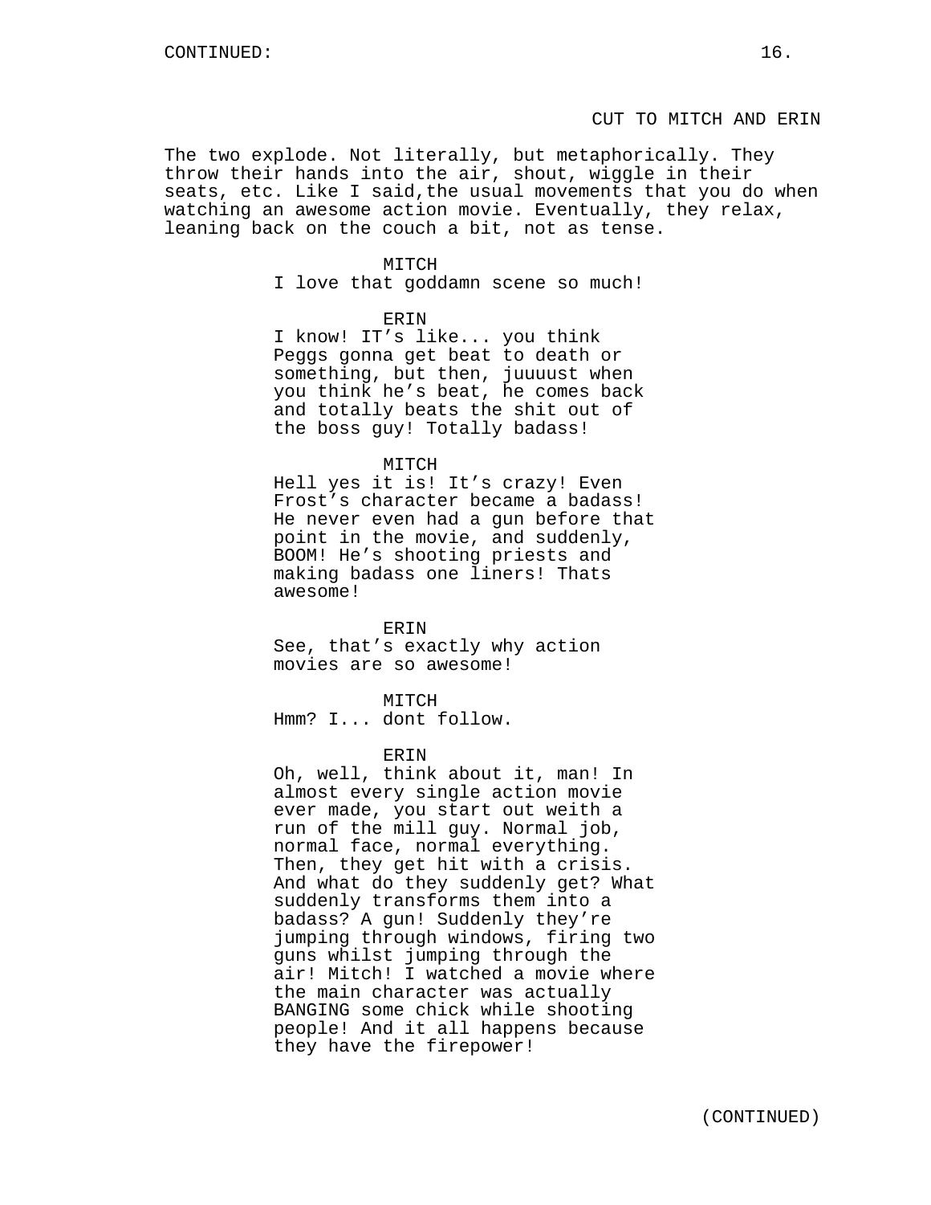CONTINUED:

CUT TO MITCH AND ERIN

The two explode. Not literally, but metaphorically. They throw their hands into the air, shout, wiggle in their seats, etc. Like I said,the usual movements that you do when watching an awesome action movie. Eventually, they relax, leaning back on the couch a bit, not as tense.

MITCH
I love that goddamn scene so much!

ERIN
I know! IT’s like... you think Peggs gonna get beat to death or something, but then, juuuust when you think he’s beat, he comes back and totally beats the shit out of the boss guy! Totally badass!

MITCH
Hell yes it is! It’s crazy! Even Frost’s character became a badass! He never even had a gun before that point in the movie, and suddenly, BOOM! He’s shooting priests and making badass one liners! Thats awesome!

ERIN
See, that’s exactly why action movies are so awesome!

MITCH
Hmm? I... dont follow.

ERIN
Oh, well, think about it, man! In almost every single action movie ever made, you start out weith a run of the mill guy. Normal job, normal face, normal everything. Then, they get hit with a crisis. And what do they suddenly get? What suddenly transforms them into a badass? A gun! Suddenly they’re jumping through windows, firing two guns whilst jumping through the air! Mitch! I watched a movie where the main character was actually BANGING some chick while shooting people! And it all happens because they have the firepower!

(CONTINUED)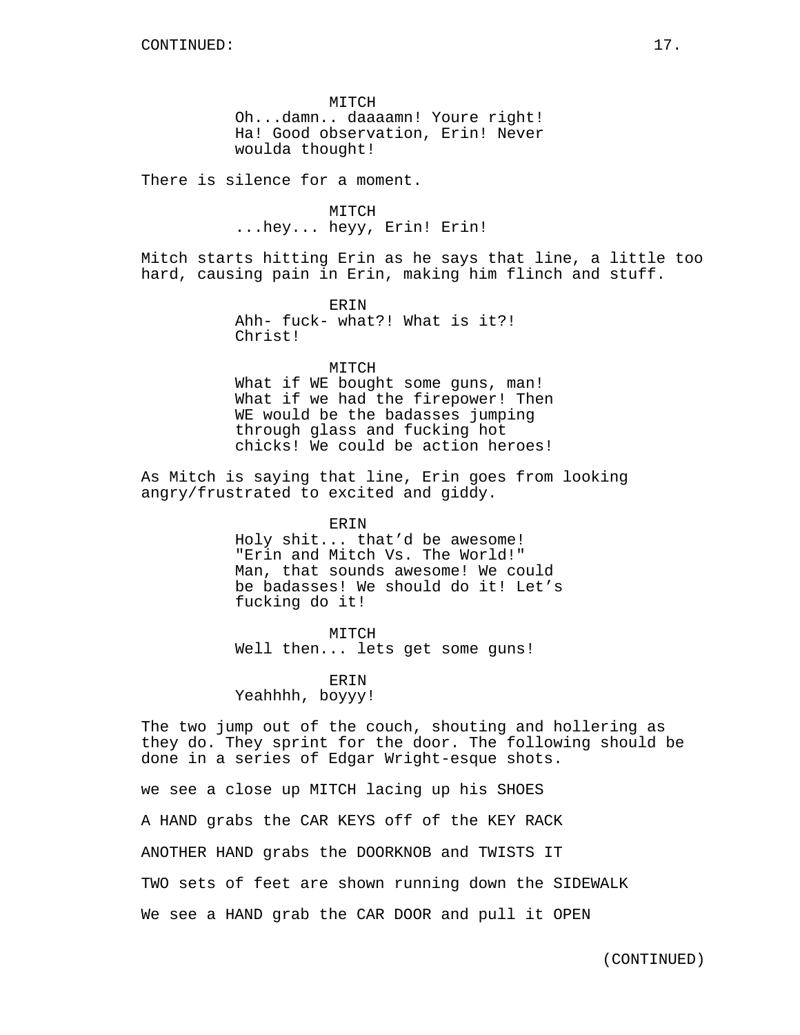MITCH
Oh...damn.. daaaamn! Youre right! Ha! Good observation, Erin! Never woulda thought!

There is silence for a moment.

MITCH
...hey... heyy, Erin! Erin!

Mitch starts hitting Erin as he says that line, a little too hard, causing pain in Erin, making him flinch and stuff.

ERIN
Ahh- fuck- what?! What is it?! Christ!

MITCH
What if WE bought some guns, man! What if we had the firepower! Then WE would be the badasses jumping through glass and fucking hot chicks! We could be action heroes!

As Mitch is saying that line, Erin goes from looking angry/frustrated to excited and giddy.

ERIN
Holy shit... that’d be awesome! "Erin and Mitch Vs. The World!" Man, that sounds awesome! We could be badasses! We should do it! Let’s fucking do it!

MITCH
Well then... lets get some guns!

ERIN
Yeahhhh, boyyy!

The two jump out of the couch, shouting and hollering as they do. They sprint for the door. The following should be done in a series of Edgar Wright-esque shots.

we see a close up MITCH lacing up his SHOES

A HAND grabs the CAR KEYS off of the KEY RACK

ANOTHER HAND grabs the DOORKNOB and TWISTS IT

TWO sets of feet are shown running down the SIDEWALK

We see a HAND grab the CAR DOOR and pull it OPEN

(CONTINUED)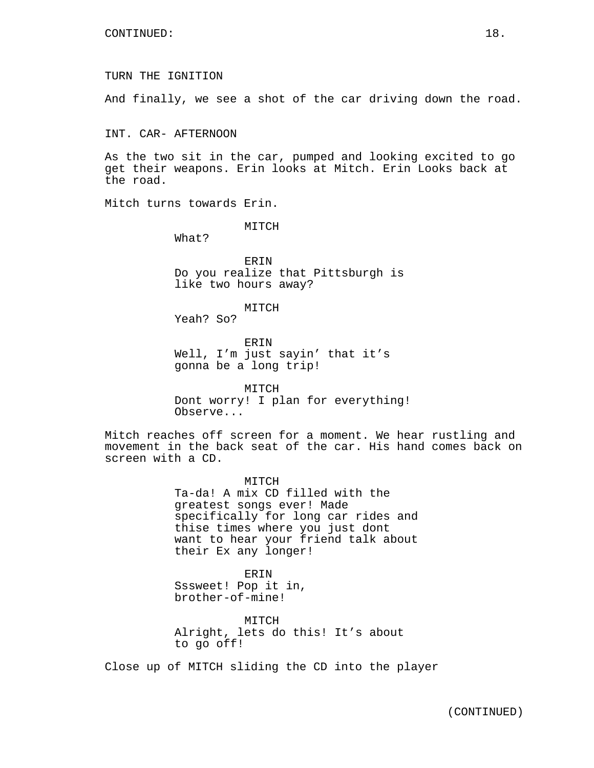CONTINUED:

TURN THE IGNITION

And finally, we see a shot of the car driving down the road.

INT. CAR- AFTERNOON

As the two sit in the car, pumped and looking excited to go get their weapons. Erin looks at Mitch. Erin Looks back at the road.

Mitch turns towards Erin.

MITCH
What?

ERIN
Do you realize that Pittsburgh is like two hours away?

MITCH
Yeah? So?

ERIN
Well, I’m just sayin’ that it’s gonna be a long trip!

MITCH
Dont worry! I plan for everything! Observe...

Mitch reaches off screen for a moment. We hear rustling and movement in the back seat of the car. His hand comes back on screen with a CD.

MITCH
Ta-da! A mix CD filled with the greatest songs ever! Made specifically for long car rides and thise times where you just dont want to hear your friend talk about their Ex any longer!

ERIN
Sssweet! Pop it in, brother-of-mine!

MITCH
Alright, lets do this! It’s about to go off!

Close up of MITCH sliding the CD into the player

(CONTINUED)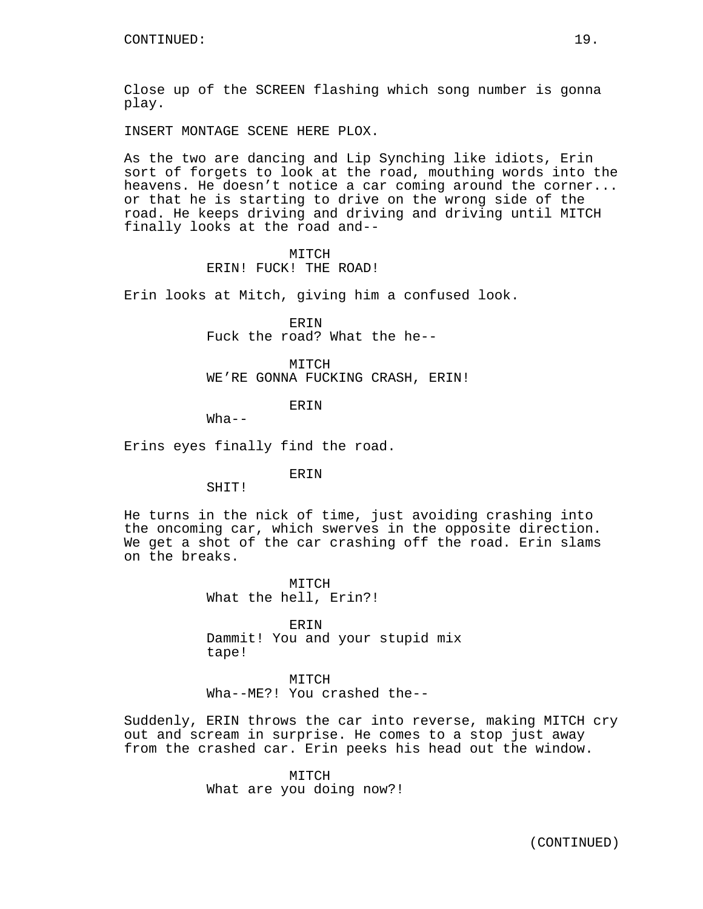CONTINUED:

Close up of the SCREEN flashing which song number is gonna play.

INSERT MONTAGE SCENE HERE PLOX.

As the two are dancing and Lip Synching like idiots, Erin sort of forgets to look at the road, mouthing words into the heavens. He doesn't notice a car coming around the corner... or that he is starting to drive on the wrong side of the road. He keeps driving and driving and driving until MITCH finally looks at the road and--

MITCH
ERIN! FUCK! THE ROAD!

Erin looks at Mitch, giving him a confused look.

ERIN
Fuck the road? What the he--

MITCH
WE'RE GONNA FUCKING CRASH, ERIN!

ERIN
Wha--

Erins eyes finally find the road.

ERIN
SHIT!

He turns in the nick of time, just avoiding crashing into the oncoming car, which swerves in the opposite direction. We get a shot of the car crashing off the road. Erin slams on the breaks.

MITCH
What the hell, Erin?!

ERIN
Dammit! You and your stupid mix tape!

MITCH
Wha--ME?! You crashed the--

Suddenly, ERIN throws the car into reverse, making MITCH cry out and scream in surprise. He comes to a stop just away from the crashed car. Erin peeks his head out the window.

MITCH
What are you doing now?!

(CONTINUED)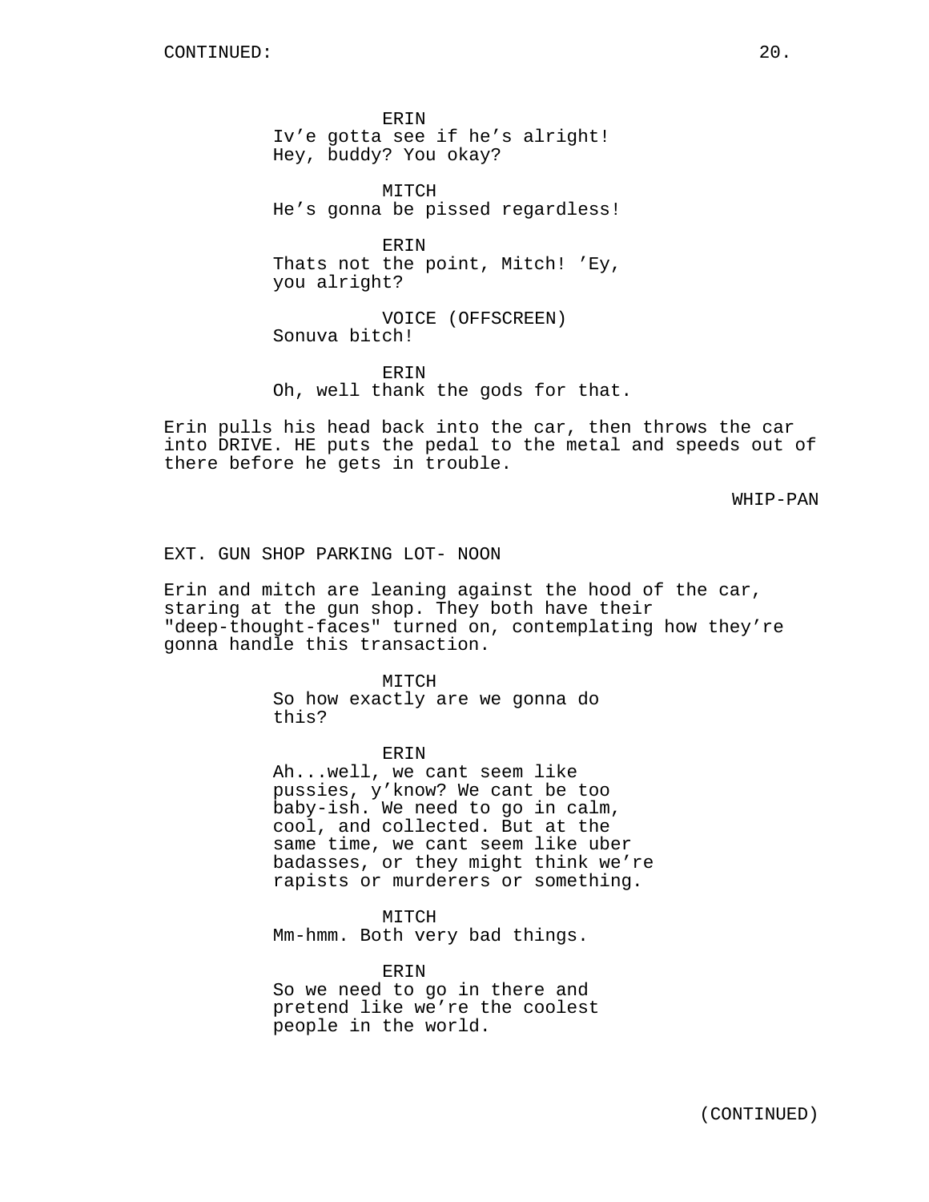CONTINUED:

ERIN
Iv’e gotta see if he’s alright! Hey, buddy? You okay?

MITCH
He’s gonna be pissed regardless!

ERIN
Thats not the point, Mitch! ’Ey, you alright?

VOICE (OFFSCREEN)
Sonuva bitch!

ERIN
Oh, well thank the gods for that.

Erin pulls his head back into the car, then throws the car into DRIVE. HE puts the pedal to the metal and speeds out of there before he gets in trouble.

WHIP-PAN

EXT. GUN SHOP PARKING LOT- NOON

Erin and mitch are leaning against the hood of the car, staring at the gun shop. They both have their "deep-thought-faces" turned on, contemplating how they’re gonna handle this transaction.

MITCH
So how exactly are we gonna do this?

ERIN
Ah...well, we cant seem like pussies, y’know? We cant be too baby-ish. We need to go in calm, cool, and collected. But at the same time, we cant seem like uber badasses, or they might think we’re rapists or murderers or something.

MITCH
Mm-hmm. Both very bad things.

ERIN
So we need to go in there and pretend like we’re the coolest people in the world.

(CONTINUED)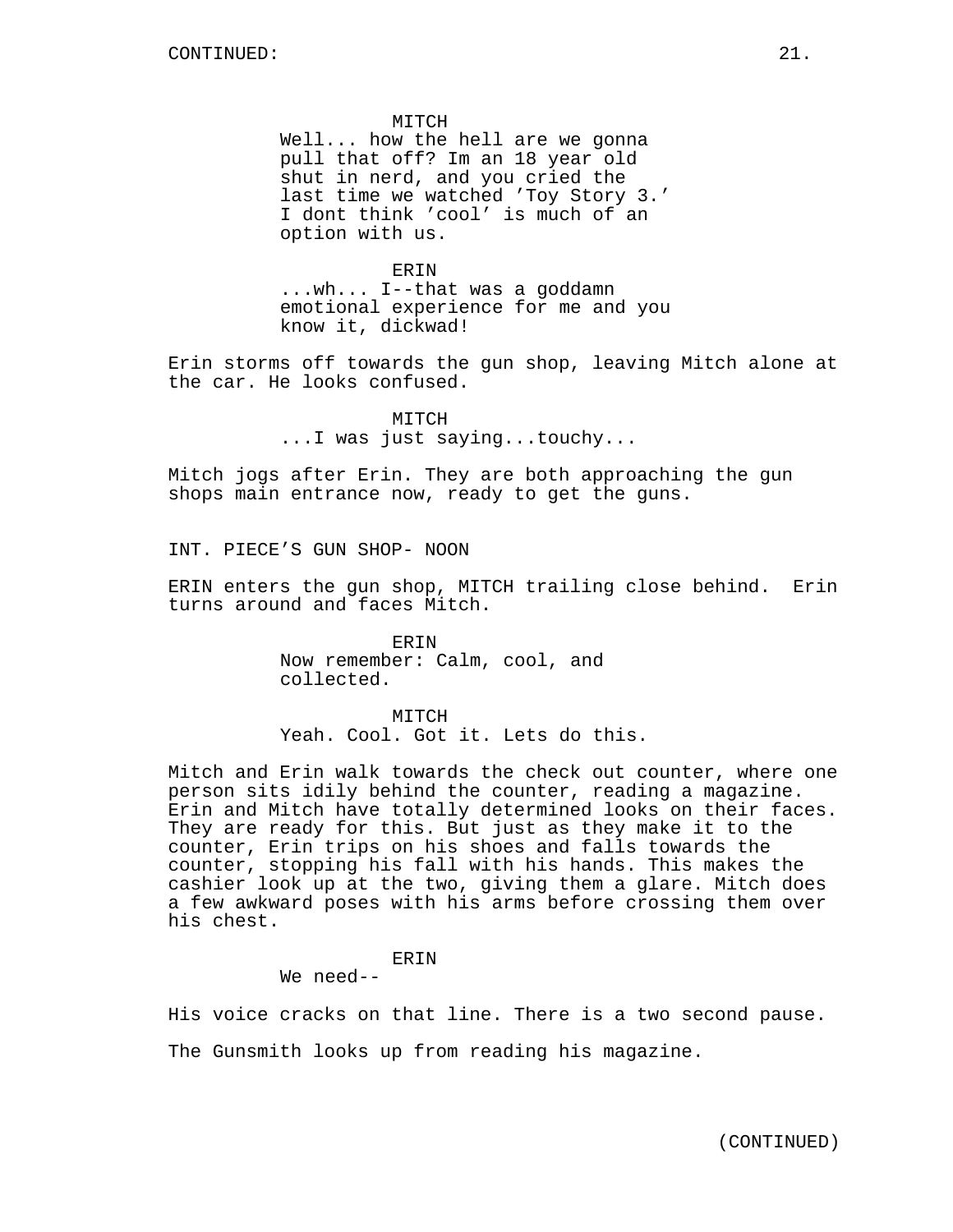MITCH
Well... how the hell are we gonna pull that off? Im an 18 year old shut in nerd, and you cried the last time we watched 'Toy Story 3.' I dont think 'cool' is much of an option with us.

ERIN
...wh... I--that was a goddamn emotional experience for me and you know it, dickwad!

Erin storms off towards the gun shop, leaving Mitch alone at the car. He looks confused.

MITCH
...I was just saying...touchy...

Mitch jogs after Erin. They are both approaching the gun shops main entrance now, ready to get the guns.

INT. PIECE'S GUN SHOP- NOON

ERIN enters the gun shop, MITCH trailing close behind. Erin turns around and faces Mitch.

ERIN
Now remember: Calm, cool, and collected.

MITCH
Yeah. Cool. Got it. Lets do this.

Mitch and Erin walk towards the check out counter, where one person sits idily behind the counter, reading a magazine. Erin and Mitch have totally determined looks on their faces. They are ready for this. But just as they make it to the counter, Erin trips on his shoes and falls towards the counter, stopping his fall with his hands. This makes the cashier look up at the two, giving them a glare. Mitch does a few awkward poses with his arms before crossing them over his chest.

ERIN
We need--

His voice cracks on that line. There is a two second pause.

The Gunsmith looks up from reading his magazine.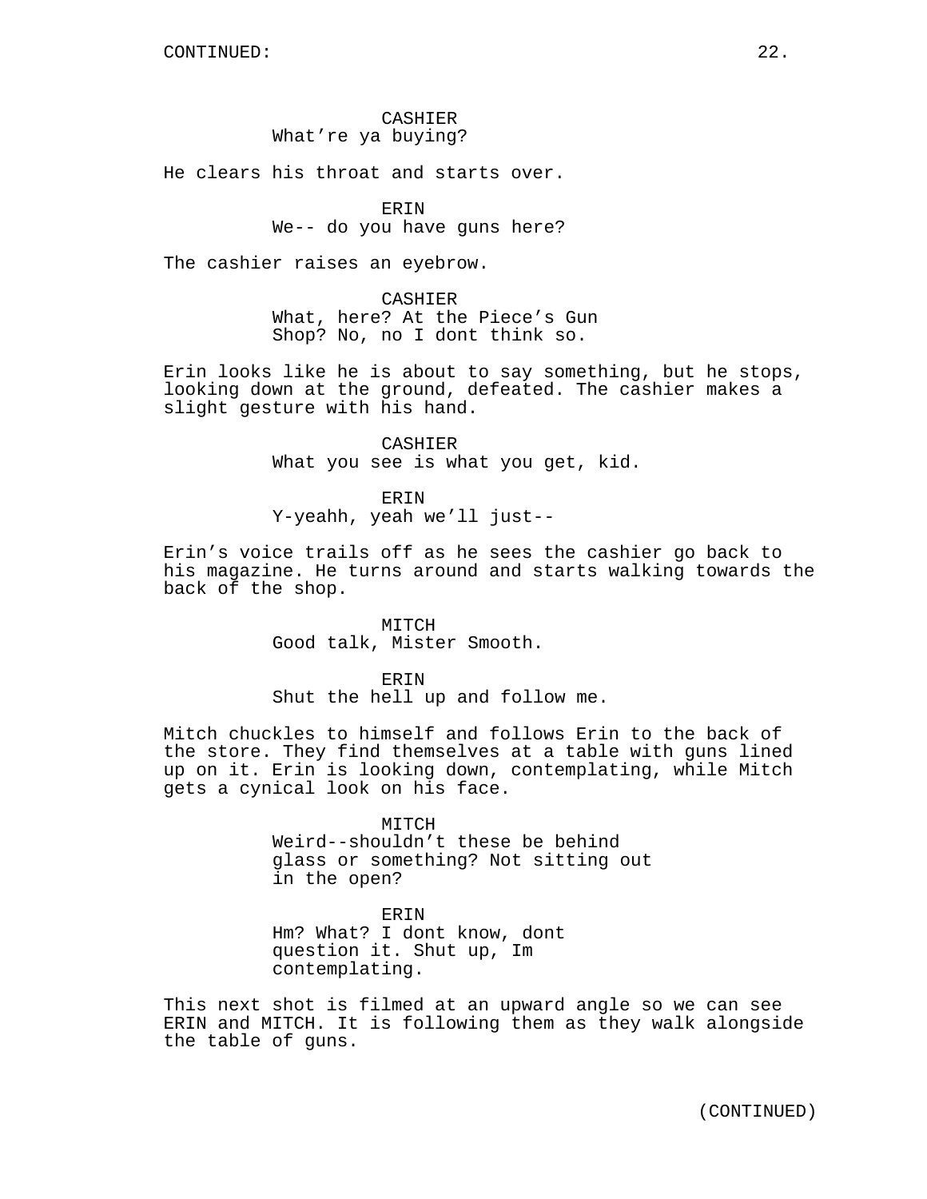CONTINUED:

CASHIER
What're ya buying?

He clears his throat and starts over.

ERIN
We-- do you have guns here?

The cashier raises an eyebrow.

CASHIER
What, here? At the Piece's Gun Shop? No, no I dont think so.

Erin looks like he is about to say something, but he stops, looking down at the ground, defeated. The cashier makes a slight gesture with his hand.

CASHIER
What you see is what you get, kid.

ERIN
Y-yeahh, yeah we'll just--

Erin's voice trails off as he sees the cashier go back to his magazine. He turns around and starts walking towards the back of the shop.

MITCH
Good talk, Mister Smooth.

ERIN
Shut the hell up and follow me.

Mitch chuckles to himself and follows Erin to the back of the store. They find themselves at a table with guns lined up on it. Erin is looking down, contemplating, while Mitch gets a cynical look on his face.

MITCH
Weird--shouldn't these be behind glass or something? Not sitting out in the open?

ERIN
Hm? What? I dont know, dont question it. Shut up, Im contemplating.

This next shot is filmed at an upward angle so we can see ERIN and MITCH. It is following them as they walk alongside the table of guns.

(CONTINUED)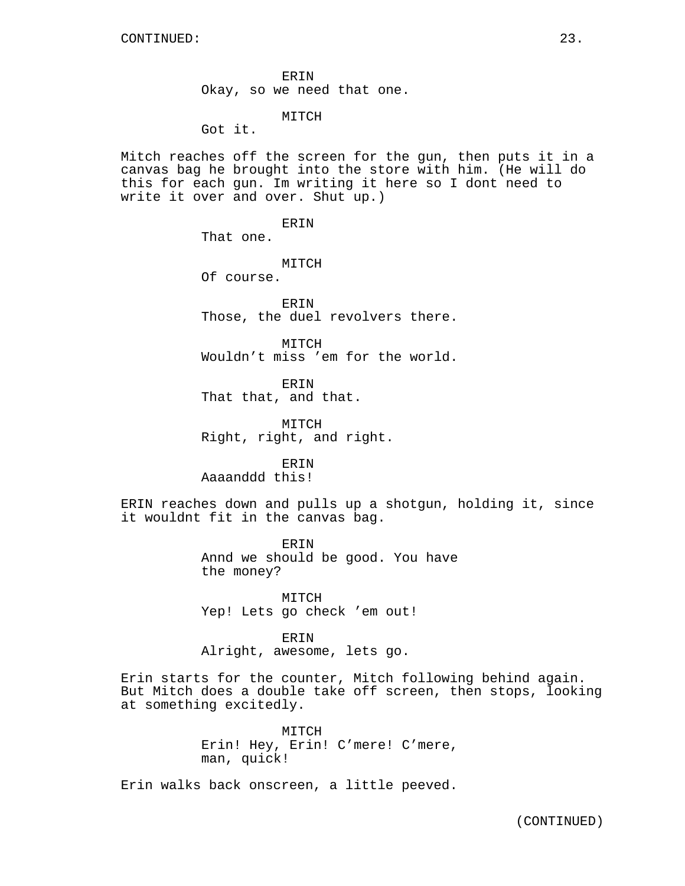CONTINUED:

ERIN
Okay, so we need that one.

MITCH
Got it.

Mitch reaches off the screen for the gun, then puts it in a canvas bag he brought into the store with him. (He will do this for each gun. Im writing it here so I dont need to write it over and over. Shut up.)

ERIN
That one.

MITCH
Of course.

ERIN
Those, the duel revolvers there.

MITCH
Wouldn’t miss ’em for the world.

ERIN
That that, and that.

MITCH
Right, right, and right.

ERIN
Aaaanddd this!

ERIN reaches down and pulls up a shotgun, holding it, since it wouldnt fit in the canvas bag.

ERIN
Annd we should be good. You have the money?

MITCH
Yep! Lets go check ’em out!

ERIN
Alright, awesome, lets go.

Erin starts for the counter, Mitch following behind again. But Mitch does a double take off screen, then stops, looking at something excitedly.

MITCH
Erin! Hey, Erin! C’mere! C’mere, man, quick!

Erin walks back onscreen, a little peeved.

(CONTINUED)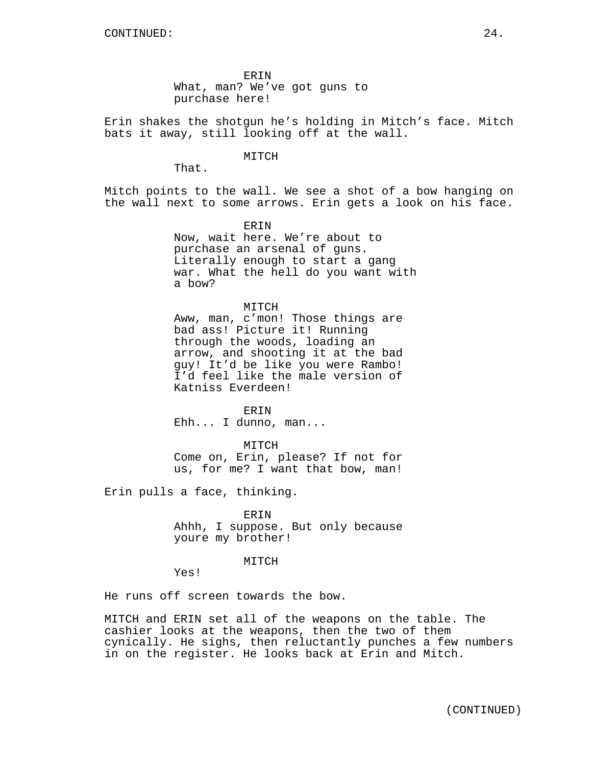ERIN
What, man? We've got guns to purchase here!

Erin shakes the shotgun he's holding in Mitch's face. Mitch bats it away, still looking off at the wall.

MITCH
That.

Mitch points to the wall. We see a shot of a bow hanging on the wall next to some arrows. Erin gets a look on his face.

ERIN
Now, wait here. We're about to purchase an arsenal of guns. Literally enough to start a gang war. What the hell do you want with a bow?

MITCH
Aww, man, c'mon! Those things are bad ass! Picture it! Running through the woods, loading an arrow, and shooting it at the bad guy! It'd be like you were Rambo! I'd feel like the male version of Katniss Everdeen!

ERIN
Ehh... I dunno, man...

MITCH
Come on, Erin, please? If not for us, for me? I want that bow, man!

Erin pulls a face, thinking.

ERIN
Ahhh, I suppose. But only because youre my brother!

MITCH
Yes!

He runs off screen towards the bow.

MITCH and ERIN set all of the weapons on the table. The cashier looks at the weapons, then the two of them cynically. He sighs, then reluctantly punches a few numbers in on the register. He looks back at Erin and Mitch.

(CONTINUED)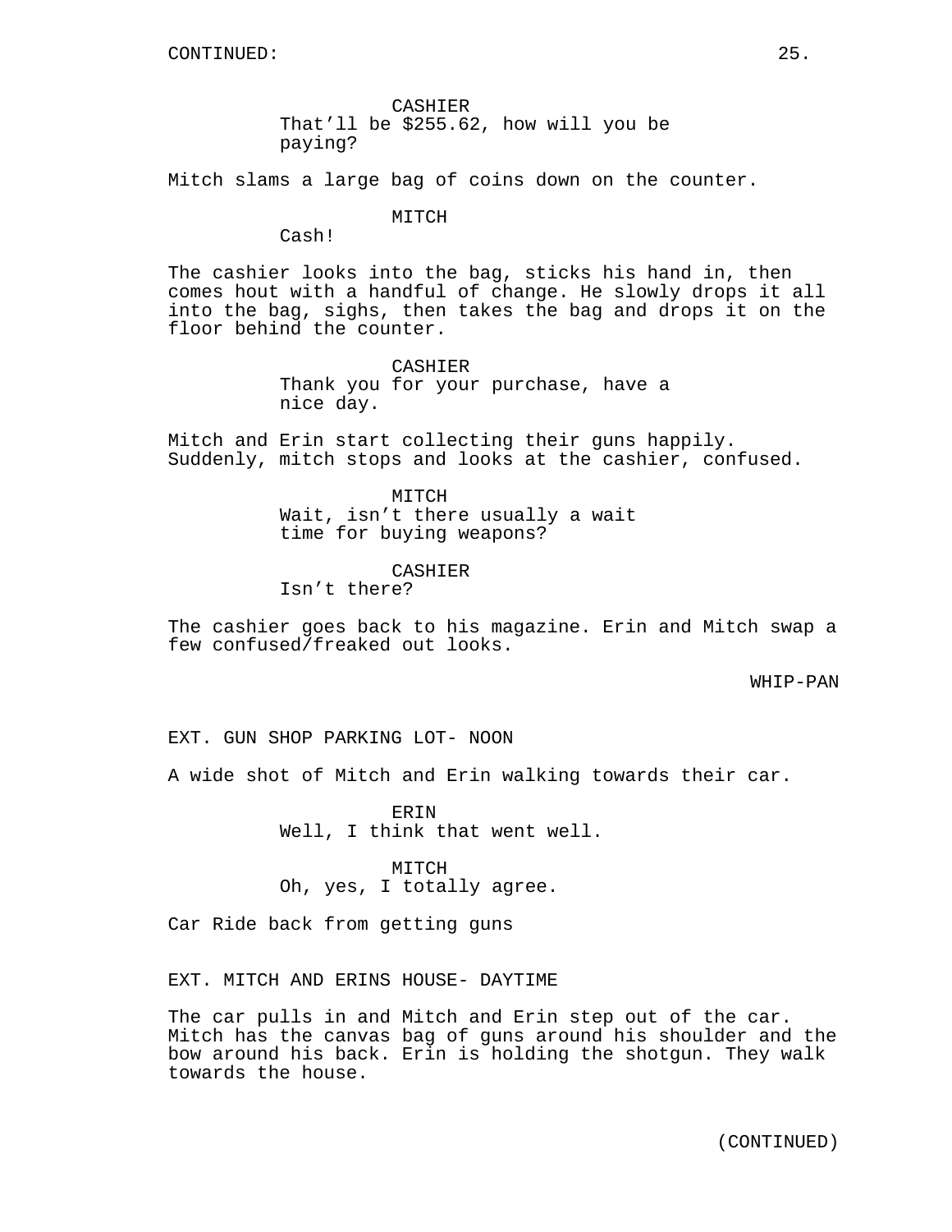CONTINUED:

CASHIER
That’ll be $255.62, how will you be paying?

Mitch slams a large bag of coins down on the counter.

MITCH
Cash!

The cashier looks into the bag, sticks his hand in, then comes hout with a handful of change. He slowly drops it all into the bag, sighs, then takes the bag and drops it on the floor behind the counter.

CASHIER
Thank you for your purchase, have a nice day.

Mitch and Erin start collecting their guns happily. Suddenly, mitch stops and looks at the cashier, confused.

MITCH
Wait, isn’t there usually a wait time for buying weapons?

CASHIER
Isn’t there?

The cashier goes back to his magazine. Erin and Mitch swap a few confused/freaked out looks.

WHIP-PAN

EXT. GUN SHOP PARKING LOT- NOON

A wide shot of Mitch and Erin walking towards their car.

ERIN
Well, I think that went well.

MITCH
Oh, yes, I totally agree.

Car Ride back from getting guns

EXT. MITCH AND ERINS HOUSE- DAYTIME

The car pulls in and Mitch and Erin step out of the car. Mitch has the canvas bag of guns around his shoulder and the bow around his back. Erin is holding the shotgun. They walk towards the house.

(CONTINUED)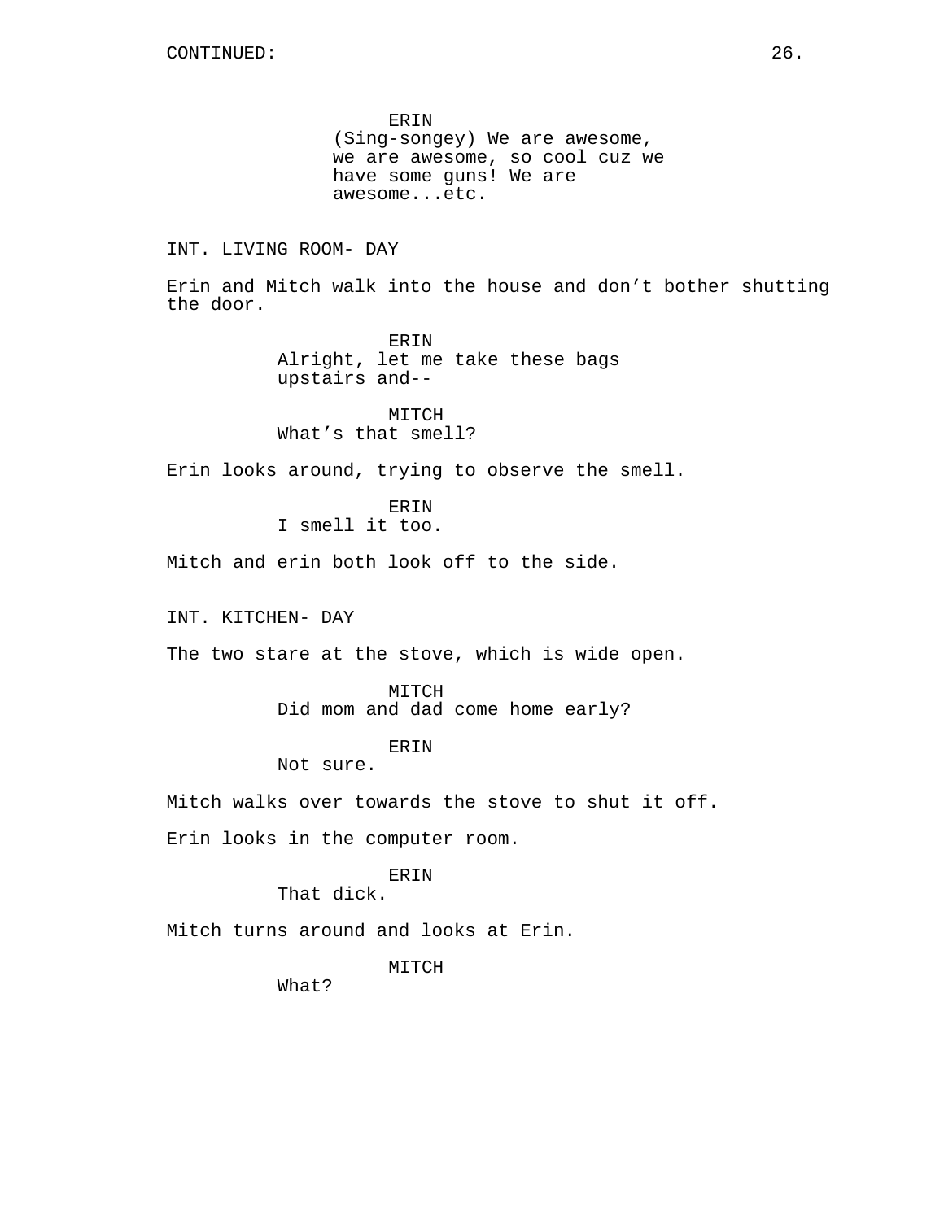ERIN
(Sing-songey) We are awesome, we are awesome, so cool cuz we have some guns! We are awesome...etc.

INT. LIVING ROOM- DAY

Erin and Mitch walk into the house and don't bother shutting the door.

ERIN
Alright, let me take these bags upstairs and--

MITCH
What's that smell?

Erin looks around, trying to observe the smell.

ERIN
I smell it too.

Mitch and erin both look off to the side.

INT. KITCHEN- DAY

The two stare at the stove, which is wide open.

MITCH
Did mom and dad come home early?

ERIN
Not sure.

Mitch walks over towards the stove to shut it off.

Erin looks in the computer room.

ERIN
That dick.

Mitch turns around and looks at Erin.

MITCH
What?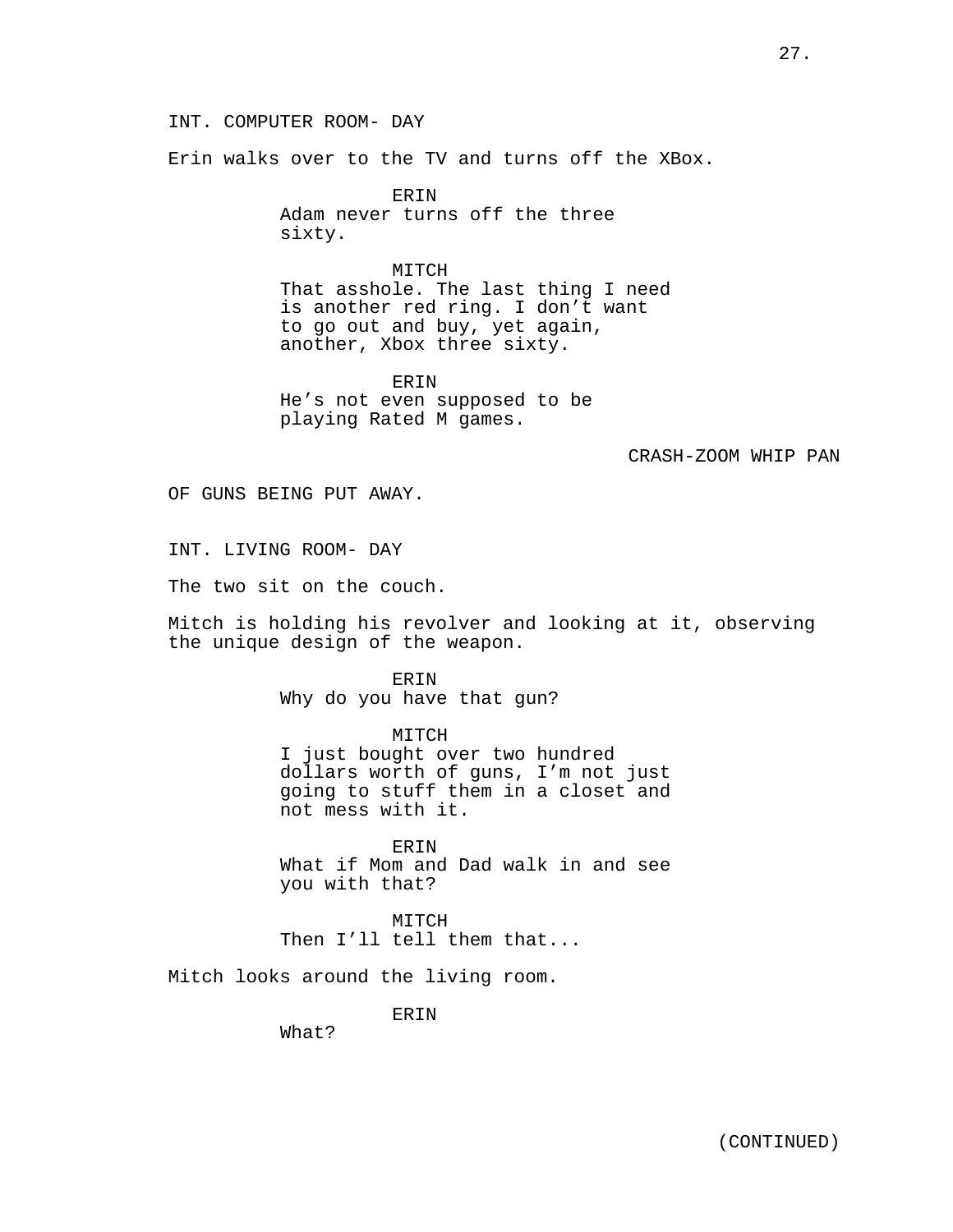INT. COMPUTER ROOM- DAY

Erin walks over to the TV and turns off the XBox.

ERIN
Adam never turns off the three sixty.

MITCH
That asshole. The last thing I need is another red ring. I don't want to go out and buy, yet again, another, Xbox three sixty.

ERIN
He's not even supposed to be playing Rated M games.

CRASH-ZOOM WHIP PAN

OF GUNS BEING PUT AWAY.

INT. LIVING ROOM- DAY

The two sit on the couch.

Mitch is holding his revolver and looking at it, observing the unique design of the weapon.

ERIN
Why do you have that gun?

MITCH
I just bought over two hundred dollars worth of guns, I'm not just going to stuff them in a closet and not mess with it.

ERIN
What if Mom and Dad walk in and see you with that?

MITCH
Then I'll tell them that...

Mitch looks around the living room.

ERIN
What?

(CONTINUED)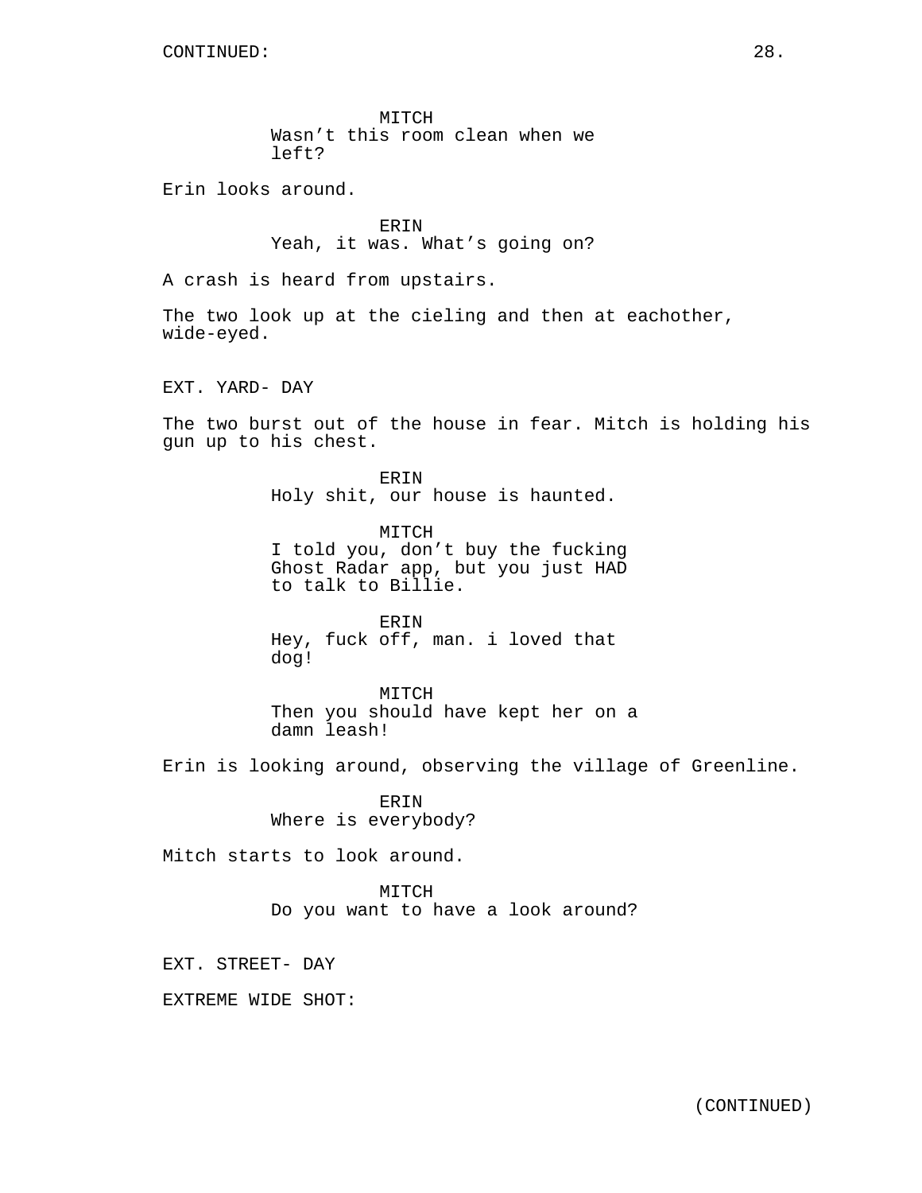CONTINUED:

MITCH
Wasn’t this room clean when we left?

Erin looks around.

ERIN
Yeah, it was. What’s going on?

A crash is heard from upstairs.

The two look up at the cieling and then at eachother, wide-eyed.

EXT. YARD- DAY

The two burst out of the house in fear. Mitch is holding his gun up to his chest.

ERIN
Holy shit, our house is haunted.

MITCH
I told you, don’t buy the fucking Ghost Radar app, but you just HAD to talk to Billie.

ERIN
Hey, fuck off, man. i loved that dog!

MITCH
Then you should have kept her on a damn leash!

Erin is looking around, observing the village of Greenline.

ERIN
Where is everybody?

Mitch starts to look around.

MITCH
Do you want to have a look around?

EXT. STREET- DAY

EXTREME WIDE SHOT:

(CONTINUED)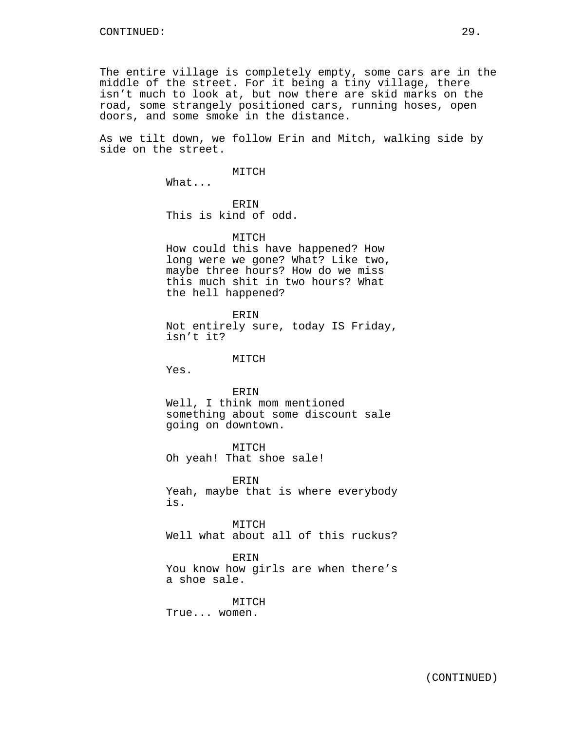CONTINUED:

The entire village is completely empty, some cars are in the middle of the street. For it being a tiny village, there isn't much to look at, but now there are skid marks on the road, some strangely positioned cars, running hoses, open doors, and some smoke in the distance.

As we tilt down, we follow Erin and Mitch, walking side by side on the street.

MITCH
What...

ERIN
This is kind of odd.

MITCH
How could this have happened? How long were we gone? What? Like two, maybe three hours? How do we miss this much shit in two hours? What the hell happened?

ERIN
Not entirely sure, today IS Friday, isn't it?

MITCH
Yes.

ERIN
Well, I think mom mentioned something about some discount sale going on downtown.

MITCH
Oh yeah! That shoe sale!

ERIN
Yeah, maybe that is where everybody is.

MITCH
Well what about all of this ruckus?

ERIN
You know how girls are when there's a shoe sale.

MITCH
True... women.

(CONTINUED)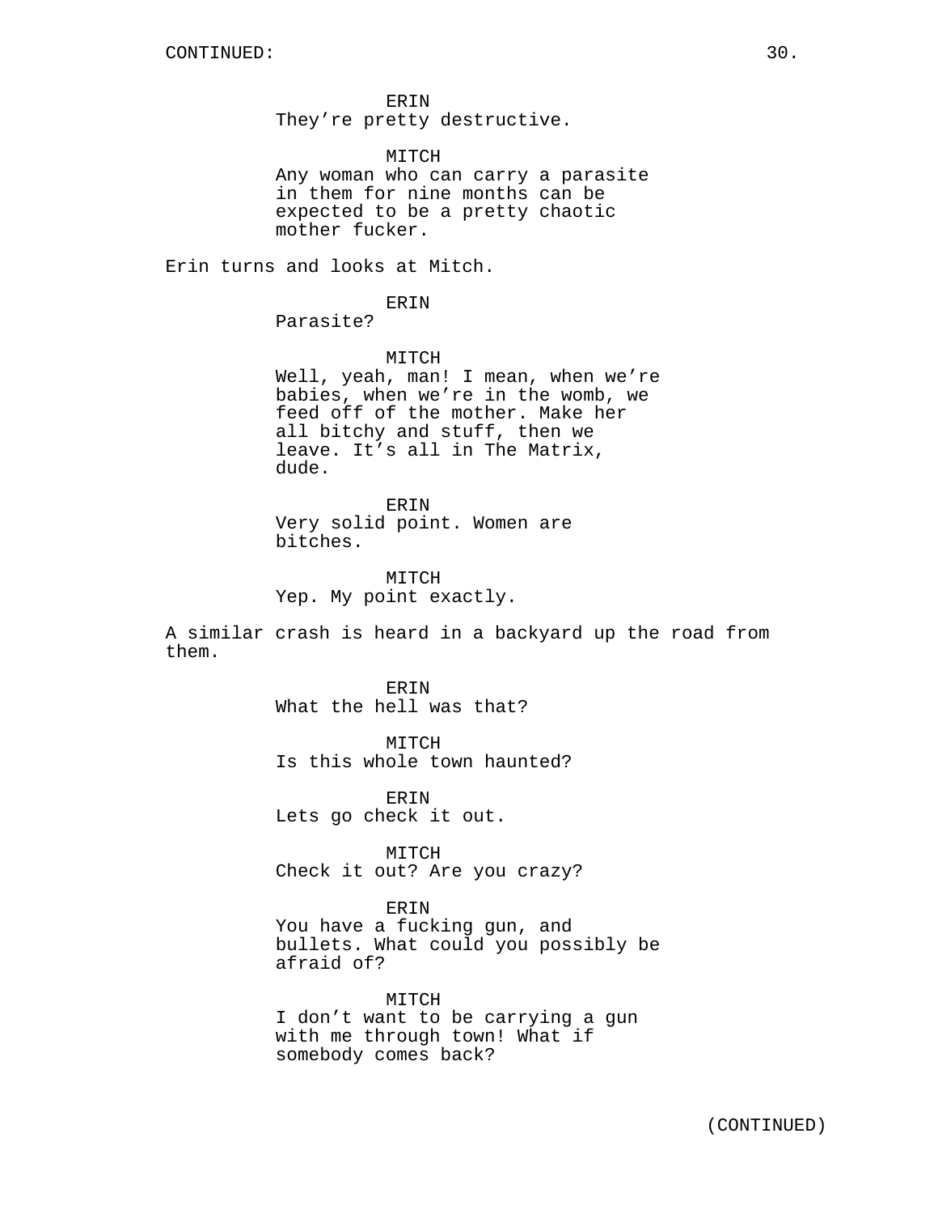CONTINUED:

ERIN
They’re pretty destructive.

MITCH
Any woman who can carry a parasite in them for nine months can be expected to be a pretty chaotic mother fucker.

Erin turns and looks at Mitch.

ERIN
Parasite?

MITCH
Well, yeah, man! I mean, when we’re babies, when we’re in the womb, we feed off of the mother. Make her all bitchy and stuff, then we leave. It’s all in The Matrix, dude.

ERIN
Very solid point. Women are bitches.

MITCH
Yep. My point exactly.

A similar crash is heard in a backyard up the road from them.

ERIN
What the hell was that?

MITCH
Is this whole town haunted?

ERIN
Lets go check it out.

MITCH
Check it out? Are you crazy?

ERIN
You have a fucking gun, and bullets. What could you possibly be afraid of?

MITCH
I don’t want to be carrying a gun with me through town! What if somebody comes back?

(CONTINUED)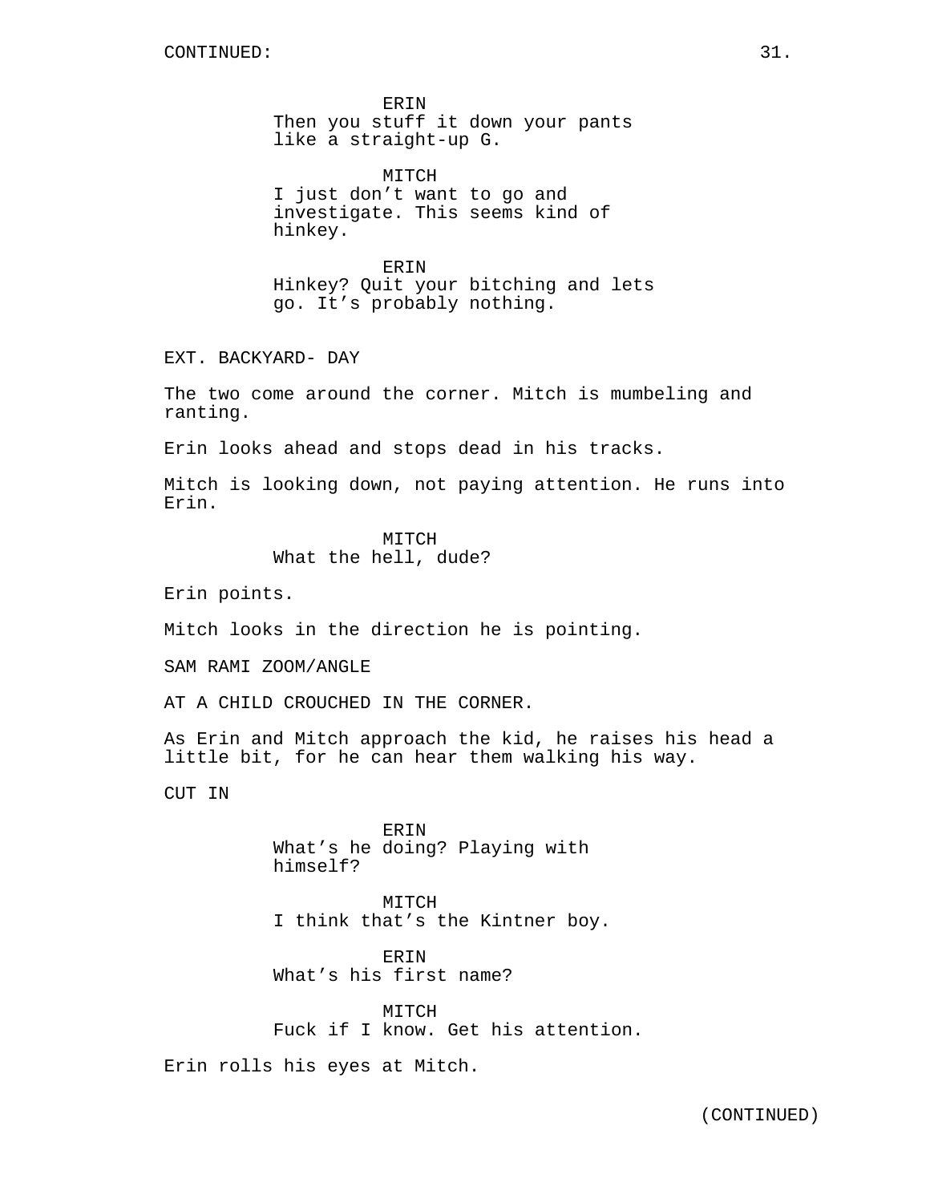CONTINUED:

ERIN
Then you stuff it down your pants like a straight-up G.

MITCH
I just don’t want to go and investigate. This seems kind of hinkey.

ERIN
Hinkey? Quit your bitching and lets go. It’s probably nothing.

EXT. BACKYARD- DAY

The two come around the corner. Mitch is mumbeling and ranting.

Erin looks ahead and stops dead in his tracks.

Mitch is looking down, not paying attention. He runs into Erin.

MITCH
What the hell, dude?

Erin points.

Mitch looks in the direction he is pointing.

SAM RAMI ZOOM/ANGLE

AT A CHILD CROUCHED IN THE CORNER.

As Erin and Mitch approach the kid, he raises his head a little bit, for he can hear them walking his way.

CUT IN

ERIN
What’s he doing? Playing with himself?

MITCH
I think that’s the Kintner boy.

ERIN
What’s his first name?

MITCH
Fuck if I know. Get his attention.

Erin rolls his eyes at Mitch.

(CONTINUED)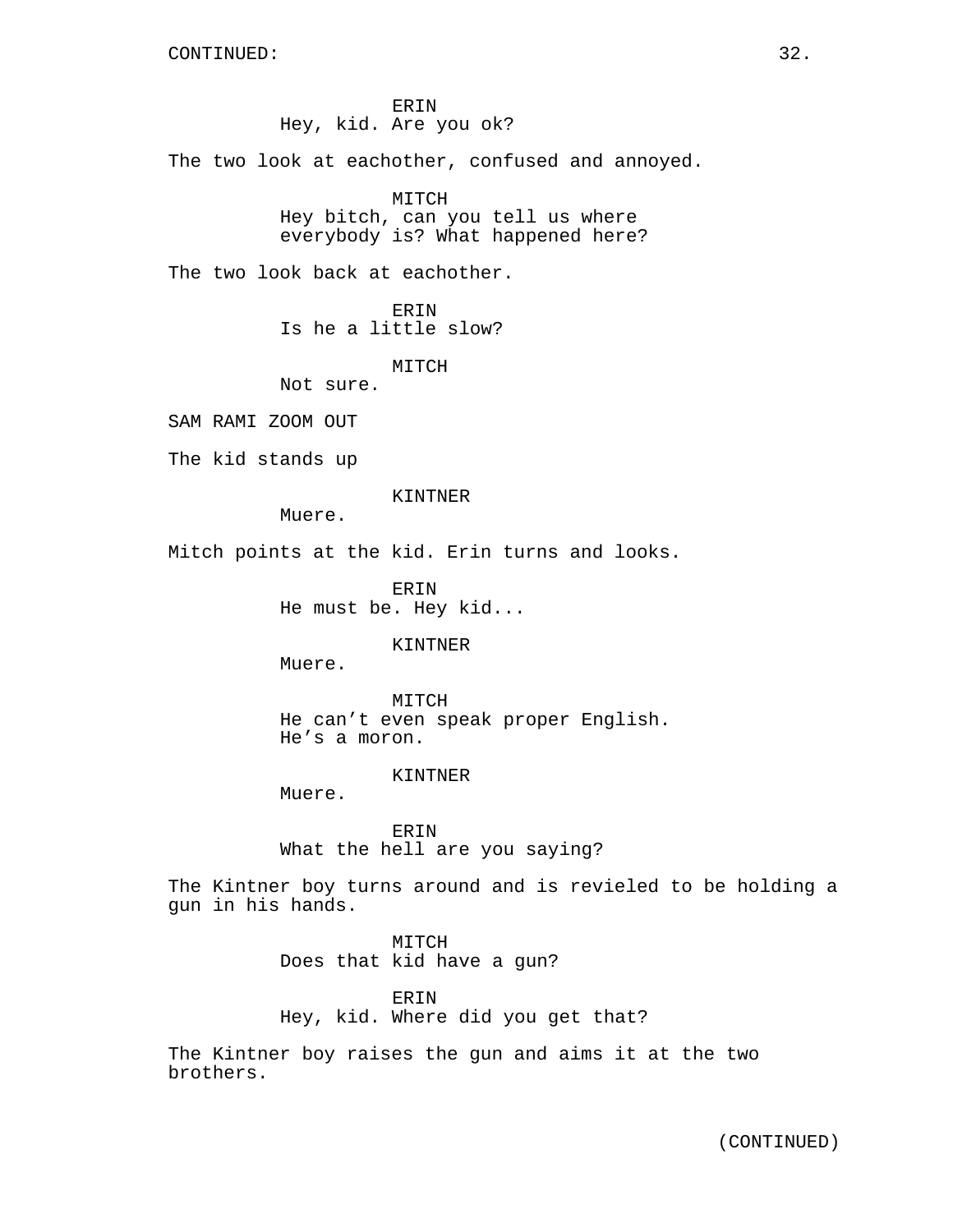CONTINUED:

ERIN
Hey, kid. Are you ok?

The two look at eachother, confused and annoyed.

MITCH
Hey bitch, can you tell us where everybody is? What happened here?

The two look back at eachother.

ERIN
Is he a little slow?

MITCH
Not sure.

SAM RAMI ZOOM OUT

The kid stands up

KINTNER
Muere.

Mitch points at the kid. Erin turns and looks.

ERIN
He must be. Hey kid...

KINTNER
Muere.

MITCH
He can't even speak proper English. He's a moron.

KINTNER
Muere.

ERIN
What the hell are you saying?

The Kintner boy turns around and is revieled to be holding a gun in his hands.

MITCH
Does that kid have a gun?

ERIN
Hey, kid. Where did you get that?

The Kintner boy raises the gun and aims it at the two brothers.

(CONTINUED)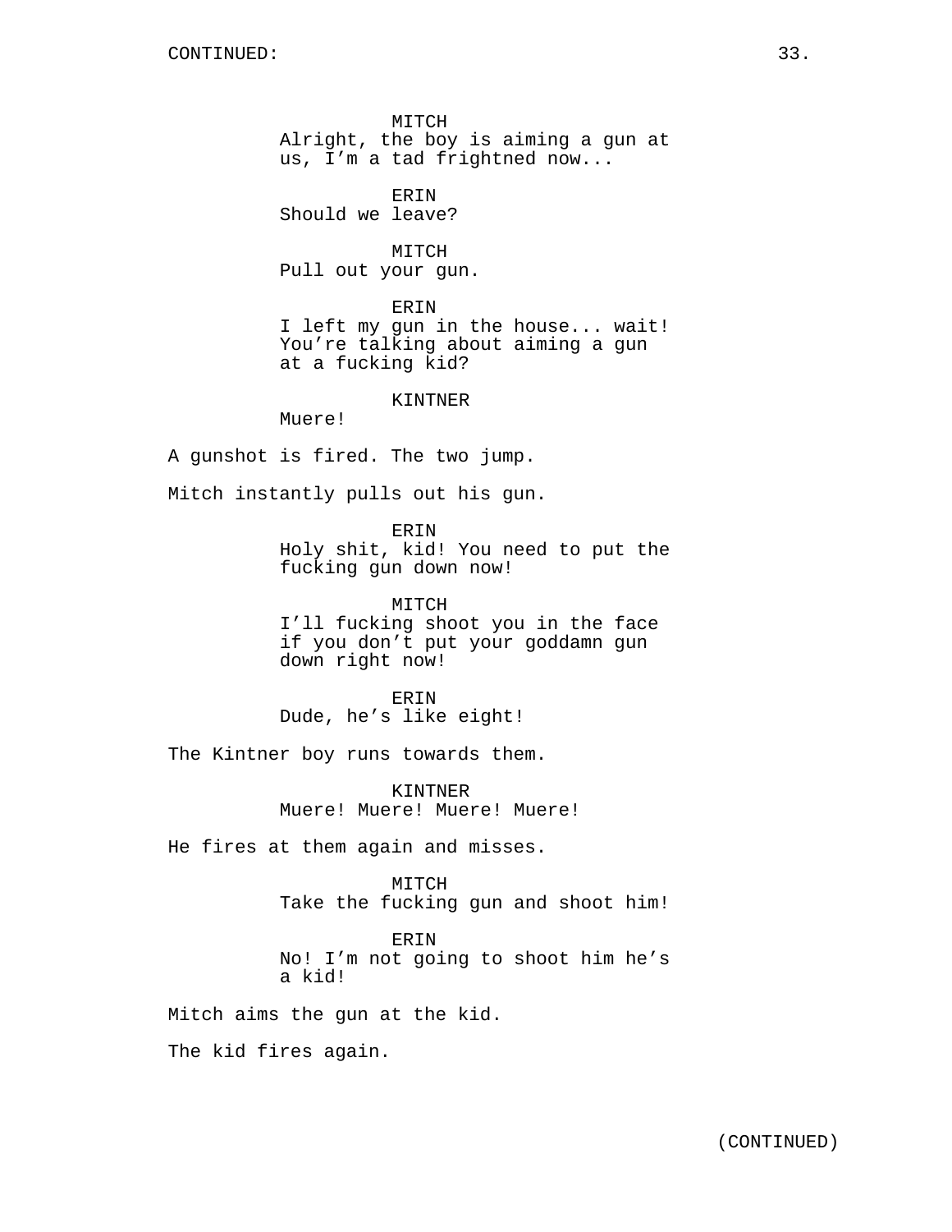MITCH
Alright, the boy is aiming a gun at us, I'm a tad frightned now...

ERIN
Should we leave?

MITCH
Pull out your gun.

ERIN
I left my gun in the house... wait! You're talking about aiming a gun at a fucking kid?

KINTNER
Muere!

A gunshot is fired. The two jump.

Mitch instantly pulls out his gun.

ERIN
Holy shit, kid! You need to put the fucking gun down now!

MITCH
I'll fucking shoot you in the face if you don't put your goddamn gun down right now!

ERIN
Dude, he's like eight!

The Kintner boy runs towards them.

KINTNER
Muere! Muere! Muere! Muere!

He fires at them again and misses.

MITCH
Take the fucking gun and shoot him!

ERIN
No! I'm not going to shoot him he's a kid!

Mitch aims the gun at the kid.

The kid fires again.

(CONTINUED)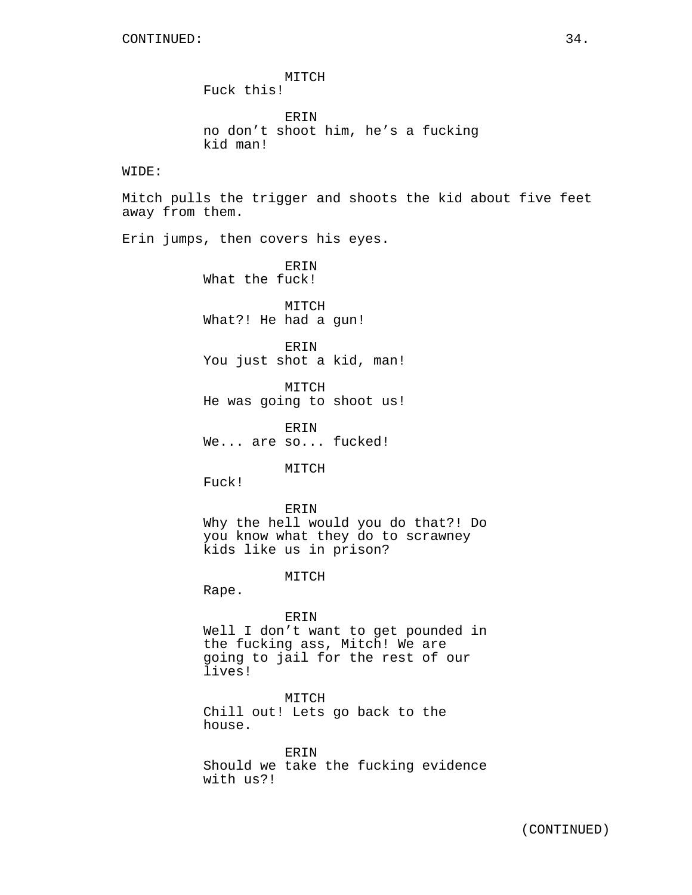CONTINUED:

MITCH
Fuck this!

ERIN
no don't shoot him, he's a fucking kid man!

WIDE:

Mitch pulls the trigger and shoots the kid about five feet away from them.

Erin jumps, then covers his eyes.

ERIN
What the fuck!

MITCH
What?! He had a gun!

ERIN
You just shot a kid, man!

MITCH
He was going to shoot us!

ERIN
We... are so... fucked!

MITCH
Fuck!

ERIN
Why the hell would you do that?! Do you know what they do to scrawney kids like us in prison?

MITCH
Rape.

ERIN
Well I don't want to get pounded in the fucking ass, Mitch! We are going to jail for the rest of our lives!

MITCH
Chill out! Lets go back to the house.

ERIN
Should we take the fucking evidence with us?!

(CONTINUED)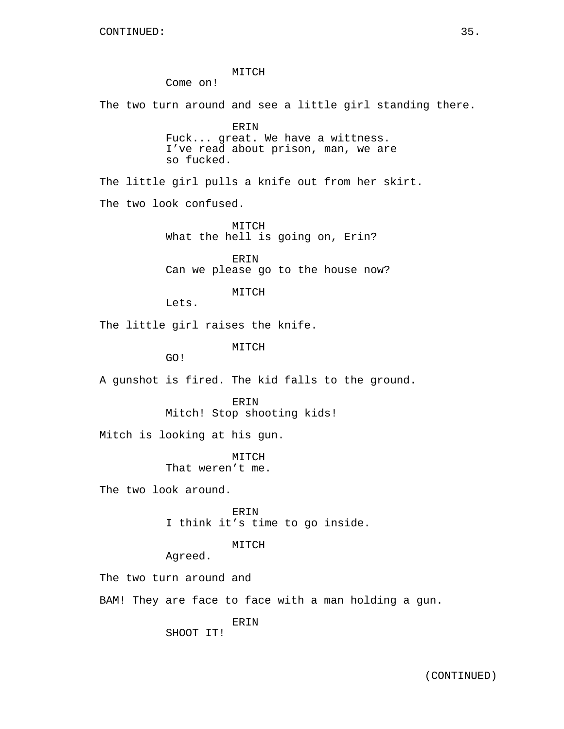MITCH
Come on!

The two turn around and see a little girl standing there.

ERIN
Fuck... great. We have a wittness.
I've read about prison, man, we are
so fucked.

The little girl pulls a knife out from her skirt.

The two look confused.

MITCH
What the hell is going on, Erin?

ERIN
Can we please go to the house now?

MITCH
Lets.

The little girl raises the knife.

MITCH
GO!

A gunshot is fired. The kid falls to the ground.

ERIN
Mitch! Stop shooting kids!

Mitch is looking at his gun.

MITCH
That weren't me.

The two look around.

ERIN
I think it's time to go inside.

MITCH
Agreed.

The two turn around and

BAM! They are face to face with a man holding a gun.

ERIN
SHOOT IT!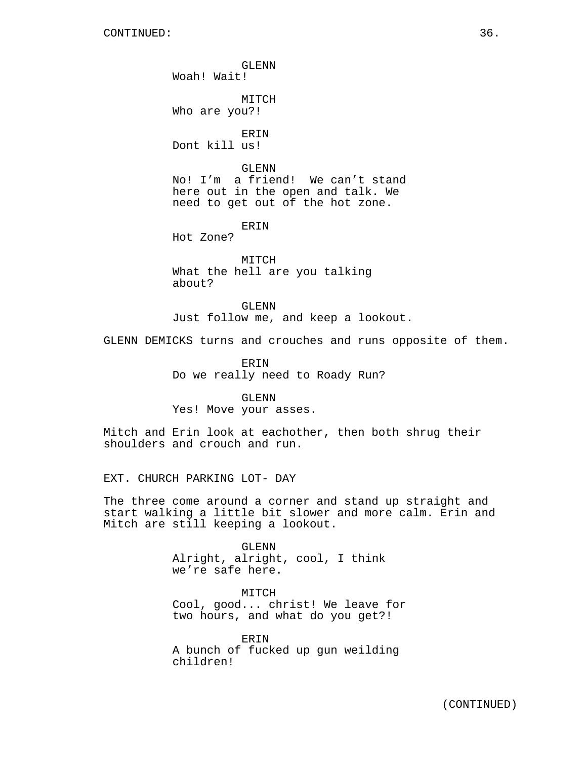GLENN
Woah! Wait!

MITCH
Who are you?!

ERIN
Dont kill us!

GLENN
No! I’m  a friend!  We can’t stand here out in the open and talk. We need to get out of the hot zone.

ERIN
Hot Zone?

MITCH
What the hell are you talking about?

GLENN
Just follow me, and keep a lookout.

GLENN DEMICKS turns and crouches and runs opposite of them.

ERIN
Do we really need to Roady Run?

GLENN
Yes! Move your asses.

Mitch and Erin look at eachother, then both shrug their shoulders and crouch and run.

EXT. CHURCH PARKING LOT- DAY

The three come around a corner and stand up straight and start walking a little bit slower and more calm. Erin and Mitch are still keeping a lookout.

GLENN
Alright, alright, cool, I think we’re safe here.

MITCH
Cool, good... christ! We leave for two hours, and what do you get?!

ERIN
A bunch of fucked up gun weilding children!

(CONTINUED)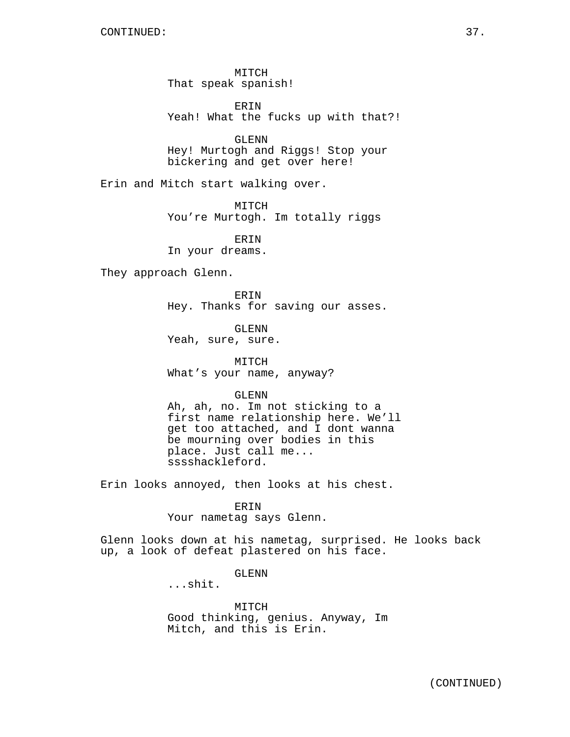CONTINUED:

MITCH
That speak spanish!

ERIN
Yeah! What the fucks up with that?!

GLENN
Hey! Murtogh and Riggs! Stop your bickering and get over here!

Erin and Mitch start walking over.

MITCH
You're Murtogh. Im totally riggs

ERIN
In your dreams.

They approach Glenn.

ERIN
Hey. Thanks for saving our asses.

GLENN
Yeah, sure, sure.

MITCH
What's your name, anyway?

GLENN
Ah, ah, no. Im not sticking to a first name relationship here. We'll get too attached, and I dont wanna be mourning over bodies in this place. Just call me... sssshackleford.

Erin looks annoyed, then looks at his chest.

ERIN
Your nametag says Glenn.

Glenn looks down at his nametag, surprised. He looks back up, a look of defeat plastered on his face.

GLENN
...shit.

MITCH
Good thinking, genius. Anyway, Im Mitch, and this is Erin.

(CONTINUED)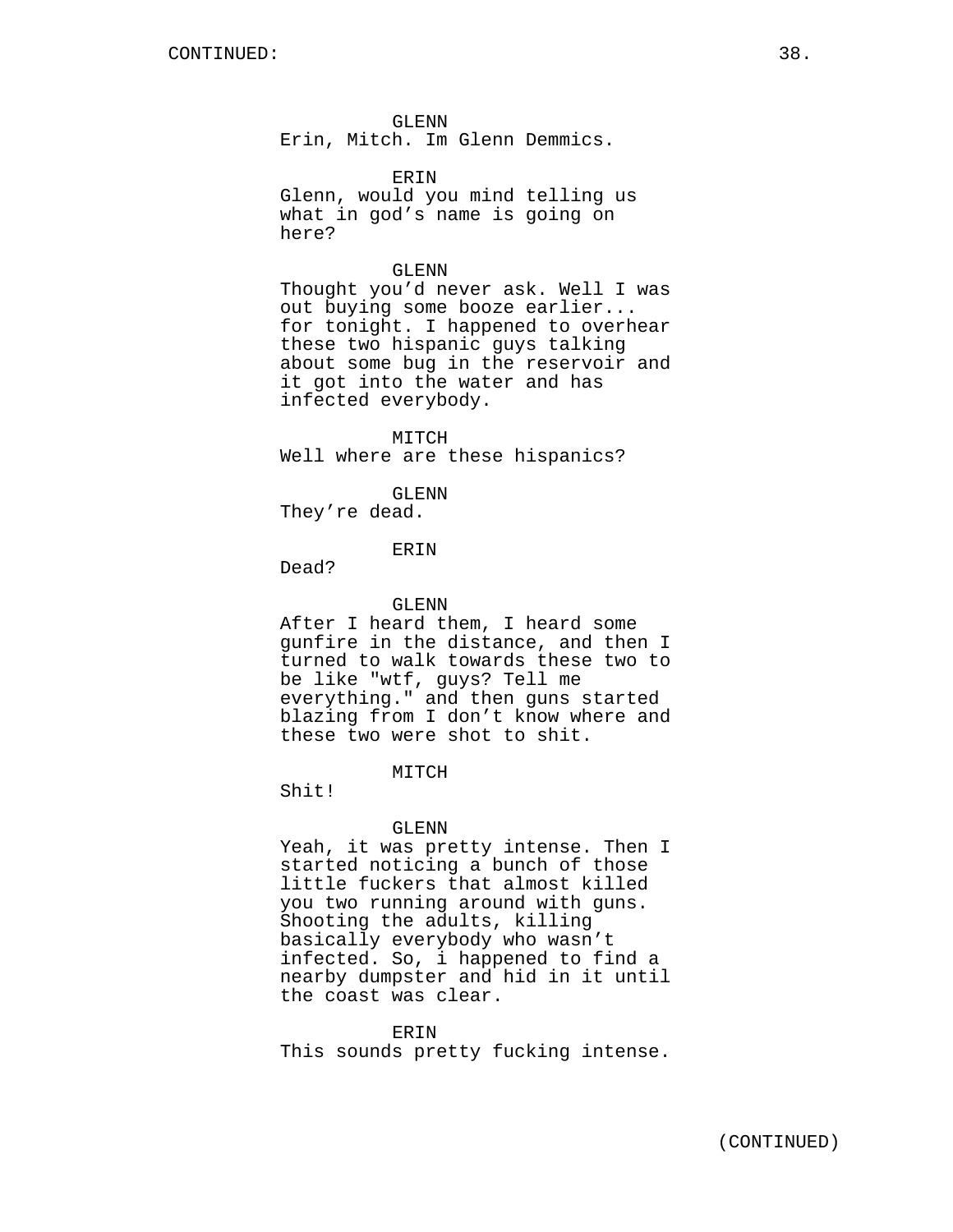CONTINUED:

GLENN
Erin, Mitch. Im Glenn Demmics.

ERIN
Glenn, would you mind telling us what in god's name is going on here?

GLENN
Thought you'd never ask. Well I was out buying some booze earlier... for tonight. I happened to overhear these two hispanic guys talking about some bug in the reservoir and it got into the water and has infected everybody.

MITCH
Well where are these hispanics?

GLENN
They're dead.

ERIN
Dead?

GLENN
After I heard them, I heard some gunfire in the distance, and then I turned to walk towards these two to be like "wtf, guys? Tell me everything." and then guns started blazing from I don't know where and these two were shot to shit.

MITCH
Shit!

GLENN
Yeah, it was pretty intense. Then I started noticing a bunch of those little fuckers that almost killed you two running around with guns. Shooting the adults, killing basically everybody who wasn't infected. So, i happened to find a nearby dumpster and hid in it until the coast was clear.

ERIN
This sounds pretty fucking intense.

(CONTINUED)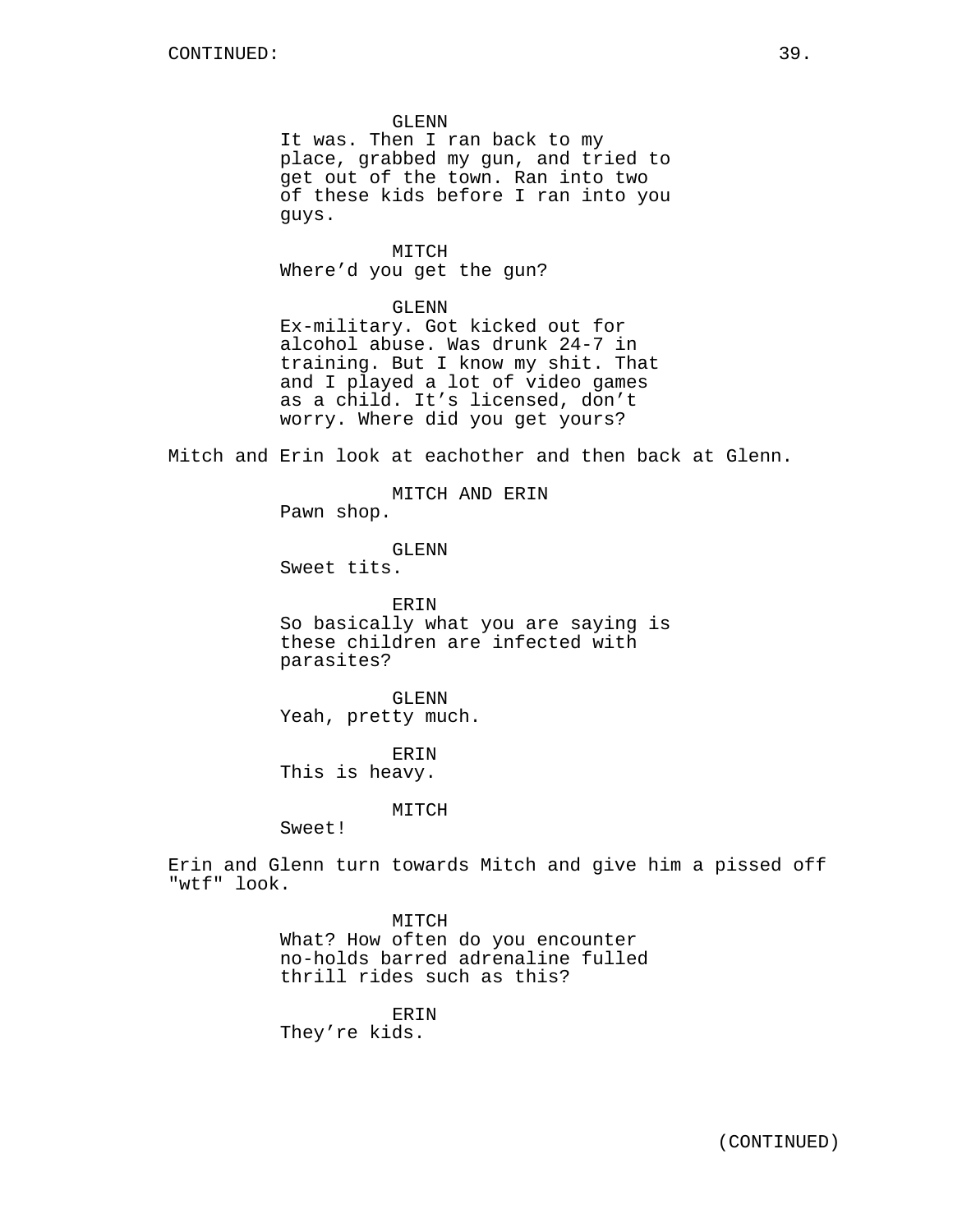CONTINUED:

GLENN
It was. Then I ran back to my place, grabbed my gun, and tried to get out of the town. Ran into two of these kids before I ran into you guys.

MITCH
Where'd you get the gun?

GLENN
Ex-military. Got kicked out for alcohol abuse. Was drunk 24-7 in training. But I know my shit. That and I played a lot of video games as a child. It's licensed, don't worry. Where did you get yours?

Mitch and Erin look at eachother and then back at Glenn.

MITCH AND ERIN
Pawn shop.

GLENN
Sweet tits.

ERIN
So basically what you are saying is these children are infected with parasites?

GLENN
Yeah, pretty much.

ERIN
This is heavy.

MITCH
Sweet!

Erin and Glenn turn towards Mitch and give him a pissed off "wtf" look.

MITCH
What? How often do you encounter no-holds barred adrenaline fulled thrill rides such as this?

ERIN
They're kids.

(CONTINUED)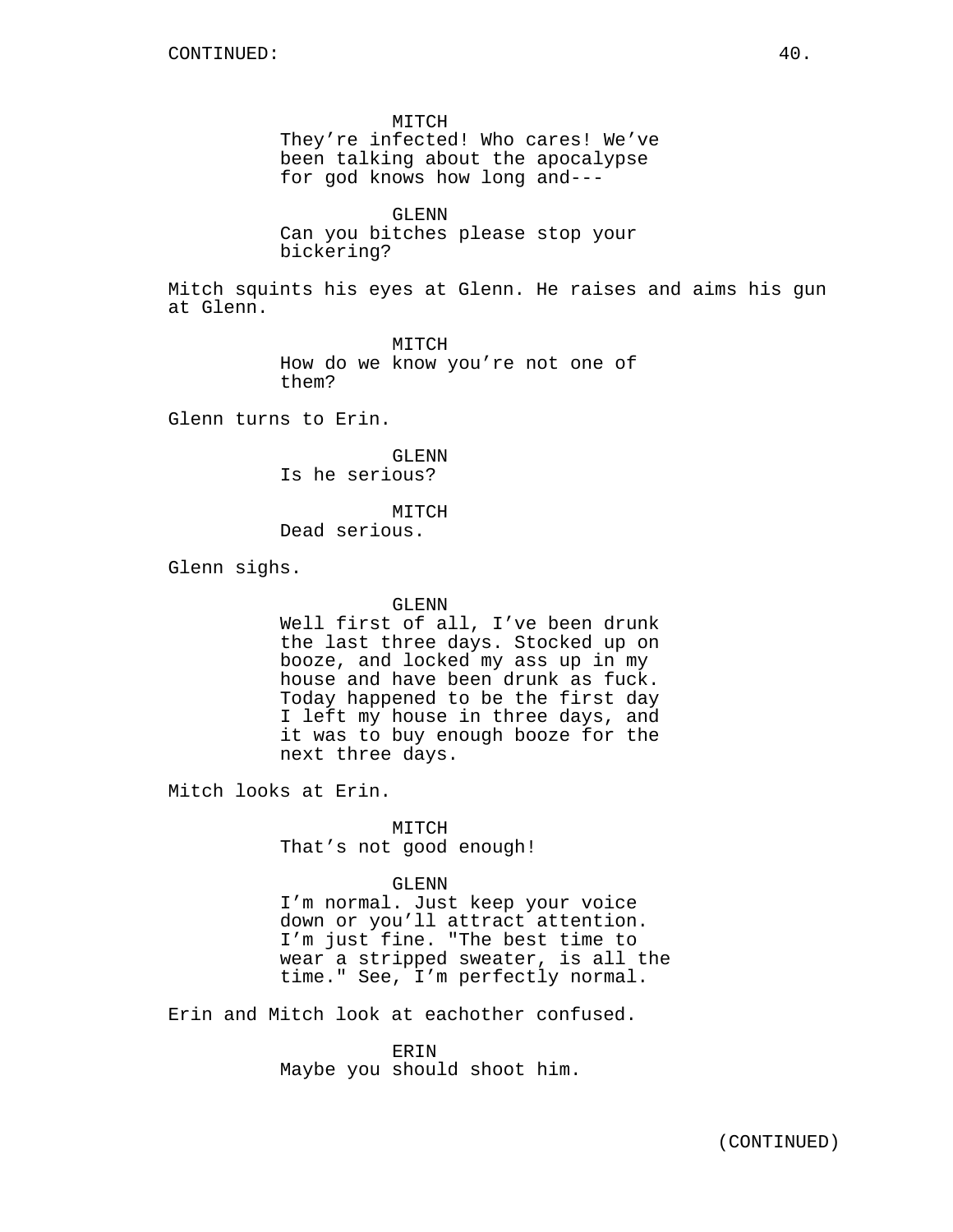MITCH
They’re infected! Who cares! We’ve been talking about the apocalypse for god knows how long and---

GLENN
Can you bitches please stop your bickering?

Mitch squints his eyes at Glenn. He raises and aims his gun at Glenn.

MITCH
How do we know you’re not one of them?

Glenn turns to Erin.

GLENN
Is he serious?

MITCH
Dead serious.

Glenn sighs.

GLENN
Well first of all, I’ve been drunk the last three days. Stocked up on booze, and locked my ass up in my house and have been drunk as fuck. Today happened to be the first day I left my house in three days, and it was to buy enough booze for the next three days.

Mitch looks at Erin.

MITCH
That’s not good enough!

GLENN
I’m normal. Just keep your voice down or you’ll attract attention. I’m just fine. "The best time to wear a stripped sweater, is all the time." See, I’m perfectly normal.

Erin and Mitch look at eachother confused.

ERIN
Maybe you should shoot him.

(CONTINUED)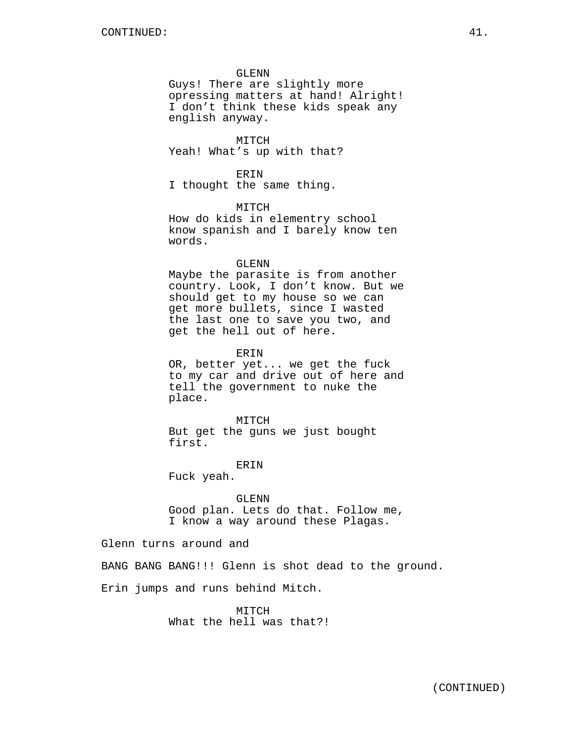GLENN
Guys! There are slightly more opressing matters at hand! Alright! I don't think these kids speak any english anyway.

MITCH
Yeah! What's up with that?

ERIN
I thought the same thing.

MITCH
How do kids in elementry school know spanish and I barely know ten words.

GLENN
Maybe the parasite is from another country. Look, I don't know. But we should get to my house so we can get more bullets, since I wasted the last one to save you two, and get the hell out of here.

ERIN
OR, better yet... we get the fuck to my car and drive out of here and tell the government to nuke the place.

MITCH
But get the guns we just bought first.

ERIN
Fuck yeah.

GLENN
Good plan. Lets do that. Follow me, I know a way around these Plagas.

Glenn turns around and

BANG BANG BANG!!! Glenn is shot dead to the ground.

Erin jumps and runs behind Mitch.

MITCH
What the hell was that?!

(CONTINUED)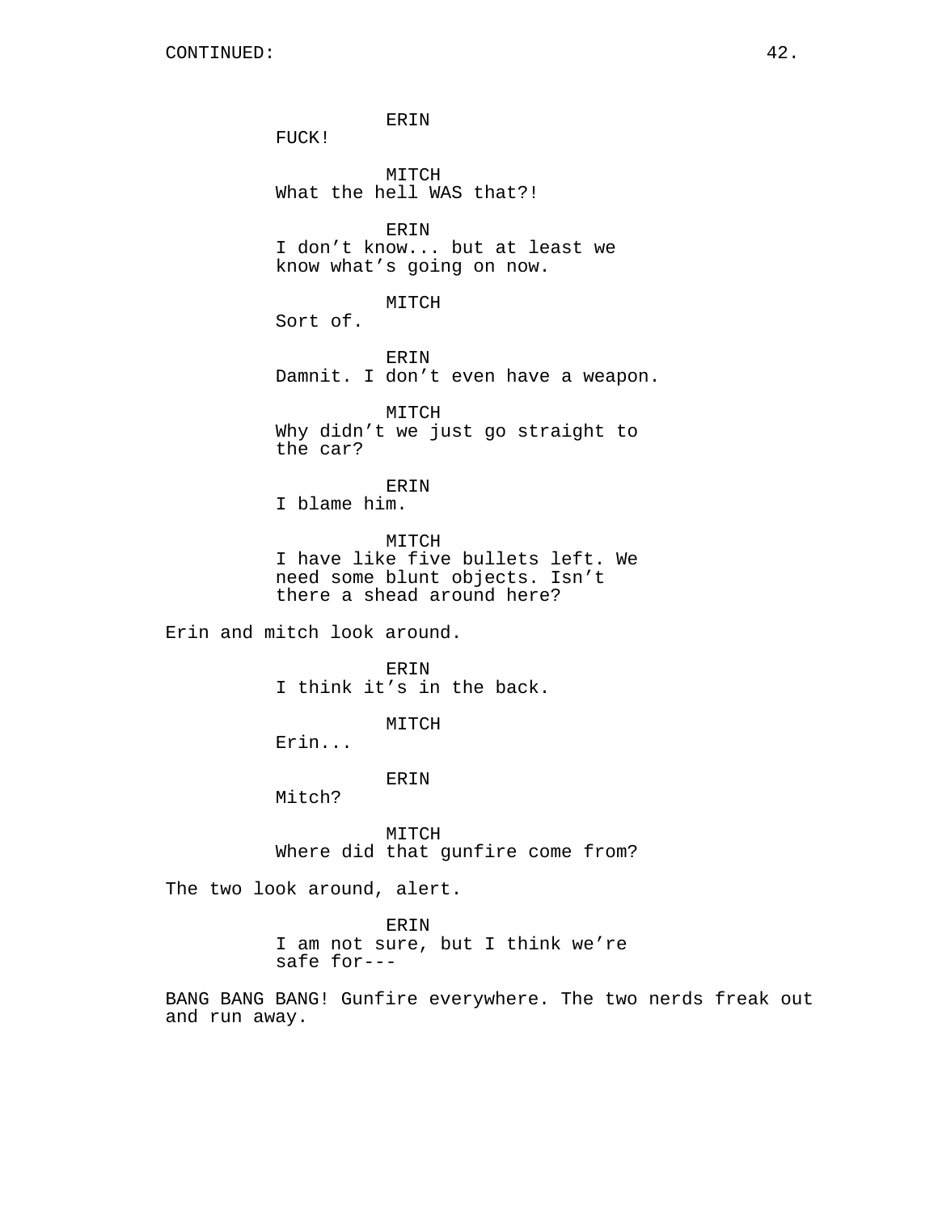ERIN
FUCK!

MITCH
What the hell WAS that?!

ERIN
I don't know... but at least we know what's going on now.

MITCH
Sort of.

ERIN
Damnit. I don't even have a weapon.

MITCH
Why didn't we just go straight to the car?

ERIN
I blame him.

MITCH
I have like five bullets left. We need some blunt objects. Isn't there a shead around here?

Erin and mitch look around.

ERIN
I think it's in the back.

MITCH
Erin...

ERIN
Mitch?

MITCH
Where did that gunfire come from?

The two look around, alert.

ERIN
I am not sure, but I think we're safe for---

BANG BANG BANG! Gunfire everywhere. The two nerds freak out and run away.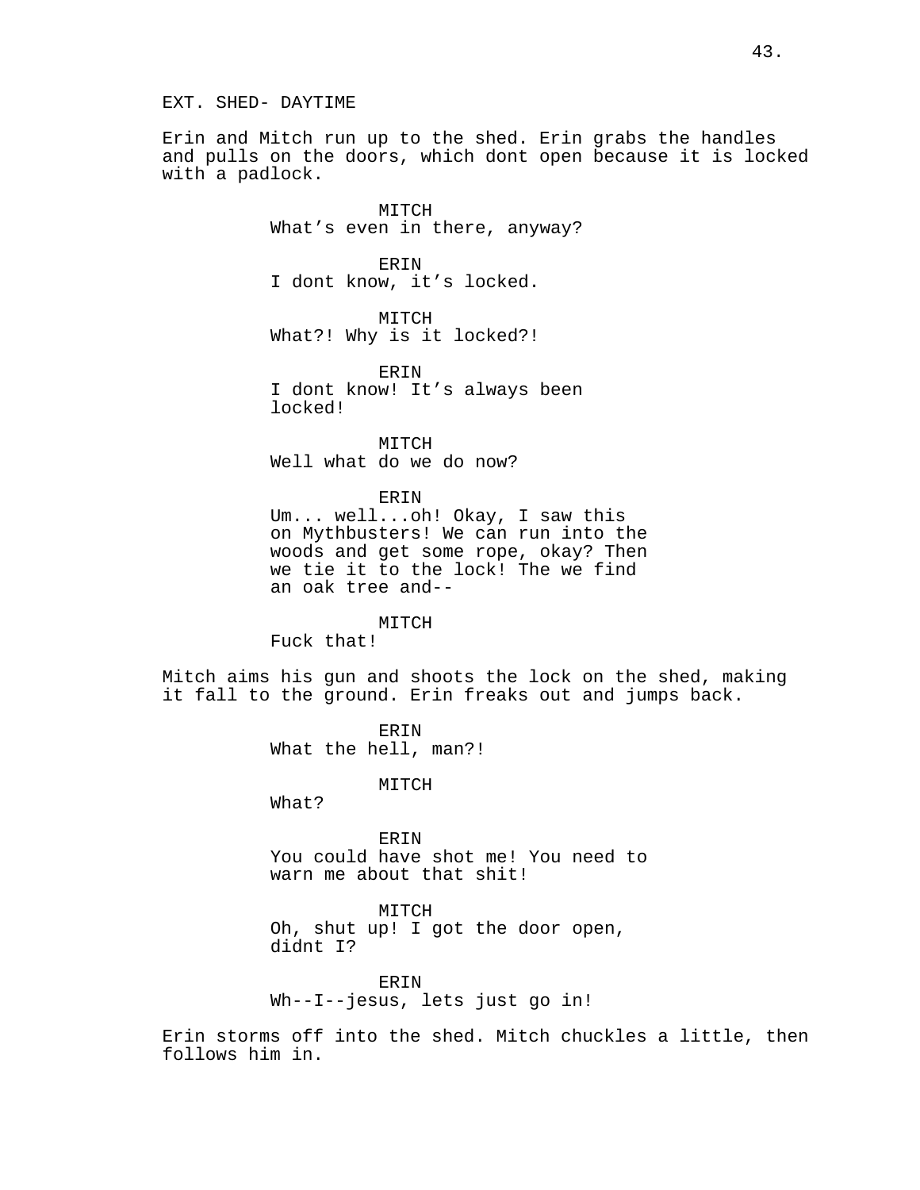EXT. SHED- DAYTIME

Erin and Mitch run up to the shed. Erin grabs the handles and pulls on the doors, which dont open because it is locked with a padlock.

MITCH
What's even in there, anyway?

ERIN
I dont know, it's locked.

MITCH
What?! Why is it locked?!

ERIN
I dont know! It's always been locked!

MITCH
Well what do we do now?

ERIN
Um... well...oh! Okay, I saw this on Mythbusters! We can run into the woods and get some rope, okay? Then we tie it to the lock! The we find an oak tree and--

MITCH
Fuck that!

Mitch aims his gun and shoots the lock on the shed, making it fall to the ground. Erin freaks out and jumps back.

ERIN
What the hell, man?!

MITCH
What?

ERIN
You could have shot me! You need to warn me about that shit!

MITCH
Oh, shut up! I got the door open, didnt I?

ERIN
Wh--I--jesus, lets just go in!

Erin storms off into the shed. Mitch chuckles a little, then follows him in.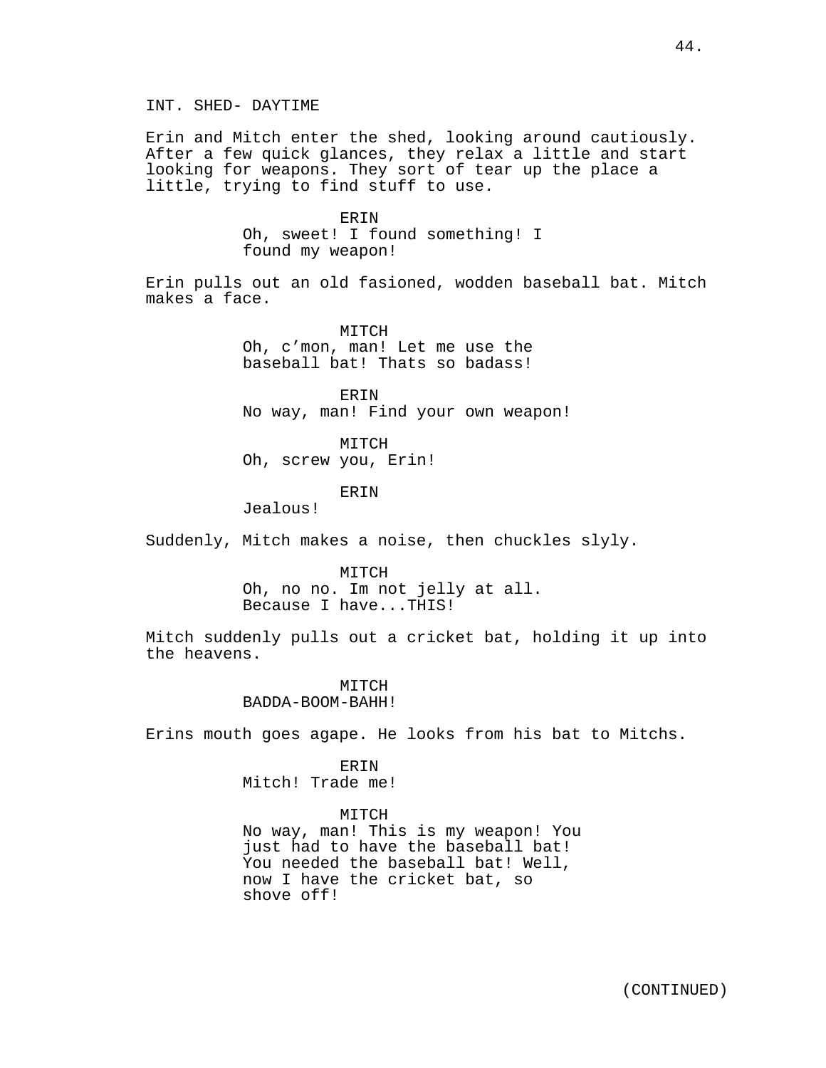INT. SHED- DAYTIME

Erin and Mitch enter the shed, looking around cautiously. After a few quick glances, they relax a little and start looking for weapons. They sort of tear up the place a little, trying to find stuff to use.

ERIN
Oh, sweet! I found something! I found my weapon!

Erin pulls out an old fasioned, wodden baseball bat. Mitch makes a face.

MITCH
Oh, c'mon, man! Let me use the baseball bat! Thats so badass!

ERIN
No way, man! Find your own weapon!

MITCH
Oh, screw you, Erin!

ERIN
Jealous!

Suddenly, Mitch makes a noise, then chuckles slyly.

MITCH
Oh, no no. Im not jelly at all. Because I have...THIS!

Mitch suddenly pulls out a cricket bat, holding it up into the heavens.

MITCH
BADDA-BOOM-BAHH!

Erins mouth goes agape. He looks from his bat to Mitchs.

ERIN
Mitch! Trade me!

MITCH
No way, man! This is my weapon! You just had to have the baseball bat! You needed the baseball bat! Well, now I have the cricket bat, so shove off!

(CONTINUED)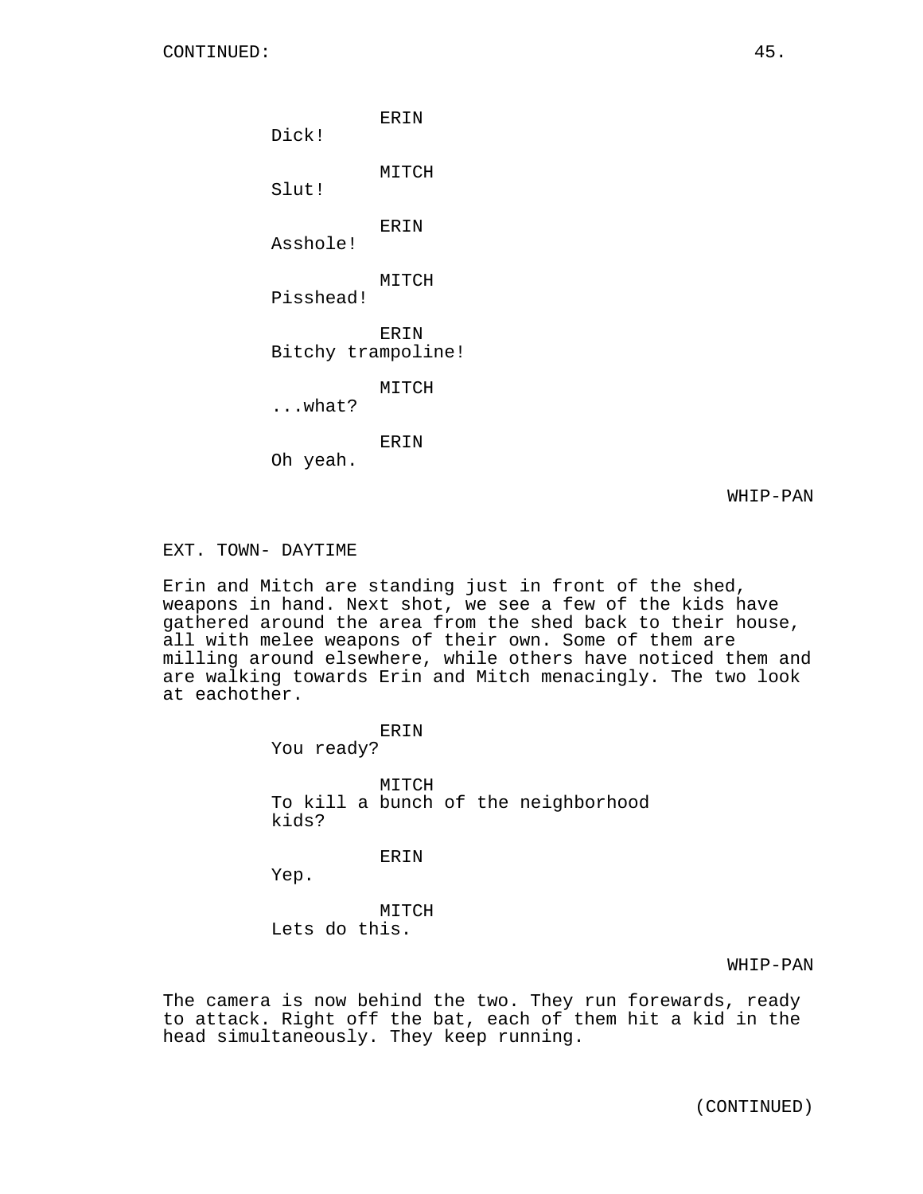ERIN
Dick!

MITCH
Slut!

ERIN
Asshole!

MITCH
Pisshead!

ERIN
Bitchy trampoline!

MITCH
...what?

ERIN
Oh yeah.

WHIP-PAN

EXT. TOWN- DAYTIME

Erin and Mitch are standing just in front of the shed, weapons in hand. Next shot, we see a few of the kids have gathered around the area from the shed back to their house, all with melee weapons of their own. Some of them are milling around elsewhere, while others have noticed them and are walking towards Erin and Mitch menacingly. The two look at eachother.

ERIN
You ready?

MITCH
To kill a bunch of the neighborhood kids?

ERIN
Yep.

MITCH
Lets do this.

WHIP-PAN

The camera is now behind the two. They run forewards, ready to attack. Right off the bat, each of them hit a kid in the head simultaneously. They keep running.

(CONTINUED)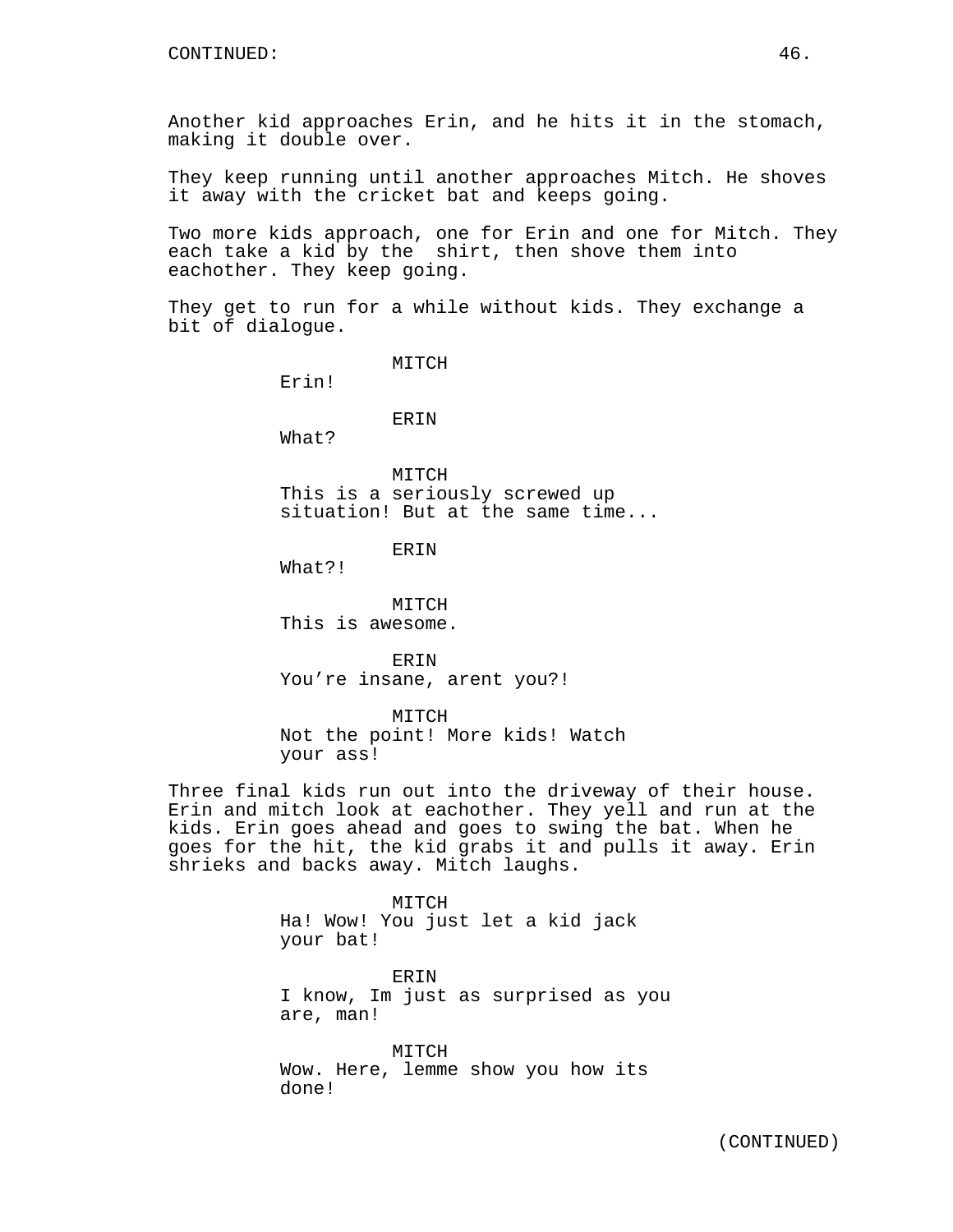Another kid approaches Erin, and he hits it in the stomach, making it double over.

They keep running until another approaches Mitch. He shoves it away with the cricket bat and keeps going.

Two more kids approach, one for Erin and one for Mitch. They each take a kid by the  shirt, then shove them into eachother. They keep going.

They get to run for a while without kids. They exchange a bit of dialogue.

MITCH
Erin!

ERIN
What?

MITCH
This is a seriously screwed up situation! But at the same time...

ERIN
What?!

MITCH
This is awesome.

ERIN
You’re insane, arent you?!

MITCH
Not the point! More kids! Watch your ass!

Three final kids run out into the driveway of their house. Erin and mitch look at eachother. They yell and run at the kids. Erin goes ahead and goes to swing the bat. When he goes for the hit, the kid grabs it and pulls it away. Erin shrieks and backs away. Mitch laughs.

MITCH
Ha! Wow! You just let a kid jack your bat!

ERIN
I know, Im just as surprised as you are, man!

MITCH
Wow. Here, lemme show you how its done!

(CONTINUED)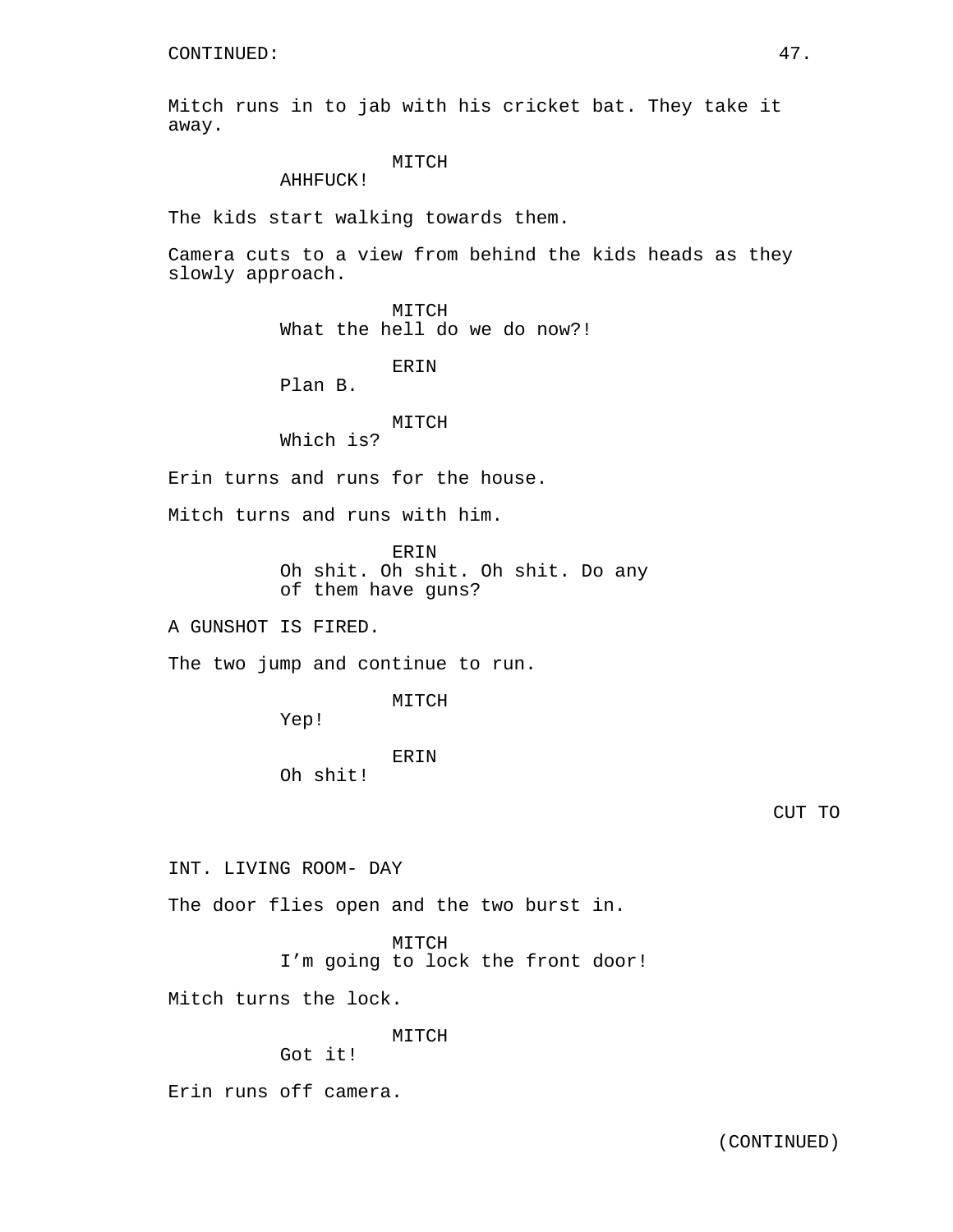CONTINUED:

Mitch runs in to jab with his cricket bat. They take it away.

MITCH
AHHFUCK!

The kids start walking towards them.

Camera cuts to a view from behind the kids heads as they slowly approach.

MITCH
What the hell do we do now?!

ERIN
Plan B.

MITCH
Which is?

Erin turns and runs for the house.

Mitch turns and runs with him.

ERIN
Oh shit. Oh shit. Oh shit. Do any of them have guns?

A GUNSHOT IS FIRED.

The two jump and continue to run.

MITCH
Yep!

ERIN
Oh shit!

CUT TO

INT. LIVING ROOM- DAY

The door flies open and the two burst in.

MITCH
I'm going to lock the front door!

Mitch turns the lock.

MITCH
Got it!

Erin runs off camera.

(CONTINUED)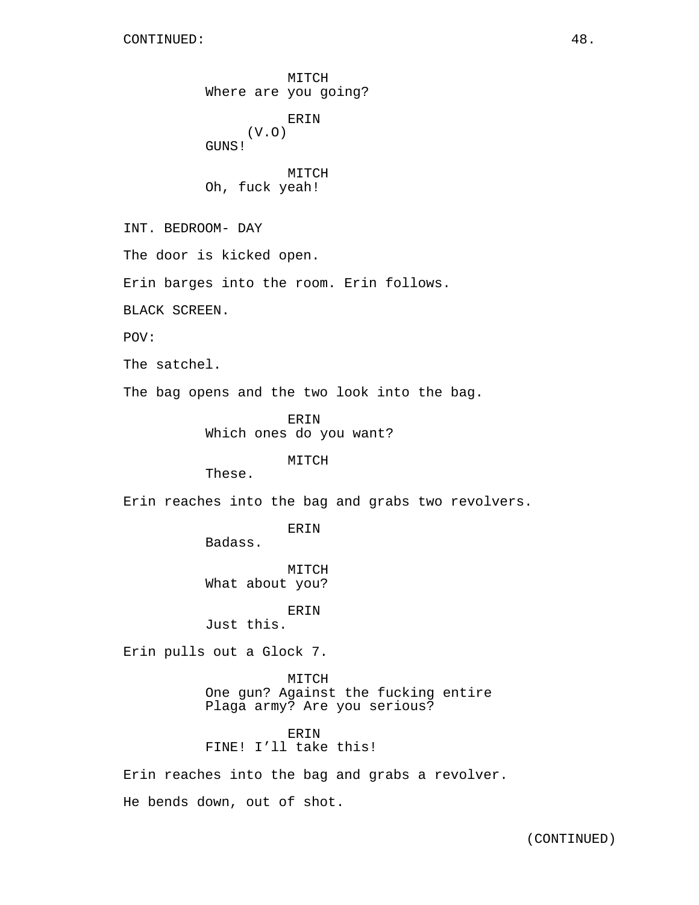CONTINUED:

MITCH
Where are you going?

ERIN
(V.O)
GUNS!

MITCH
Oh, fuck yeah!

INT. BEDROOM- DAY

The door is kicked open.

Erin barges into the room. Erin follows.

BLACK SCREEN.

POV:

The satchel.

The bag opens and the two look into the bag.

ERIN
Which ones do you want?

MITCH
These.

Erin reaches into the bag and grabs two revolvers.

ERIN
Badass.

MITCH
What about you?

ERIN
Just this.

Erin pulls out a Glock 7.

MITCH
One gun? Against the fucking entire Plaga army? Are you serious?

ERIN
FINE! I'll take this!

Erin reaches into the bag and grabs a revolver.

He bends down, out of shot.

(CONTINUED)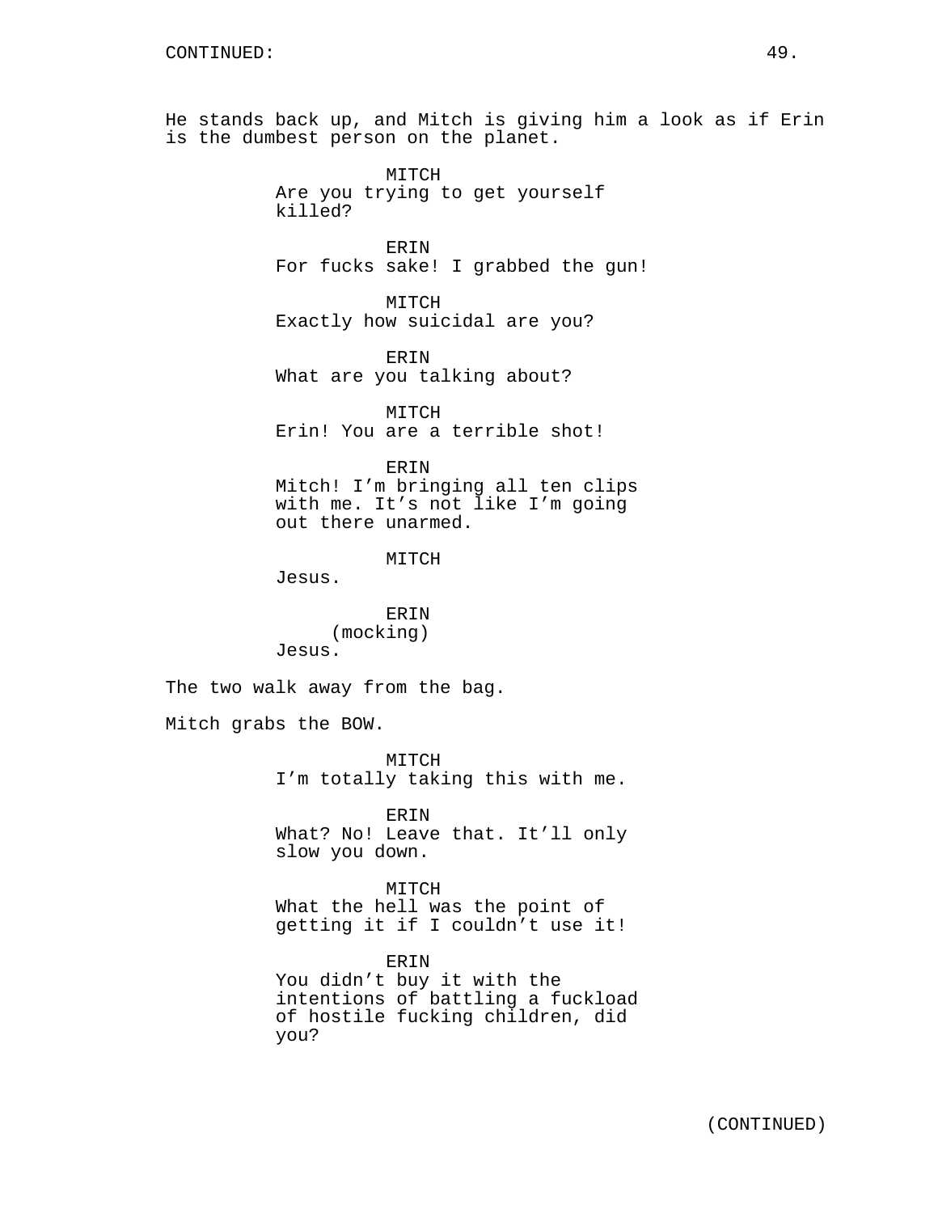CONTINUED:

He stands back up, and Mitch is giving him a look as if Erin is the dumbest person on the planet.

MITCH
Are you trying to get yourself killed?

ERIN
For fucks sake! I grabbed the gun!

MITCH
Exactly how suicidal are you?

ERIN
What are you talking about?

MITCH
Erin! You are a terrible shot!

ERIN
Mitch! I'm bringing all ten clips with me. It's not like I'm going out there unarmed.

MITCH
Jesus.

ERIN
(mocking)
Jesus.

The two walk away from the bag.

Mitch grabs the BOW.

MITCH
I'm totally taking this with me.

ERIN
What? No! Leave that. It'll only slow you down.

MITCH
What the hell was the point of getting it if I couldn't use it!

ERIN
You didn't buy it with the intentions of battling a fuckload of hostile fucking children, did you?

(CONTINUED)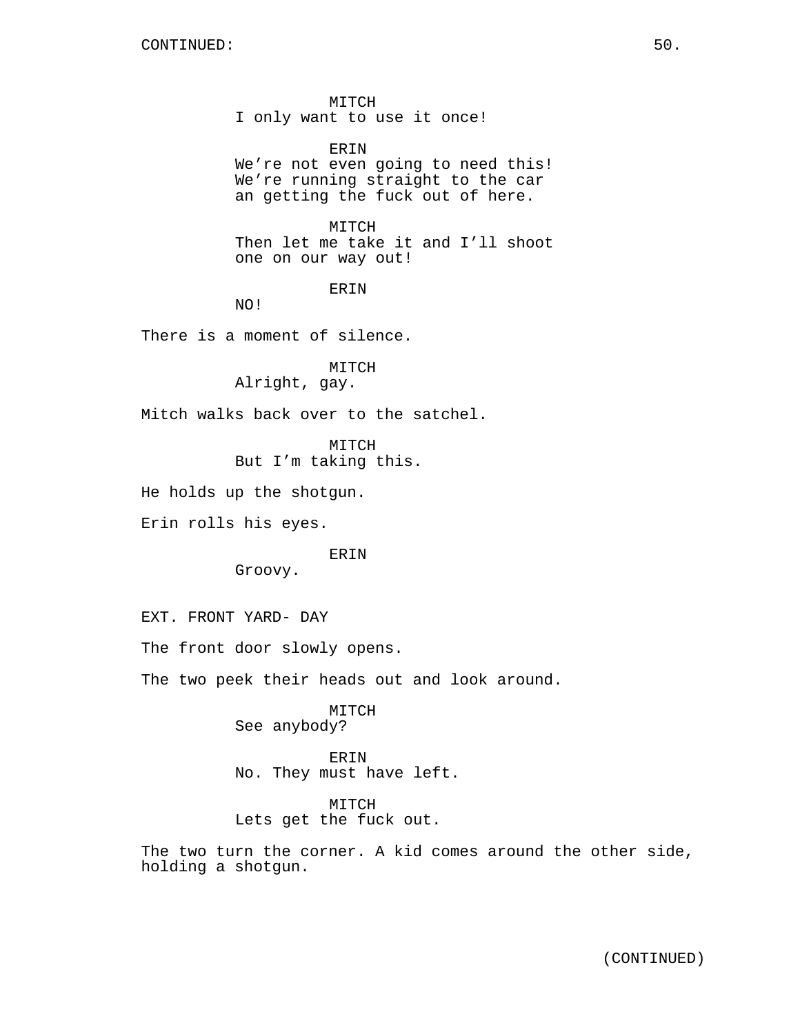CONTINUED:

MITCH
I only want to use it once!

ERIN
We’re not even going to need this! We’re running straight to the car an getting the fuck out of here.

MITCH
Then let me take it and I’ll shoot one on our way out!

ERIN
NO!

There is a moment of silence.

MITCH
Alright, gay.

Mitch walks back over to the satchel.

MITCH
But I’m taking this.

He holds up the shotgun.

Erin rolls his eyes.

ERIN
Groovy.

EXT. FRONT YARD- DAY

The front door slowly opens.

The two peek their heads out and look around.

MITCH
See anybody?

ERIN
No. They must have left.

MITCH
Lets get the fuck out.

The two turn the corner. A kid comes around the other side, holding a shotgun.

(CONTINUED)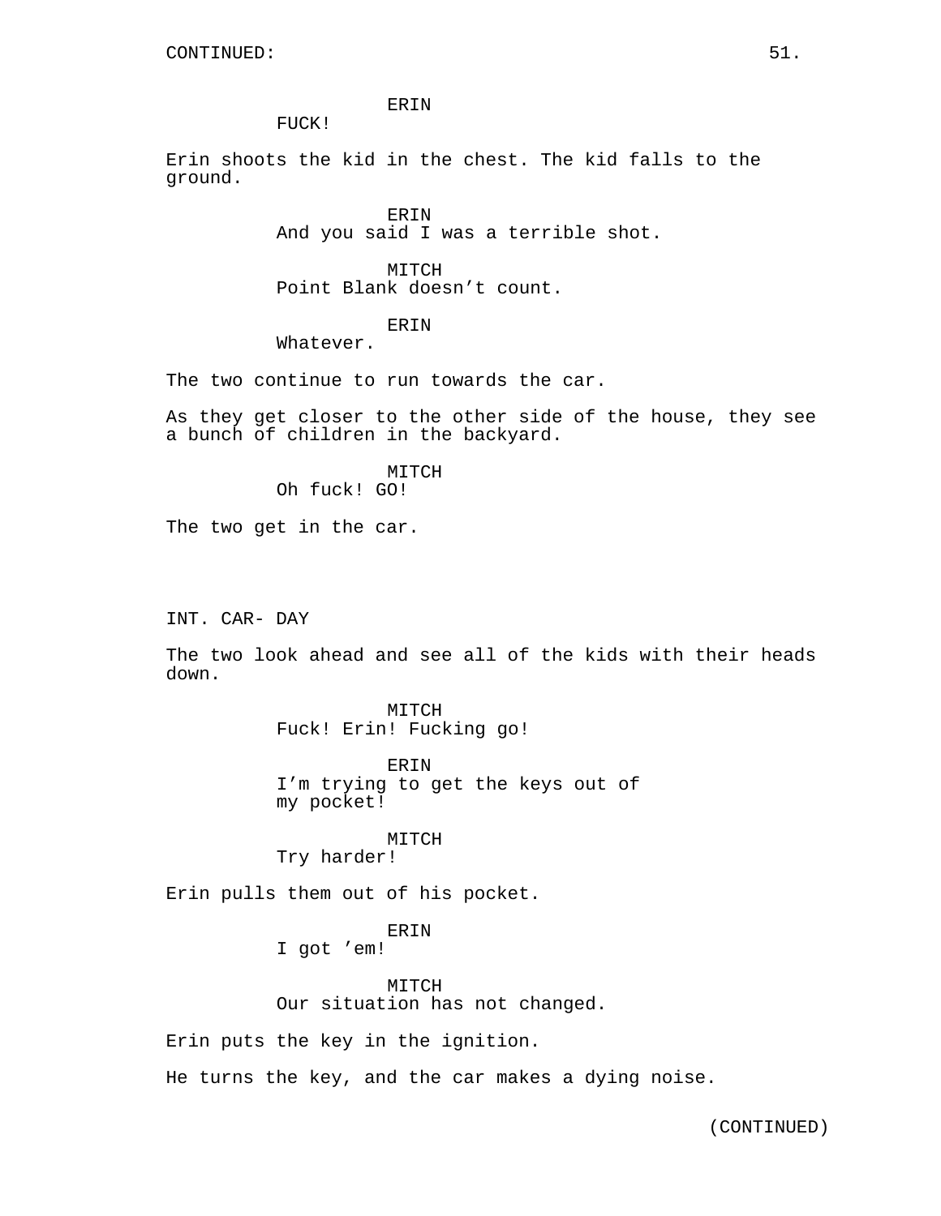CONTINUED:

ERIN
FUCK!

Erin shoots the kid in the chest. The kid falls to the ground.

ERIN
And you said I was a terrible shot.

MITCH
Point Blank doesn't count.

ERIN
Whatever.

The two continue to run towards the car.

As they get closer to the other side of the house, they see a bunch of children in the backyard.

MITCH
Oh fuck! GO!

The two get in the car.

INT. CAR- DAY

The two look ahead and see all of the kids with their heads down.

MITCH
Fuck! Erin! Fucking go!

ERIN
I'm trying to get the keys out of my pocket!

MITCH
Try harder!

Erin pulls them out of his pocket.

ERIN
I got 'em!

MITCH
Our situation has not changed.

Erin puts the key in the ignition.

He turns the key, and the car makes a dying noise.

(CONTINUED)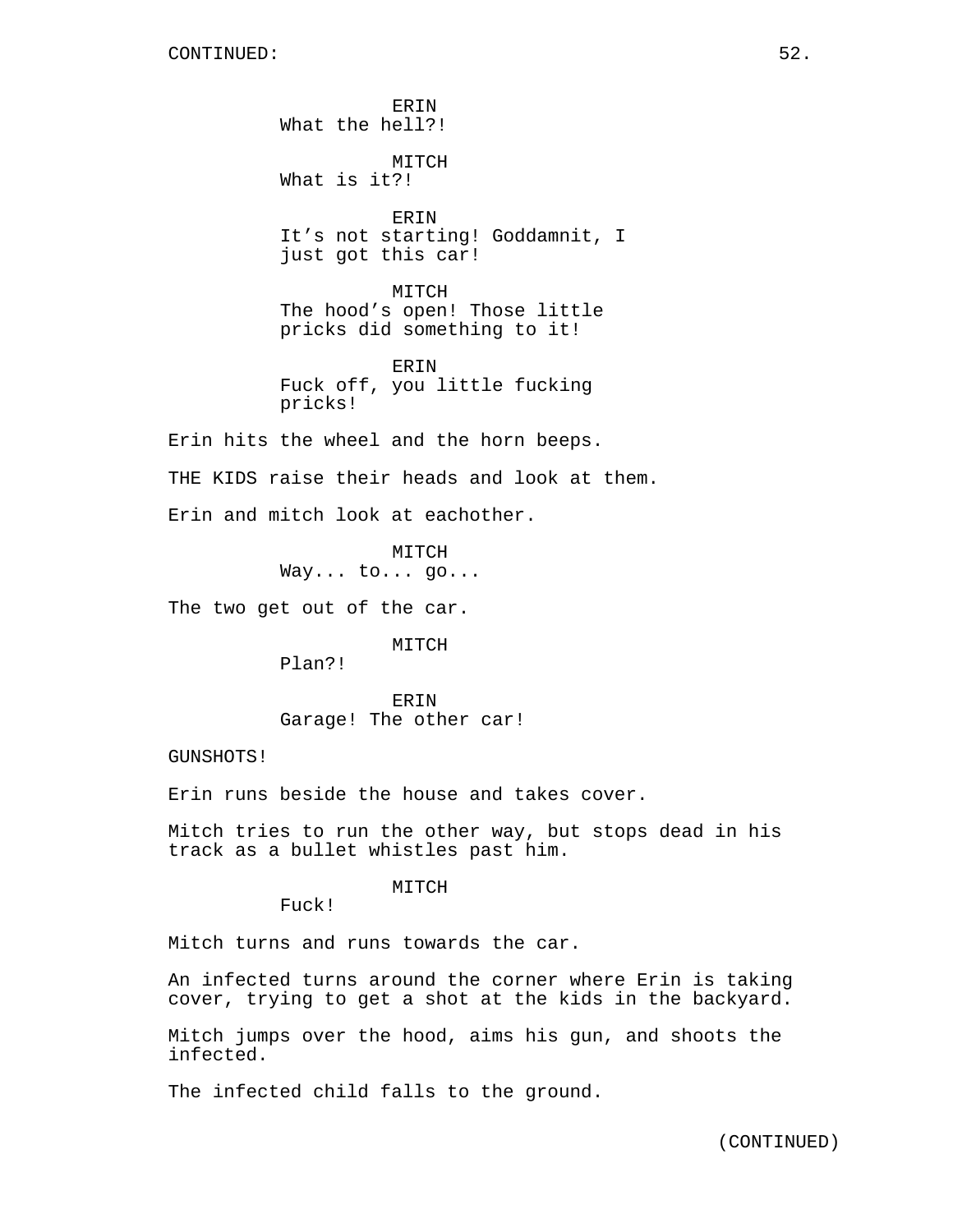ERIN
What the hell?!

MITCH
What is it?!

ERIN
It’s not starting! Goddamnit, I just got this car!

MITCH
The hood’s open! Those little pricks did something to it!

ERIN
Fuck off, you little fucking pricks!

Erin hits the wheel and the horn beeps.

THE KIDS raise their heads and look at them.

Erin and mitch look at eachother.

MITCH
Way... to... go...

The two get out of the car.

MITCH
Plan?!

ERIN
Garage! The other car!

GUNSHOTS!

Erin runs beside the house and takes cover.

Mitch tries to run the other way, but stops dead in his track as a bullet whistles past him.

MITCH
Fuck!

Mitch turns and runs towards the car.

An infected turns around the corner where Erin is taking cover, trying to get a shot at the kids in the backyard.

Mitch jumps over the hood, aims his gun, and shoots the infected.

The infected child falls to the ground.

(CONTINUED)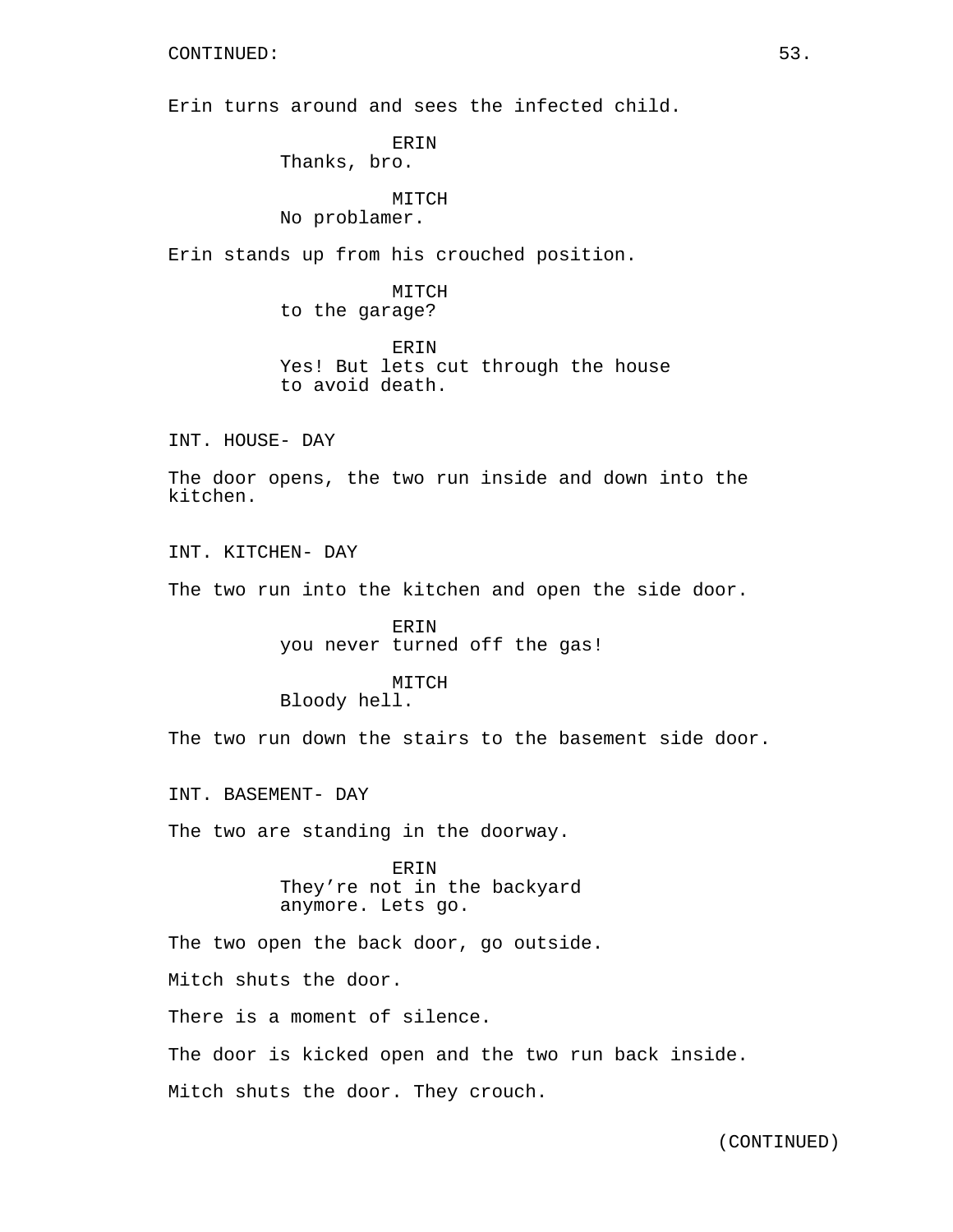CONTINUED:

Erin turns around and sees the infected child.

ERIN
Thanks, bro.

MITCH
No problamer.

Erin stands up from his crouched position.

MITCH
to the garage?

ERIN
Yes! But lets cut through the house to avoid death.

INT. HOUSE- DAY

The door opens, the two run inside and down into the kitchen.

INT. KITCHEN- DAY

The two run into the kitchen and open the side door.

ERIN
you never turned off the gas!

MITCH
Bloody hell.

The two run down the stairs to the basement side door.

INT. BASEMENT- DAY

The two are standing in the doorway.

ERIN
They’re not in the backyard anymore. Lets go.

The two open the back door, go outside.

Mitch shuts the door.

There is a moment of silence.

The door is kicked open and the two run back inside.

Mitch shuts the door. They crouch.

(CONTINUED)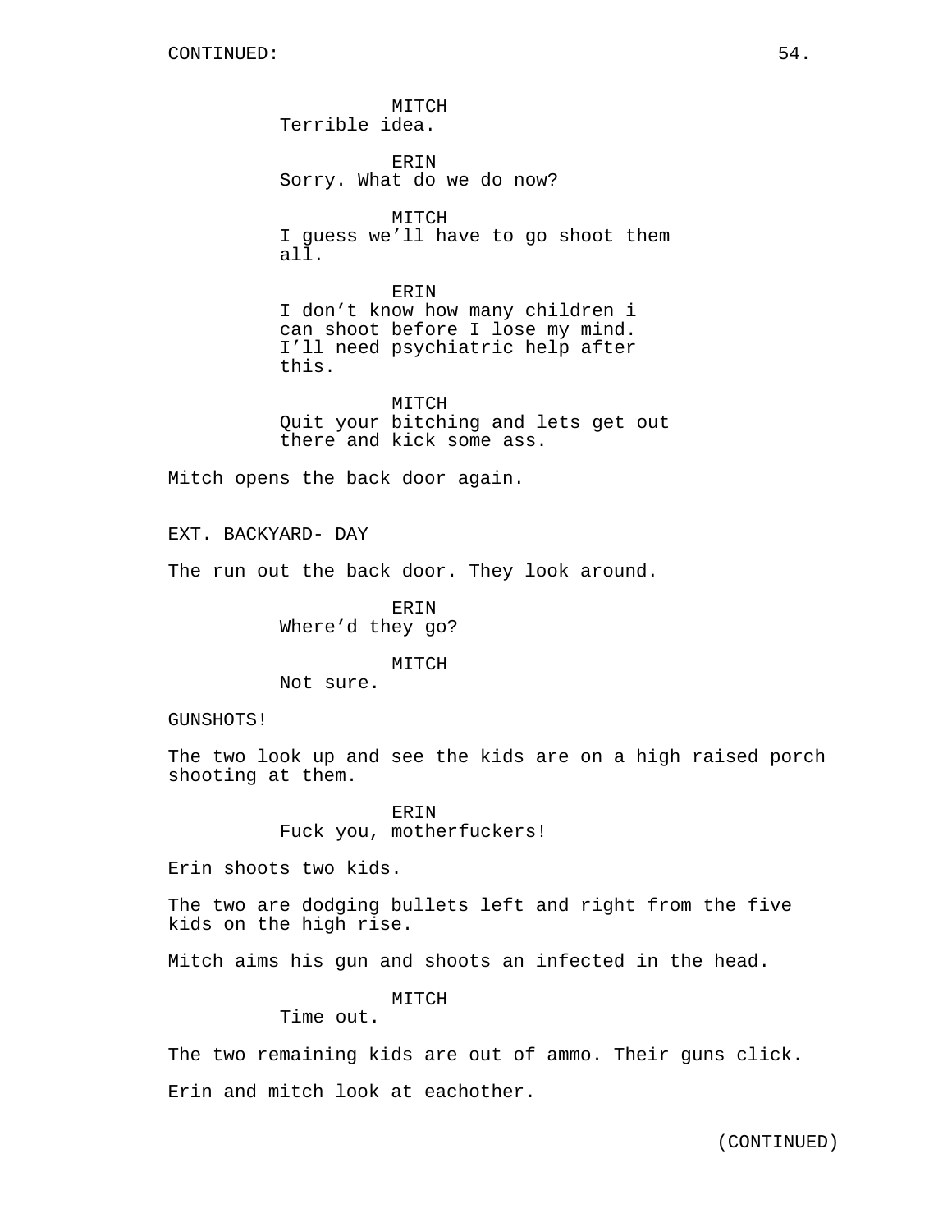CONTINUED:

MITCH
Terrible idea.

ERIN
Sorry. What do we do now?

MITCH
I guess we'll have to go shoot them all.

ERIN
I don't know how many children i can shoot before I lose my mind. I'll need psychiatric help after this.

MITCH
Quit your bitching and lets get out there and kick some ass.

Mitch opens the back door again.

EXT. BACKYARD- DAY

The run out the back door. They look around.

ERIN
Where'd they go?

MITCH
Not sure.

GUNSHOTS!

The two look up and see the kids are on a high raised porch shooting at them.

ERIN
Fuck you, motherfuckers!

Erin shoots two kids.

The two are dodging bullets left and right from the five kids on the high rise.

Mitch aims his gun and shoots an infected in the head.

MITCH
Time out.

The two remaining kids are out of ammo. Their guns click.

Erin and mitch look at eachother.

(CONTINUED)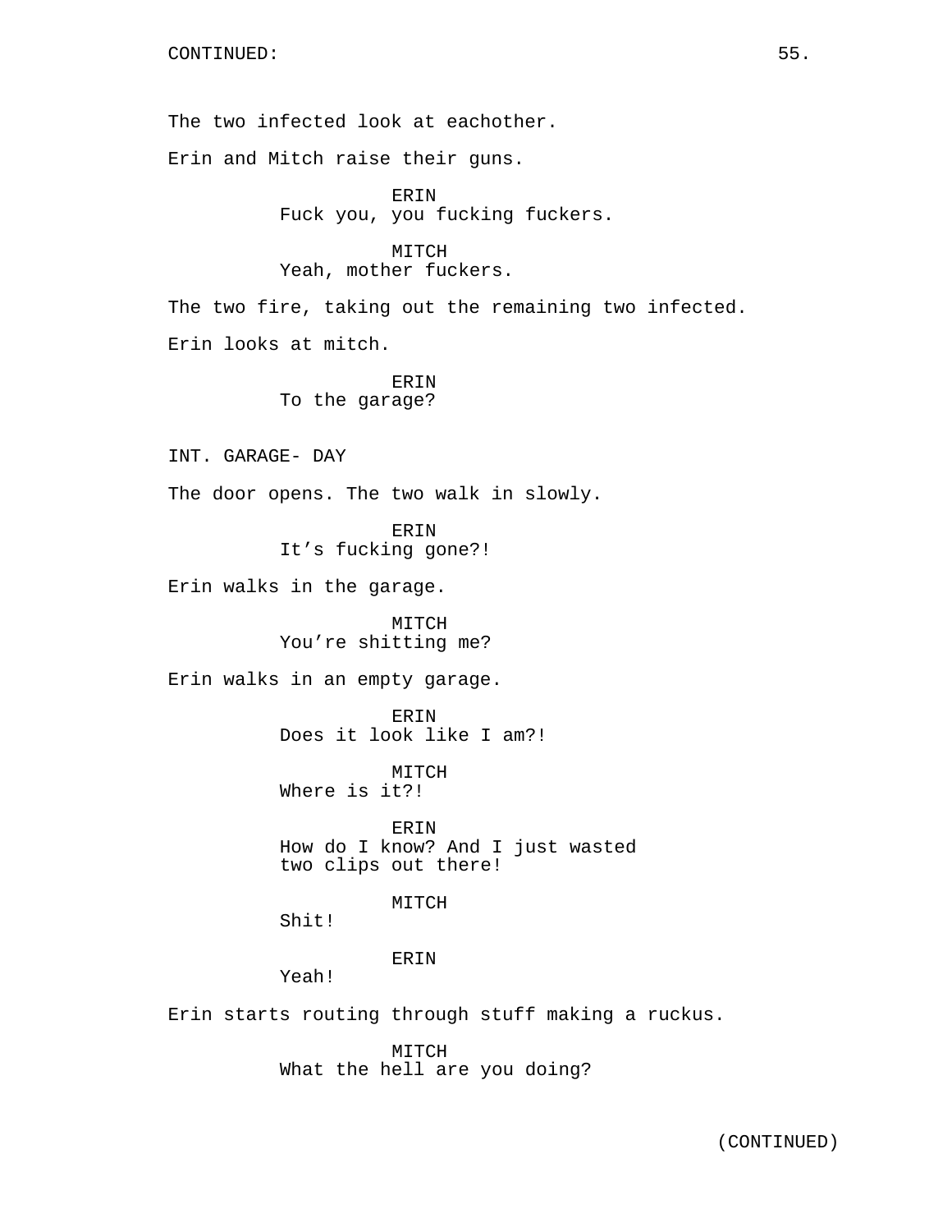CONTINUED:

The two infected look at eachother.

Erin and Mitch raise their guns.

ERIN
Fuck you, you fucking fuckers.

MITCH
Yeah, mother fuckers.

The two fire, taking out the remaining two infected.

Erin looks at mitch.

ERIN
To the garage?

INT. GARAGE- DAY

The door opens. The two walk in slowly.

ERIN
It’s fucking gone?!

Erin walks in the garage.

MITCH
You’re shitting me?

Erin walks in an empty garage.

ERIN
Does it look like I am?!

MITCH
Where is it?!

ERIN
How do I know? And I just wasted two clips out there!

MITCH
Shit!

ERIN
Yeah!

Erin starts routing through stuff making a ruckus.

MITCH
What the hell are you doing?

(CONTINUED)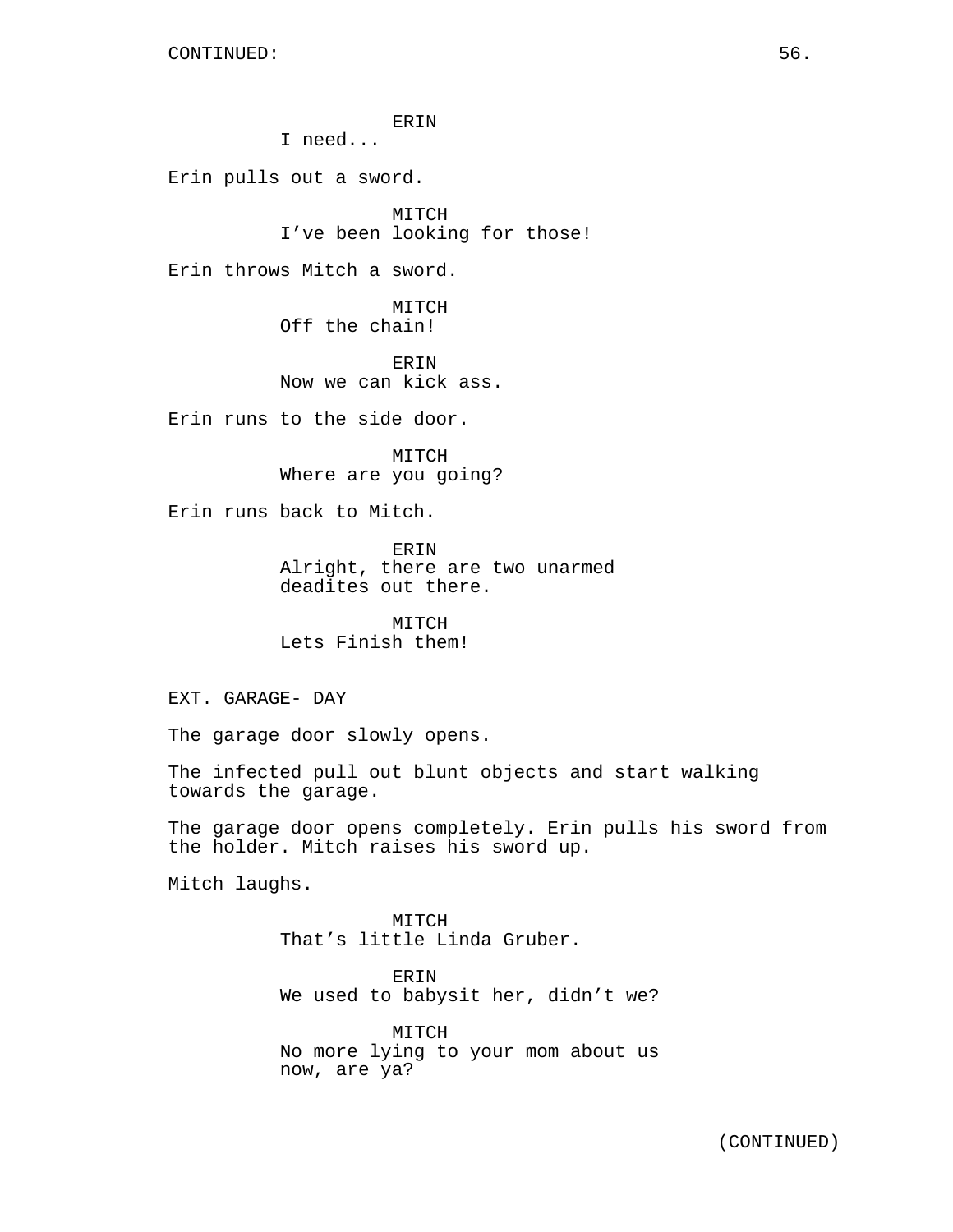ERIN
I need...

Erin pulls out a sword.

MITCH
I’ve been looking for those!

Erin throws Mitch a sword.

MITCH
Off the chain!

ERIN
Now we can kick ass.

Erin runs to the side door.

MITCH
Where are you going?

Erin runs back to Mitch.

ERIN
Alright, there are two unarmed deadites out there.

MITCH
Lets Finish them!

EXT. GARAGE- DAY

The garage door slowly opens.

The infected pull out blunt objects and start walking towards the garage.

The garage door opens completely. Erin pulls his sword from the holder. Mitch raises his sword up.

Mitch laughs.

MITCH
That’s little Linda Gruber.

ERIN
We used to babysit her, didn’t we?

MITCH
No more lying to your mom about us now, are ya?

(CONTINUED)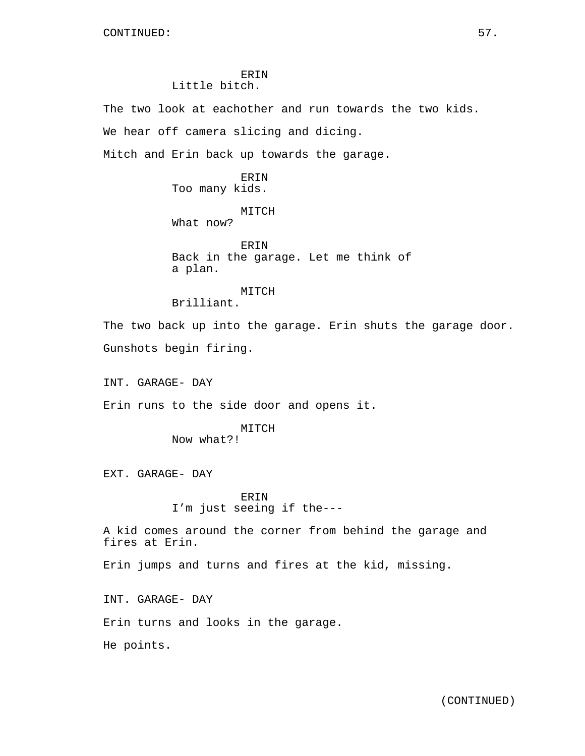ERIN
Little bitch.

The two look at eachother and run towards the two kids.

We hear off camera slicing and dicing.

Mitch and Erin back up towards the garage.

ERIN
Too many kids.

MITCH
What now?

ERIN
Back in the garage. Let me think of a plan.

MITCH
Brilliant.

The two back up into the garage. Erin shuts the garage door.

Gunshots begin firing.

INT. GARAGE- DAY

Erin runs to the side door and opens it.

MITCH
Now what?!

EXT. GARAGE- DAY

ERIN
I'm just seeing if the---

A kid comes around the corner from behind the garage and fires at Erin.

Erin jumps and turns and fires at the kid, missing.

INT. GARAGE- DAY

Erin turns and looks in the garage.

He points.

(CONTINUED)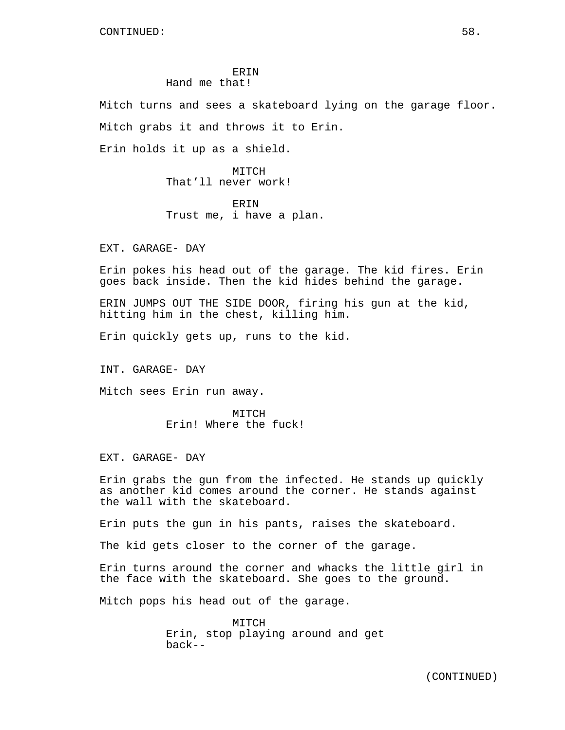CONTINUED:

ERIN
Hand me that!

Mitch turns and sees a skateboard lying on the garage floor.

Mitch grabs it and throws it to Erin.

Erin holds it up as a shield.

MITCH
That’ll never work!

ERIN
Trust me, i have a plan.

EXT. GARAGE- DAY

Erin pokes his head out of the garage. The kid fires. Erin goes back inside. Then the kid hides behind the garage.

ERIN JUMPS OUT THE SIDE DOOR, firing his gun at the kid, hitting him in the chest, killing him.

Erin quickly gets up, runs to the kid.

INT. GARAGE- DAY

Mitch sees Erin run away.

MITCH
Erin! Where the fuck!

EXT. GARAGE- DAY

Erin grabs the gun from the infected. He stands up quickly as another kid comes around the corner. He stands against the wall with the skateboard.

Erin puts the gun in his pants, raises the skateboard.

The kid gets closer to the corner of the garage.

Erin turns around the corner and whacks the little girl in the face with the skateboard. She goes to the ground.

Mitch pops his head out of the garage.

MITCH
Erin, stop playing around and get back--

(CONTINUED)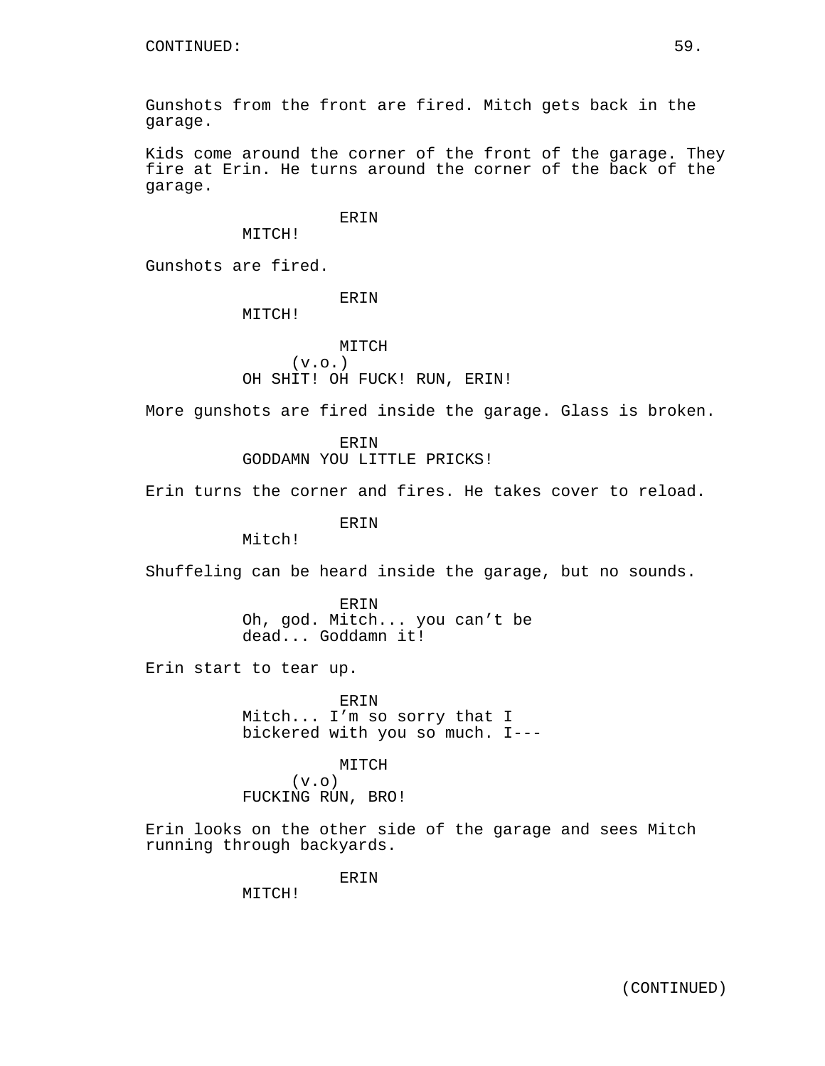CONTINUED:

Gunshots from the front are fired. Mitch gets back in the garage.

Kids come around the corner of the front of the garage. They fire at Erin. He turns around the corner of the back of the garage.

ERIN
MITCH!

Gunshots are fired.

ERIN
MITCH!

MITCH
(v.o.)
OH SHIT! OH FUCK! RUN, ERIN!

More gunshots are fired inside the garage. Glass is broken.

ERIN
GODDAMN YOU LITTLE PRICKS!

Erin turns the corner and fires. He takes cover to reload.

ERIN
Mitch!

Shuffeling can be heard inside the garage, but no sounds.

ERIN
Oh, god. Mitch... you can't be dead... Goddamn it!

Erin start to tear up.

ERIN
Mitch... I'm so sorry that I bickered with you so much. I---

MITCH
(v.o)
FUCKING RUN, BRO!

Erin looks on the other side of the garage and sees Mitch running through backyards.

ERIN
MITCH!

(CONTINUED)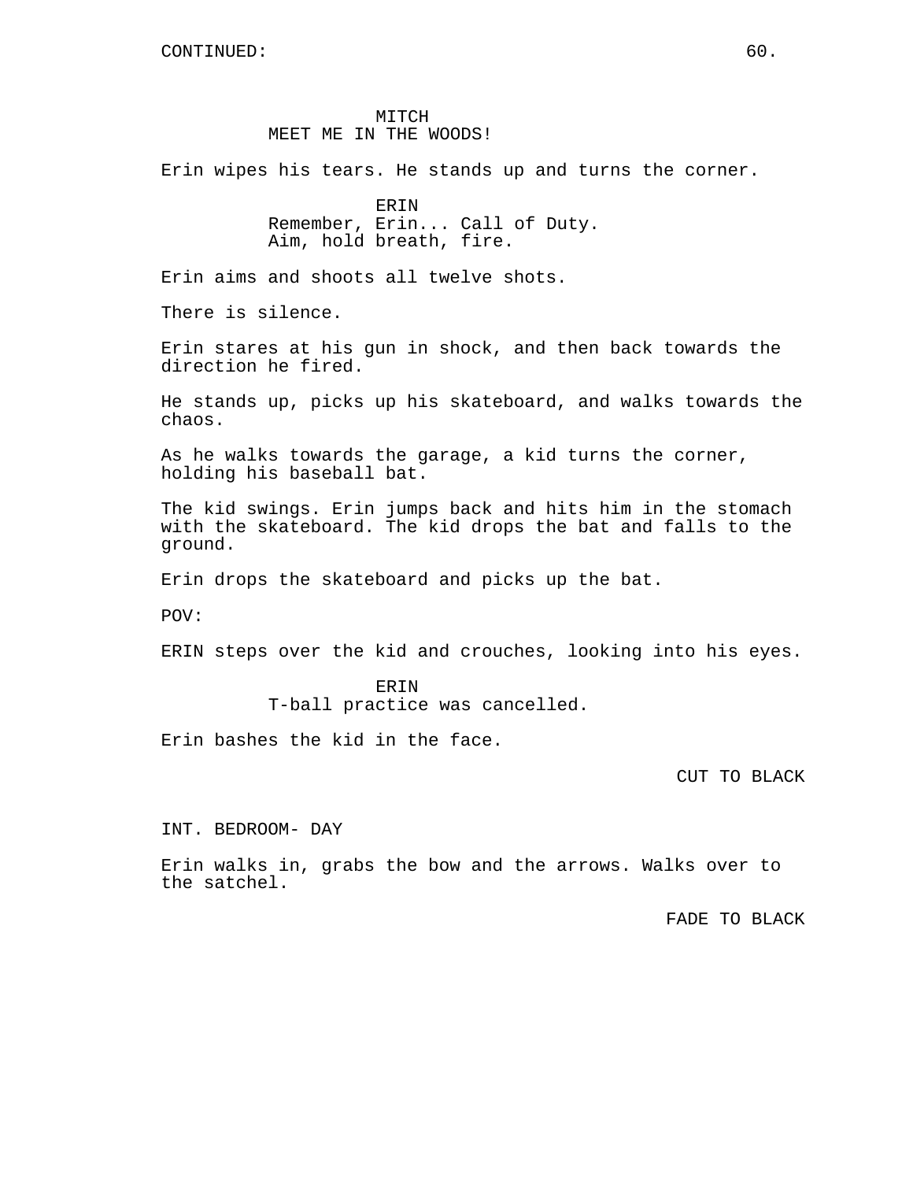MITCH
MEET ME IN THE WOODS!

Erin wipes his tears. He stands up and turns the corner.

ERIN
Remember, Erin... Call of Duty.
Aim, hold breath, fire.

Erin aims and shoots all twelve shots.

There is silence.

Erin stares at his gun in shock, and then back towards the direction he fired.

He stands up, picks up his skateboard, and walks towards the chaos.

As he walks towards the garage, a kid turns the corner, holding his baseball bat.

The kid swings. Erin jumps back and hits him in the stomach with the skateboard. The kid drops the bat and falls to the ground.

Erin drops the skateboard and picks up the bat.

POV:

ERIN steps over the kid and crouches, looking into his eyes.

ERIN
T-ball practice was cancelled.

Erin bashes the kid in the face.

CUT TO BLACK

INT. BEDROOM- DAY

Erin walks in, grabs the bow and the arrows. Walks over to the satchel.

FADE TO BLACK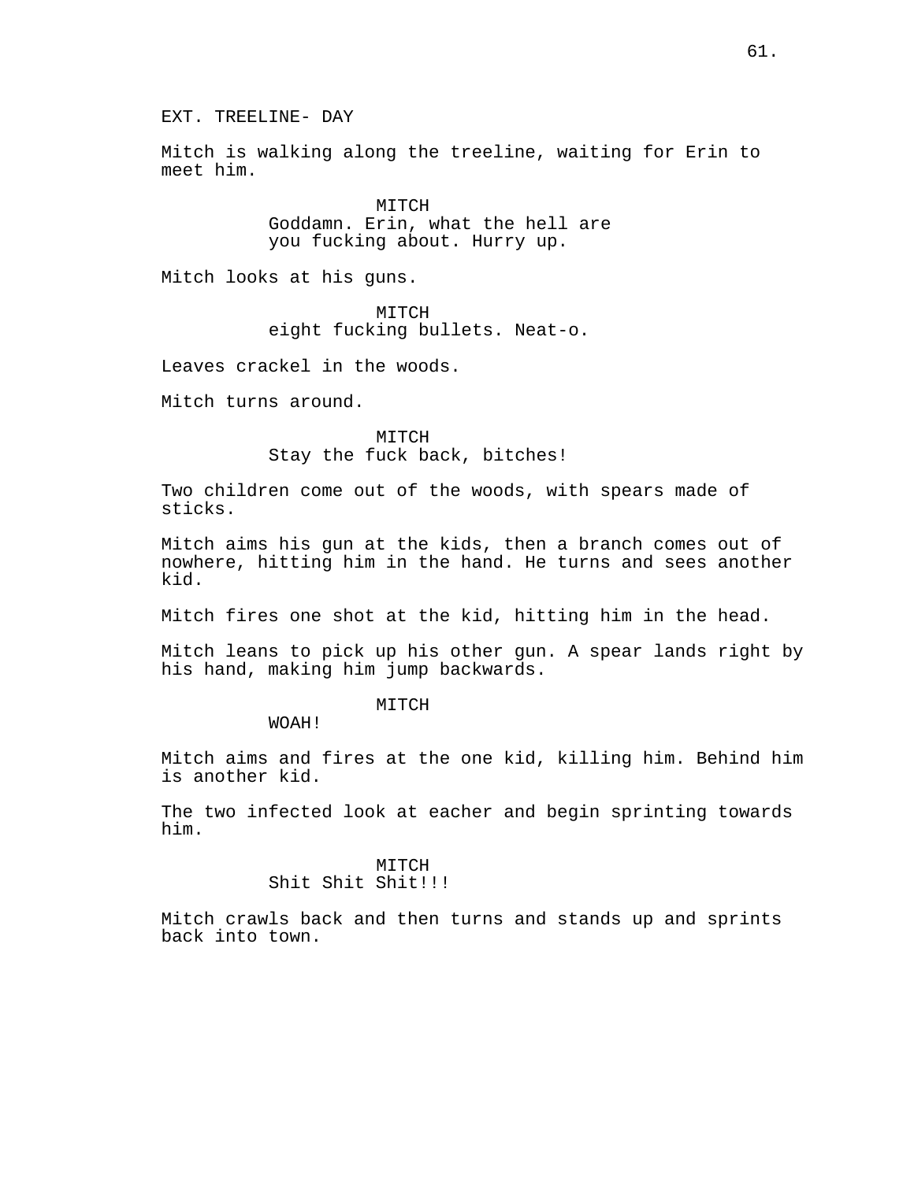EXT. TREELINE- DAY

Mitch is walking along the treeline, waiting for Erin to meet him.

MITCH
Goddamn. Erin, what the hell are you fucking about. Hurry up.

Mitch looks at his guns.

MITCH
eight fucking bullets. Neat-o.

Leaves crackel in the woods.

Mitch turns around.

MITCH
Stay the fuck back, bitches!

Two children come out of the woods, with spears made of sticks.

Mitch aims his gun at the kids, then a branch comes out of nowhere, hitting him in the hand. He turns and sees another kid.

Mitch fires one shot at the kid, hitting him in the head.

Mitch leans to pick up his other gun. A spear lands right by his hand, making him jump backwards.

MITCH
WOAH!

Mitch aims and fires at the one kid, killing him. Behind him is another kid.

The two infected look at eacher and begin sprinting towards him.

MITCH
Shit Shit Shit!!!

Mitch crawls back and then turns and stands up and sprints back into town.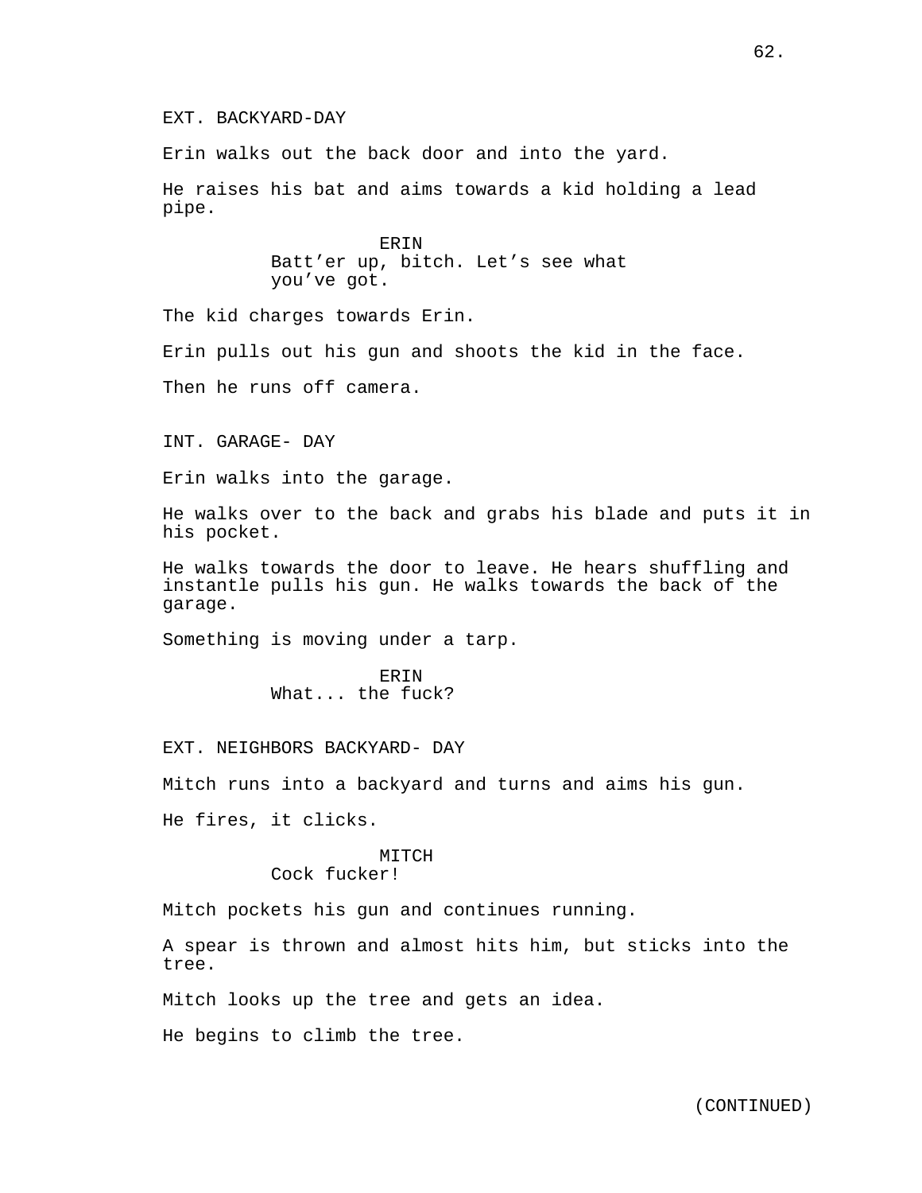EXT. BACKYARD-DAY

Erin walks out the back door and into the yard.

He raises his bat and aims towards a kid holding a lead pipe.

ERIN
Batt'er up, bitch. Let's see what you've got.

The kid charges towards Erin.

Erin pulls out his gun and shoots the kid in the face.

Then he runs off camera.

INT. GARAGE- DAY

Erin walks into the garage.

He walks over to the back and grabs his blade and puts it in his pocket.

He walks towards the door to leave. He hears shuffling and instantle pulls his gun. He walks towards the back of the garage.

Something is moving under a tarp.

ERIN
What... the fuck?

EXT. NEIGHBORS BACKYARD- DAY

Mitch runs into a backyard and turns and aims his gun.

He fires, it clicks.

MITCH
Cock fucker!

Mitch pockets his gun and continues running.

A spear is thrown and almost hits him, but sticks into the tree.

Mitch looks up the tree and gets an idea.

He begins to climb the tree.

(CONTINUED)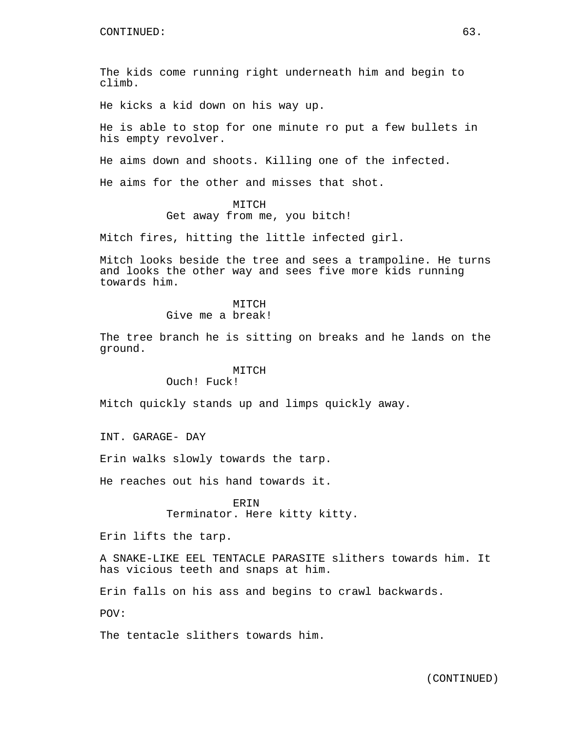CONTINUED:

The kids come running right underneath him and begin to climb.

He kicks a kid down on his way up.

He is able to stop for one minute ro put a few bullets in his empty revolver.

He aims down and shoots. Killing one of the infected.

He aims for the other and misses that shot.

MITCH
Get away from me, you bitch!

Mitch fires, hitting the little infected girl.

Mitch looks beside the tree and sees a trampoline. He turns and looks the other way and sees five more kids running towards him.

MITCH
Give me a break!

The tree branch he is sitting on breaks and he lands on the ground.

MITCH
Ouch! Fuck!

Mitch quickly stands up and limps quickly away.

INT. GARAGE- DAY

Erin walks slowly towards the tarp.

He reaches out his hand towards it.

ERIN
Terminator. Here kitty kitty.

Erin lifts the tarp.

A SNAKE-LIKE EEL TENTACLE PARASITE slithers towards him. It has vicious teeth and snaps at him.

Erin falls on his ass and begins to crawl backwards.

POV:

The tentacle slithers towards him.

(CONTINUED)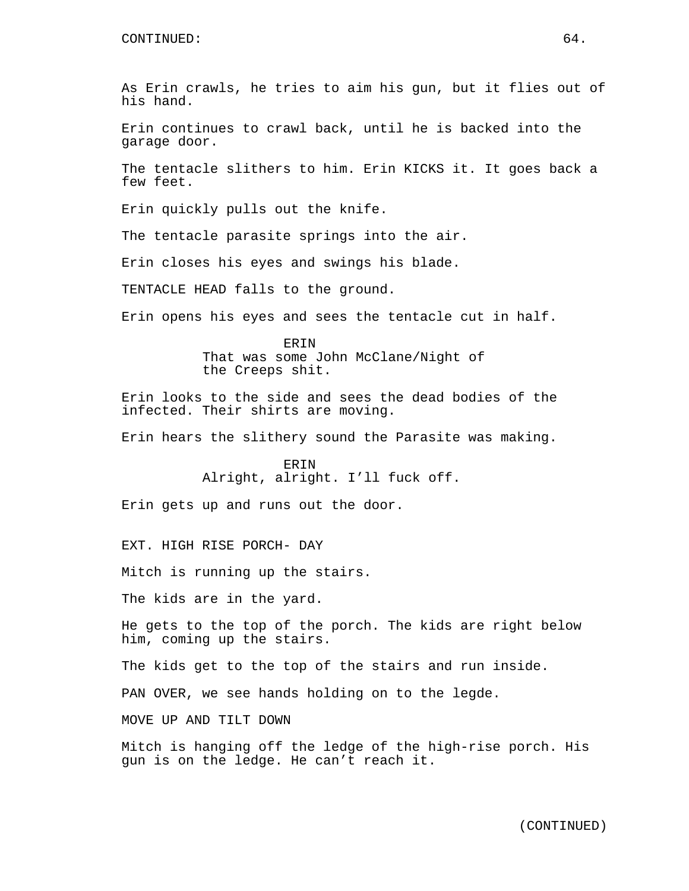As Erin crawls, he tries to aim his gun, but it flies out of his hand.

Erin continues to crawl back, until he is backed into the garage door.

The tentacle slithers to him. Erin KICKS it. It goes back a few feet.

Erin quickly pulls out the knife.

The tentacle parasite springs into the air.

Erin closes his eyes and swings his blade.

TENTACLE HEAD falls to the ground.

Erin opens his eyes and sees the tentacle cut in half.

ERIN
That was some John McClane/Night of the Creeps shit.

Erin looks to the side and sees the dead bodies of the infected. Their shirts are moving.

Erin hears the slithery sound the Parasite was making.

ERIN
Alright, alright. I'll fuck off.

Erin gets up and runs out the door.

EXT. HIGH RISE PORCH- DAY

Mitch is running up the stairs.

The kids are in the yard.

He gets to the top of the porch. The kids are right below him, coming up the stairs.

The kids get to the top of the stairs and run inside.

PAN OVER, we see hands holding on to the legde.

MOVE UP AND TILT DOWN

Mitch is hanging off the ledge of the high-rise porch. His gun is on the ledge. He can't reach it.

(CONTINUED)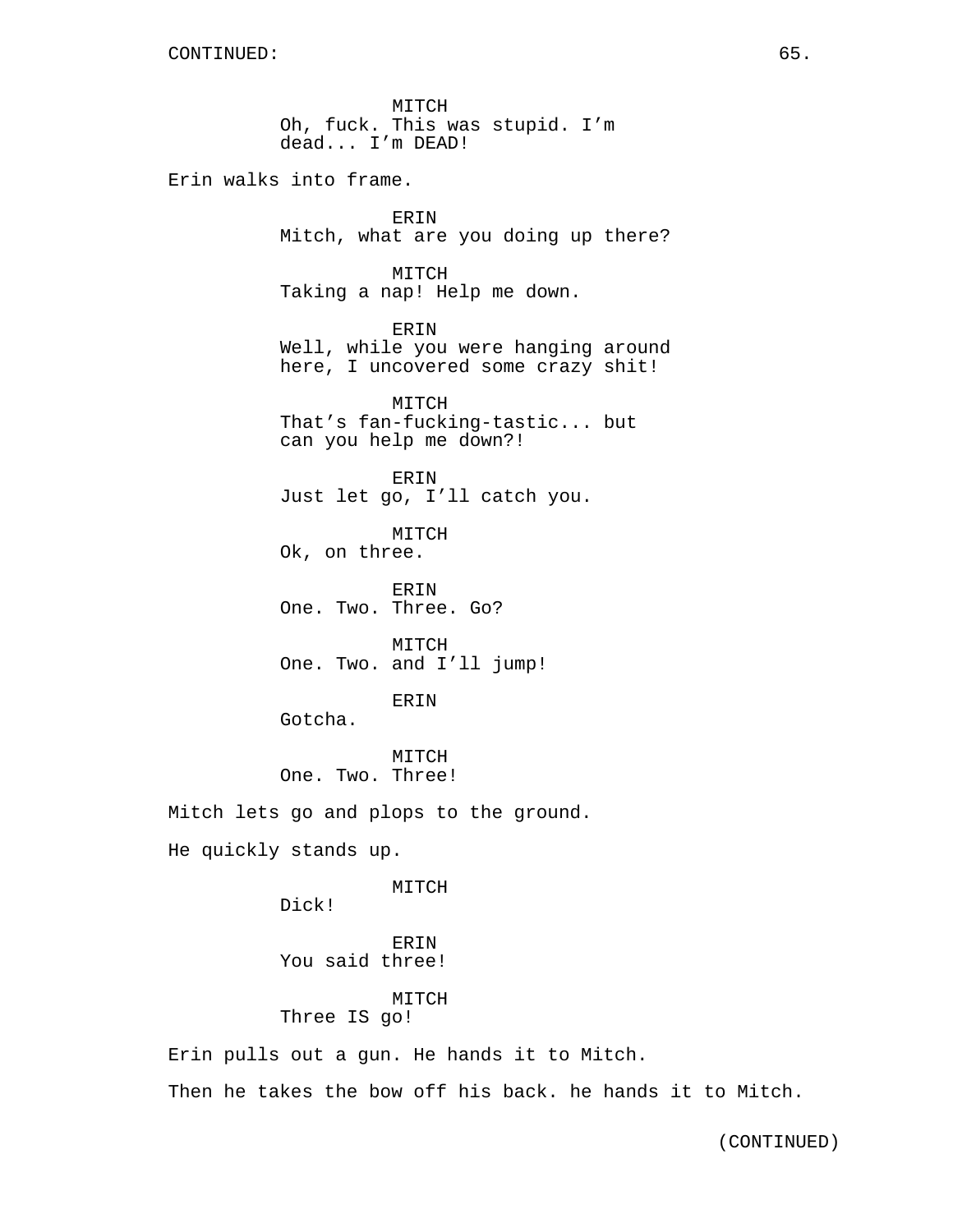CONTINUED:

MITCH
Oh, fuck. This was stupid. I'm dead... I'm DEAD!

Erin walks into frame.

ERIN
Mitch, what are you doing up there?

MITCH
Taking a nap! Help me down.

ERIN
Well, while you were hanging around here, I uncovered some crazy shit!

MITCH
That's fan-fucking-tastic... but can you help me down?!

ERIN
Just let go, I'll catch you.

MITCH
Ok, on three.

ERIN
One. Two. Three. Go?

MITCH
One. Two. and I'll jump!

ERIN
Gotcha.

MITCH
One. Two. Three!

Mitch lets go and plops to the ground.

He quickly stands up.

MITCH
Dick!

ERIN
You said three!

MITCH
Three IS go!

Erin pulls out a gun. He hands it to Mitch.

Then he takes the bow off his back. he hands it to Mitch.

(CONTINUED)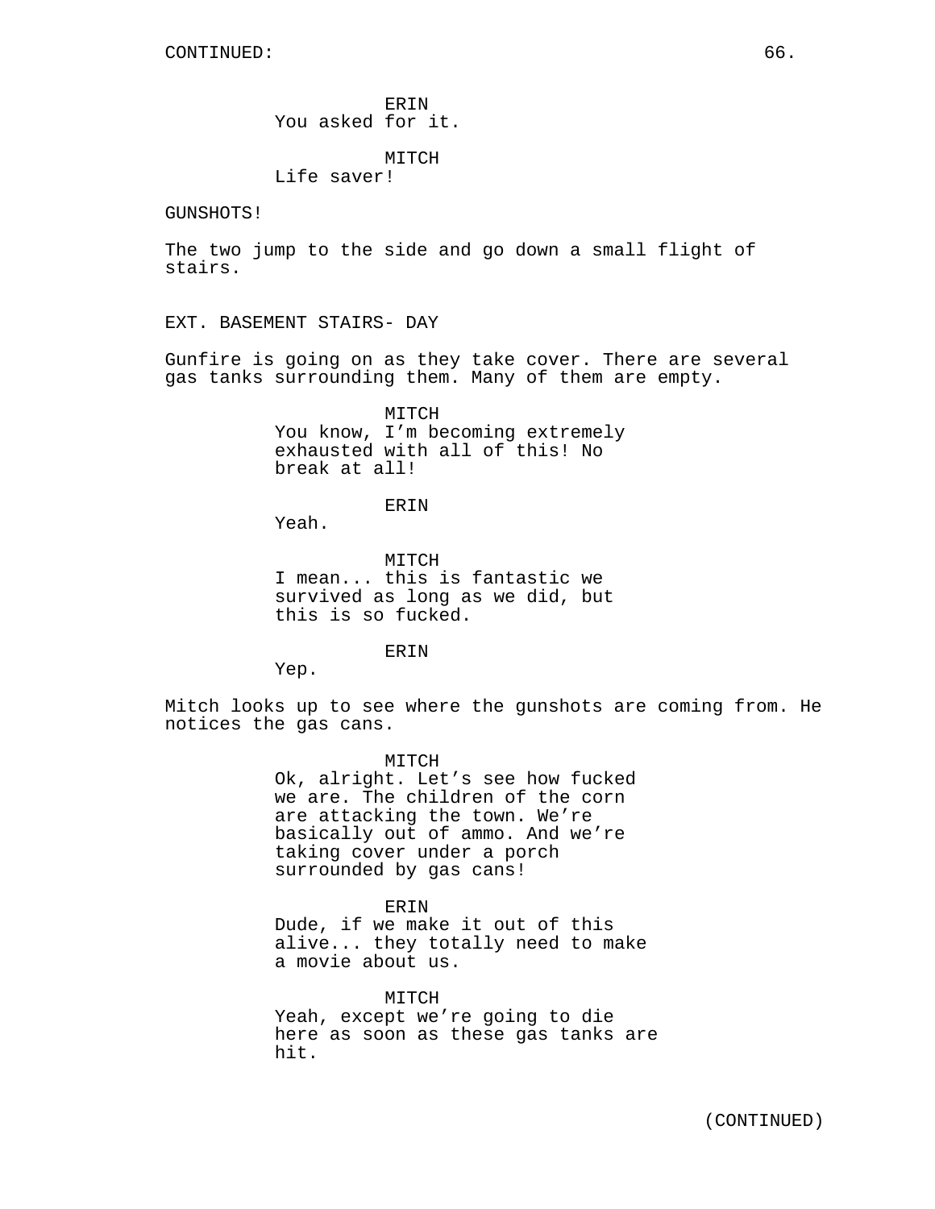CONTINUED:

ERIN
You asked for it.

MITCH
Life saver!

GUNSHOTS!

The two jump to the side and go down a small flight of stairs.

EXT. BASEMENT STAIRS- DAY

Gunfire is going on as they take cover. There are several gas tanks surrounding them. Many of them are empty.

MITCH
You know, I'm becoming extremely exhausted with all of this! No break at all!

ERIN
Yeah.

MITCH
I mean... this is fantastic we survived as long as we did, but this is so fucked.

ERIN
Yep.

Mitch looks up to see where the gunshots are coming from. He notices the gas cans.

MITCH
Ok, alright. Let's see how fucked we are. The children of the corn are attacking the town. We're basically out of ammo. And we're taking cover under a porch surrounded by gas cans!

ERIN
Dude, if we make it out of this alive... they totally need to make a movie about us.

MITCH
Yeah, except we're going to die here as soon as these gas tanks are hit.

(CONTINUED)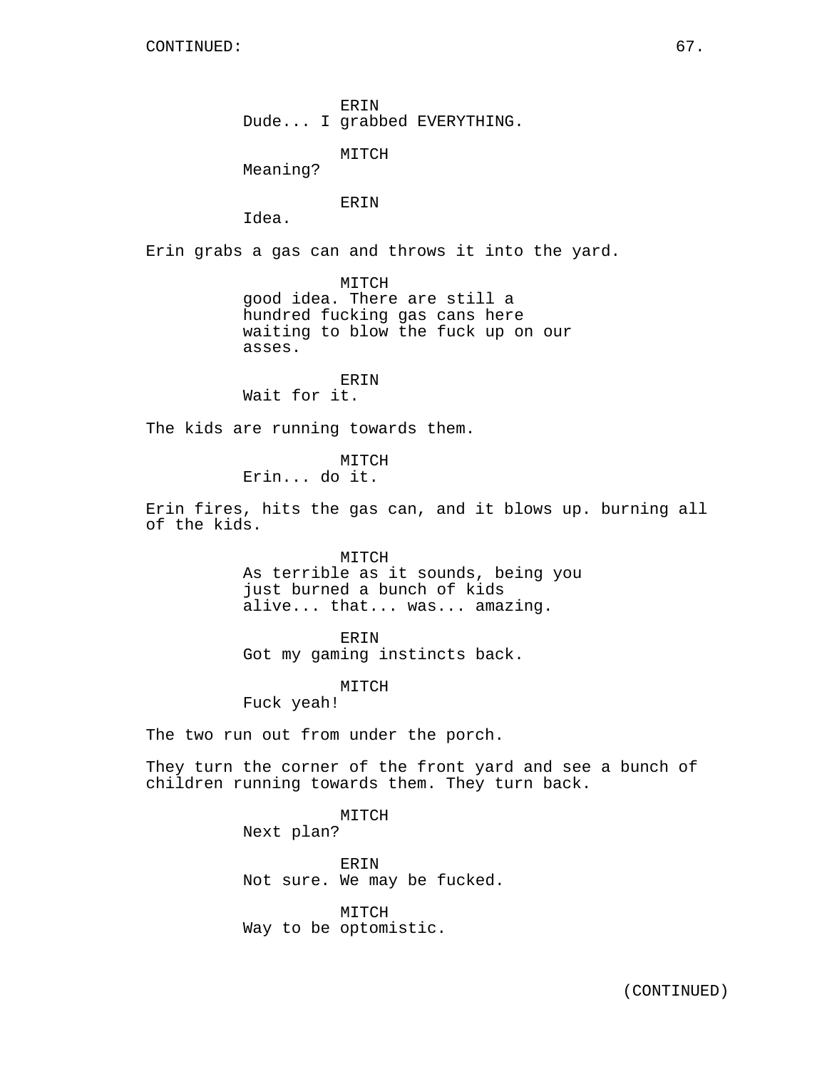ERIN
Dude... I grabbed EVERYTHING.

MITCH
Meaning?

ERIN
Idea.

Erin grabs a gas can and throws it into the yard.

MITCH
good idea. There are still a hundred fucking gas cans here waiting to blow the fuck up on our asses.

ERIN
Wait for it.

The kids are running towards them.

MITCH
Erin... do it.

Erin fires, hits the gas can, and it blows up. burning all of the kids.

MITCH
As terrible as it sounds, being you just burned a bunch of kids alive... that... was... amazing.

ERIN
Got my gaming instincts back.

MITCH
Fuck yeah!

The two run out from under the porch.

They turn the corner of the front yard and see a bunch of children running towards them. They turn back.

MITCH
Next plan?

ERIN
Not sure. We may be fucked.

MITCH
Way to be optomistic.

(CONTINUED)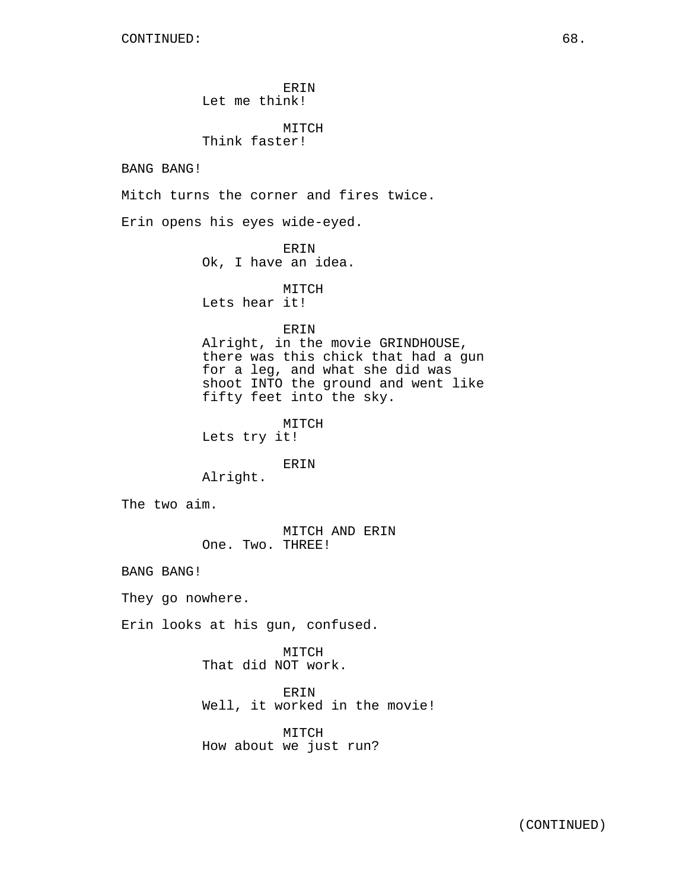CONTINUED:

ERIN
Let me think!

MITCH
Think faster!

BANG BANG!

Mitch turns the corner and fires twice.

Erin opens his eyes wide-eyed.

ERIN
Ok, I have an idea.

MITCH
Lets hear it!

ERIN
Alright, in the movie GRINDHOUSE, there was this chick that had a gun for a leg, and what she did was shoot INTO the ground and went like fifty feet into the sky.

MITCH
Lets try it!

ERIN
Alright.

The two aim.

MITCH AND ERIN
One. Two. THREE!

BANG BANG!

They go nowhere.

Erin looks at his gun, confused.

MITCH
That did NOT work.

ERIN
Well, it worked in the movie!

MITCH
How about we just run?

(CONTINUED)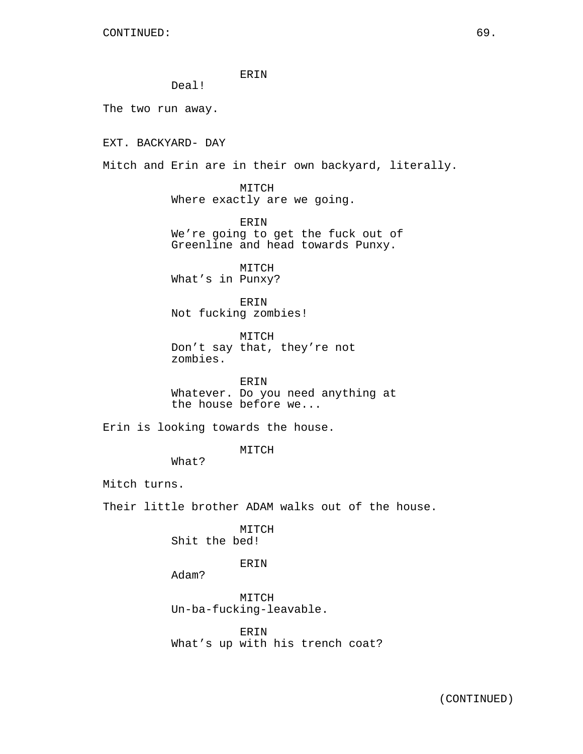ERIN
Deal!

The two run away.

EXT. BACKYARD- DAY

Mitch and Erin are in their own backyard, literally.

MITCH
Where exactly are we going.

ERIN
We're going to get the fuck out of Greenline and head towards Punxy.

MITCH
What's in Punxy?

ERIN
Not fucking zombies!

MITCH
Don't say that, they're not zombies.

ERIN
Whatever. Do you need anything at the house before we...

Erin is looking towards the house.

MITCH
What?

Mitch turns.

Their little brother ADAM walks out of the house.

MITCH
Shit the bed!

ERIN
Adam?

MITCH
Un-ba-fucking-leavable.

ERIN
What's up with his trench coat?

(CONTINUED)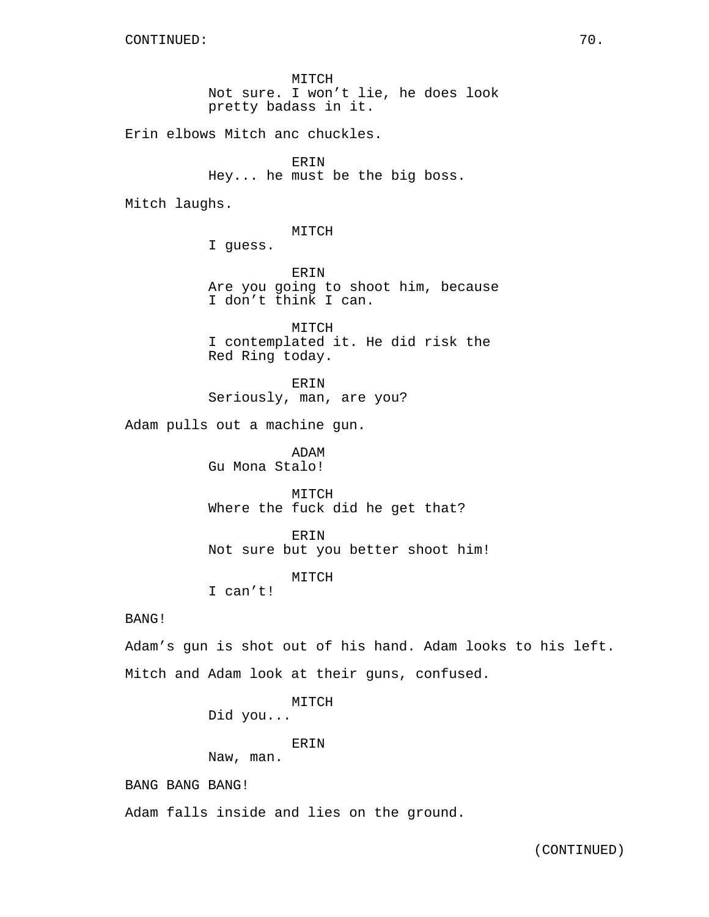CONTINUED:

MITCH
Not sure. I won't lie, he does look pretty badass in it.

Erin elbows Mitch anc chuckles.

ERIN
Hey... he must be the big boss.

Mitch laughs.

MITCH
I guess.

ERIN
Are you going to shoot him, because I don't think I can.

MITCH
I contemplated it. He did risk the Red Ring today.

ERIN
Seriously, man, are you?

Adam pulls out a machine gun.

ADAM
Gu Mona Stalo!

MITCH
Where the fuck did he get that?

ERIN
Not sure but you better shoot him!

MITCH
I can't!

BANG!

Adam's gun is shot out of his hand. Adam looks to his left.

Mitch and Adam look at their guns, confused.

MITCH
Did you...

ERIN
Naw, man.

BANG BANG BANG!

Adam falls inside and lies on the ground.

(CONTINUED)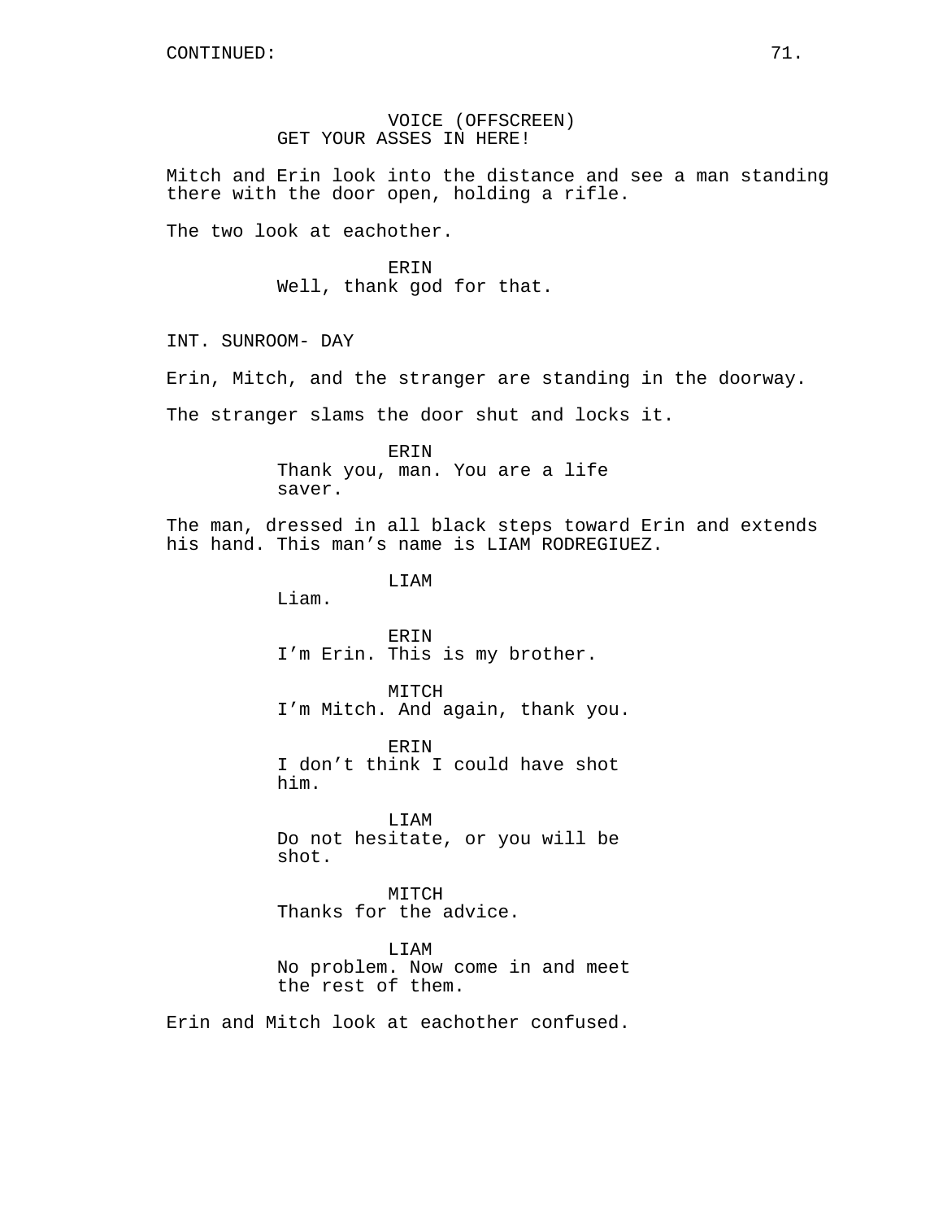CONTINUED:

VOICE (OFFSCREEN)
GET YOUR ASSES IN HERE!

Mitch and Erin look into the distance and see a man standing there with the door open, holding a rifle.

The two look at eachother.

ERIN
Well, thank god for that.

INT. SUNROOM- DAY

Erin, Mitch, and the stranger are standing in the doorway.

The stranger slams the door shut and locks it.

ERIN
Thank you, man. You are a life saver.

The man, dressed in all black steps toward Erin and extends his hand. This man’s name is LIAM RODREGIUEZ.

LIAM
Liam.

ERIN
I’m Erin. This is my brother.

MITCH
I’m Mitch. And again, thank you.

ERIN
I don’t think I could have shot him.

LIAM
Do not hesitate, or you will be shot.

MITCH
Thanks for the advice.

LIAM
No problem. Now come in and meet the rest of them.

Erin and Mitch look at eachother confused.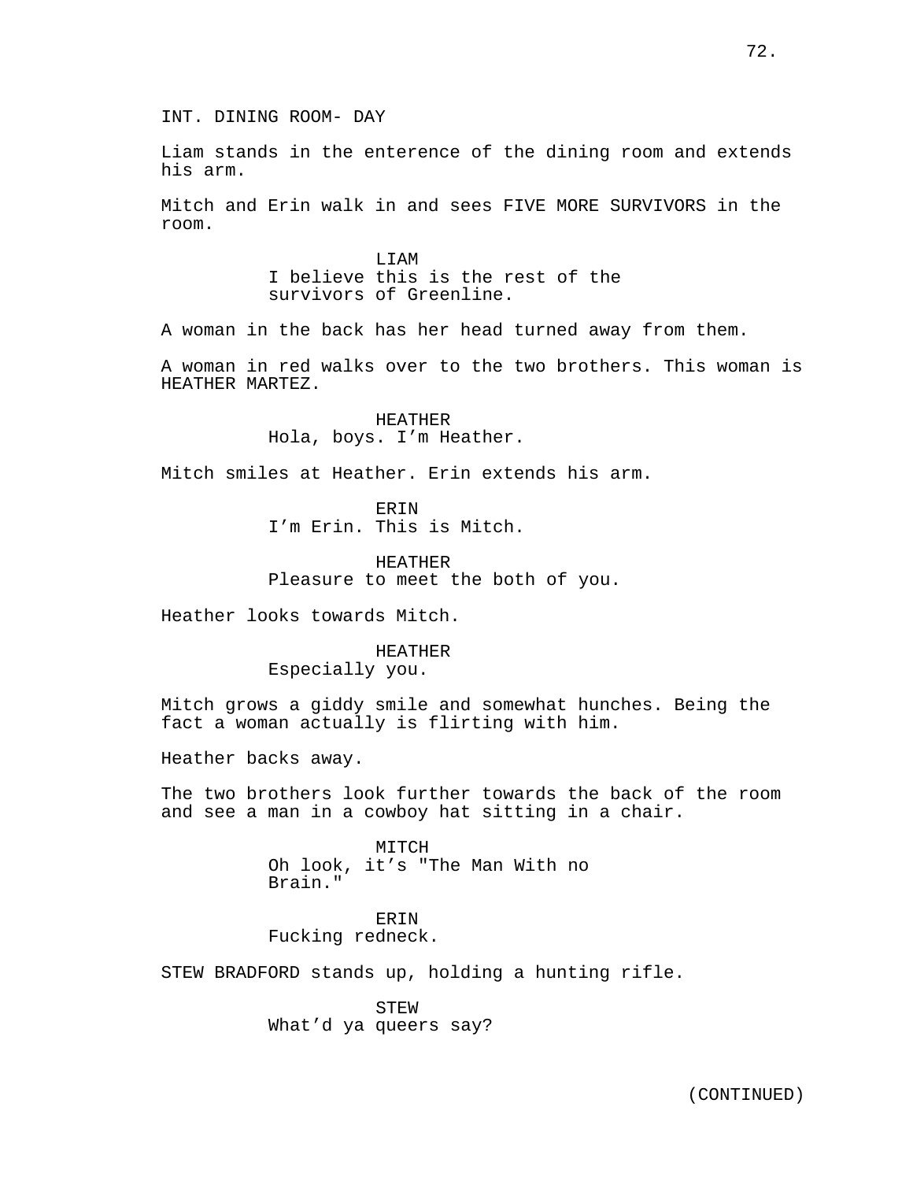INT. DINING ROOM- DAY

Liam stands in the enterence of the dining room and extends his arm.

Mitch and Erin walk in and sees FIVE MORE SURVIVORS in the room.

LIAM
I believe this is the rest of the survivors of Greenline.

A woman in the back has her head turned away from them.

A woman in red walks over to the two brothers. This woman is HEATHER MARTEZ.

HEATHER
Hola, boys. I’m Heather.

Mitch smiles at Heather. Erin extends his arm.

ERIN
I’m Erin. This is Mitch.

HEATHER
Pleasure to meet the both of you.

Heather looks towards Mitch.

HEATHER
Especially you.

Mitch grows a giddy smile and somewhat hunches. Being the fact a woman actually is flirting with him.

Heather backs away.

The two brothers look further towards the back of the room and see a man in a cowboy hat sitting in a chair.

MITCH
Oh look, it’s "The Man With no Brain."

ERIN
Fucking redneck.

STEW BRADFORD stands up, holding a hunting rifle.

STEW
What’d ya queers say?

(CONTINUED)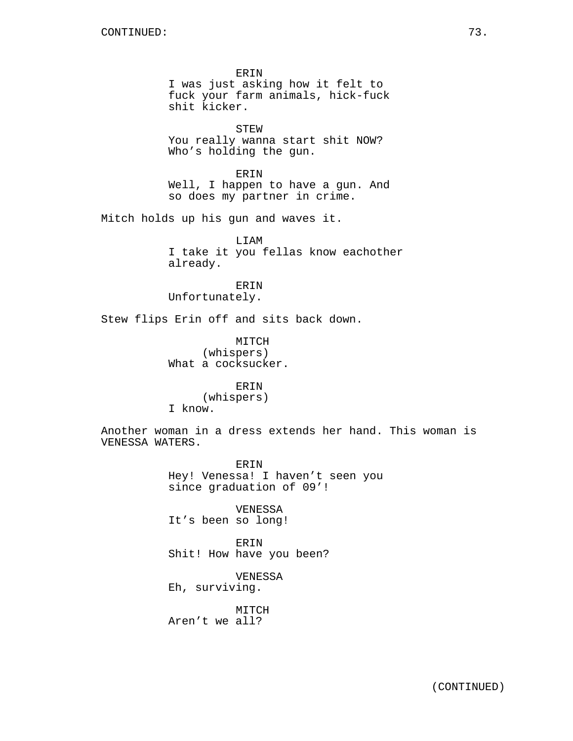CONTINUED:

ERIN
I was just asking how it felt to fuck your farm animals, hick-fuck shit kicker.

STEW
You really wanna start shit NOW? Who's holding the gun.

ERIN
Well, I happen to have a gun. And so does my partner in crime.

Mitch holds up his gun and waves it.

LIAM
I take it you fellas know eachother already.

ERIN
Unfortunately.

Stew flips Erin off and sits back down.

MITCH
(whispers)
What a cocksucker.

ERIN
(whispers)
I know.

Another woman in a dress extends her hand. This woman is VENESSA WATERS.

ERIN
Hey! Venessa! I haven't seen you since graduation of 09'!

VENESSA
It's been so long!

ERIN
Shit! How have you been?

VENESSA
Eh, surviving.

MITCH
Aren't we all?

(CONTINUED)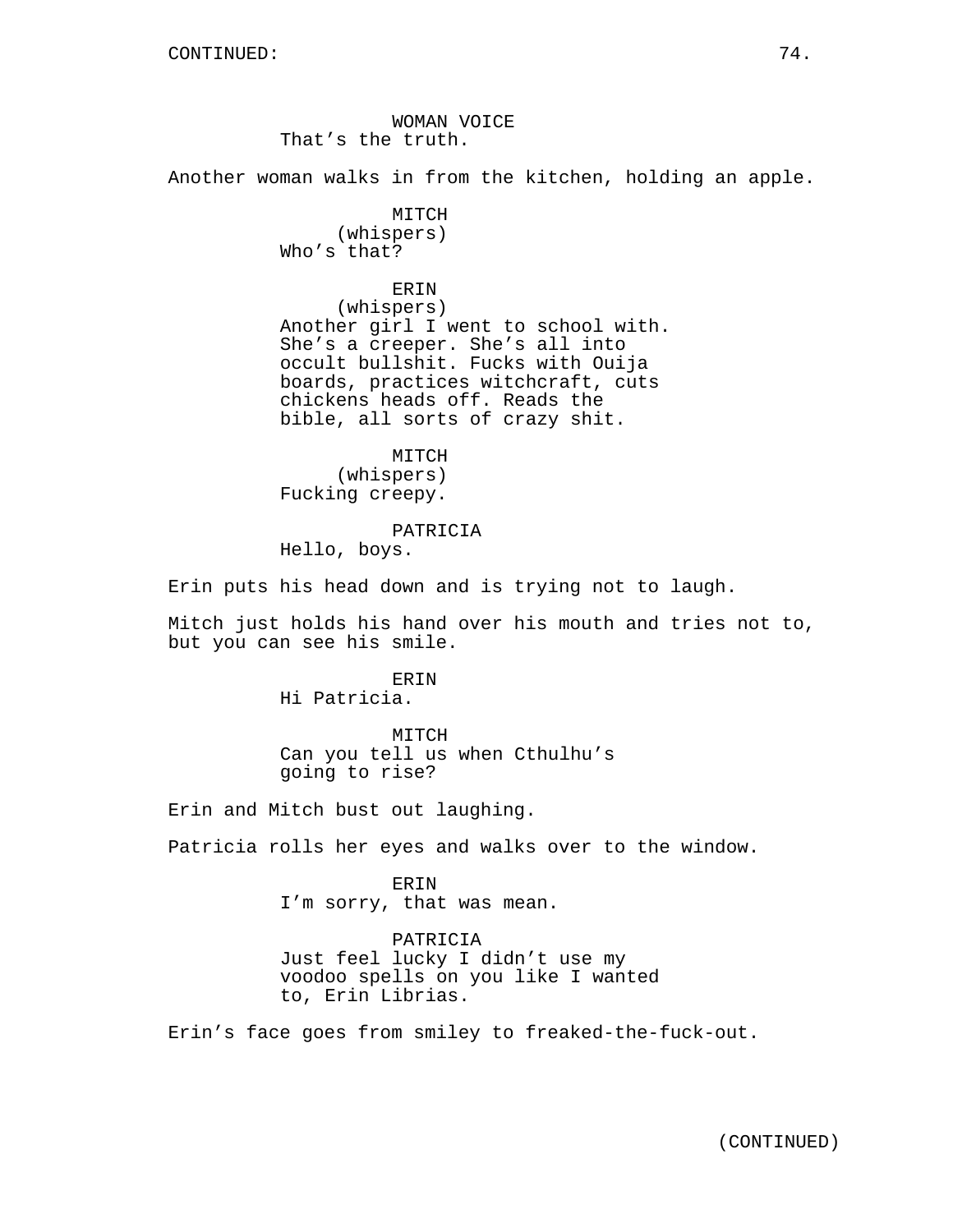WOMAN VOICE
That's the truth.

Another woman walks in from the kitchen, holding an apple.

MITCH
(whispers)
Who's that?

ERIN
(whispers)
Another girl I went to school with. She's a creeper. She's all into occult bullshit. Fucks with Ouija boards, practices witchcraft, cuts chickens heads off. Reads the bible, all sorts of crazy shit.

MITCH
(whispers)
Fucking creepy.

PATRICIA
Hello, boys.

Erin puts his head down and is trying not to laugh.

Mitch just holds his hand over his mouth and tries not to, but you can see his smile.

ERIN
Hi Patricia.

MITCH
Can you tell us when Cthulhu's going to rise?

Erin and Mitch bust out laughing.

Patricia rolls her eyes and walks over to the window.

ERIN
I'm sorry, that was mean.

PATRICIA
Just feel lucky I didn't use my voodoo spells on you like I wanted to, Erin Librias.

Erin's face goes from smiley to freaked-the-fuck-out.

(CONTINUED)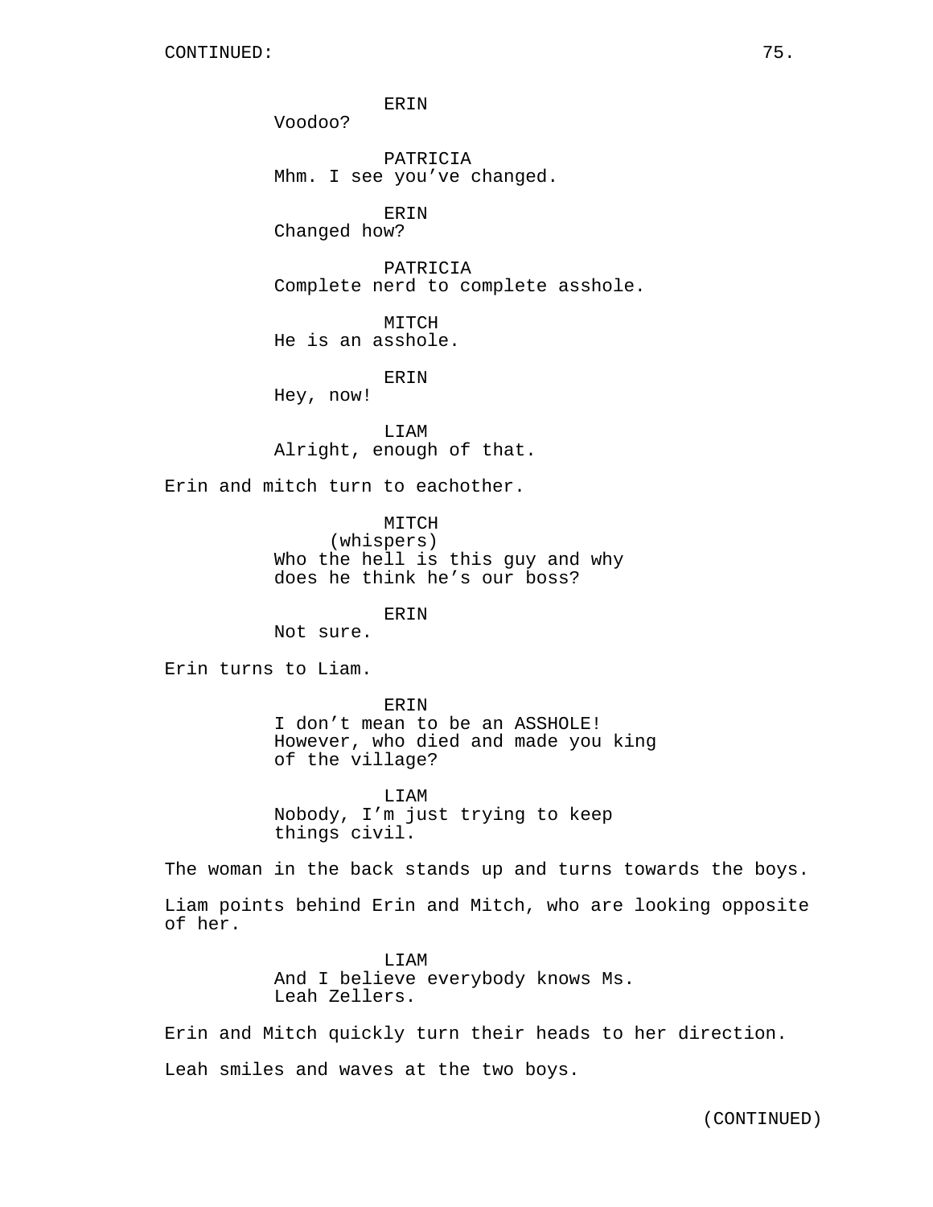ERIN
Voodoo?

PATRICIA
Mhm. I see you've changed.

ERIN
Changed how?

PATRICIA
Complete nerd to complete asshole.

MITCH
He is an asshole.

ERIN
Hey, now!

LIAM
Alright, enough of that.

Erin and mitch turn to eachother.

MITCH
(whispers)
Who the hell is this guy and why does he think he's our boss?

ERIN
Not sure.

Erin turns to Liam.

ERIN
I don't mean to be an ASSHOLE! However, who died and made you king of the village?

LIAM
Nobody, I'm just trying to keep things civil.

The woman in the back stands up and turns towards the boys.

Liam points behind Erin and Mitch, who are looking opposite of her.

LIAM
And I believe everybody knows Ms. Leah Zellers.

Erin and Mitch quickly turn their heads to her direction.

Leah smiles and waves at the two boys.

(CONTINUED)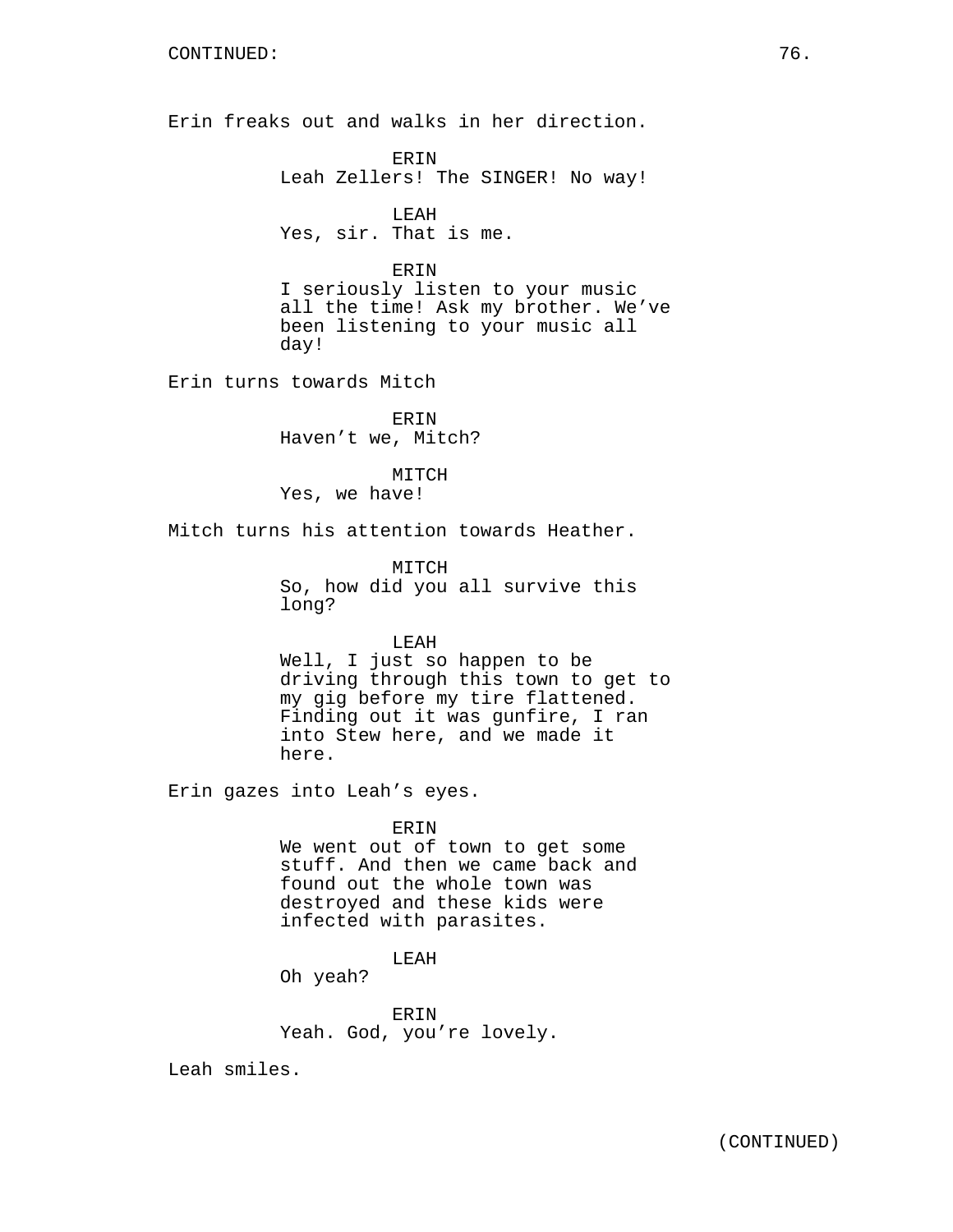CONTINUED:

Erin freaks out and walks in her direction.

ERIN
Leah Zellers! The SINGER! No way!

LEAH
Yes, sir. That is me.

ERIN
I seriously listen to your music all the time! Ask my brother. We've been listening to your music all day!

Erin turns towards Mitch

ERIN
Haven't we, Mitch?

MITCH
Yes, we have!

Mitch turns his attention towards Heather.

MITCH
So, how did you all survive this long?

LEAH
Well, I just so happen to be driving through this town to get to my gig before my tire flattened. Finding out it was gunfire, I ran into Stew here, and we made it here.

Erin gazes into Leah's eyes.

ERIN
We went out of town to get some stuff. And then we came back and found out the whole town was destroyed and these kids were infected with parasites.

LEAH
Oh yeah?

ERIN
Yeah. God, you're lovely.

Leah smiles.

(CONTINUED)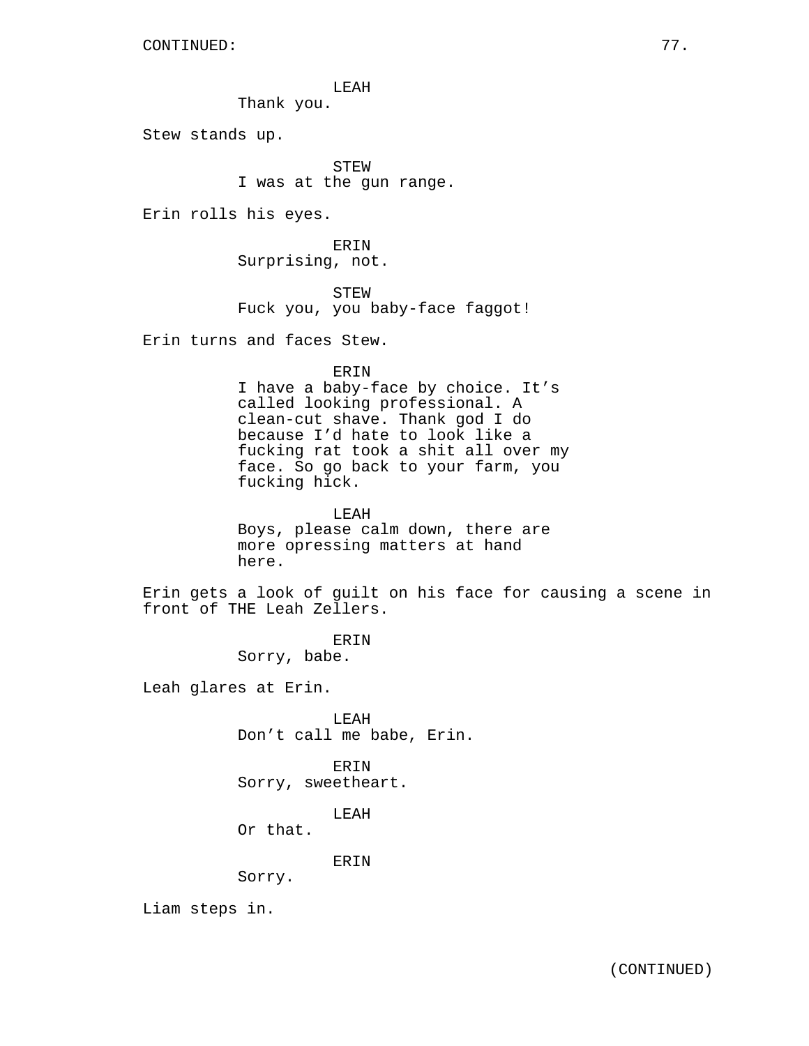CONTINUED:

LEAH
Thank you.

Stew stands up.

STEW
I was at the gun range.

Erin rolls his eyes.

ERIN
Surprising, not.

STEW
Fuck you, you baby-face faggot!

Erin turns and faces Stew.

ERIN
I have a baby-face by choice. It's called looking professional. A clean-cut shave. Thank god I do because I'd hate to look like a fucking rat took a shit all over my face. So go back to your farm, you fucking hick.

LEAH
Boys, please calm down, there are more opressing matters at hand here.

Erin gets a look of guilt on his face for causing a scene in front of THE Leah Zellers.

ERIN
Sorry, babe.

Leah glares at Erin.

LEAH
Don't call me babe, Erin.

ERIN
Sorry, sweetheart.

LEAH
Or that.

ERIN
Sorry.

Liam steps in.

(CONTINUED)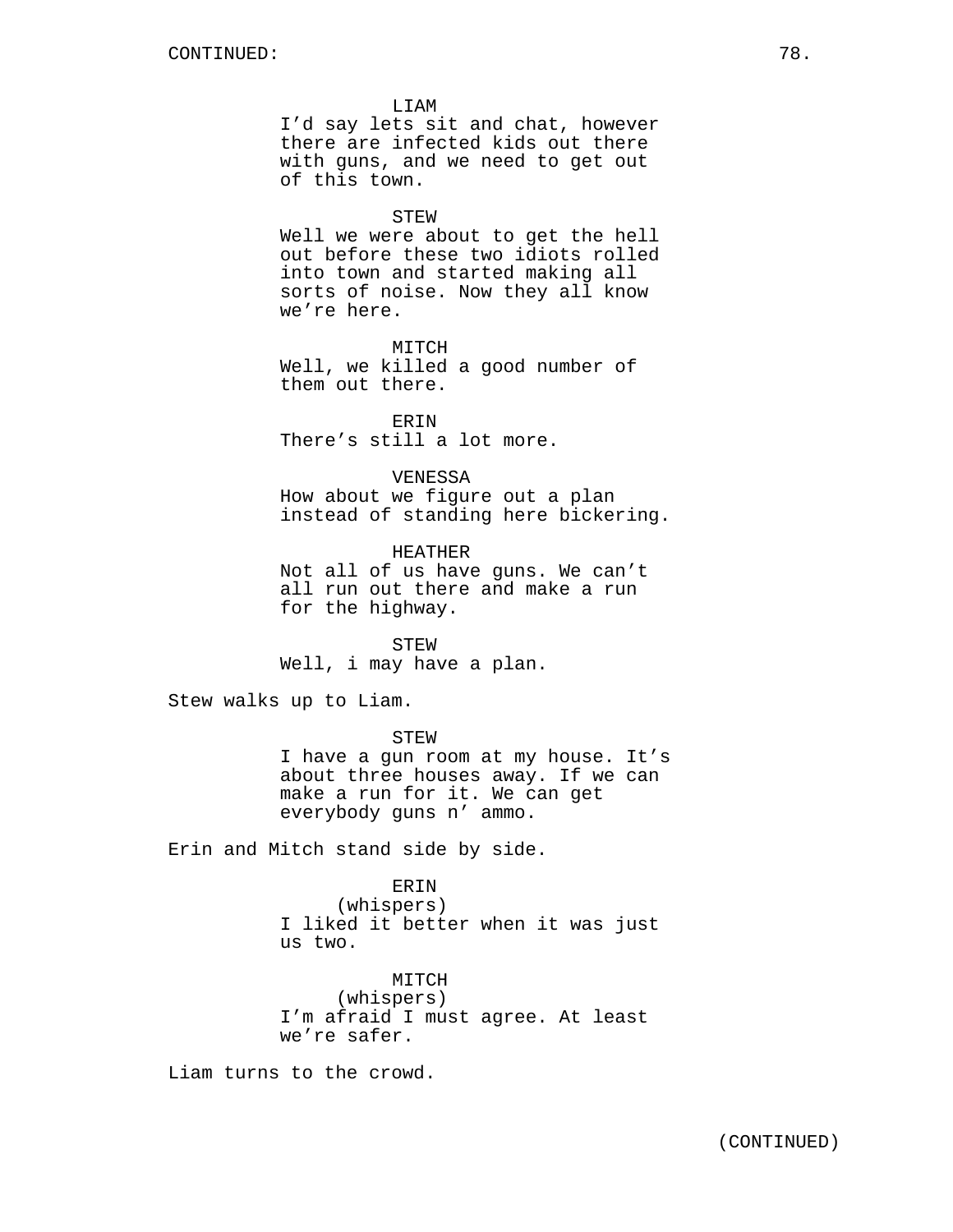CONTINUED:

LIAM
I'd say lets sit and chat, however there are infected kids out there with guns, and we need to get out of this town.

STEW
Well we were about to get the hell out before these two idiots rolled into town and started making all sorts of noise. Now they all know we're here.

MITCH
Well, we killed a good number of them out there.

ERIN
There's still a lot more.

VENESSA
How about we figure out a plan instead of standing here bickering.

HEATHER
Not all of us have guns. We can't all run out there and make a run for the highway.

STEW
Well, i may have a plan.

Stew walks up to Liam.

STEW
I have a gun room at my house. It's about three houses away. If we can make a run for it. We can get everybody guns n' ammo.

Erin and Mitch stand side by side.

ERIN
(whispers)
I liked it better when it was just us two.

MITCH
(whispers)
I'm afraid I must agree. At least we're safer.

Liam turns to the crowd.

(CONTINUED)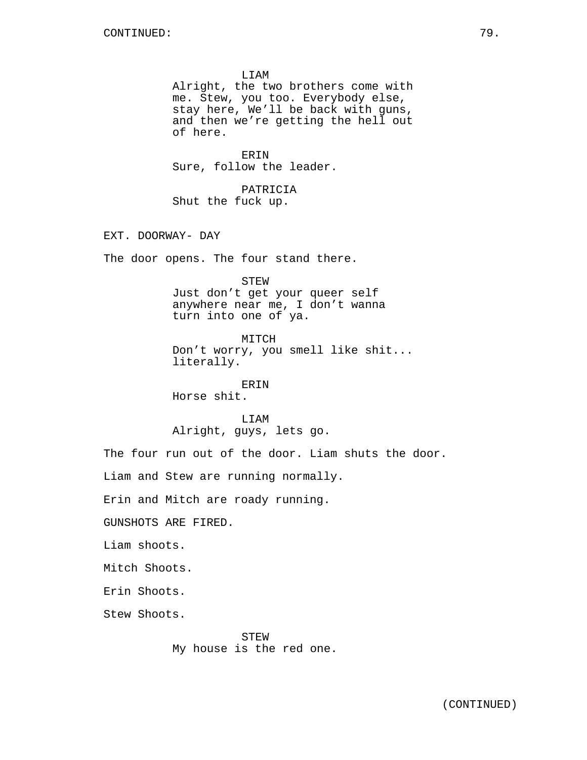LIAM
Alright, the two brothers come with me. Stew, you too. Everybody else, stay here, We'll be back with guns, and then we're getting the hell out of here.

ERIN
Sure, follow the leader.

PATRICIA
Shut the fuck up.

EXT. DOORWAY- DAY

The door opens. The four stand there.

STEW
Just don't get your queer self anywhere near me, I don't wanna turn into one of ya.

MITCH
Don't worry, you smell like shit... literally.

ERIN
Horse shit.

LIAM
Alright, guys, lets go.

The four run out of the door. Liam shuts the door.

Liam and Stew are running normally.

Erin and Mitch are roady running.

GUNSHOTS ARE FIRED.

Liam shoots.

Mitch Shoots.

Erin Shoots.

Stew Shoots.

STEW
My house is the red one.

(CONTINUED)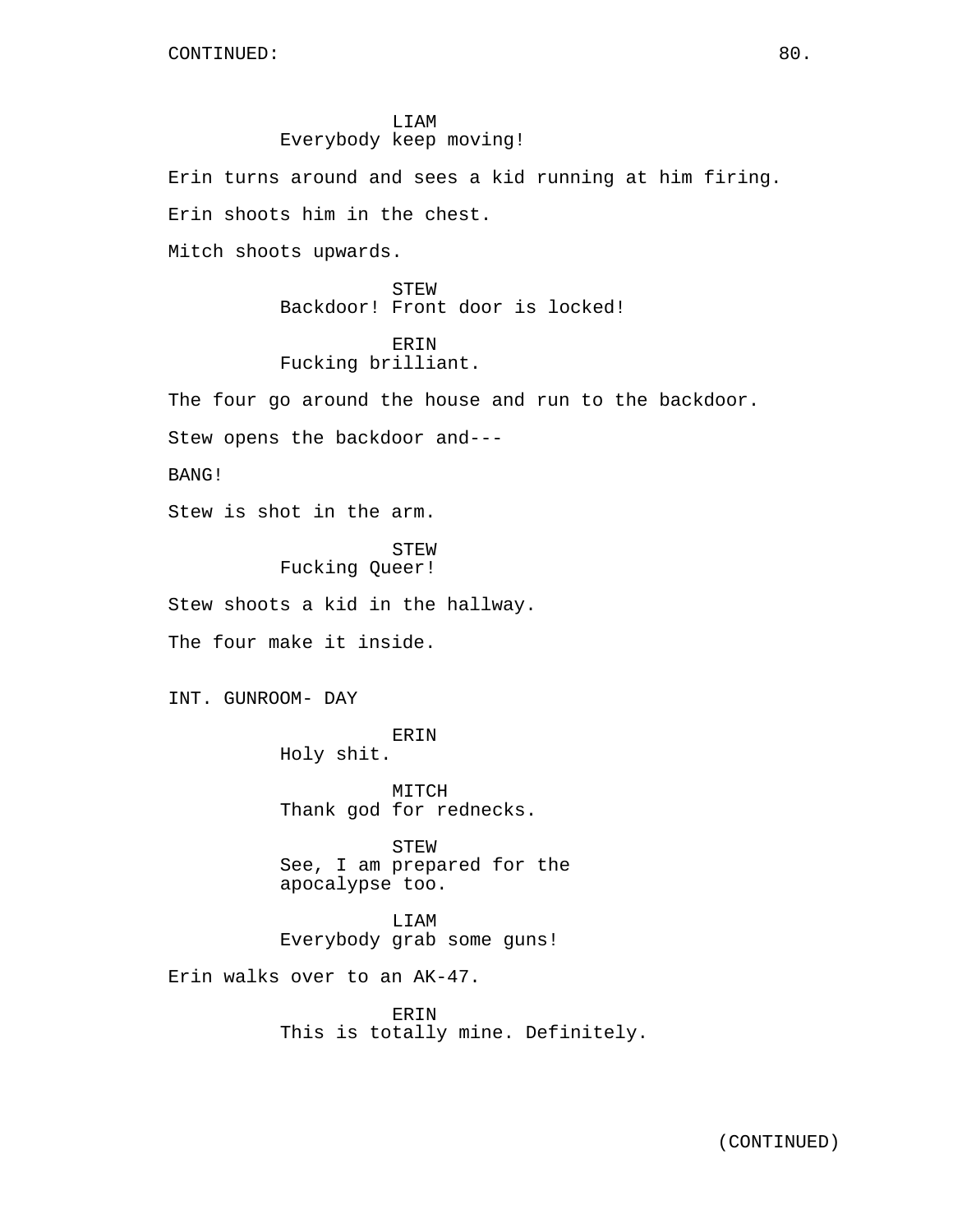LIAM
Everybody keep moving!

Erin turns around and sees a kid running at him firing.

Erin shoots him in the chest.

Mitch shoots upwards.

STEW
Backdoor! Front door is locked!

ERIN
Fucking brilliant.

The four go around the house and run to the backdoor.

Stew opens the backdoor and---

BANG!

Stew is shot in the arm.

STEW
Fucking Queer!

Stew shoots a kid in the hallway.

The four make it inside.

INT. GUNROOM- DAY

ERIN
Holy shit.

MITCH
Thank god for rednecks.

STEW
See, I am prepared for the apocalypse too.

LIAM
Everybody grab some guns!

Erin walks over to an AK-47.

ERIN
This is totally mine. Definitely.

(CONTINUED)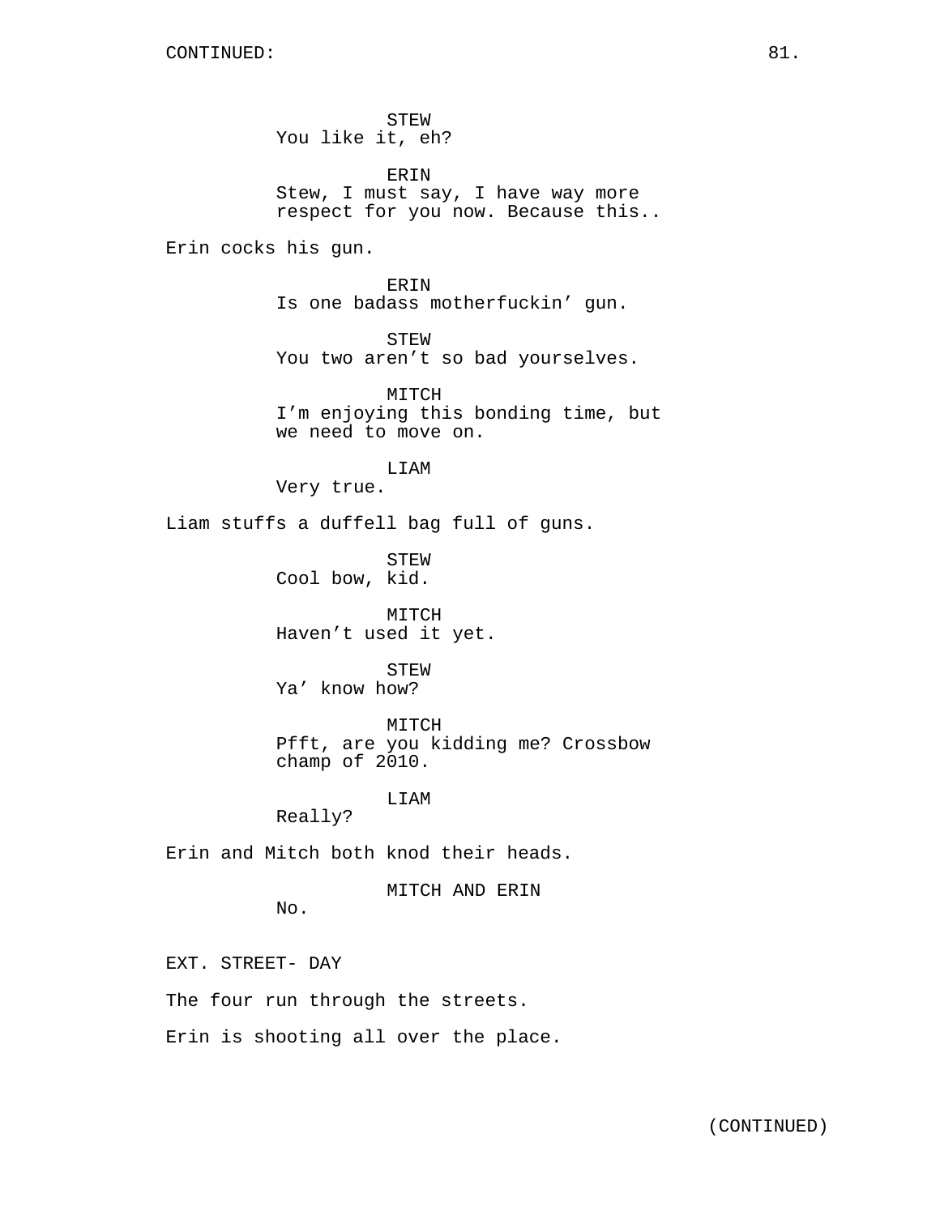CONTINUED:

STEW
You like it, eh?

ERIN
Stew, I must say, I have way more respect for you now. Because this..

Erin cocks his gun.

ERIN
Is one badass motherfuckin' gun.

STEW
You two aren't so bad yourselves.

MITCH
I'm enjoying this bonding time, but we need to move on.

LIAM
Very true.

Liam stuffs a duffell bag full of guns.

STEW
Cool bow, kid.

MITCH
Haven't used it yet.

STEW
Ya' know how?

MITCH
Pfft, are you kidding me? Crossbow champ of 2010.

LIAM
Really?

Erin and Mitch both knod their heads.

MITCH AND ERIN
No.

EXT. STREET- DAY

The four run through the streets.

Erin is shooting all over the place.

(CONTINUED)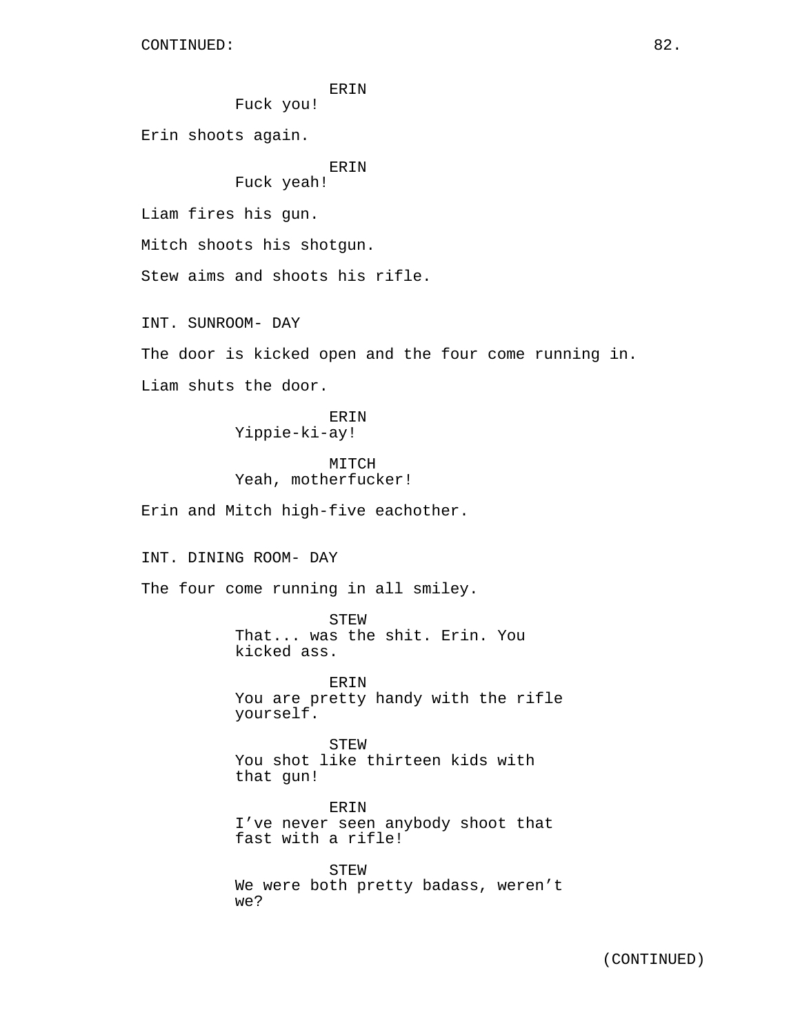CONTINUED:

ERIN
Fuck you!

Erin shoots again.

ERIN
Fuck yeah!

Liam fires his gun.

Mitch shoots his shotgun.

Stew aims and shoots his rifle.

INT. SUNROOM- DAY

The door is kicked open and the four come running in.

Liam shuts the door.

ERIN
Yippie-ki-ay!

MITCH
Yeah, motherfucker!

Erin and Mitch high-five eachother.

INT. DINING ROOM- DAY

The four come running in all smiley.

STEW
That... was the shit. Erin. You kicked ass.

ERIN
You are pretty handy with the rifle yourself.

STEW
You shot like thirteen kids with that gun!

ERIN
I've never seen anybody shoot that fast with a rifle!

STEW
We were both pretty badass, weren't we?

(CONTINUED)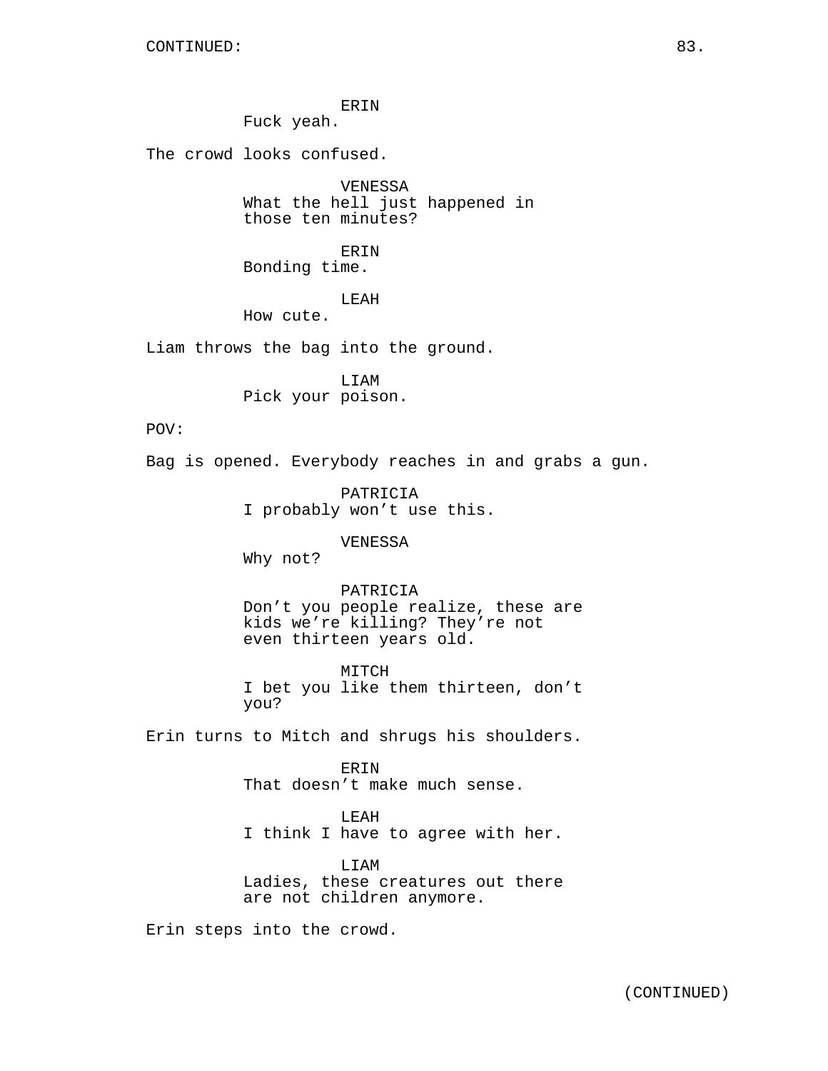CONTINUED:

ERIN
Fuck yeah.

The crowd looks confused.

VENESSA
What the hell just happened in those ten minutes?

ERIN
Bonding time.

LEAH
How cute.

Liam throws the bag into the ground.

LIAM
Pick your poison.

POV:

Bag is opened. Everybody reaches in and grabs a gun.

PATRICIA
I probably won't use this.

VENESSA
Why not?

PATRICIA
Don't you people realize, these are kids we're killing? They're not even thirteen years old.

MITCH
I bet you like them thirteen, don't you?

Erin turns to Mitch and shrugs his shoulders.

ERIN
That doesn't make much sense.

LEAH
I think I have to agree with her.

LIAM
Ladies, these creatures out there are not children anymore.

Erin steps into the crowd.

(CONTINUED)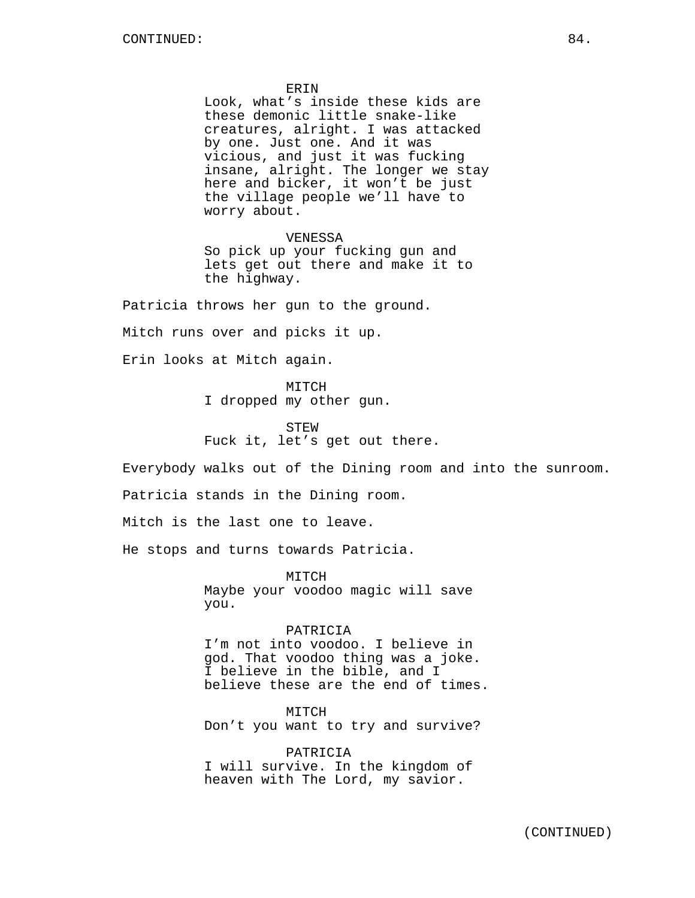ERIN
Look, what's inside these kids are these demonic little snake-like creatures, alright. I was attacked by one. Just one. And it was vicious, and just it was fucking insane, alright. The longer we stay here and bicker, it won't be just the village people we'll have to worry about.

VENESSA
So pick up your fucking gun and lets get out there and make it to the highway.

Patricia throws her gun to the ground.

Mitch runs over and picks it up.

Erin looks at Mitch again.

MITCH
I dropped my other gun.

STEW
Fuck it, let's get out there.

Everybody walks out of the Dining room and into the sunroom.

Patricia stands in the Dining room.

Mitch is the last one to leave.

He stops and turns towards Patricia.

MITCH
Maybe your voodoo magic will save you.

PATRICIA
I'm not into voodoo. I believe in god. That voodoo thing was a joke. I believe in the bible, and I believe these are the end of times.

MITCH
Don't you want to try and survive?

PATRICIA
I will survive. In the kingdom of heaven with The Lord, my savior.

(CONTINUED)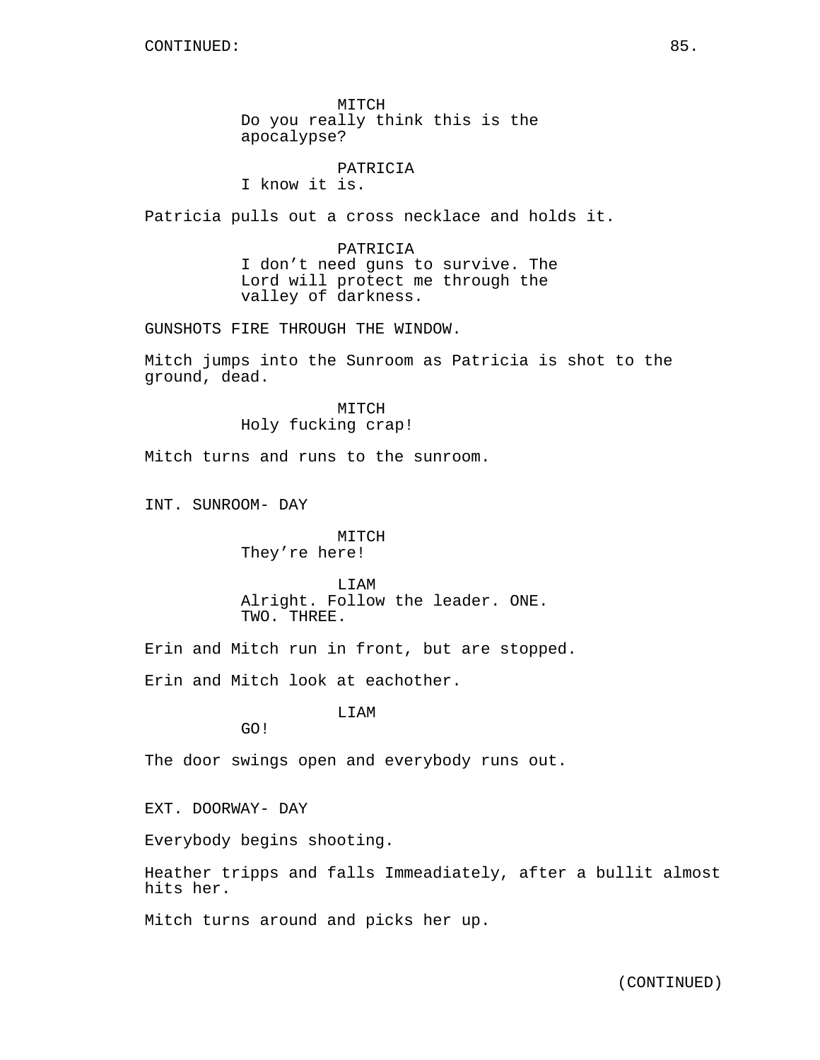MITCH
Do you really think this is the apocalypse?

PATRICIA
I know it is.

Patricia pulls out a cross necklace and holds it.

PATRICIA
I don't need guns to survive. The Lord will protect me through the valley of darkness.

GUNSHOTS FIRE THROUGH THE WINDOW.

Mitch jumps into the Sunroom as Patricia is shot to the ground, dead.

MITCH
Holy fucking crap!

Mitch turns and runs to the sunroom.

INT. SUNROOM- DAY

MITCH
They're here!

LIAM
Alright. Follow the leader. ONE. TWO. THREE.

Erin and Mitch run in front, but are stopped.

Erin and Mitch look at eachother.

LIAM
GO!

The door swings open and everybody runs out.

EXT. DOORWAY- DAY

Everybody begins shooting.

Heather tripps and falls Immeadiately, after a bullit almost hits her.

Mitch turns around and picks her up.

(CONTINUED)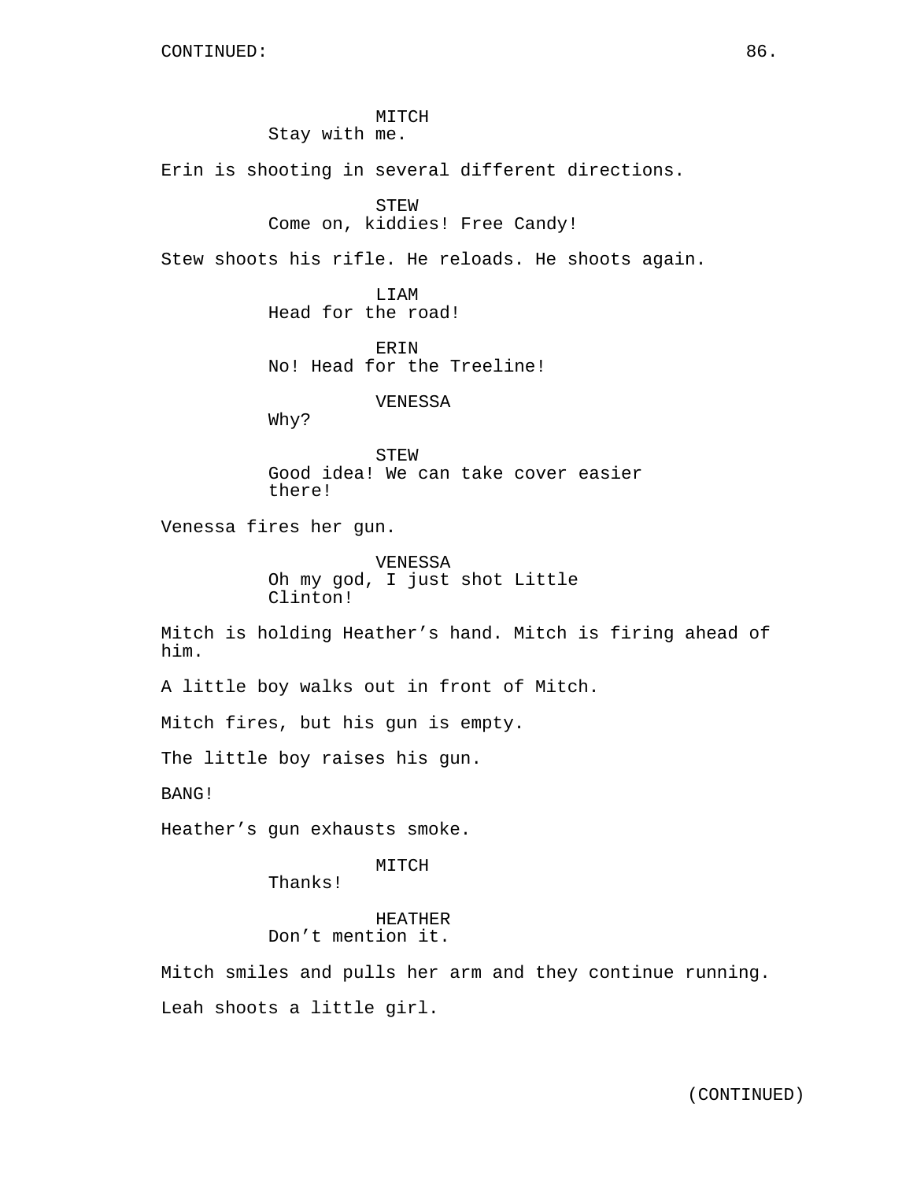MITCH
Stay with me.

Erin is shooting in several different directions.

STEW
Come on, kiddies! Free Candy!

Stew shoots his rifle. He reloads. He shoots again.

LIAM
Head for the road!

ERIN
No! Head for the Treeline!

VENESSA
Why?

STEW
Good idea! We can take cover easier there!

Venessa fires her gun.

VENESSA
Oh my god, I just shot Little Clinton!

Mitch is holding Heather's hand. Mitch is firing ahead of him.

A little boy walks out in front of Mitch.

Mitch fires, but his gun is empty.

The little boy raises his gun.

BANG!

Heather's gun exhausts smoke.

MITCH
Thanks!

HEATHER
Don't mention it.

Mitch smiles and pulls her arm and they continue running.

Leah shoots a little girl.

(CONTINUED)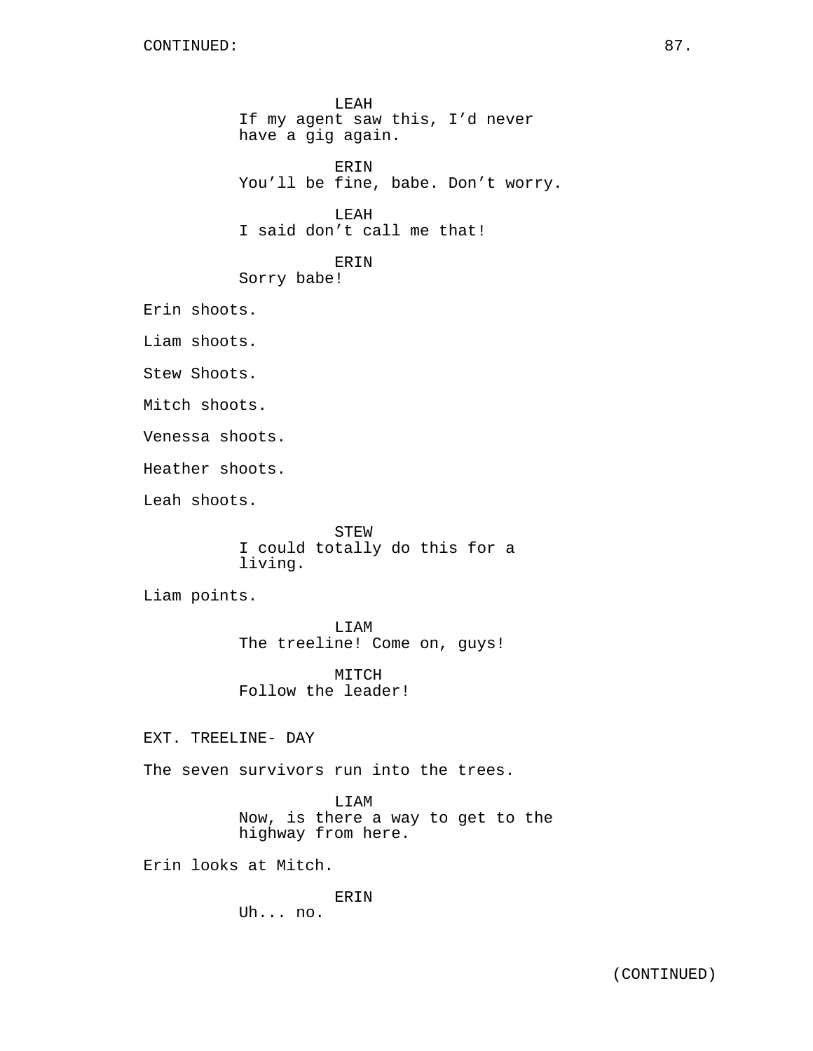LEAH
If my agent saw this, I'd never have a gig again.

ERIN
You'll be fine, babe. Don't worry.

LEAH
I said don't call me that!

ERIN
Sorry babe!

Erin shoots.

Liam shoots.

Stew Shoots.

Mitch shoots.

Venessa shoots.

Heather shoots.

Leah shoots.

STEW
I could totally do this for a living.

Liam points.

LIAM
The treeline! Come on, guys!

MITCH
Follow the leader!

EXT. TREELINE- DAY

The seven survivors run into the trees.

LIAM
Now, is there a way to get to the highway from here.

Erin looks at Mitch.

ERIN
Uh... no.

(CONTINUED)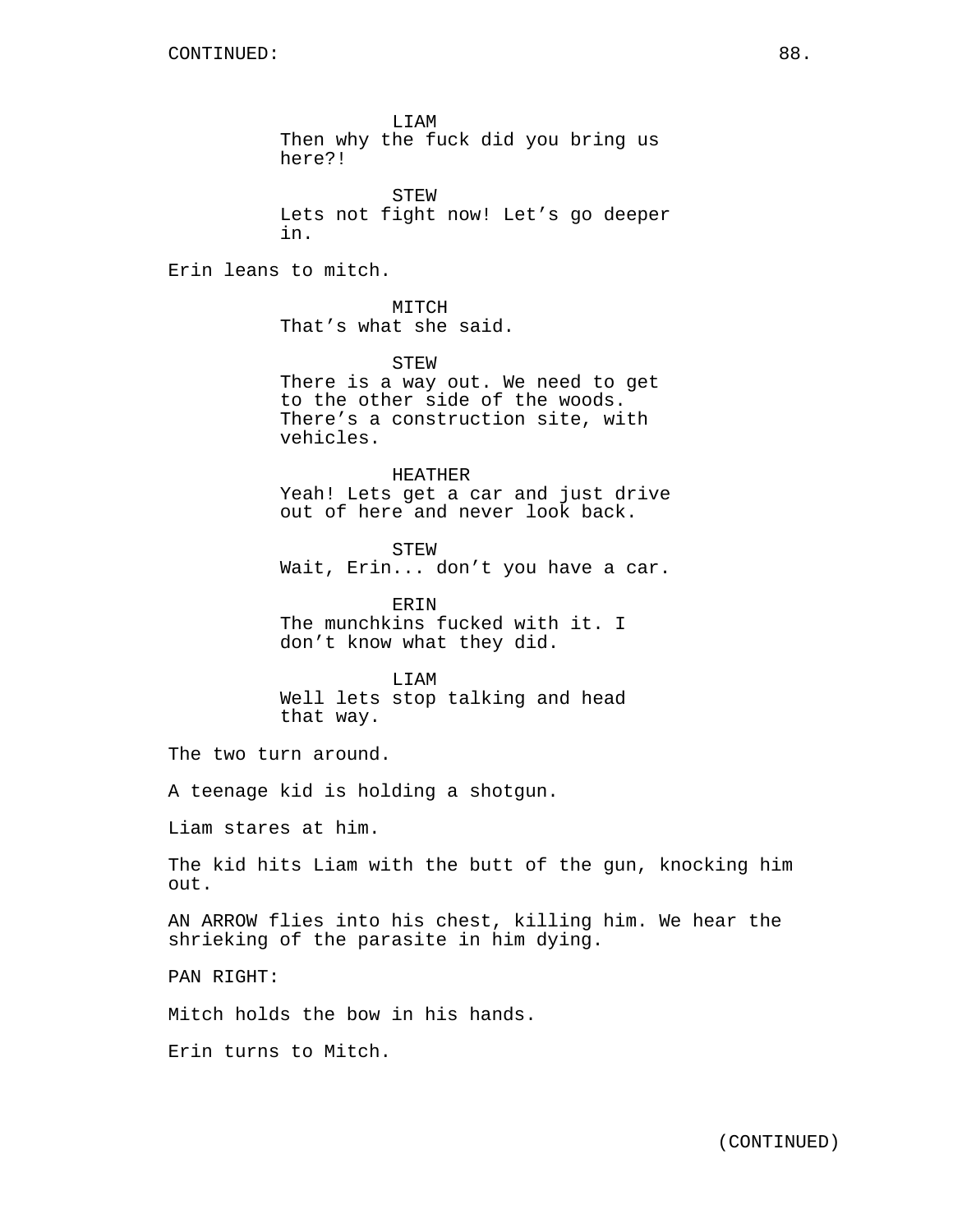CONTINUED:

LIAM
Then why the fuck did you bring us here?!

STEW
Lets not fight now! Let's go deeper in.

Erin leans to mitch.

MITCH
That's what she said.

STEW
There is a way out. We need to get to the other side of the woods. There's a construction site, with vehicles.

HEATHER
Yeah! Lets get a car and just drive out of here and never look back.

STEW
Wait, Erin... don't you have a car.

ERIN
The munchkins fucked with it. I don't know what they did.

LIAM
Well lets stop talking and head that way.

The two turn around.

A teenage kid is holding a shotgun.

Liam stares at him.

The kid hits Liam with the butt of the gun, knocking him out.

AN ARROW flies into his chest, killing him. We hear the shrieking of the parasite in him dying.

PAN RIGHT:

Mitch holds the bow in his hands.

Erin turns to Mitch.

(CONTINUED)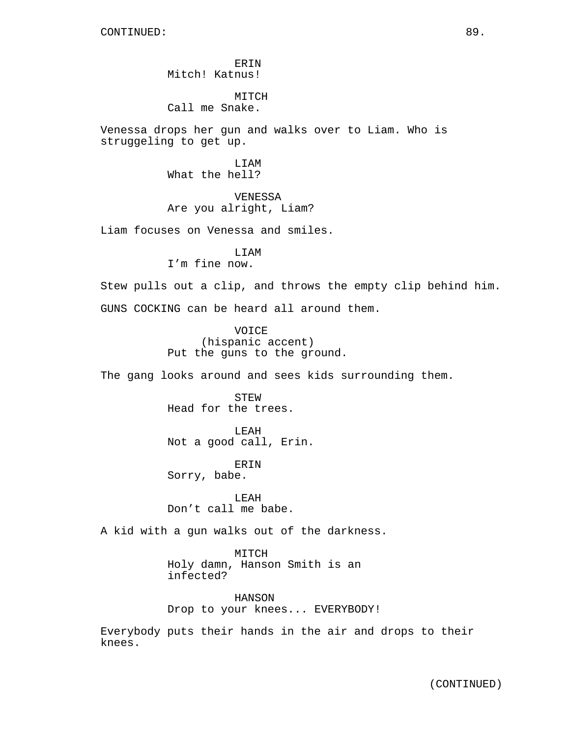CONTINUED:

ERIN
Mitch! Katnus!

MITCH
Call me Snake.

Venessa drops her gun and walks over to Liam. Who is struggeling to get up.

LIAM
What the hell?

VENESSA
Are you alright, Liam?

Liam focuses on Venessa and smiles.

LIAM
I'm fine now.

Stew pulls out a clip, and throws the empty clip behind him.

GUNS COCKING can be heard all around them.

VOICE
(hispanic accent)
Put the guns to the ground.

The gang looks around and sees kids surrounding them.

STEW
Head for the trees.

LEAH
Not a good call, Erin.

ERIN
Sorry, babe.

LEAH
Don't call me babe.

A kid with a gun walks out of the darkness.

MITCH
Holy damn, Hanson Smith is an infected?

HANSON
Drop to your knees... EVERYBODY!

Everybody puts their hands in the air and drops to their knees.

(CONTINUED)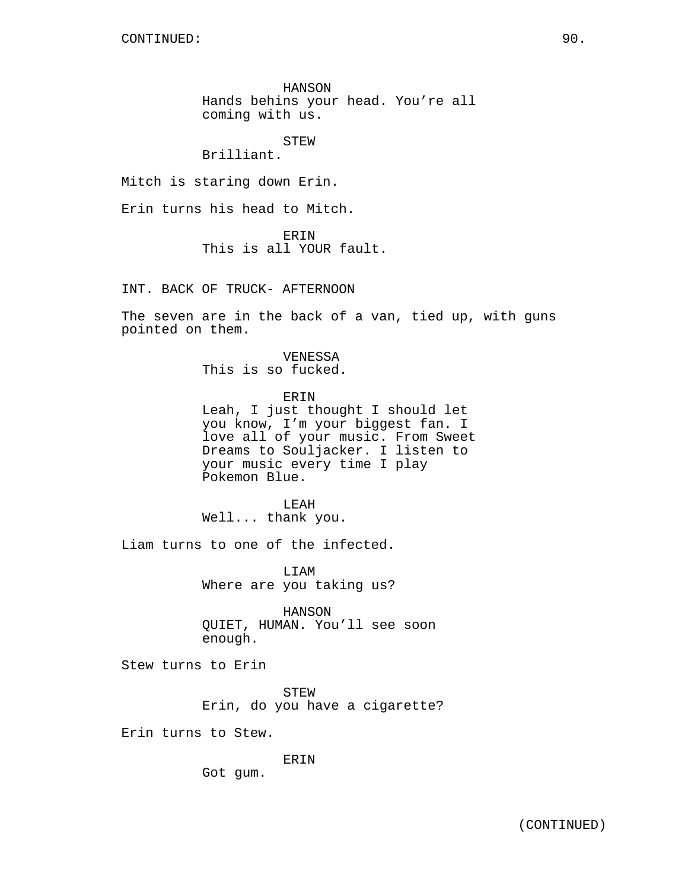HANSON
Hands behins your head. You're all coming with us.

STEW
Brilliant.

Mitch is staring down Erin.

Erin turns his head to Mitch.

ERIN
This is all YOUR fault.

INT. BACK OF TRUCK- AFTERNOON

The seven are in the back of a van, tied up, with guns pointed on them.

VENESSA
This is so fucked.

ERIN
Leah, I just thought I should let you know, I'm your biggest fan. I love all of your music. From Sweet Dreams to Souljacker. I listen to your music every time I play Pokemon Blue.

LEAH
Well... thank you.

Liam turns to one of the infected.

LIAM
Where are you taking us?

HANSON
QUIET, HUMAN. You'll see soon enough.

Stew turns to Erin

STEW
Erin, do you have a cigarette?

Erin turns to Stew.

ERIN
Got gum.

(CONTINUED)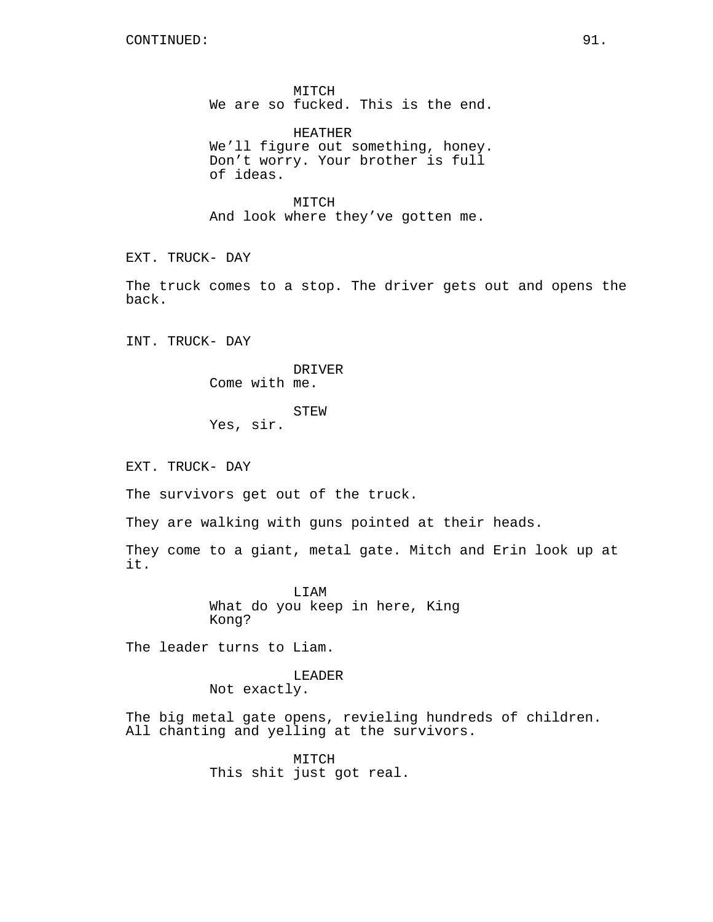CONTINUED:

MITCH
We are so fucked. This is the end.

HEATHER
We’ll figure out something, honey. Don’t worry. Your brother is full of ideas.

MITCH
And look where they’ve gotten me.

EXT. TRUCK- DAY

The truck comes to a stop. The driver gets out and opens the back.

INT. TRUCK- DAY

DRIVER
Come with me.

STEW
Yes, sir.

EXT. TRUCK- DAY

The survivors get out of the truck.

They are walking with guns pointed at their heads.

They come to a giant, metal gate. Mitch and Erin look up at it.

LIAM
What do you keep in here, King Kong?

The leader turns to Liam.

LEADER
Not exactly.

The big metal gate opens, revieling hundreds of children. All chanting and yelling at the survivors.

MITCH
This shit just got real.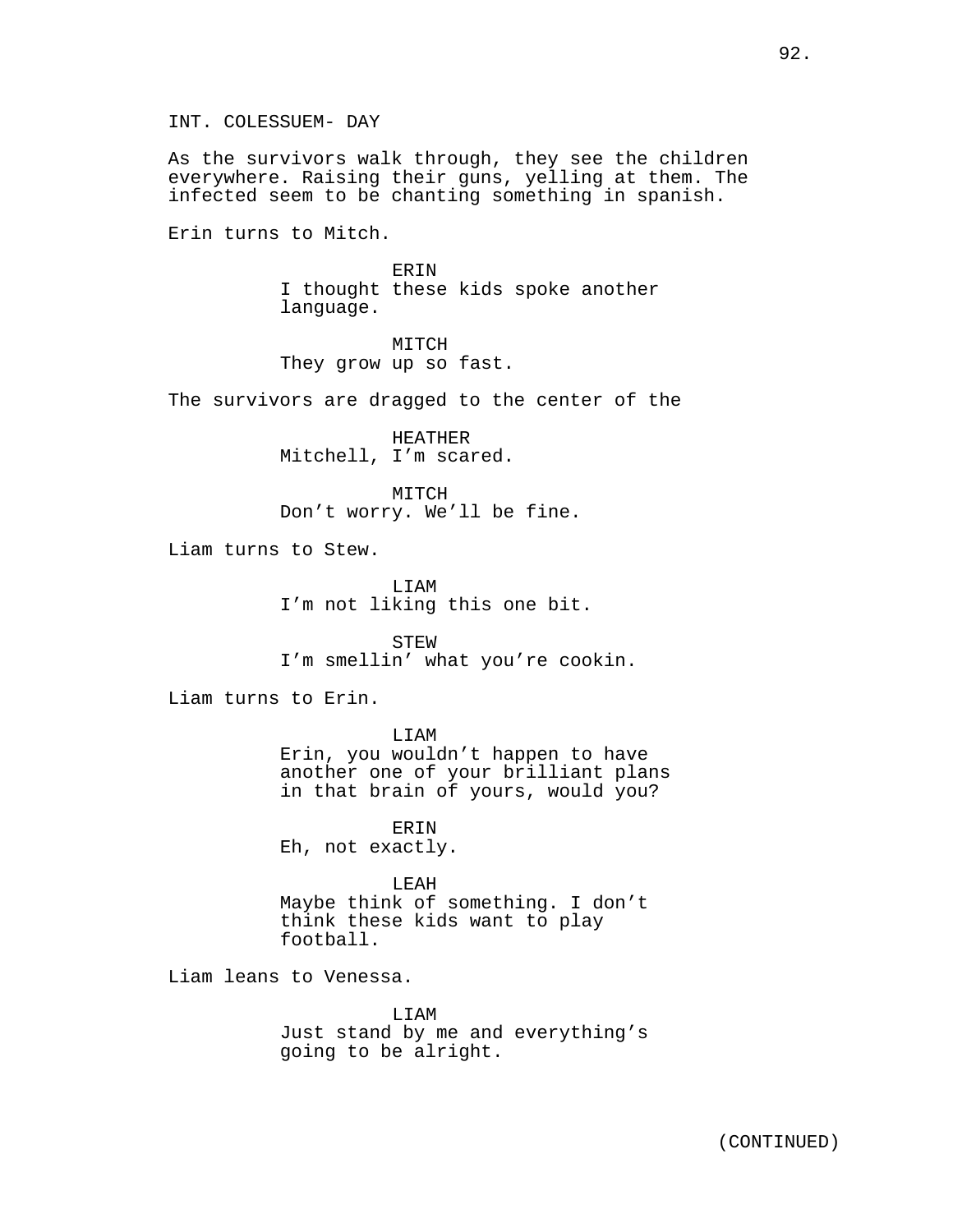INT. COLESSUEM- DAY

As the survivors walk through, they see the children everywhere. Raising their guns, yelling at them. The infected seem to be chanting something in spanish.

Erin turns to Mitch.

ERIN
I thought these kids spoke another language.

MITCH
They grow up so fast.

The survivors are dragged to the center of the

HEATHER
Mitchell, I'm scared.

MITCH
Don't worry. We'll be fine.

Liam turns to Stew.

LIAM
I'm not liking this one bit.

STEW
I'm smellin' what you're cookin.

Liam turns to Erin.

LIAM
Erin, you wouldn't happen to have another one of your brilliant plans in that brain of yours, would you?

ERIN
Eh, not exactly.

LEAH
Maybe think of something. I don't think these kids want to play football.

Liam leans to Venessa.

LIAM
Just stand by me and everything's going to be alright.

(CONTINUED)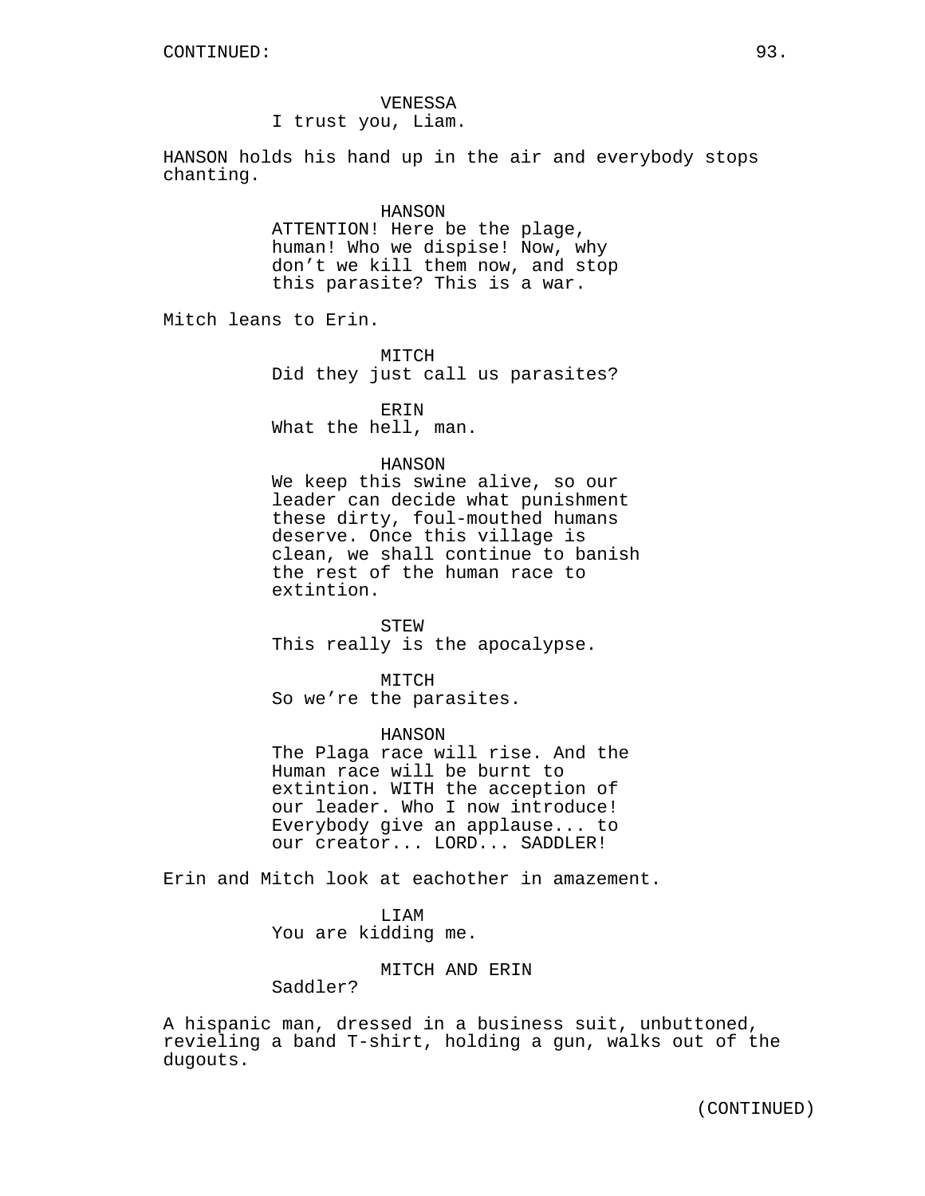VENESSA
I trust you, Liam.

HANSON holds his hand up in the air and everybody stops chanting.

HANSON
ATTENTION! Here be the plage, human! Who we dispise! Now, why don't we kill them now, and stop this parasite? This is a war.

Mitch leans to Erin.

MITCH
Did they just call us parasites?

ERIN
What the hell, man.

HANSON
We keep this swine alive, so our leader can decide what punishment these dirty, foul-mouthed humans deserve. Once this village is clean, we shall continue to banish the rest of the human race to extintion.

STEW
This really is the apocalypse.

MITCH
So we're the parasites.

HANSON
The Plaga race will rise. And the Human race will be burnt to extintion. WITH the acception of our leader. Who I now introduce! Everybody give an applause... to our creator... LORD... SADDLER!

Erin and Mitch look at eachother in amazement.

LIAM
You are kidding me.

MITCH AND ERIN
Saddler?

A hispanic man, dressed in a business suit, unbuttoned, revieling a band T-shirt, holding a gun, walks out of the dugouts.

(CONTINUED)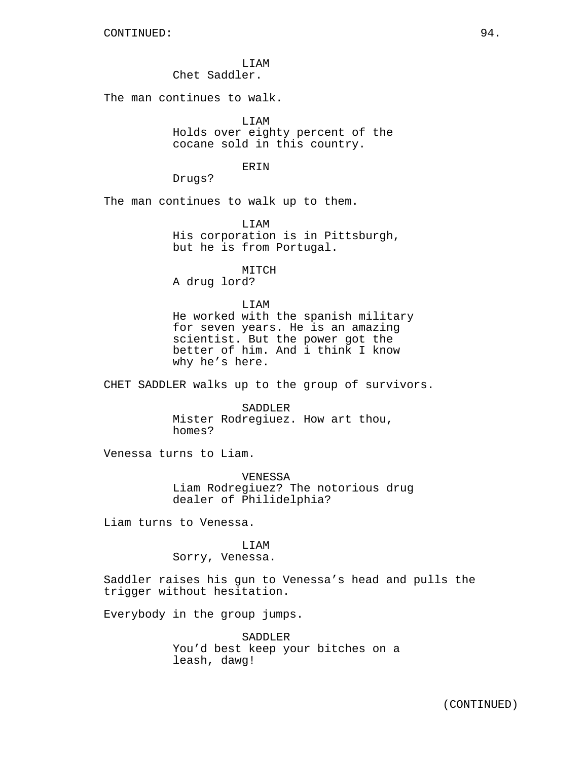CONTINUED:

LIAM
Chet Saddler.

The man continues to walk.

LIAM
Holds over eighty percent of the cocane sold in this country.

ERIN
Drugs?

The man continues to walk up to them.

LIAM
His corporation is in Pittsburgh, but he is from Portugal.

MITCH
A drug lord?

LIAM
He worked with the spanish military for seven years. He is an amazing scientist. But the power got the better of him. And i think I know why he's here.

CHET SADDLER walks up to the group of survivors.

SADDLER
Mister Rodregiuez. How art thou, homes?

Venessa turns to Liam.

VENESSA
Liam Rodregiuez? The notorious drug dealer of Philidelphia?

Liam turns to Venessa.

LIAM
Sorry, Venessa.

Saddler raises his gun to Venessa's head and pulls the trigger without hesitation.

Everybody in the group jumps.

SADDLER
You'd best keep your bitches on a leash, dawg!

(CONTINUED)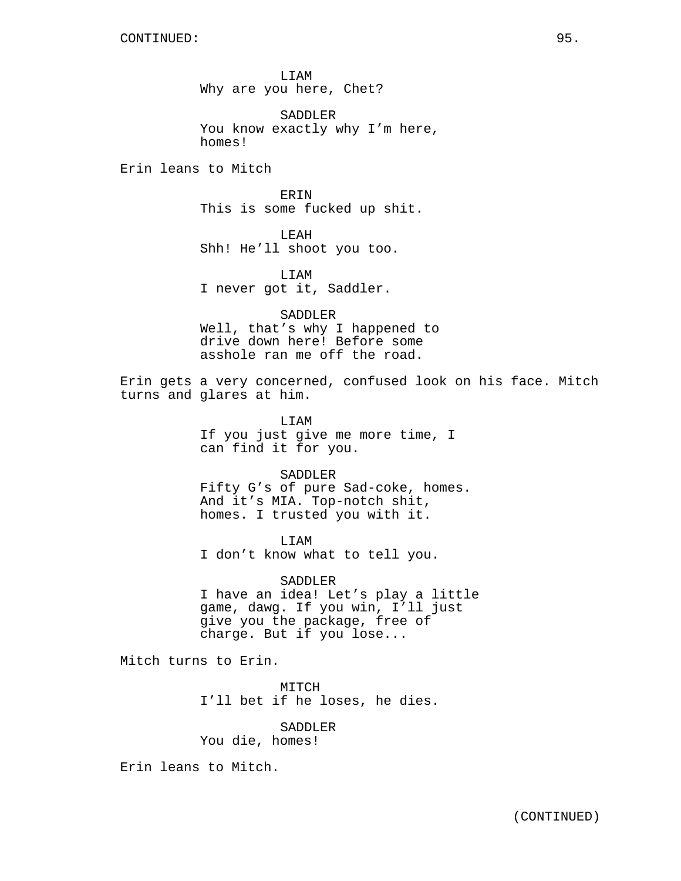CONTINUED:

LIAM
Why are you here, Chet?

SADDLER
You know exactly why I'm here, homes!

Erin leans to Mitch

ERIN
This is some fucked up shit.

LEAH
Shh! He'll shoot you too.

LIAM
I never got it, Saddler.

SADDLER
Well, that's why I happened to drive down here! Before some asshole ran me off the road.

Erin gets a very concerned, confused look on his face. Mitch turns and glares at him.

LIAM
If you just give me more time, I can find it for you.

SADDLER
Fifty G's of pure Sad-coke, homes. And it's MIA. Top-notch shit, homes. I trusted you with it.

LIAM
I don't know what to tell you.

SADDLER
I have an idea! Let's play a little game, dawg. If you win, I'll just give you the package, free of charge. But if you lose...

Mitch turns to Erin.

MITCH
I'll bet if he loses, he dies.

SADDLER
You die, homes!

Erin leans to Mitch.

(CONTINUED)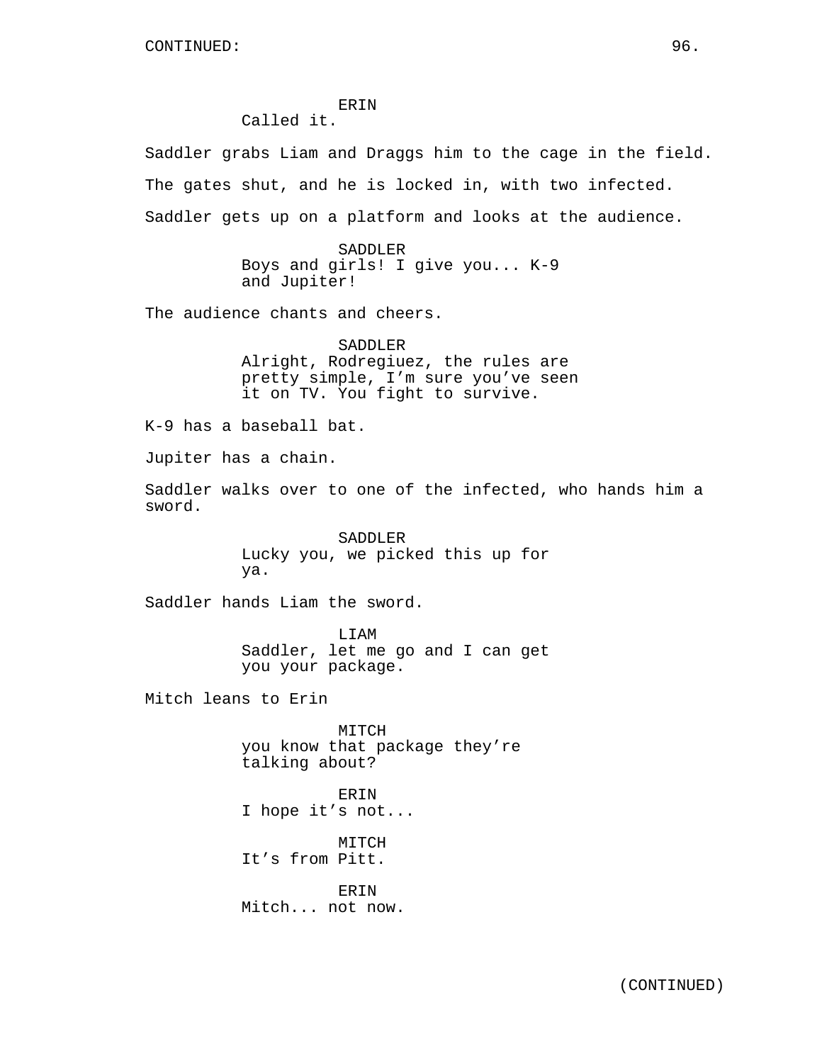CONTINUED:

ERIN
Called it.

Saddler grabs Liam and Draggs him to the cage in the field.

The gates shut, and he is locked in, with two infected.

Saddler gets up on a platform and looks at the audience.

SADDLER
Boys and girls! I give you... K-9 and Jupiter!

The audience chants and cheers.

SADDLER
Alright, Rodregiuez, the rules are pretty simple, I'm sure you've seen it on TV. You fight to survive.

K-9 has a baseball bat.

Jupiter has a chain.

Saddler walks over to one of the infected, who hands him a sword.

SADDLER
Lucky you, we picked this up for ya.

Saddler hands Liam the sword.

LIAM
Saddler, let me go and I can get you your package.

Mitch leans to Erin

MITCH
you know that package they're talking about?

ERIN
I hope it's not...

MITCH
It's from Pitt.

ERIN
Mitch... not now.

(CONTINUED)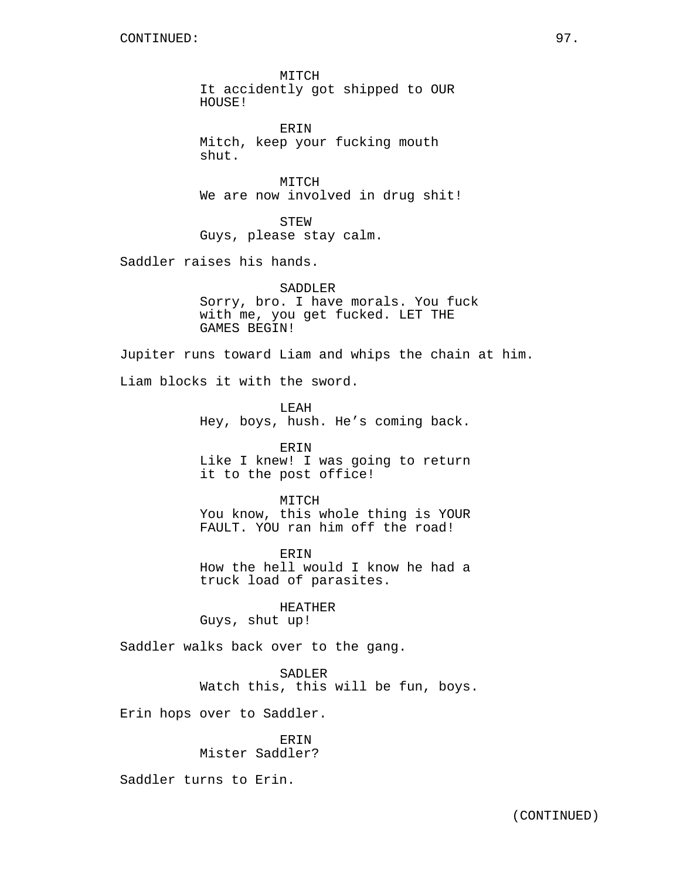CONTINUED:

MITCH
It accidently got shipped to OUR HOUSE!

ERIN
Mitch, keep your fucking mouth shut.

MITCH
We are now involved in drug shit!

STEW
Guys, please stay calm.

Saddler raises his hands.

SADDLER
Sorry, bro. I have morals. You fuck with me, you get fucked. LET THE GAMES BEGIN!

Jupiter runs toward Liam and whips the chain at him.

Liam blocks it with the sword.

LEAH
Hey, boys, hush. He’s coming back.

ERIN
Like I knew! I was going to return it to the post office!

MITCH
You know, this whole thing is YOUR FAULT. YOU ran him off the road!

ERIN
How the hell would I know he had a truck load of parasites.

HEATHER
Guys, shut up!

Saddler walks back over to the gang.

SADLER
Watch this, this will be fun, boys.

Erin hops over to Saddler.

ERIN
Mister Saddler?

Saddler turns to Erin.

(CONTINUED)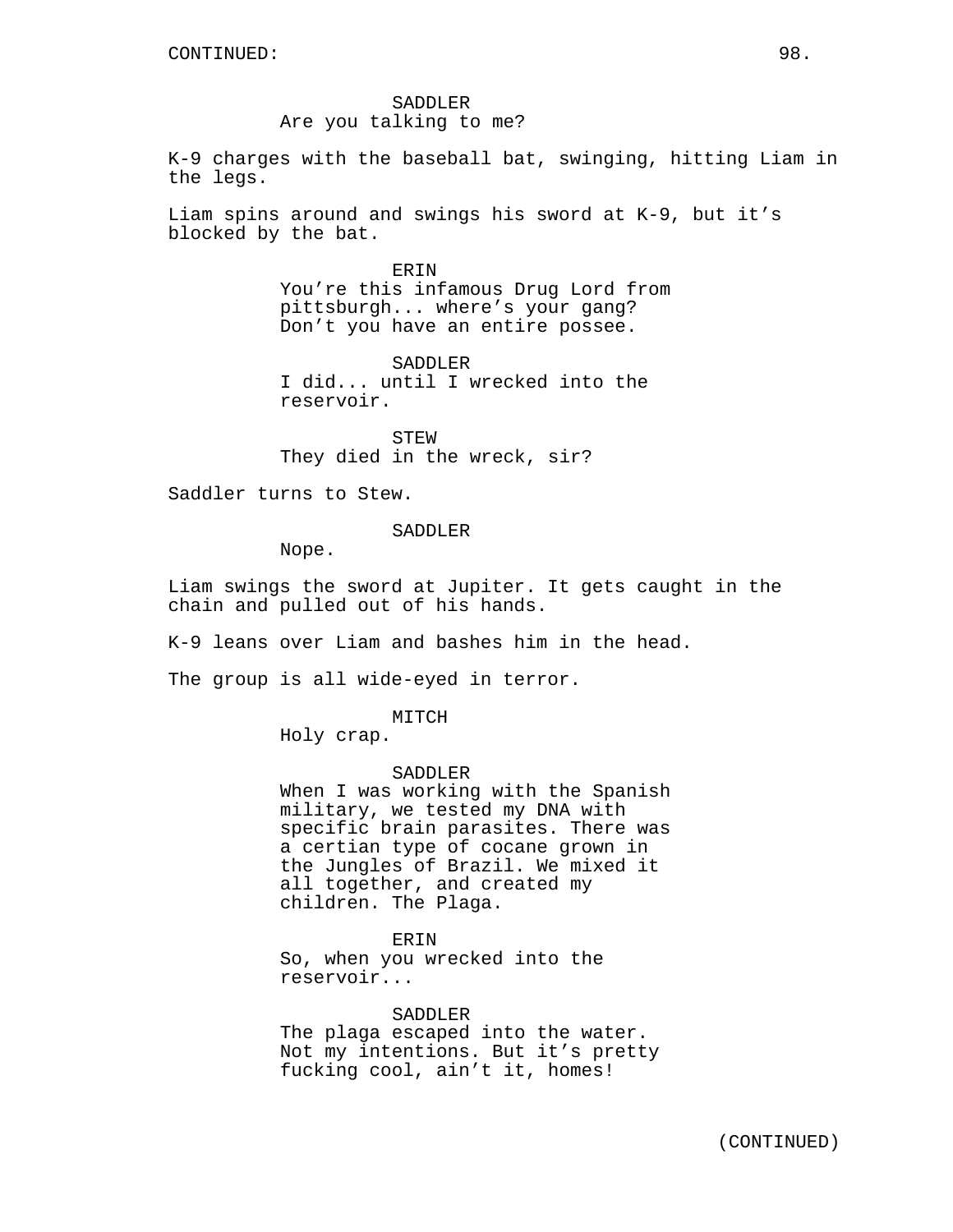SADDLER
Are you talking to me?

K-9 charges with the baseball bat, swinging, hitting Liam in the legs.

Liam spins around and swings his sword at K-9, but it’s blocked by the bat.

ERIN
You’re this infamous Drug Lord from pittsburgh... where’s your gang? Don’t you have an entire possee.

SADDLER
I did... until I wrecked into the reservoir.

STEW
They died in the wreck, sir?

Saddler turns to Stew.

SADDLER
Nope.

Liam swings the sword at Jupiter. It gets caught in the chain and pulled out of his hands.

K-9 leans over Liam and bashes him in the head.

The group is all wide-eyed in terror.

MITCH
Holy crap.

SADDLER
When I was working with the Spanish military, we tested my DNA with specific brain parasites. There was a certian type of cocane grown in the Jungles of Brazil. We mixed it all together, and created my children. The Plaga.

ERIN
So, when you wrecked into the reservoir...

SADDLER
The plaga escaped into the water. Not my intentions. But it’s pretty fucking cool, ain’t it, homes!

(CONTINUED)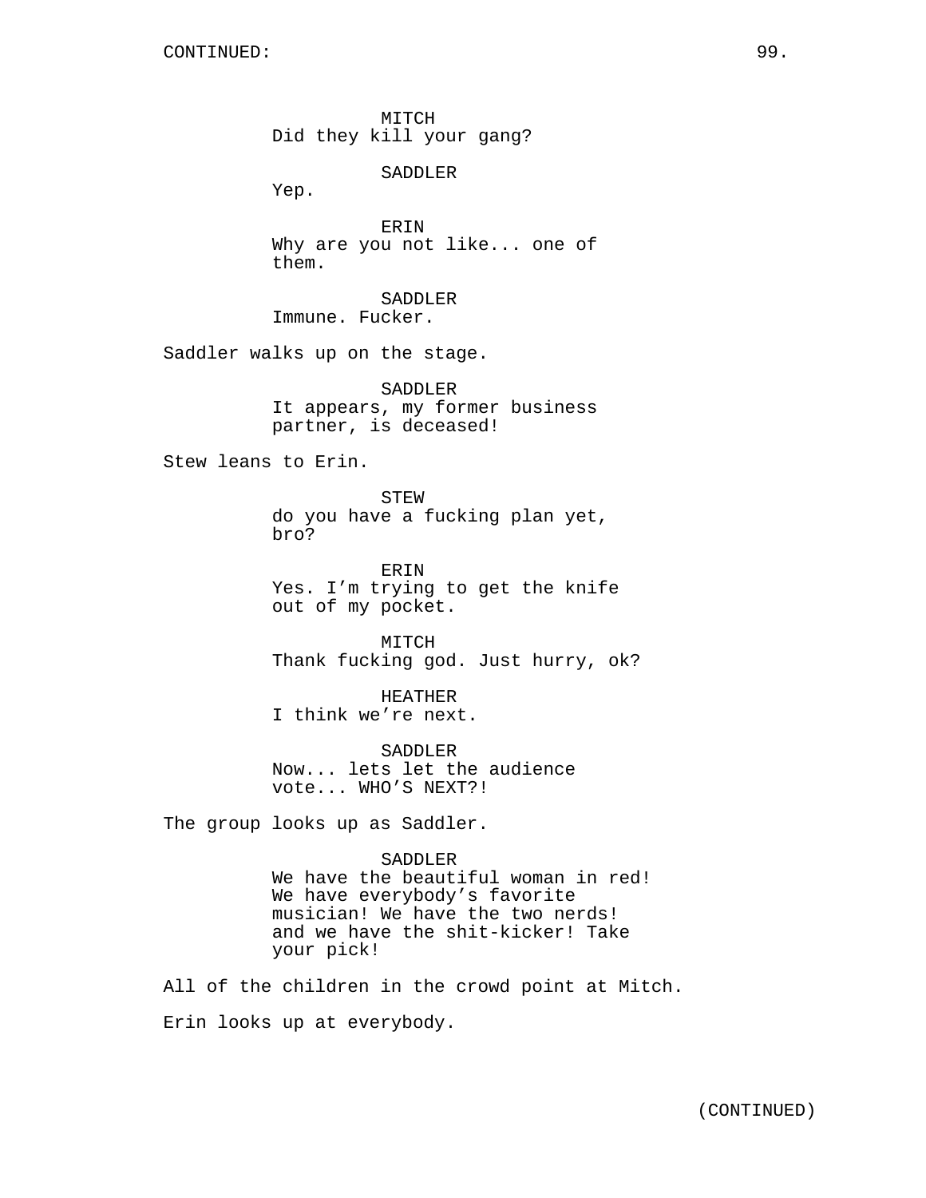CONTINUED:

MITCH
Did they kill your gang?

SADDLER
Yep.

ERIN
Why are you not like... one of them.

SADDLER
Immune. Fucker.

Saddler walks up on the stage.

SADDLER
It appears, my former business partner, is deceased!

Stew leans to Erin.

STEW
do you have a fucking plan yet, bro?

ERIN
Yes. I’m trying to get the knife out of my pocket.

MITCH
Thank fucking god. Just hurry, ok?

HEATHER
I think we’re next.

SADDLER
Now... lets let the audience vote... WHO’S NEXT?!

The group looks up as Saddler.

SADDLER
We have the beautiful woman in red! We have everybody’s favorite musician! We have the two nerds! and we have the shit-kicker! Take your pick!

All of the children in the crowd point at Mitch.

Erin looks up at everybody.

(CONTINUED)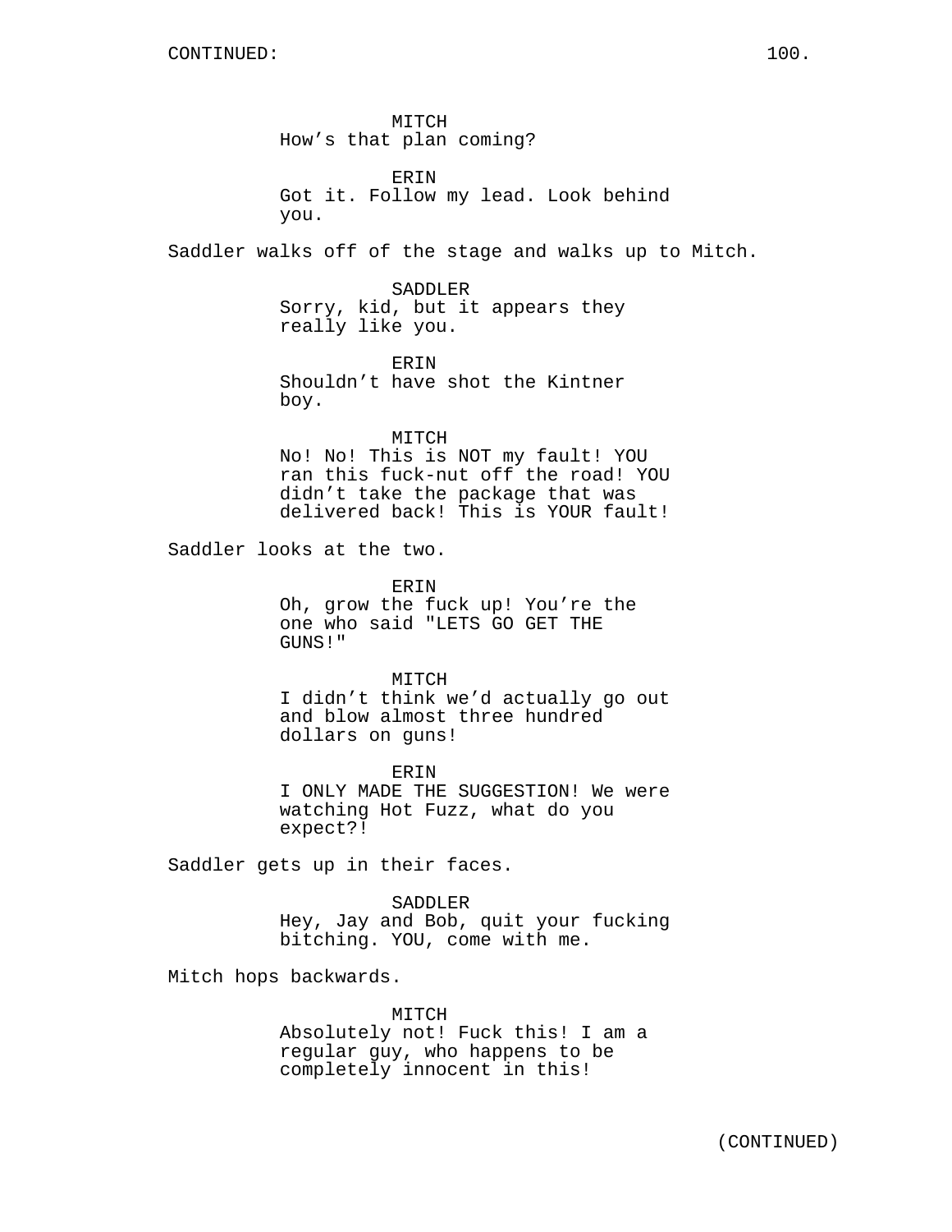MITCH
How's that plan coming?

ERIN
Got it. Follow my lead. Look behind you.

Saddler walks off of the stage and walks up to Mitch.

SADDLER
Sorry, kid, but it appears they really like you.

ERIN
Shouldn't have shot the Kintner boy.

MITCH
No! No! This is NOT my fault! YOU ran this fuck-nut off the road! YOU didn't take the package that was delivered back! This is YOUR fault!

Saddler looks at the two.

ERIN
Oh, grow the fuck up! You're the one who said "LETS GO GET THE GUNS!"

MITCH
I didn't think we'd actually go out and blow almost three hundred dollars on guns!

ERIN
I ONLY MADE THE SUGGESTION! We were watching Hot Fuzz, what do you expect?!

Saddler gets up in their faces.

SADDLER
Hey, Jay and Bob, quit your fucking bitching. YOU, come with me.

Mitch hops backwards.

MITCH
Absolutely not! Fuck this! I am a regular guy, who happens to be completely innocent in this!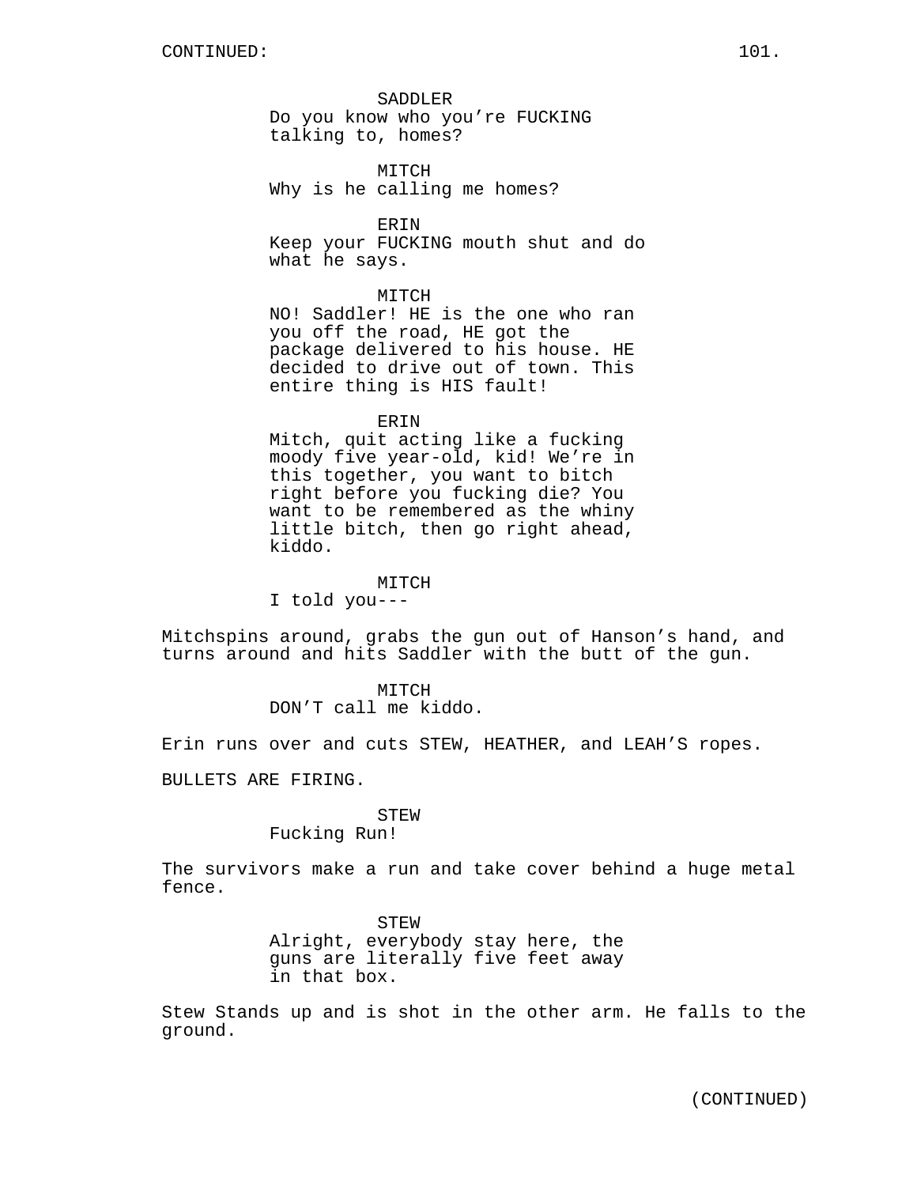CONTINUED:

SADDLER
Do you know who you’re FUCKING talking to, homes?

MITCH
Why is he calling me homes?

ERIN
Keep your FUCKING mouth shut and do what he says.

MITCH
NO! Saddler! HE is the one who ran you off the road, HE got the package delivered to his house. HE decided to drive out of town. This entire thing is HIS fault!

ERIN
Mitch, quit acting like a fucking moody five year-old, kid! We’re in this together, you want to bitch right before you fucking die? You want to be remembered as the whiny little bitch, then go right ahead, kiddo.

MITCH
I told you---

Mitchspins around, grabs the gun out of Hanson’s hand, and turns around and hits Saddler with the butt of the gun.

MITCH
DON’T call me kiddo.

Erin runs over and cuts STEW, HEATHER, and LEAH’S ropes.

BULLETS ARE FIRING.

STEW
Fucking Run!

The survivors make a run and take cover behind a huge metal fence.

STEW
Alright, everybody stay here, the guns are literally five feet away in that box.

Stew Stands up and is shot in the other arm. He falls to the ground.

(CONTINUED)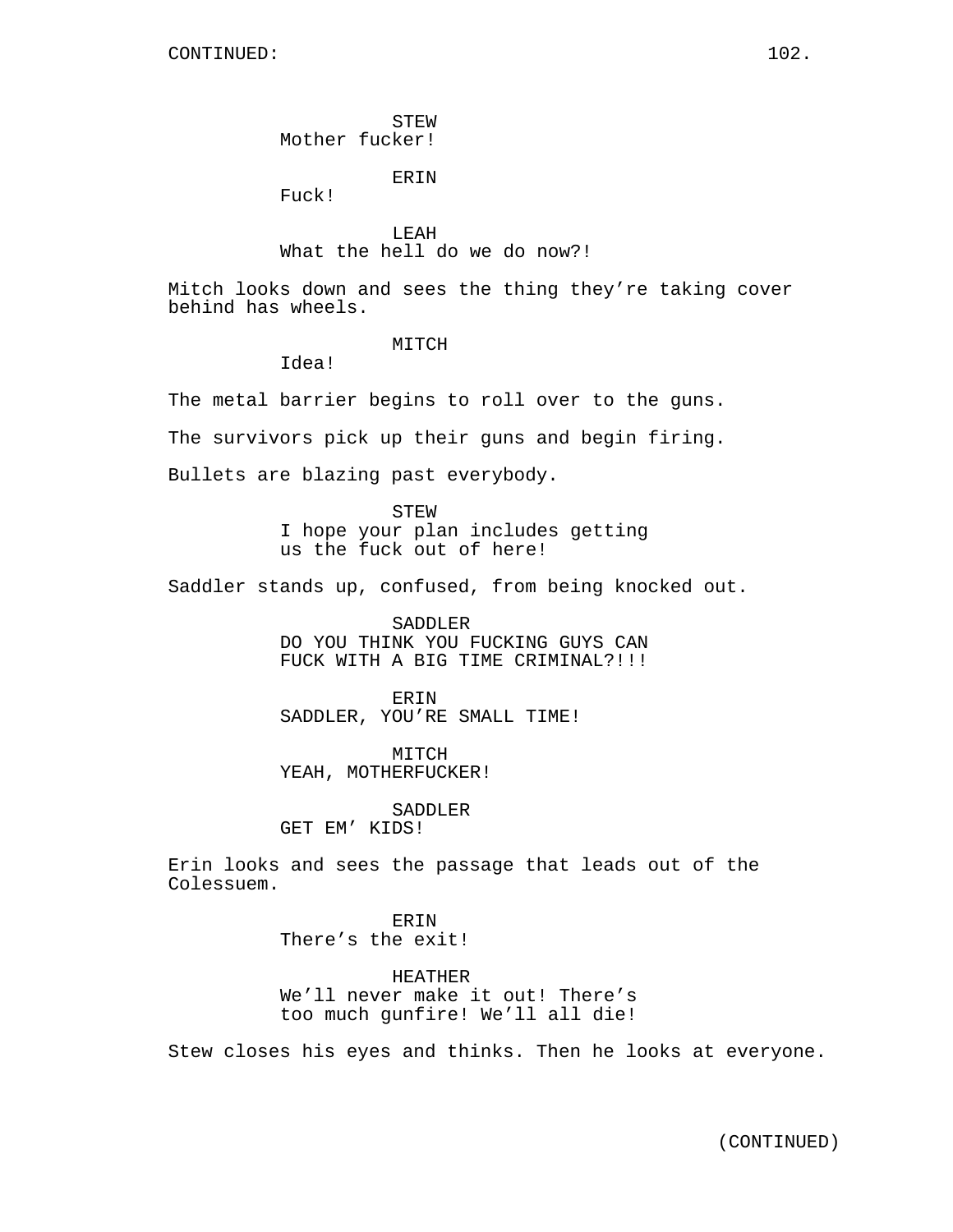CONTINUED:

STEW
Mother fucker!

ERIN
Fuck!

LEAH
What the hell do we do now?!

Mitch looks down and sees the thing they're taking cover behind has wheels.

MITCH
Idea!

The metal barrier begins to roll over to the guns.

The survivors pick up their guns and begin firing.

Bullets are blazing past everybody.

STEW
I hope your plan includes getting us the fuck out of here!

Saddler stands up, confused, from being knocked out.

SADDLER
DO YOU THINK YOU FUCKING GUYS CAN FUCK WITH A BIG TIME CRIMINAL?!!!

ERIN
SADDLER, YOU'RE SMALL TIME!

MITCH
YEAH, MOTHERFUCKER!

SADDLER
GET EM' KIDS!

Erin looks and sees the passage that leads out of the Colessuem.

ERIN
There's the exit!

HEATHER
We'll never make it out! There's too much gunfire! We'll all die!

Stew closes his eyes and thinks. Then he looks at everyone.

(CONTINUED)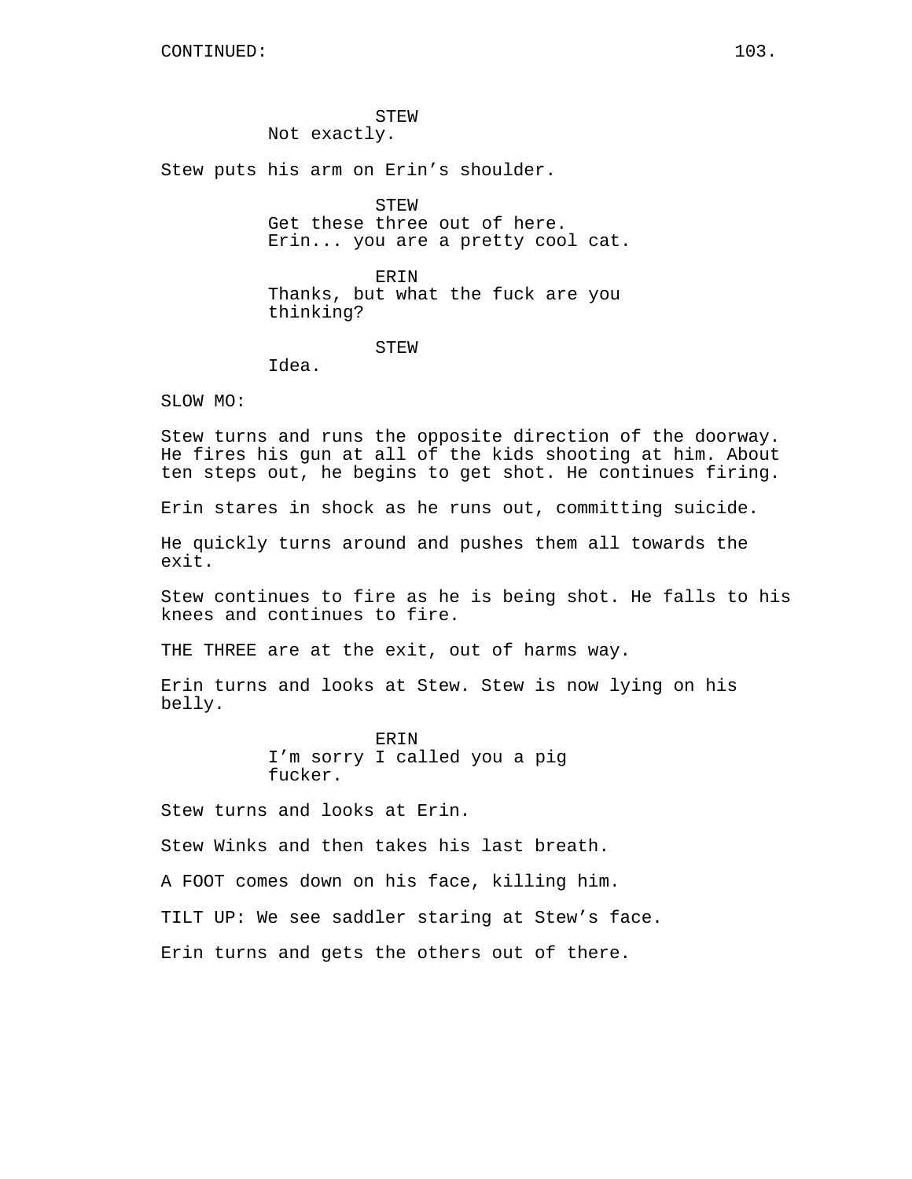CONTINUED:

STEW
Not exactly.

Stew puts his arm on Erin's shoulder.

STEW
Get these three out of here.
Erin... you are a pretty cool cat.

ERIN
Thanks, but what the fuck are you
thinking?

STEW
Idea.

SLOW MO:

Stew turns and runs the opposite direction of the doorway. He fires his gun at all of the kids shooting at him. About ten steps out, he begins to get shot. He continues firing.

Erin stares in shock as he runs out, committing suicide.

He quickly turns around and pushes them all towards the exit.

Stew continues to fire as he is being shot. He falls to his knees and continues to fire.

THE THREE are at the exit, out of harms way.

Erin turns and looks at Stew. Stew is now lying on his belly.

ERIN
I'm sorry I called you a pig
fucker.

Stew turns and looks at Erin.

Stew Winks and then takes his last breath.

A FOOT comes down on his face, killing him.

TILT UP: We see saddler staring at Stew's face.

Erin turns and gets the others out of there.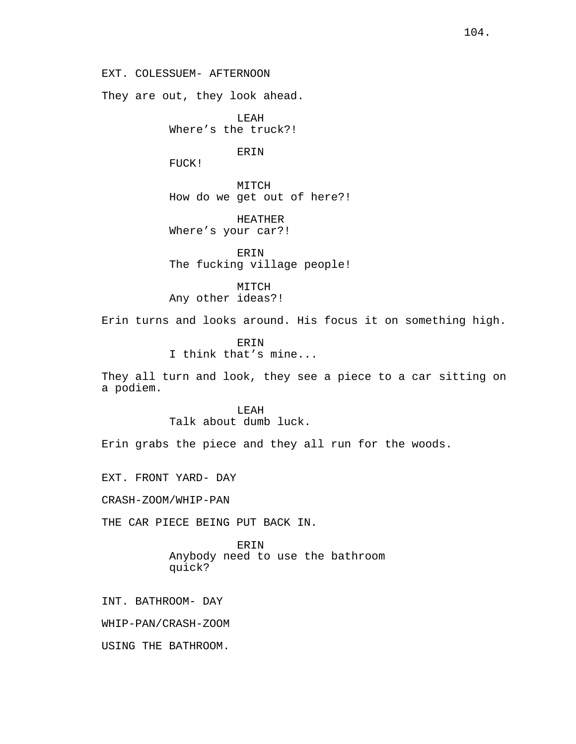EXT. COLESSUEM- AFTERNOON

They are out, they look ahead.

LEAH
Where's the truck?!

ERIN
FUCK!

MITCH
How do we get out of here?!

HEATHER
Where's your car?!

ERIN
The fucking village people!

MITCH
Any other ideas?!

Erin turns and looks around. His focus it on something high.

ERIN
I think that's mine...

They all turn and look, they see a piece to a car sitting on a podiem.

LEAH
Talk about dumb luck.

Erin grabs the piece and they all run for the woods.

EXT. FRONT YARD- DAY

CRASH-ZOOM/WHIP-PAN

THE CAR PIECE BEING PUT BACK IN.

ERIN
Anybody need to use the bathroom quick?

INT. BATHROOM- DAY

WHIP-PAN/CRASH-ZOOM

USING THE BATHROOM.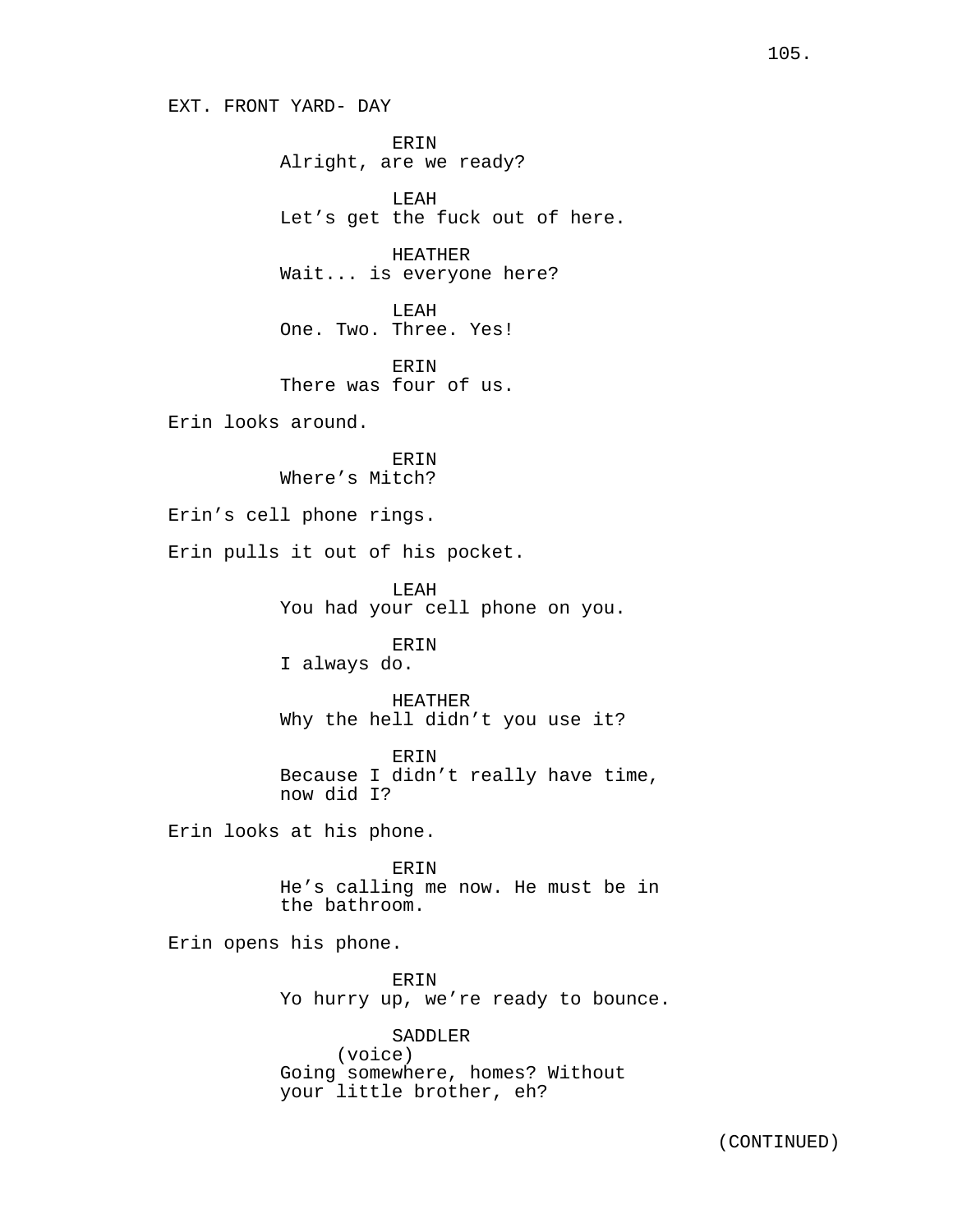EXT. FRONT YARD- DAY

ERIN
Alright, are we ready?

LEAH
Let's get the fuck out of here.

HEATHER
Wait... is everyone here?

LEAH
One. Two. Three. Yes!

ERIN
There was four of us.

Erin looks around.

ERIN
Where's Mitch?

Erin's cell phone rings.

Erin pulls it out of his pocket.

LEAH
You had your cell phone on you.

ERIN
I always do.

HEATHER
Why the hell didn't you use it?

ERIN
Because I didn't really have time, now did I?

Erin looks at his phone.

ERIN
He's calling me now. He must be in the bathroom.

Erin opens his phone.

ERIN
Yo hurry up, we're ready to bounce.

SADDLER
(voice)
Going somewhere, homes? Without your little brother, eh?

(CONTINUED)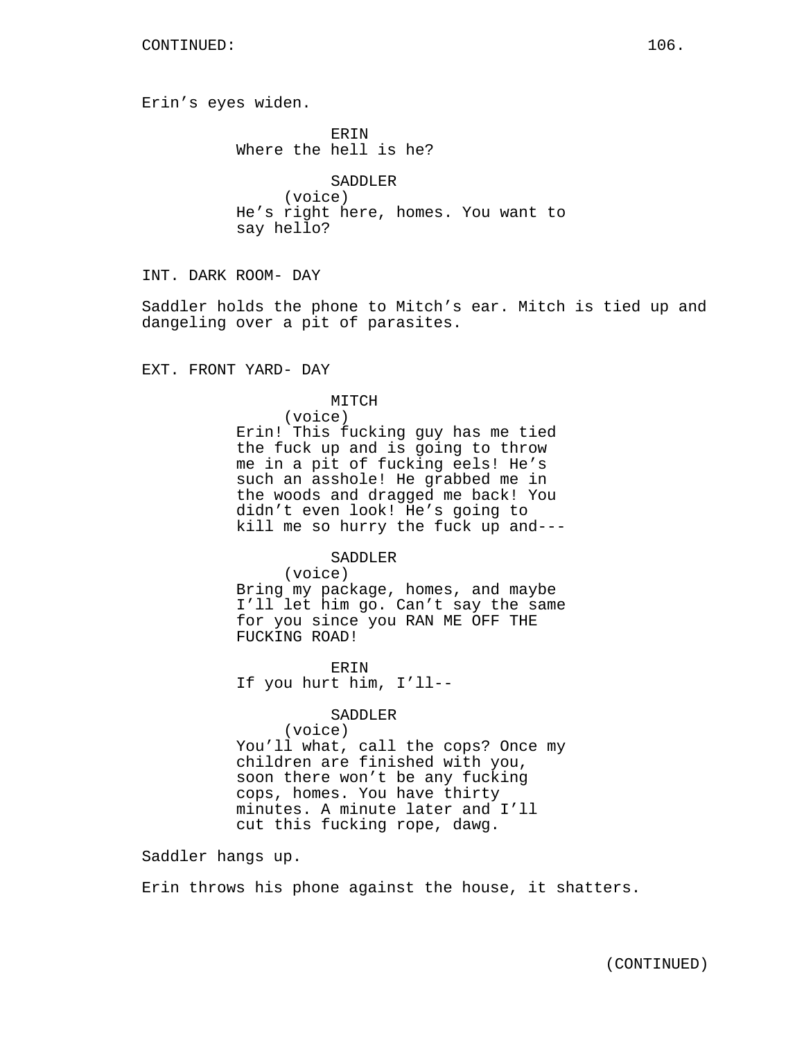CONTINUED:

Erin's eyes widen.

ERIN
Where the hell is he?

SADDLER
(voice)
He's right here, homes. You want to say hello?

INT. DARK ROOM- DAY

Saddler holds the phone to Mitch's ear. Mitch is tied up and dangeling over a pit of parasites.

EXT. FRONT YARD- DAY

MITCH
(voice)
Erin! This fucking guy has me tied the fuck up and is going to throw me in a pit of fucking eels! He's such an asshole! He grabbed me in the woods and dragged me back! You didn't even look! He's going to kill me so hurry the fuck up and---

SADDLER
(voice)
Bring my package, homes, and maybe I'll let him go. Can't say the same for you since you RAN ME OFF THE FUCKING ROAD!

ERIN
If you hurt him, I'll--

SADDLER
(voice)
You'll what, call the cops? Once my children are finished with you, soon there won't be any fucking cops, homes. You have thirty minutes. A minute later and I'll cut this fucking rope, dawg.

Saddler hangs up.

Erin throws his phone against the house, it shatters.

(CONTINUED)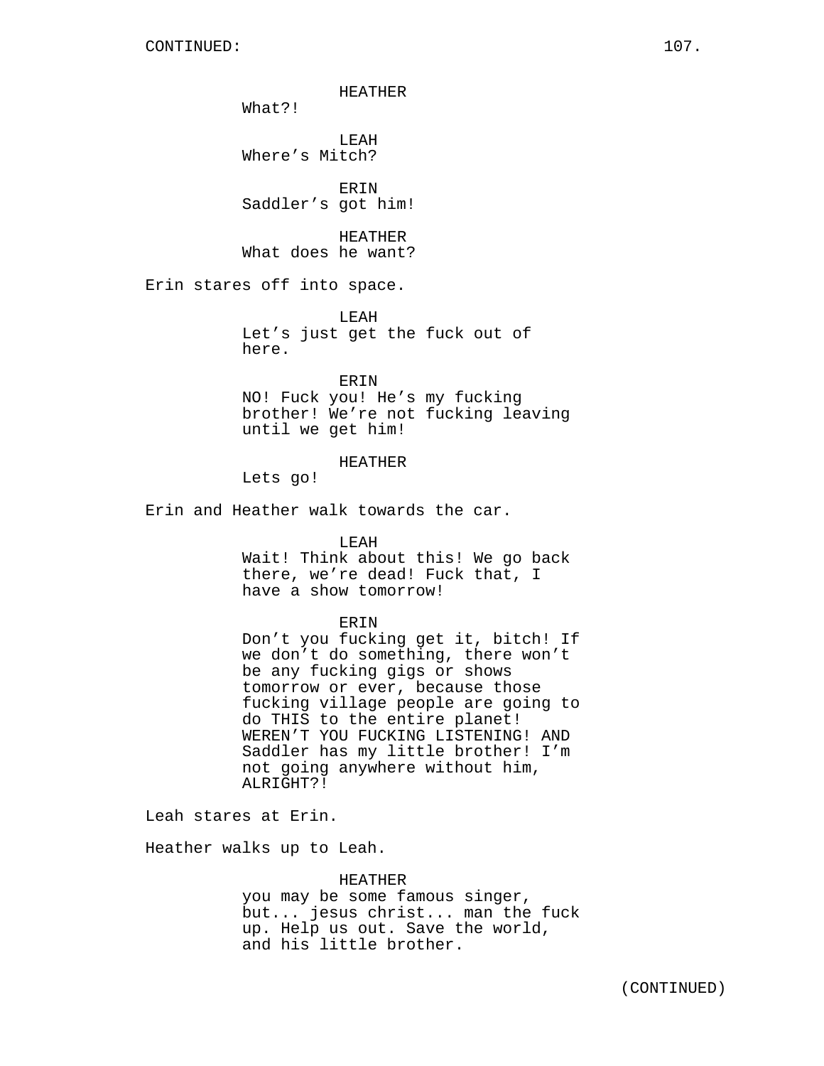HEATHER
What?!

LEAH
Where's Mitch?

ERIN
Saddler's got him!

HEATHER
What does he want?

Erin stares off into space.

LEAH
Let's just get the fuck out of here.

ERIN
NO! Fuck you! He's my fucking brother! We're not fucking leaving until we get him!

HEATHER
Lets go!

Erin and Heather walk towards the car.

LEAH
Wait! Think about this! We go back there, we're dead! Fuck that, I have a show tomorrow!

ERIN
Don't you fucking get it, bitch! If we don't do something, there won't be any fucking gigs or shows tomorrow or ever, because those fucking village people are going to do THIS to the entire planet! WEREN'T YOU FUCKING LISTENING! AND Saddler has my little brother! I'm not going anywhere without him, ALRIGHT?!

Leah stares at Erin.

Heather walks up to Leah.

HEATHER
you may be some famous singer, but... jesus christ... man the fuck up. Help us out. Save the world, and his little brother.

(CONTINUED)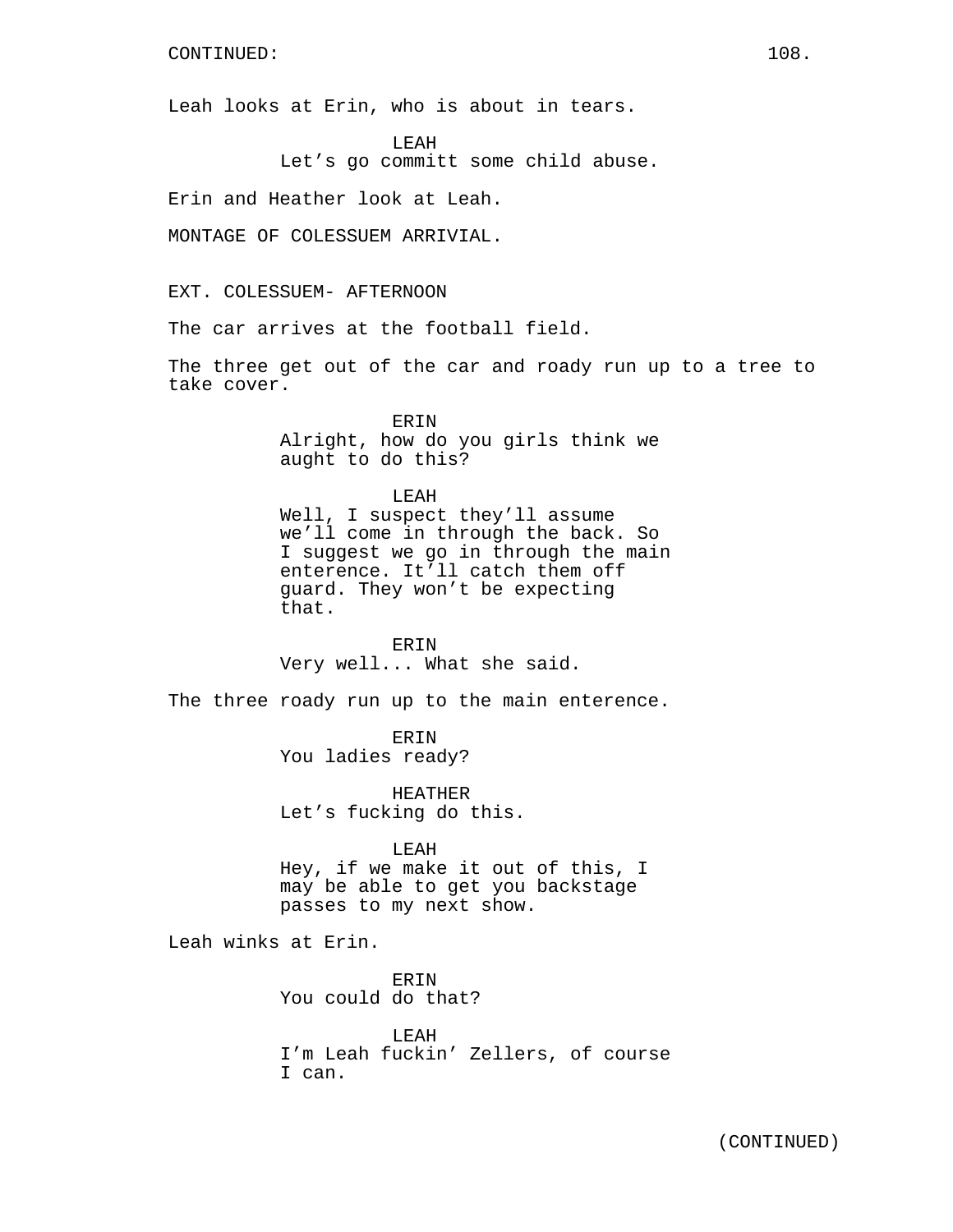CONTINUED:

Leah looks at Erin, who is about in tears.

LEAH
Let’s go committ some child abuse.

Erin and Heather look at Leah.

MONTAGE OF COLESSUEM ARRIVIAL.

EXT. COLESSUEM- AFTERNOON

The car arrives at the football field.

The three get out of the car and roady run up to a tree to take cover.

ERIN
Alright, how do you girls think we aught to do this?

LEAH
Well, I suspect they’ll assume we’ll come in through the back. So I suggest we go in through the main enterence. It’ll catch them off guard. They won’t be expecting that.

ERIN
Very well... What she said.

The three roady run up to the main enterence.

ERIN
You ladies ready?

HEATHER
Let’s fucking do this.

LEAH
Hey, if we make it out of this, I may be able to get you backstage passes to my next show.

Leah winks at Erin.

ERIN
You could do that?

LEAH
I’m Leah fuckin’ Zellers, of course I can.

(CONTINUED)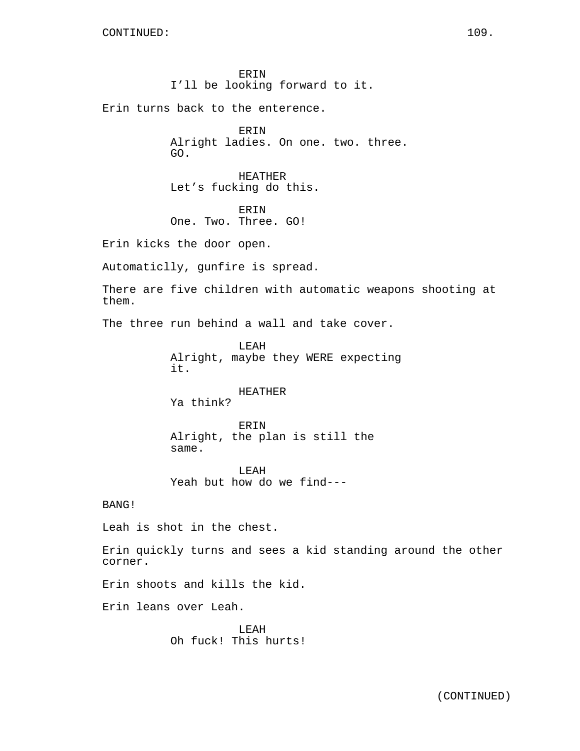CONTINUED:

ERIN
I'll be looking forward to it.

Erin turns back to the enterence.

ERIN
Alright ladies. On one. two. three. GO.

HEATHER
Let's fucking do this.

ERIN
One. Two. Three. GO!

Erin kicks the door open.

Automaticlly, gunfire is spread.

There are five children with automatic weapons shooting at them.

The three run behind a wall and take cover.

LEAH
Alright, maybe they WERE expecting it.

HEATHER
Ya think?

ERIN
Alright, the plan is still the same.

LEAH
Yeah but how do we find---

BANG!

Leah is shot in the chest.

Erin quickly turns and sees a kid standing around the other corner.

Erin shoots and kills the kid.

Erin leans over Leah.

LEAH
Oh fuck! This hurts!

(CONTINUED)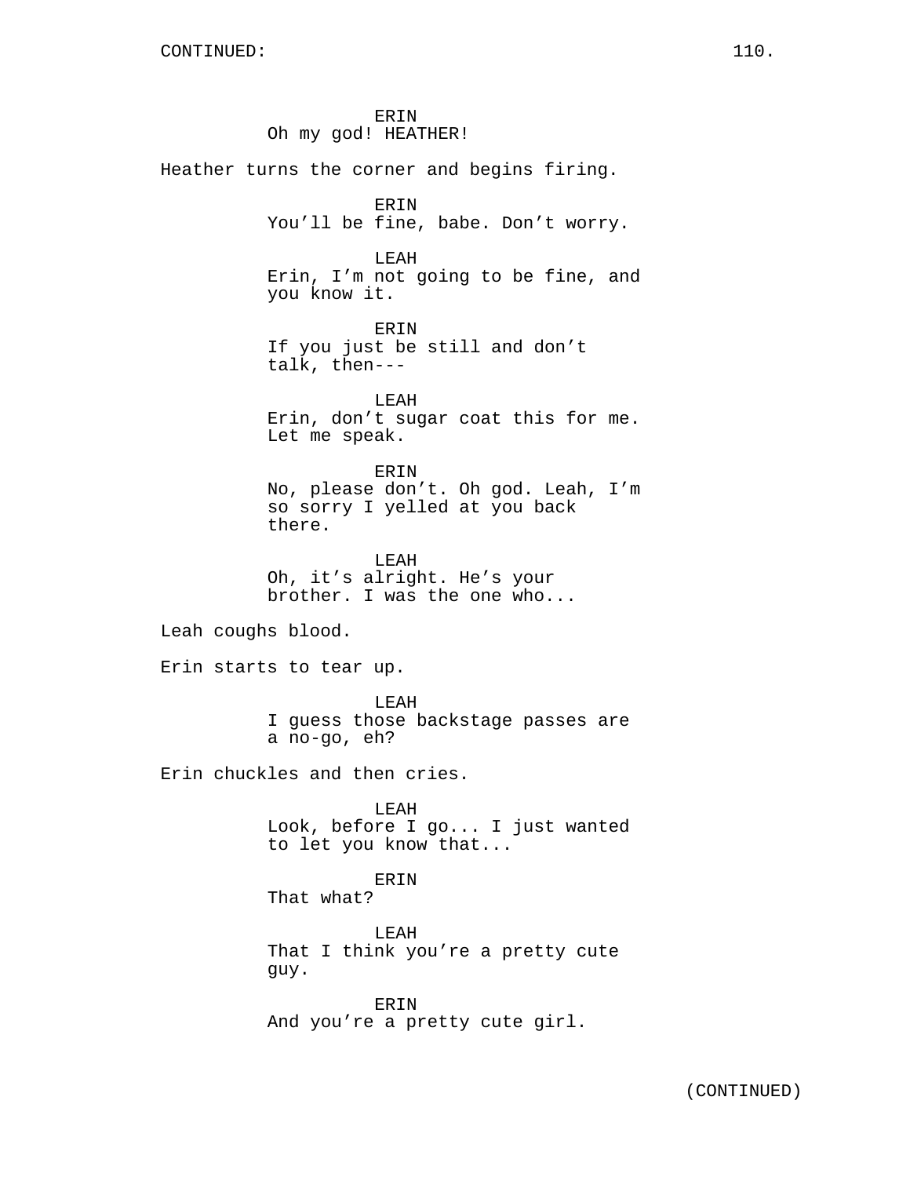CONTINUED:

ERIN
Oh my god! HEATHER!

Heather turns the corner and begins firing.

ERIN
You'll be fine, babe. Don't worry.

LEAH
Erin, I'm not going to be fine, and you know it.

ERIN
If you just be still and don't talk, then---

LEAH
Erin, don't sugar coat this for me. Let me speak.

ERIN
No, please don't. Oh god. Leah, I'm so sorry I yelled at you back there.

LEAH
Oh, it's alright. He's your brother. I was the one who...

Leah coughs blood.

Erin starts to tear up.

LEAH
I guess those backstage passes are a no-go, eh?

Erin chuckles and then cries.

LEAH
Look, before I go... I just wanted to let you know that...

ERIN
That what?

LEAH
That I think you're a pretty cute guy.

ERIN
And you're a pretty cute girl.

(CONTINUED)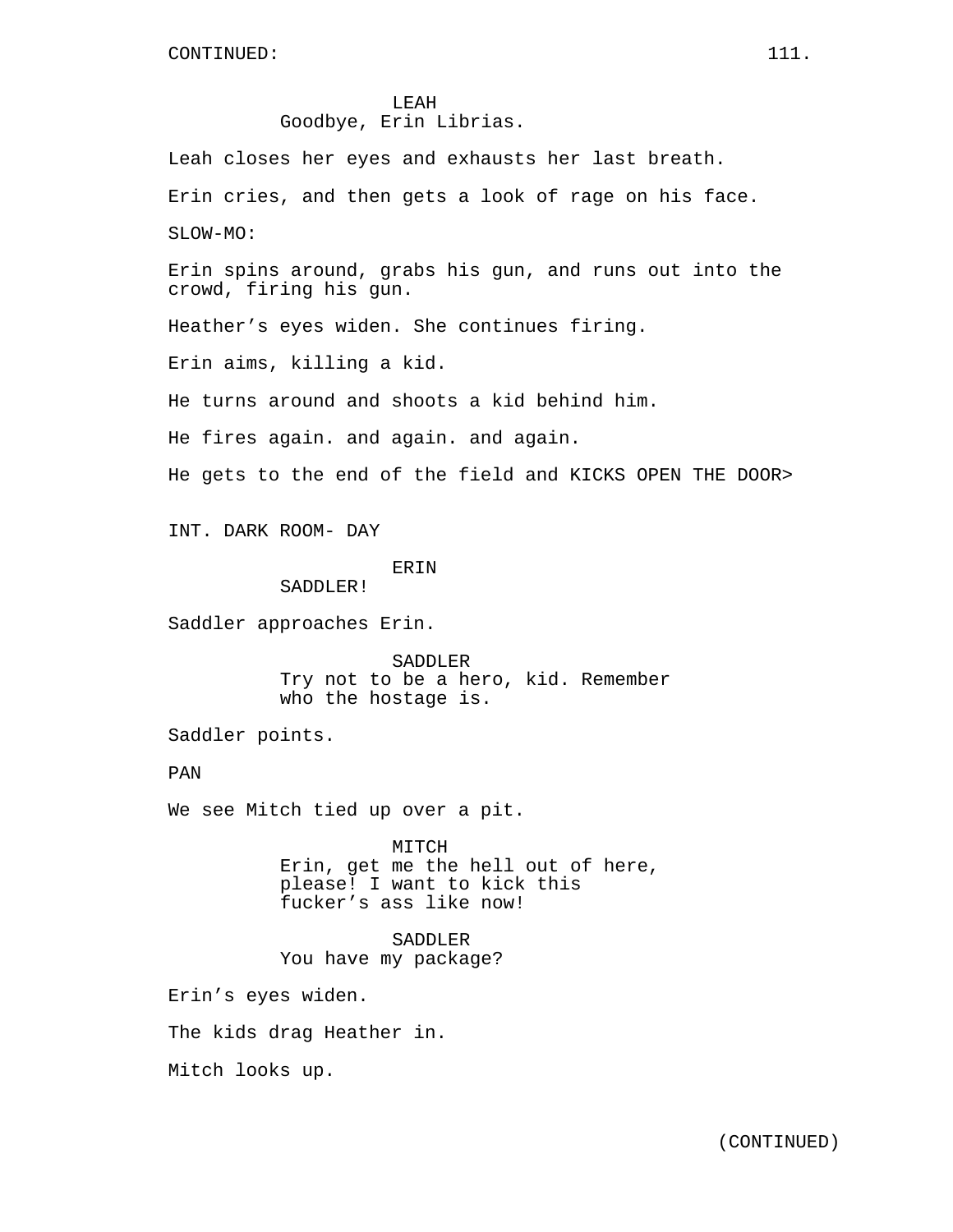CONTINUED:

LEAH
Goodbye, Erin Librias.

Leah closes her eyes and exhausts her last breath.

Erin cries, and then gets a look of rage on his face.

SLOW-MO:

Erin spins around, grabs his gun, and runs out into the crowd, firing his gun.

Heather's eyes widen. She continues firing.

Erin aims, killing a kid.

He turns around and shoots a kid behind him.

He fires again. and again. and again.

He gets to the end of the field and KICKS OPEN THE DOOR>

INT. DARK ROOM- DAY

ERIN
SADDLER!

Saddler approaches Erin.

SADDLER
Try not to be a hero, kid. Remember who the hostage is.

Saddler points.

PAN

We see Mitch tied up over a pit.

MITCH
Erin, get me the hell out of here, please! I want to kick this fucker's ass like now!

SADDLER
You have my package?

Erin's eyes widen.

The kids drag Heather in.

Mitch looks up.

(CONTINUED)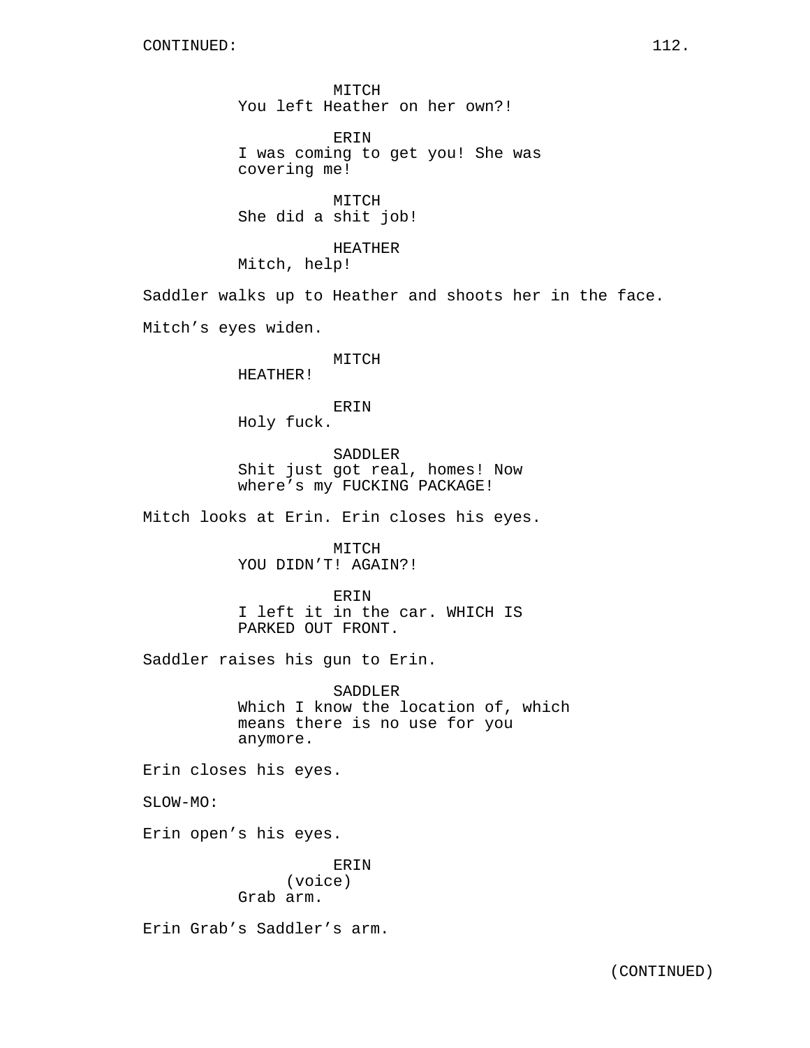MITCH
You left Heather on her own?!

ERIN
I was coming to get you! She was covering me!

MITCH
She did a shit job!

HEATHER
Mitch, help!

Saddler walks up to Heather and shoots her in the face.

Mitch's eyes widen.

MITCH
HEATHER!

ERIN
Holy fuck.

SADDLER
Shit just got real, homes! Now where's my FUCKING PACKAGE!

Mitch looks at Erin. Erin closes his eyes.

MITCH
YOU DIDN'T! AGAIN?!

ERIN
I left it in the car. WHICH IS PARKED OUT FRONT.

Saddler raises his gun to Erin.

SADDLER
Which I know the location of, which means there is no use for you anymore.

Erin closes his eyes.

SLOW-MO:

Erin open's his eyes.

ERIN
(voice)
Grab arm.

Erin Grab's Saddler's arm.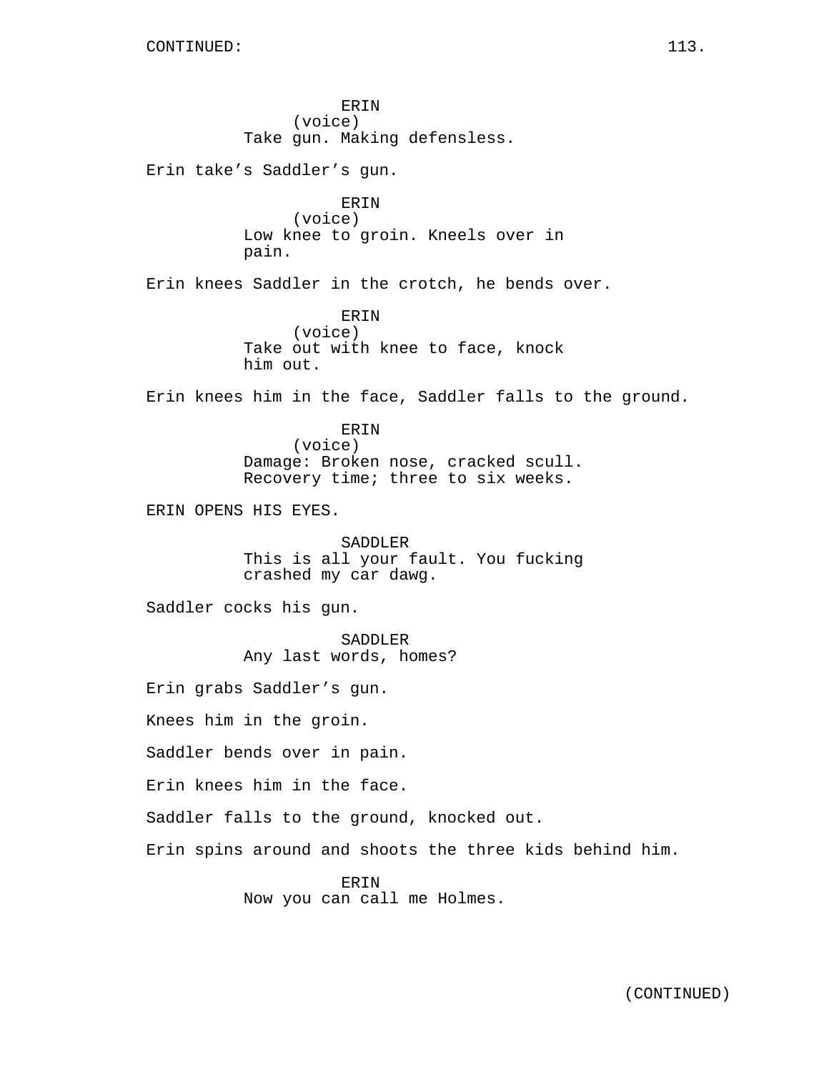ERIN
(voice)
Take gun. Making defensless.

Erin take's Saddler's gun.

ERIN
(voice)
Low knee to groin. Kneels over in pain.

Erin knees Saddler in the crotch, he bends over.

ERIN
(voice)
Take out with knee to face, knock him out.

Erin knees him in the face, Saddler falls to the ground.

ERIN
(voice)
Damage: Broken nose, cracked scull. Recovery time; three to six weeks.

ERIN OPENS HIS EYES.

SADDLER
This is all your fault. You fucking crashed my car dawg.

Saddler cocks his gun.

SADDLER
Any last words, homes?

Erin grabs Saddler's gun.

Knees him in the groin.

Saddler bends over in pain.

Erin knees him in the face.

Saddler falls to the ground, knocked out.

Erin spins around and shoots the three kids behind him.

ERIN
Now you can call me Holmes.

(CONTINUED)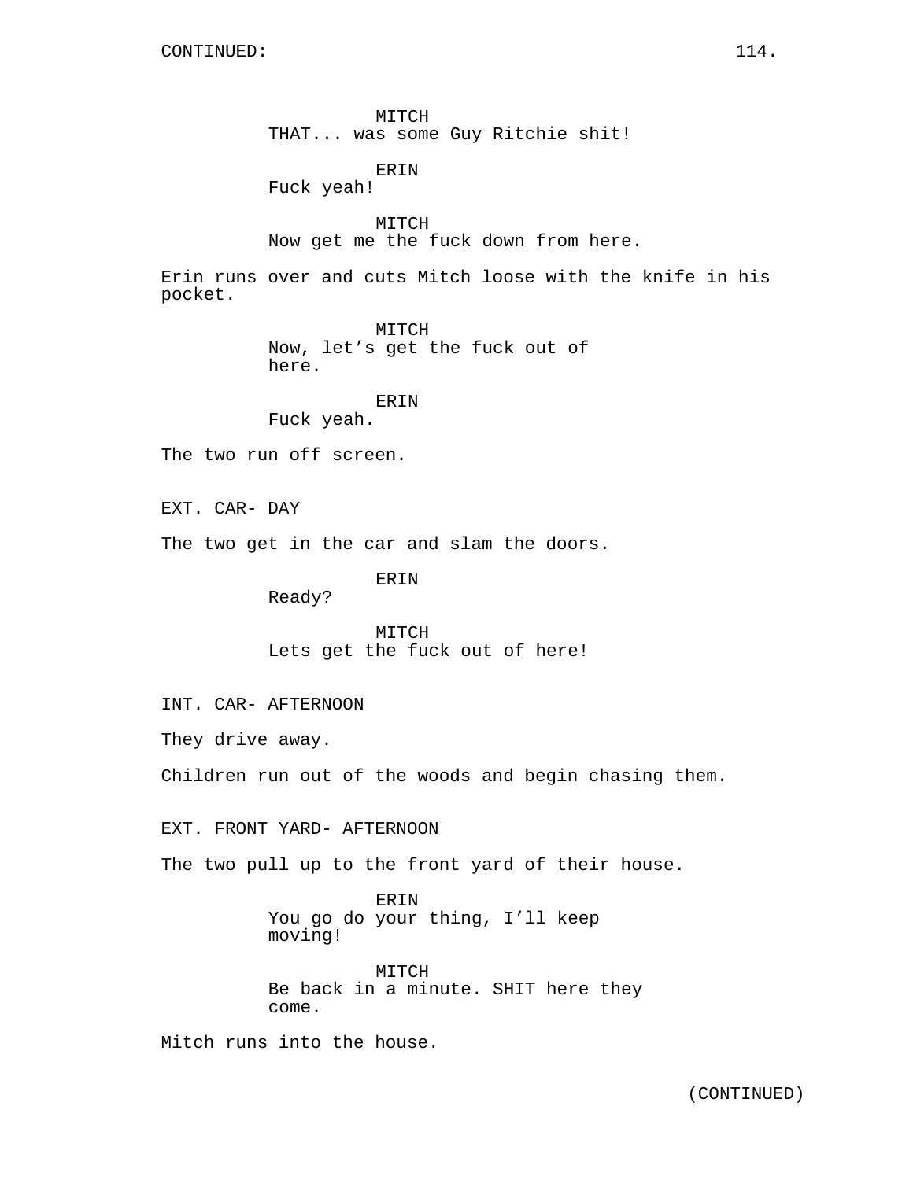MITCH
THAT... was some Guy Ritchie shit!

ERIN
Fuck yeah!

MITCH
Now get me the fuck down from here.

Erin runs over and cuts Mitch loose with the knife in his pocket.

MITCH
Now, let’s get the fuck out of here.

ERIN
Fuck yeah.

The two run off screen.

EXT. CAR- DAY

The two get in the car and slam the doors.

ERIN
Ready?

MITCH
Lets get the fuck out of here!

INT. CAR- AFTERNOON

They drive away.

Children run out of the woods and begin chasing them.

EXT. FRONT YARD- AFTERNOON

The two pull up to the front yard of their house.

ERIN
You go do your thing, I’ll keep moving!

MITCH
Be back in a minute. SHIT here they come.

Mitch runs into the house.

(CONTINUED)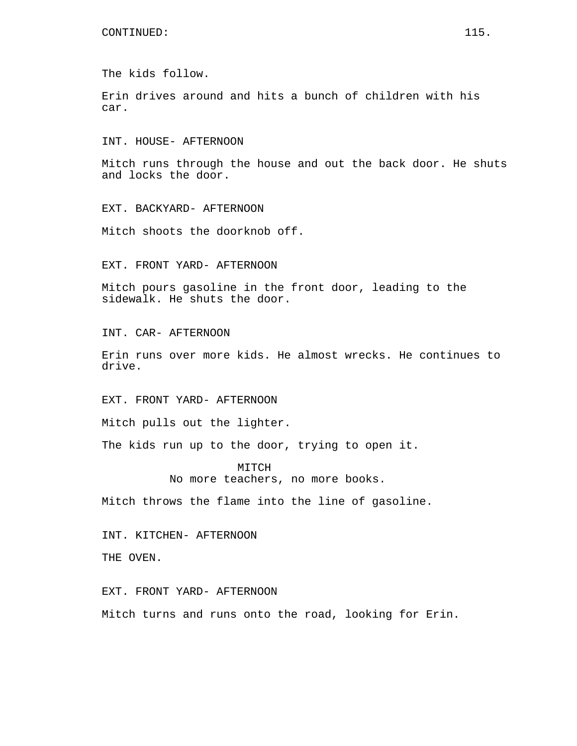CONTINUED:

The kids follow.

Erin drives around and hits a bunch of children with his car.

INT. HOUSE- AFTERNOON

Mitch runs through the house and out the back door. He shuts and locks the door.

EXT. BACKYARD- AFTERNOON

Mitch shoots the doorknob off.

EXT. FRONT YARD- AFTERNOON

Mitch pours gasoline in the front door, leading to the sidewalk. He shuts the door.

INT. CAR- AFTERNOON

Erin runs over more kids. He almost wrecks. He continues to drive.

EXT. FRONT YARD- AFTERNOON

Mitch pulls out the lighter.

The kids run up to the door, trying to open it.

MITCH
No more teachers, no more books.

Mitch throws the flame into the line of gasoline.

INT. KITCHEN- AFTERNOON

THE OVEN.

EXT. FRONT YARD- AFTERNOON

Mitch turns and runs onto the road, looking for Erin.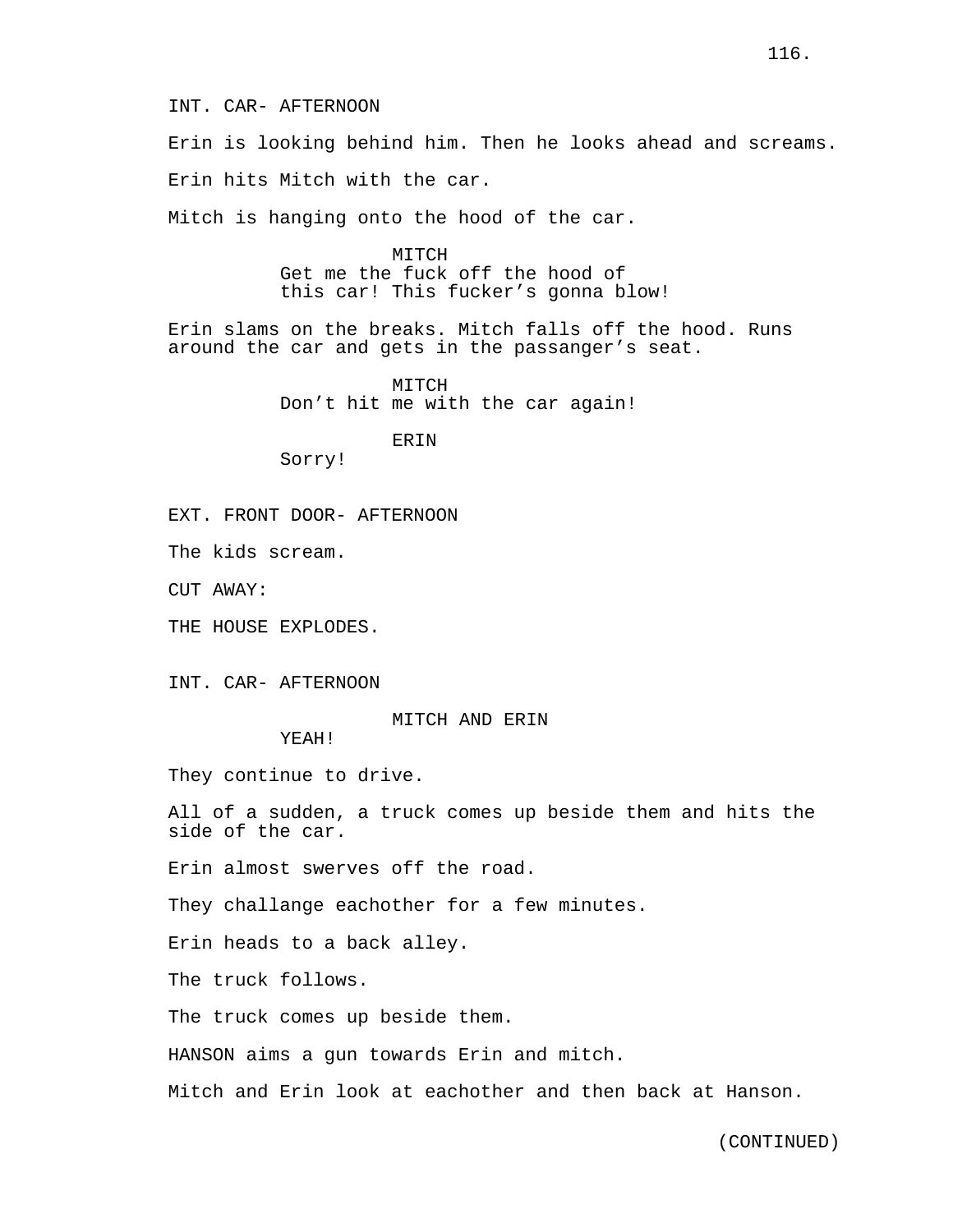INT. CAR- AFTERNOON

Erin is looking behind him. Then he looks ahead and screams.

Erin hits Mitch with the car.

Mitch is hanging onto the hood of the car.

MITCH
Get me the fuck off the hood of this car! This fucker's gonna blow!

Erin slams on the breaks. Mitch falls off the hood. Runs around the car and gets in the passanger's seat.

MITCH
Don't hit me with the car again!

ERIN
Sorry!

EXT. FRONT DOOR- AFTERNOON

The kids scream.

CUT AWAY:

THE HOUSE EXPLODES.

INT. CAR- AFTERNOON

MITCH AND ERIN
YEAH!

They continue to drive.

All of a sudden, a truck comes up beside them and hits the side of the car.

Erin almost swerves off the road.

They challange eachother for a few minutes.

Erin heads to a back alley.

The truck follows.

The truck comes up beside them.

HANSON aims a gun towards Erin and mitch.

Mitch and Erin look at eachother and then back at Hanson.

(CONTINUED)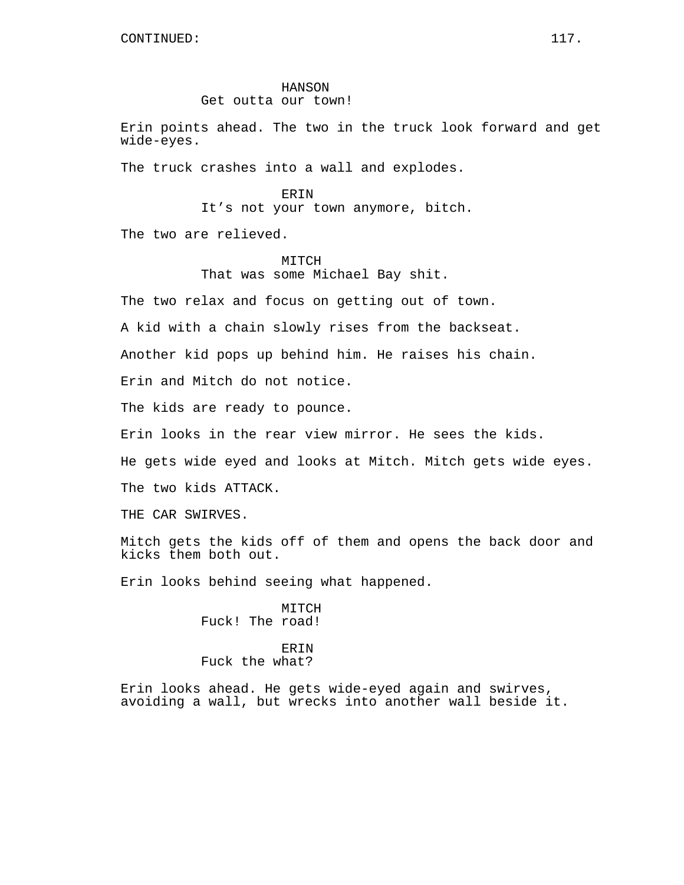HANSON
Get outta our town!

Erin points ahead. The two in the truck look forward and get wide-eyes.

The truck crashes into a wall and explodes.

ERIN
It's not your town anymore, bitch.

The two are relieved.

MITCH
That was some Michael Bay shit.

The two relax and focus on getting out of town.

A kid with a chain slowly rises from the backseat.

Another kid pops up behind him. He raises his chain.

Erin and Mitch do not notice.

The kids are ready to pounce.

Erin looks in the rear view mirror. He sees the kids.

He gets wide eyed and looks at Mitch. Mitch gets wide eyes.

The two kids ATTACK.

THE CAR SWIRVES.

Mitch gets the kids off of them and opens the back door and kicks them both out.

Erin looks behind seeing what happened.

MITCH
Fuck! The road!

ERIN
Fuck the what?

Erin looks ahead. He gets wide-eyed again and swirves, avoiding a wall, but wrecks into another wall beside it.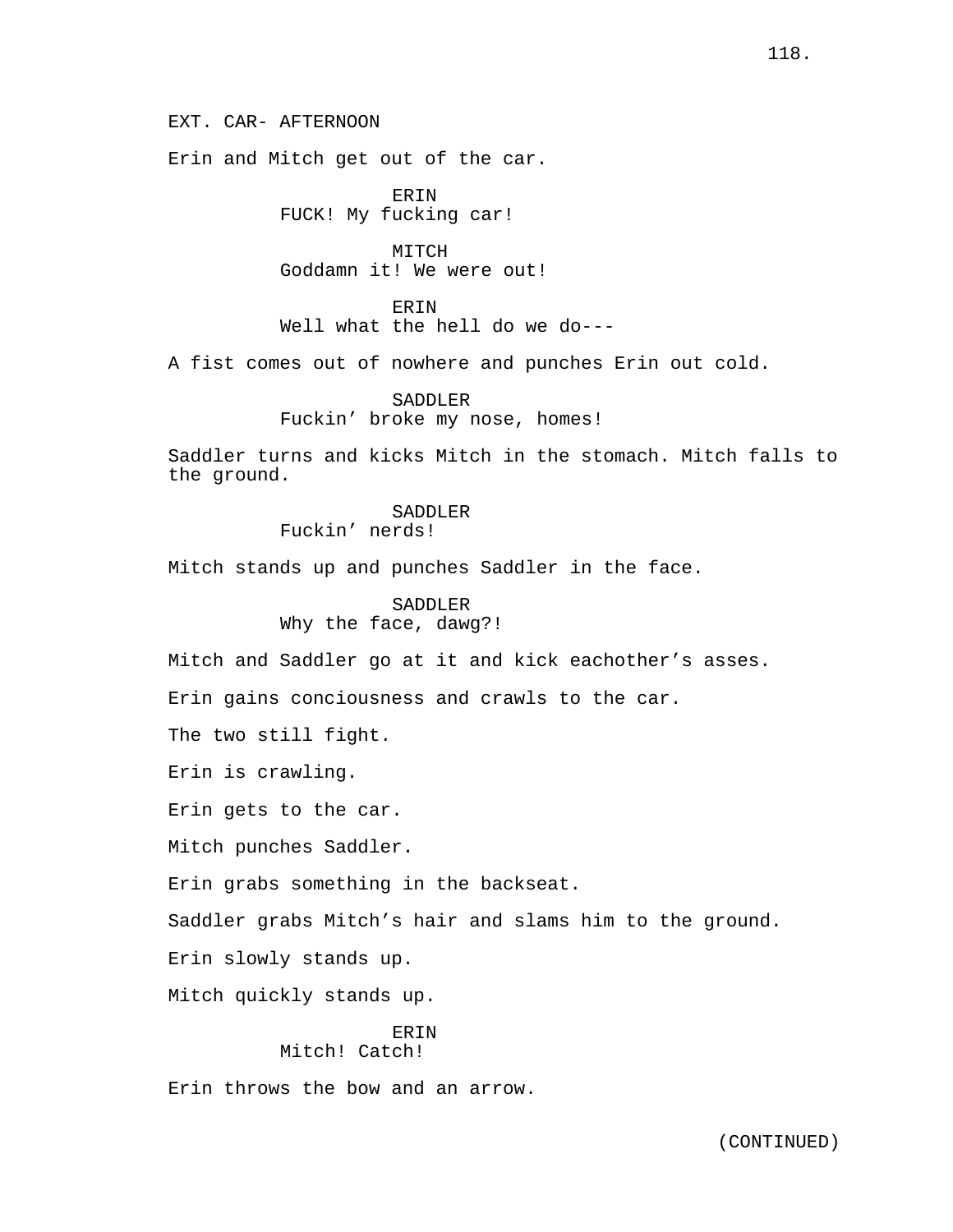EXT. CAR- AFTERNOON

Erin and Mitch get out of the car.

ERIN
FUCK! My fucking car!

MITCH
Goddamn it! We were out!

ERIN
Well what the hell do we do---

A fist comes out of nowhere and punches Erin out cold.

SADDLER
Fuckin' broke my nose, homes!

Saddler turns and kicks Mitch in the stomach. Mitch falls to the ground.

SADDLER
Fuckin' nerds!

Mitch stands up and punches Saddler in the face.

SADDLER
Why the face, dawg?!

Mitch and Saddler go at it and kick eachother's asses.

Erin gains conciousness and crawls to the car.

The two still fight.

Erin is crawling.

Erin gets to the car.

Mitch punches Saddler.

Erin grabs something in the backseat.

Saddler grabs Mitch's hair and slams him to the ground.

Erin slowly stands up.

Mitch quickly stands up.

ERIN
Mitch! Catch!

Erin throws the bow and an arrow.

(CONTINUED)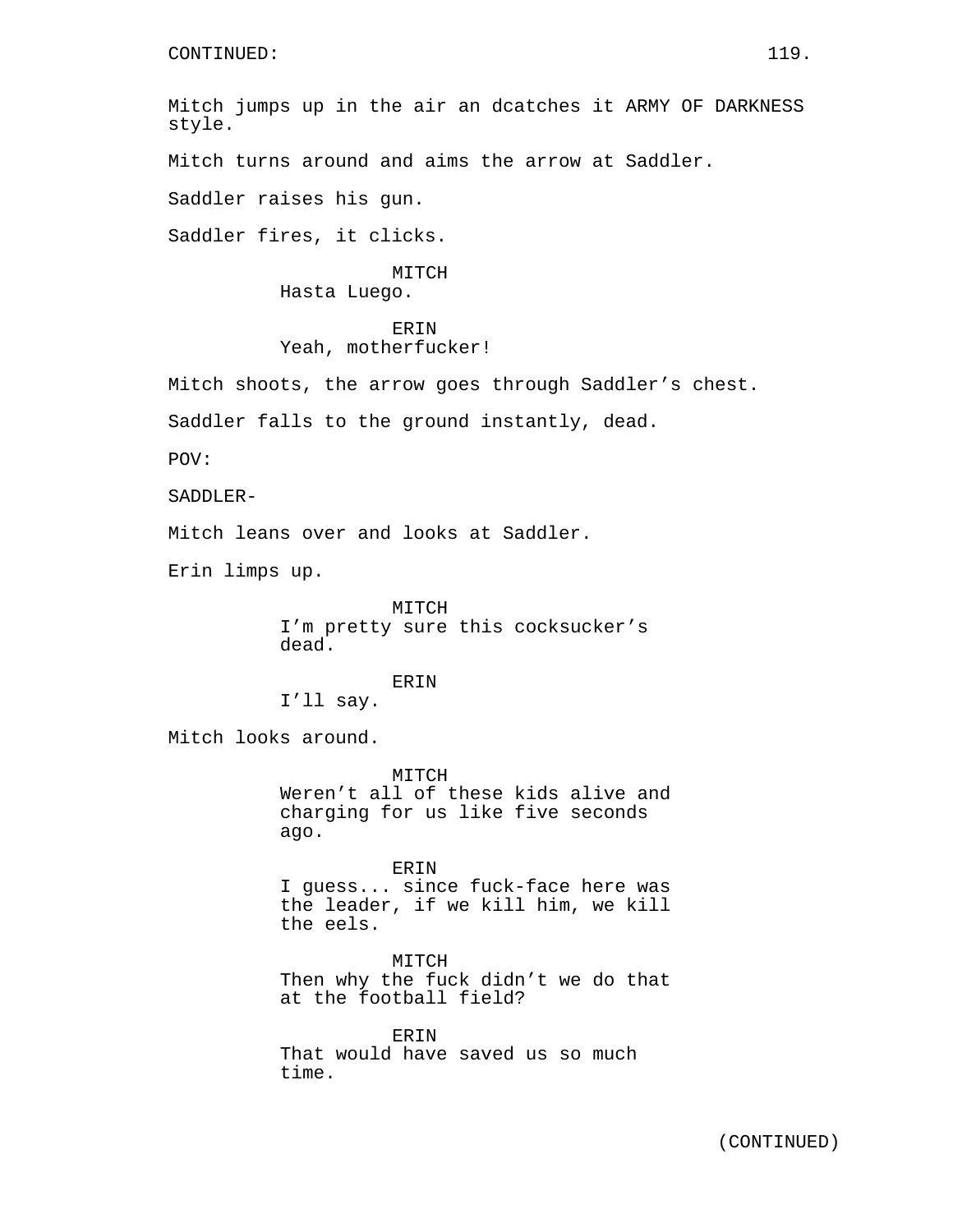CONTINUED:

Mitch jumps up in the air an dcatches it ARMY OF DARKNESS style.

Mitch turns around and aims the arrow at Saddler.

Saddler raises his gun.

Saddler fires, it clicks.

MITCH
Hasta Luego.

ERIN
Yeah, motherfucker!

Mitch shoots, the arrow goes through Saddler's chest.

Saddler falls to the ground instantly, dead.

POV:

SADDLER-

Mitch leans over and looks at Saddler.

Erin limps up.

MITCH
I'm pretty sure this cocksucker's dead.

ERIN
I'll say.

Mitch looks around.

MITCH
Weren't all of these kids alive and charging for us like five seconds ago.

ERIN
I guess... since fuck-face here was the leader, if we kill him, we kill the eels.

MITCH
Then why the fuck didn't we do that at the football field?

ERIN
That would have saved us so much time.

(CONTINUED)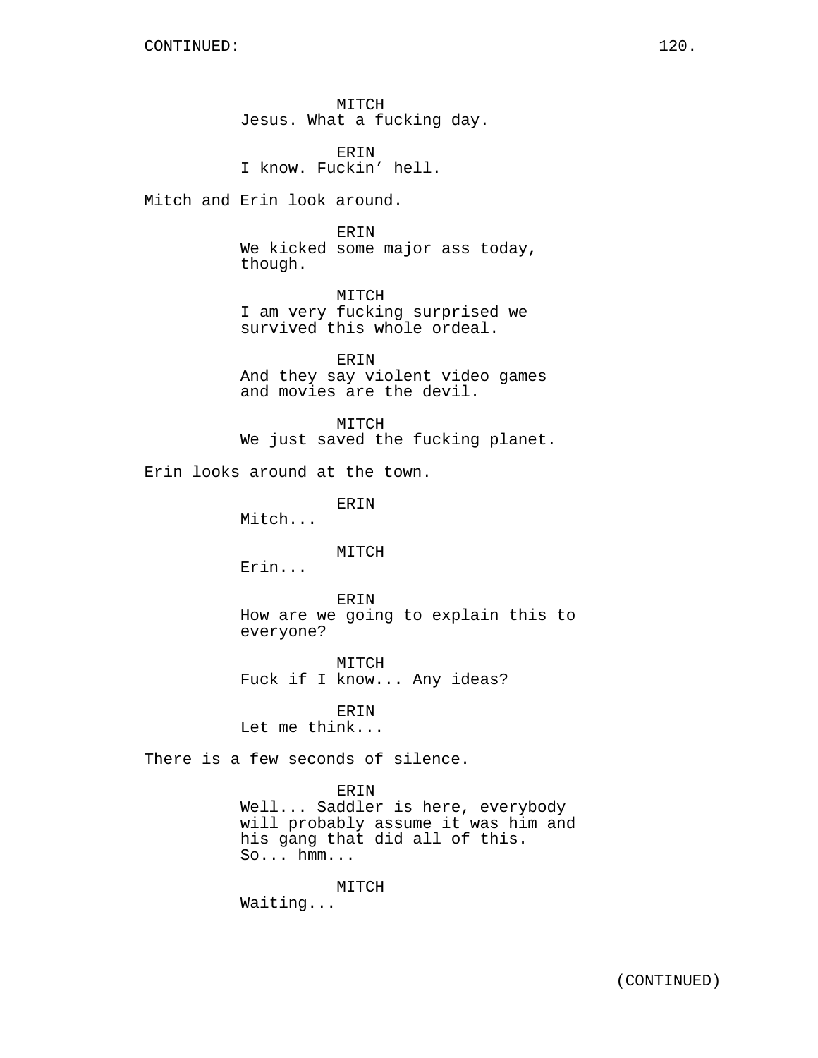CONTINUED:

MITCH
Jesus. What a fucking day.

ERIN
I know. Fuckin’ hell.

Mitch and Erin look around.

ERIN
We kicked some major ass today, though.

MITCH
I am very fucking surprised we survived this whole ordeal.

ERIN
And they say violent video games and movies are the devil.

MITCH
We just saved the fucking planet.

Erin looks around at the town.

ERIN
Mitch...

MITCH
Erin...

ERIN
How are we going to explain this to everyone?

MITCH
Fuck if I know... Any ideas?

ERIN
Let me think...

There is a few seconds of silence.

ERIN
Well... Saddler is here, everybody will probably assume it was him and his gang that did all of this. So... hmm...

MITCH
Waiting...

(CONTINUED)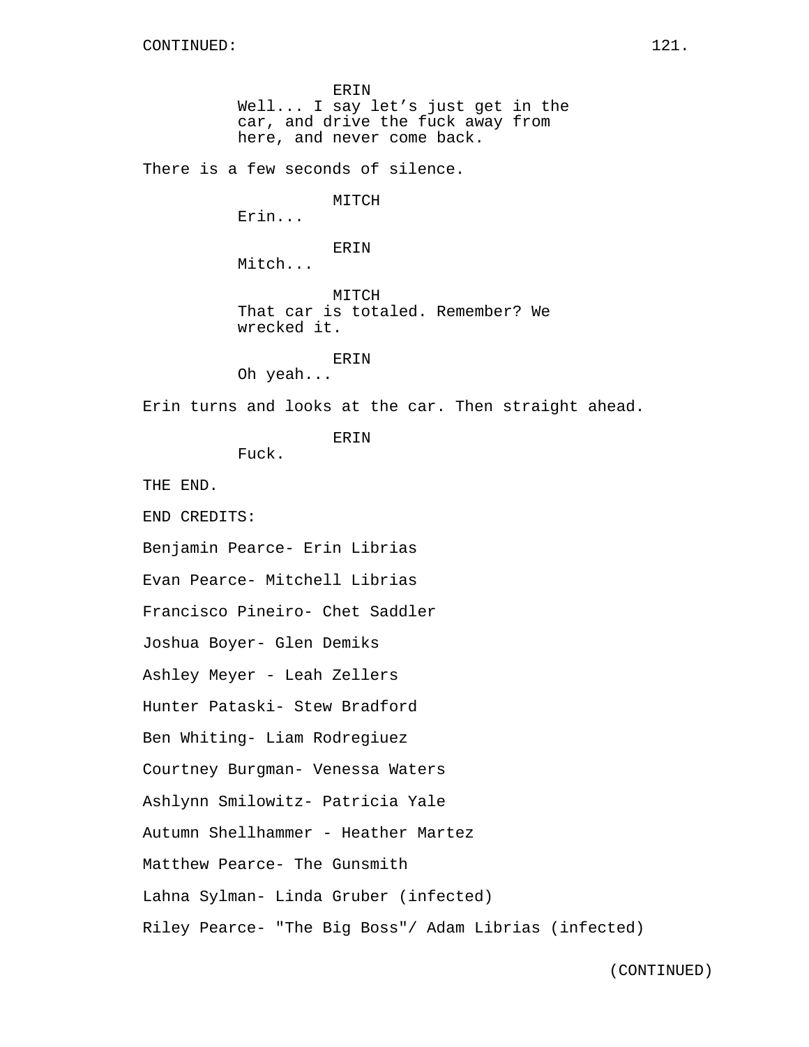ERIN
Well... I say let's just get in the car, and drive the fuck away from here, and never come back.

There is a few seconds of silence.

MITCH
Erin...

ERIN
Mitch...

MITCH
That car is totaled. Remember? We wrecked it.

ERIN
Oh yeah...

Erin turns and looks at the car. Then straight ahead.

ERIN
Fuck.

THE END.

END CREDITS:

Benjamin Pearce- Erin Librias

Evan Pearce- Mitchell Librias

Francisco Pineiro- Chet Saddler

Joshua Boyer- Glen Demiks

Ashley Meyer - Leah Zellers

Hunter Pataski- Stew Bradford

Ben Whiting- Liam Rodregiuez

Courtney Burgman- Venessa Waters

Ashlynn Smilowitz- Patricia Yale

Autumn Shellhammer - Heather Martez

Matthew Pearce- The Gunsmith

Lahna Sylman- Linda Gruber (infected)

Riley Pearce- "The Big Boss"/ Adam Librias (infected)

(CONTINUED)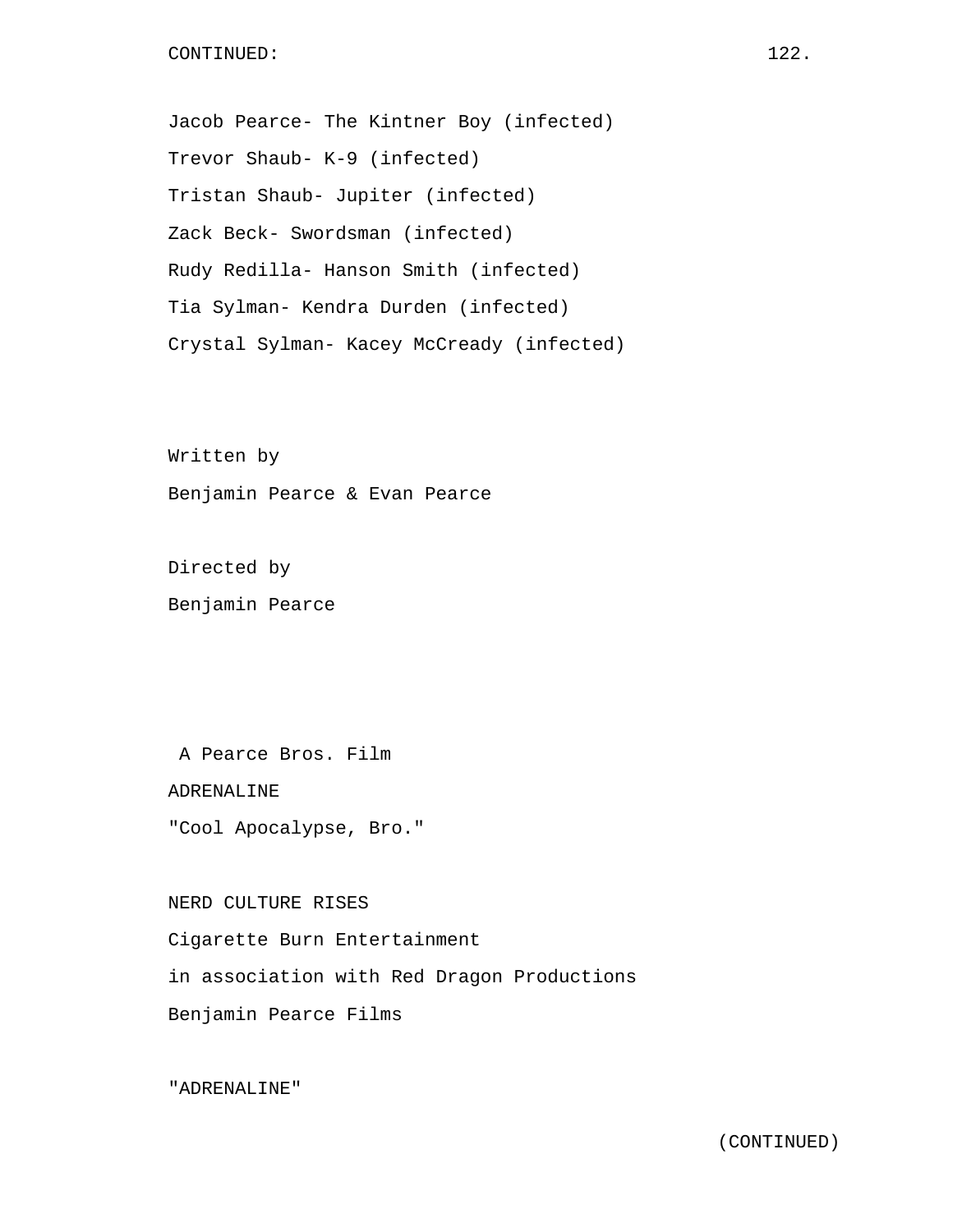Jacob Pearce- The Kintner Boy (infected)

Trevor Shaub- K-9 (infected)

Tristan Shaub- Jupiter (infected)

Zack Beck- Swordsman (infected)

Rudy Redilla- Hanson Smith (infected)

Tia Sylman- Kendra Durden (infected)

Crystal Sylman- Kacey McCready (infected)

Written by

Benjamin Pearce & Evan Pearce

Directed by

Benjamin Pearce

A Pearce Bros. Film

ADRENALINE

"Cool Apocalypse, Bro."

NERD CULTURE RISES

Cigarette Burn Entertainment

in association with Red Dragon Productions

Benjamin Pearce Films

"ADRENALINE"

(CONTINUED)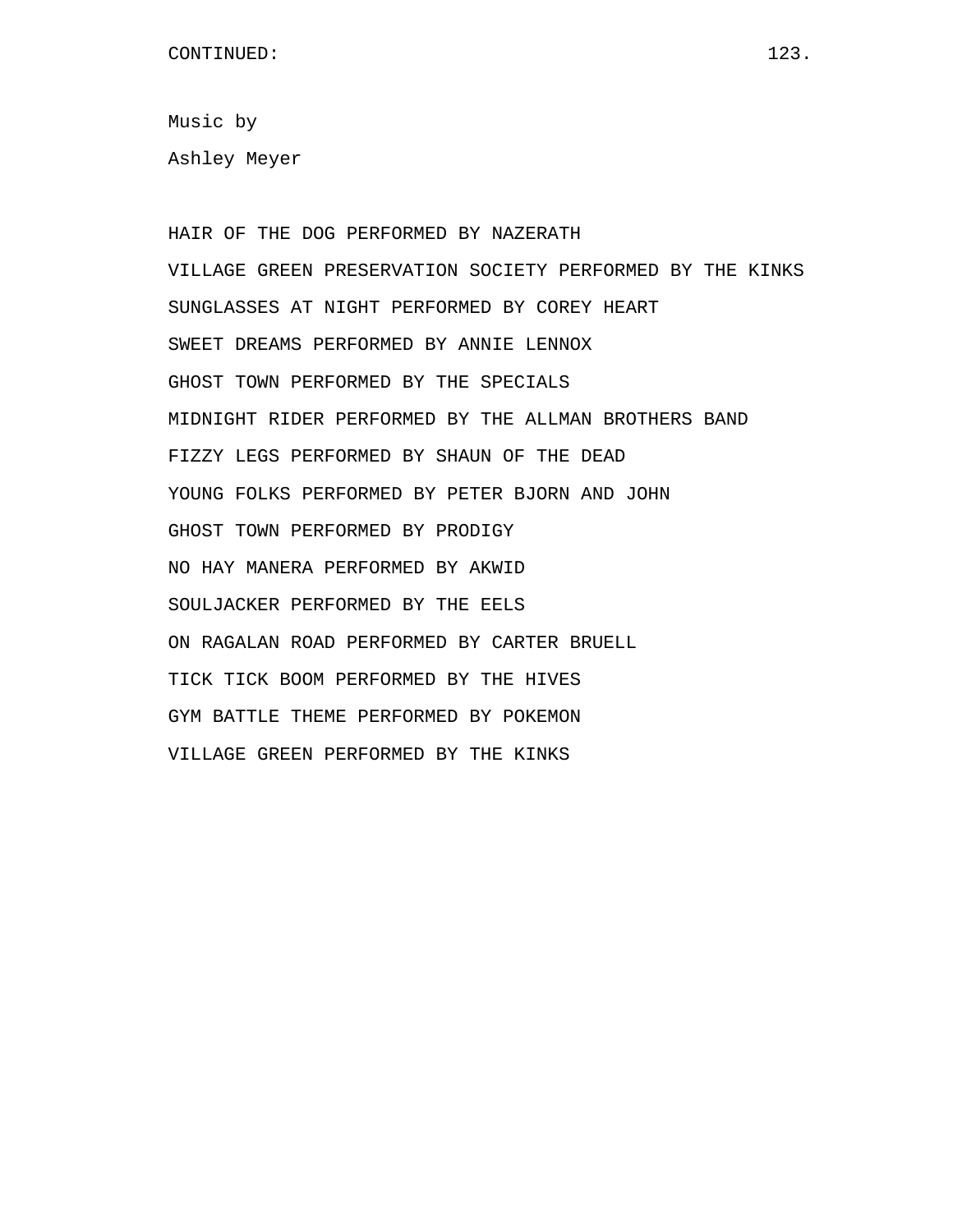CONTINUED:

Music by

Ashley Meyer

HAIR OF THE DOG PERFORMED BY NAZERATH

VILLAGE GREEN PRESERVATION SOCIETY PERFORMED BY THE KINKS

SUNGLASSES AT NIGHT PERFORMED BY COREY HEART

SWEET DREAMS PERFORMED BY ANNIE LENNOX

GHOST TOWN PERFORMED BY THE SPECIALS

MIDNIGHT RIDER PERFORMED BY THE ALLMAN BROTHERS BAND

FIZZY LEGS PERFORMED BY SHAUN OF THE DEAD

YOUNG FOLKS PERFORMED BY PETER BJORN AND JOHN

GHOST TOWN PERFORMED BY PRODIGY

NO HAY MANERA PERFORMED BY AKWID

SOULJACKER PERFORMED BY THE EELS

ON RAGALAN ROAD PERFORMED BY CARTER BRUELL

TICK TICK BOOM PERFORMED BY THE HIVES

GYM BATTLE THEME PERFORMED BY POKEMON

VILLAGE GREEN PERFORMED BY THE KINKS